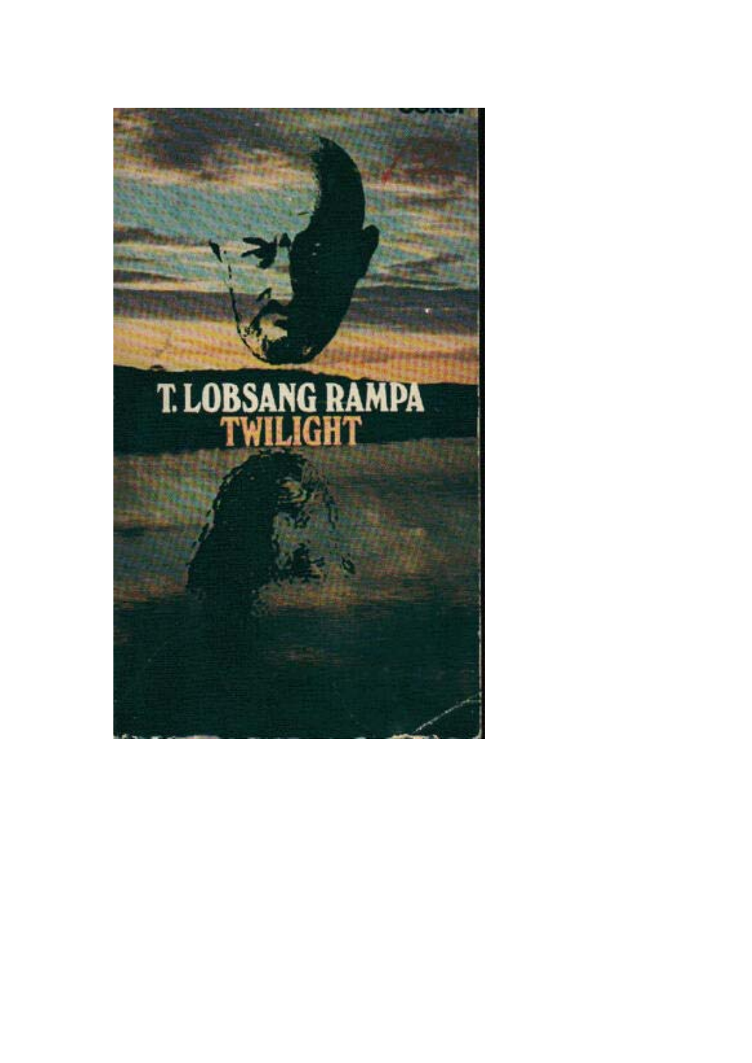# T. LOBSANG RAMPA

## TWILIGHT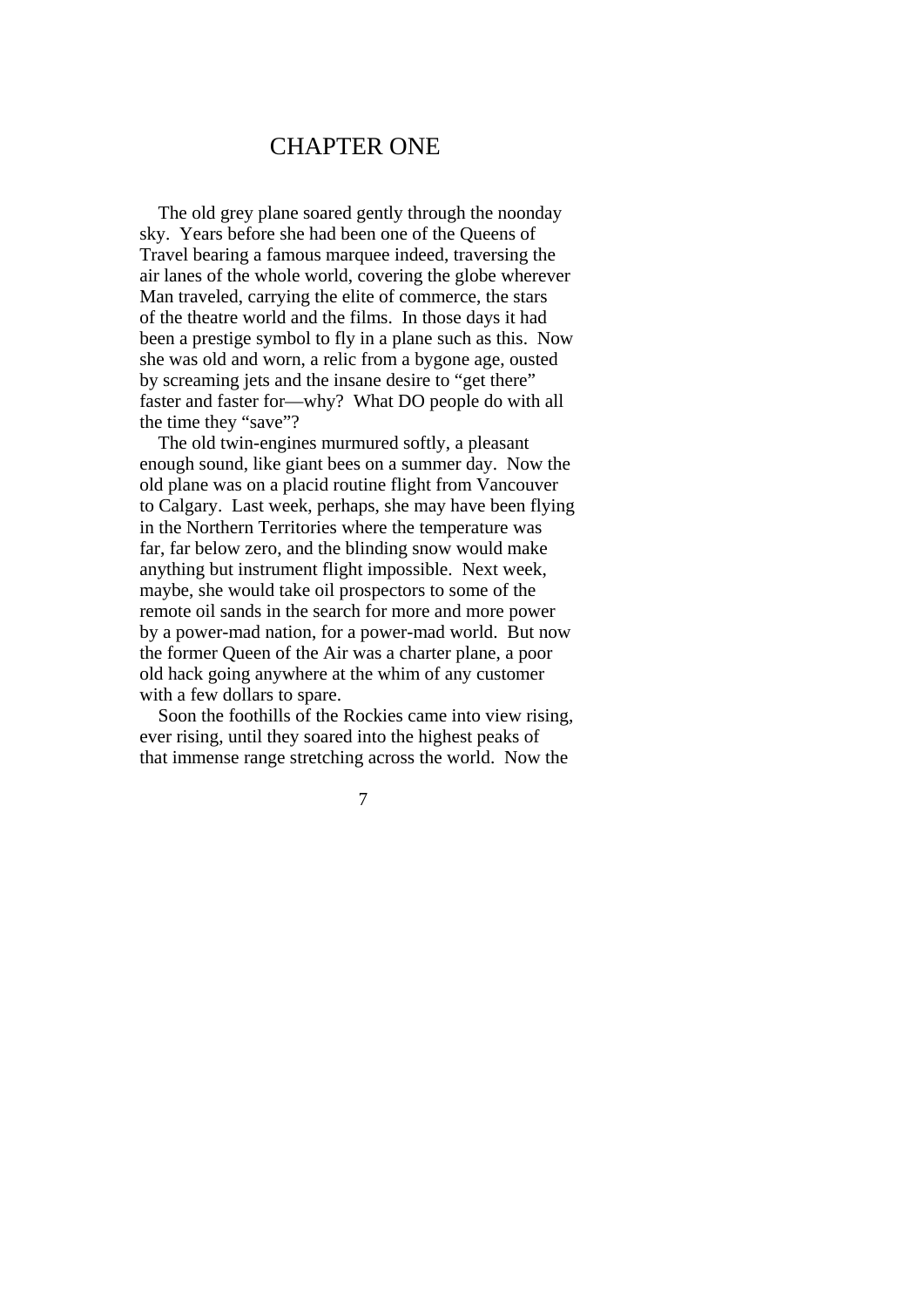# CHAPTER ONE

The old grey plane soared gently through the noonday sky. Years before she had been one of the Queens of Travel bearing a famous marquee indeed, traversing the air lanes of the whole world, covering the globe wherever Man traveled, carrying the elite of commerce, the stars of the theatre world and the films. In those days it had been a prestige symbol to fly in a plane such as this. Now she was old and worn, a relic from a bygone age, ousted by screaming jets and the insane desire to "get there" faster and faster for—why? What DO people do with all the time they "save"?

The old twin-engines murmured softly, a pleasant enough sound, like giant bees on a summer day. Now the old plane was on a placid routine flight from Vancouver to Calgary. Last week, perhaps, she may have been flying in the Northern Territories where the temperature was far, far below zero, and the blinding snow would make anything but instrument flight impossible. Next week, maybe, she would take oil prospectors to some of the remote oil sands in the search for more and more power by a power-mad nation, for a power-mad world. But now the former Queen of the Air was a charter plane, a poor old hack going anywhere at the whim of any customer with a few dollars to spare.

Soon the foothills of the Rockies came into view rising, ever rising, until they soared into the highest peaks of that immense range stretching across the world. Now the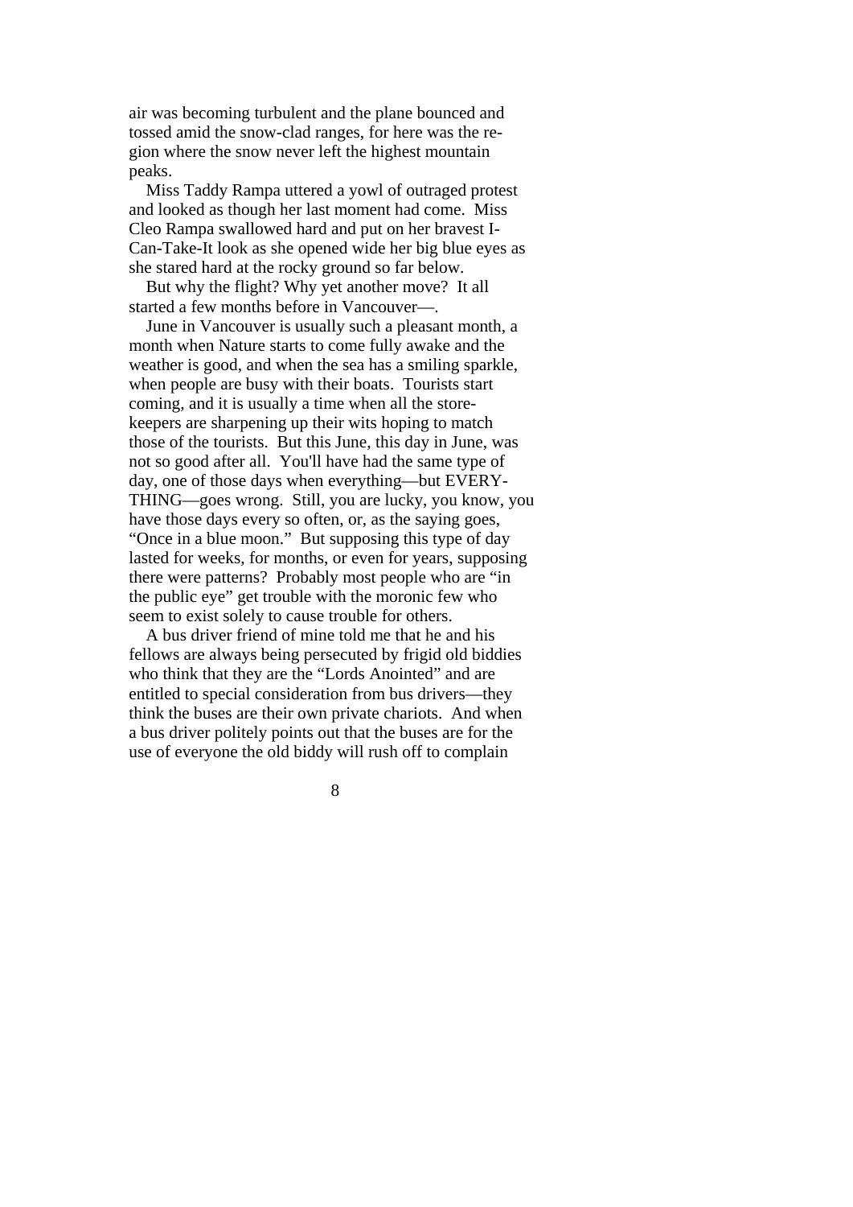air was becoming turbulent and the plane bounced and tossed amid the snow-clad ranges, for here was the region where the snow never left the highest mountain peaks.

Miss Taddy Rampa uttered a yowl of outraged protest and looked as though her last moment had come. Miss Cleo Rampa swallowed hard and put on her bravest I-Can-Take-It look as she opened wide her big blue eyes as she stared hard at the rocky ground so far below.

But why the flight? Why yet another move? It all started a few months before in Vancouver—.

June in Vancouver is usually such a pleasant month, a month when Nature starts to come fully awake and the weather is good, and when the sea has a smiling sparkle, when people are busy with their boats. Tourists start coming, and it is usually a time when all the store-keepers are sharpening up their wits hoping to match those of the tourists. But this June, this day in June, was not so good after all. You'll have had the same type of day, one of those days when everything—but EVERYTHING—goes wrong. Still, you are lucky, you know, you have those days every so often, or, as the saying goes, "Once in a blue moon." But supposing this type of day lasted for weeks, for months, or even for years, supposing there were patterns? Probably most people who are "in the public eye" get trouble with the moronic few who seem to exist solely to cause trouble for others.

A bus driver friend of mine told me that he and his fellows are always being persecuted by frigid old biddies who think that they are the "Lords Anointed" and are entitled to special consideration from bus drivers—they think the buses are their own private chariots. And when a bus driver politely points out that the buses are for the use of everyone the old biddy will rush off to complain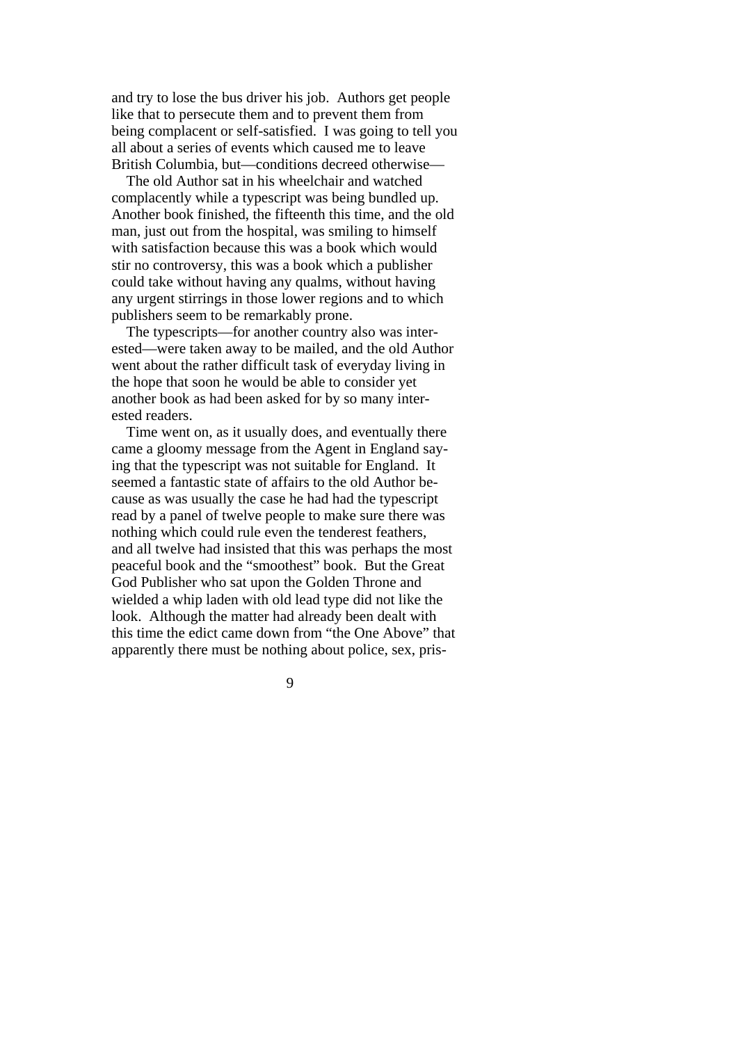and try to lose the bus driver his job. Authors get people like that to persecute them and to prevent them from being complacent or self-satisfied. I was going to tell you all about a series of events which caused me to leave British Columbia, but—conditions decreed otherwise—

The old Author sat in his wheelchair and watched complacently while a typescript was being bundled up. Another book finished, the fifteenth this time, and the old man, just out from the hospital, was smiling to himself with satisfaction because this was a book which would stir no controversy, this was a book which a publisher could take without having any qualms, without having any urgent stirrings in those lower regions and to which publishers seem to be remarkably prone.

The typescripts—for another country also was interested—were taken away to be mailed, and the old Author went about the rather difficult task of everyday living in the hope that soon he would be able to consider yet another book as had been asked for by so many interested readers.

Time went on, as it usually does, and eventually there came a gloomy message from the Agent in England saying that the typescript was not suitable for England. It seemed a fantastic state of affairs to the old Author because as was usually the case he had had the typescript read by a panel of twelve people to make sure there was nothing which could rule even the tenderest feathers, and all twelve had insisted that this was perhaps the most peaceful book and the "smoothest" book. But the Great God Publisher who sat upon the Golden Throne and wielded a whip laden with old lead type did not like the look. Although the matter had already been dealt with this time the edict came down from "the One Above" that apparently there must be nothing about police, sex, pris-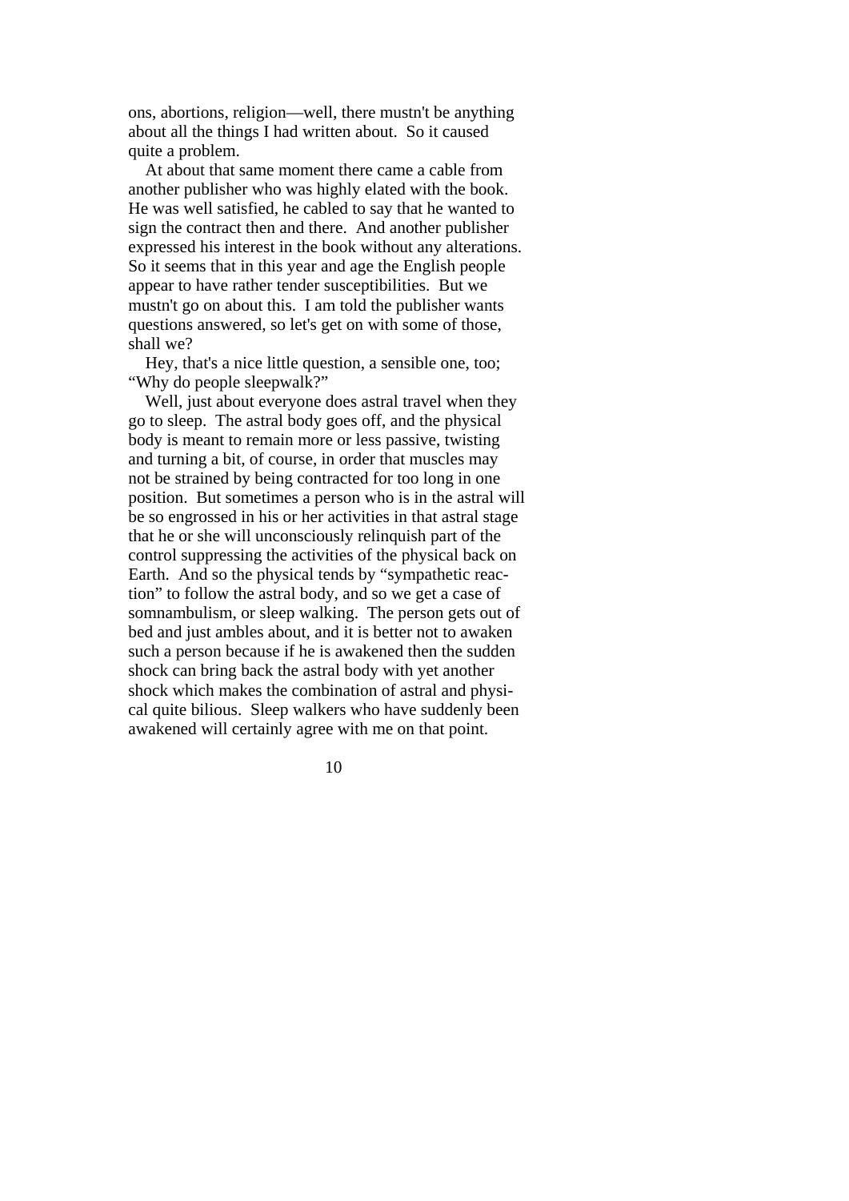ons, abortions, religion—well, there mustn't be anything about all the things I had written about. So it caused quite a problem.

At about that same moment there came a cable from another publisher who was highly elated with the book. He was well satisfied, he cabled to say that he wanted to sign the contract then and there. And another publisher expressed his interest in the book without any alterations. So it seems that in this year and age the English people appear to have rather tender susceptibilities. But we mustn't go on about this. I am told the publisher wants questions answered, so let's get on with some of those, shall we?

Hey, that's a nice little question, a sensible one, too; "Why do people sleepwalk?"

Well, just about everyone does astral travel when they go to sleep. The astral body goes off, and the physical body is meant to remain more or less passive, twisting and turning a bit, of course, in order that muscles may not be strained by being contracted for too long in one position. But sometimes a person who is in the astral will be so engrossed in his or her activities in that astral stage that he or she will unconsciously relinquish part of the control suppressing the activities of the physical back on Earth. And so the physical tends by "sympathetic reaction" to follow the astral body, and so we get a case of somnambulism, or sleep walking. The person gets out of bed and just ambles about, and it is better not to awaken such a person because if he is awakened then the sudden shock can bring back the astral body with yet another shock which makes the combination of astral and physical quite bilious. Sleep walkers who have suddenly been awakened will certainly agree with me on that point.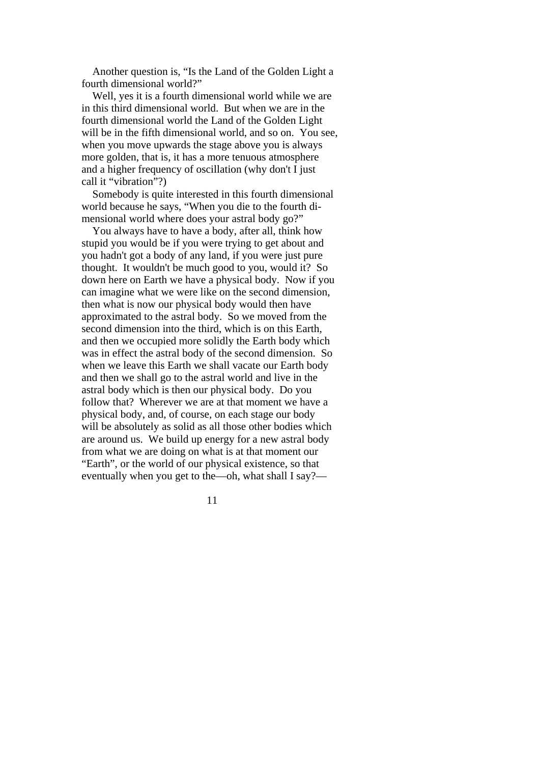Another question is, “Is the Land of the Golden Light a fourth dimensional world?”

Well, yes it is a fourth dimensional world while we are in this third dimensional world. But when we are in the fourth dimensional world the Land of the Golden Light will be in the fifth dimensional world, and so on. You see, when you move upwards the stage above you is always more golden, that is, it has a more tenuous atmosphere and a higher frequency of oscillation (why don't I just call it “vibration”?)

Somebody is quite interested in this fourth dimensional world because he says, “When you die to the fourth dimensional world where does your astral body go?”

You always have to have a body, after all, think how stupid you would be if you were trying to get about and you hadn't got a body of any land, if you were just pure thought. It wouldn't be much good to you, would it? So down here on Earth we have a physical body. Now if you can imagine what we were like on the second dimension, then what is now our physical body would then have approximated to the astral body. So we moved from the second dimension into the third, which is on this Earth, and then we occupied more solidly the Earth body which was in effect the astral body of the second dimension. So when we leave this Earth we shall vacate our Earth body and then we shall go to the astral world and live in the astral body which is then our physical body. Do you follow that? Wherever we are at that moment we have a physical body, and, of course, on each stage our body will be absolutely as solid as all those other bodies which are around us. We build up energy for a new astral body from what we are doing on what is at that moment our “Earth”, or the world of our physical existence, so that eventually when you get to the—oh, what shall I say?—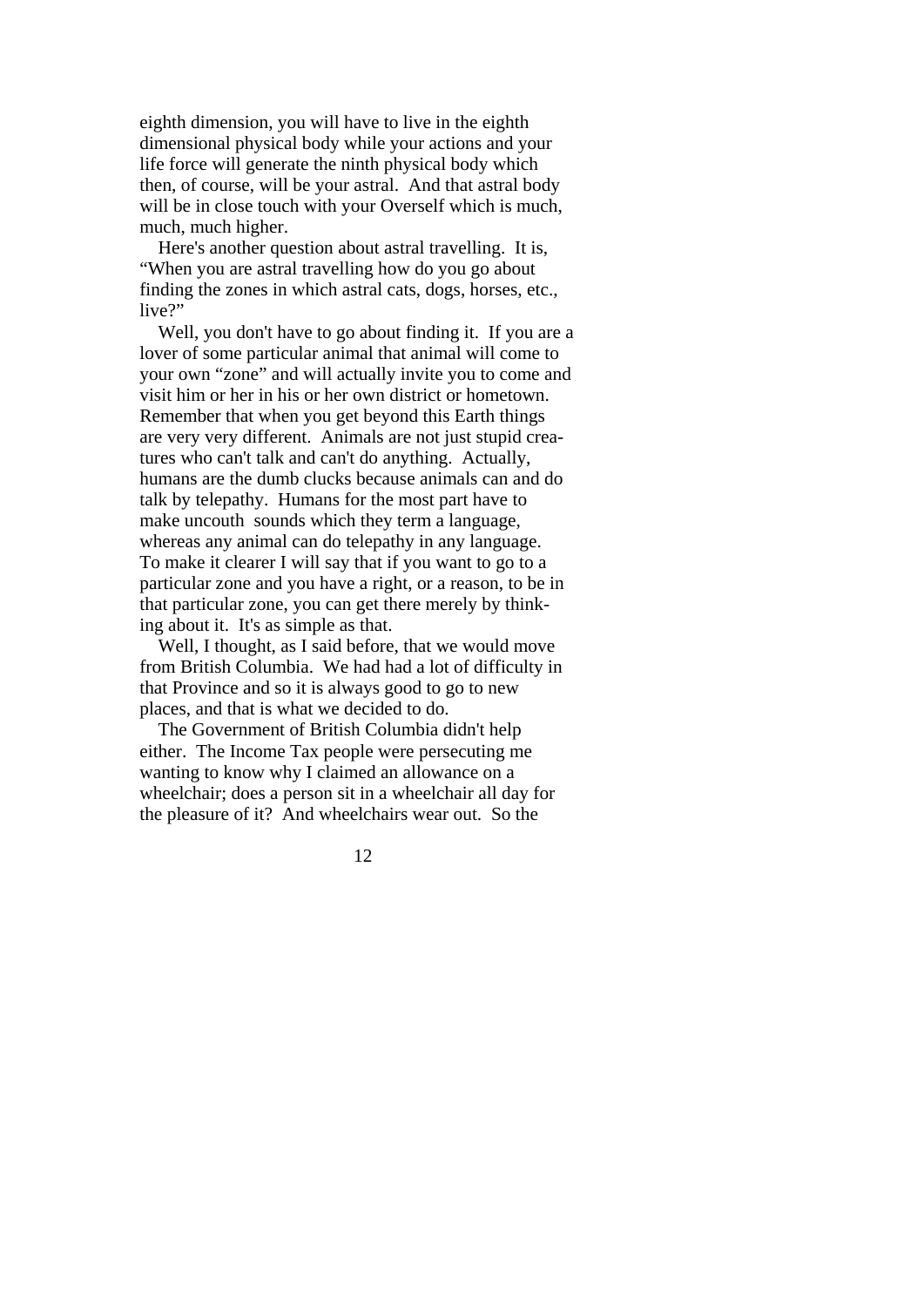eighth dimension, you will have to live in the eighth dimensional physical body while your actions and your life force will generate the ninth physical body which then, of course, will be your astral. And that astral body will be in close touch with your Overself which is much, much, much higher.

Here's another question about astral travelling. It is, "When you are astral travelling how do you go about finding the zones in which astral cats, dogs, horses, etc., live?"

Well, you don't have to go about finding it. If you are a lover of some particular animal that animal will come to your own "zone" and will actually invite you to come and visit him or her in his or her own district or hometown. Remember that when you get beyond this Earth things are very very different. Animals are not just stupid creatures who can't talk and can't do anything. Actually, humans are the dumb clucks because animals can and do talk by telepathy. Humans for the most part have to make uncouth sounds which they term a language, whereas any animal can do telepathy in any language. To make it clearer I will say that if you want to go to a particular zone and you have a right, or a reason, to be in that particular zone, you can get there merely by thinking about it. It's as simple as that.

Well, I thought, as I said before, that we would move from British Columbia. We had had a lot of difficulty in that Province and so it is always good to go to new places, and that is what we decided to do.

The Government of British Columbia didn't help either. The Income Tax people were persecuting me wanting to know why I claimed an allowance on a wheelchair; does a person sit in a wheelchair all day for the pleasure of it? And wheelchairs wear out. So the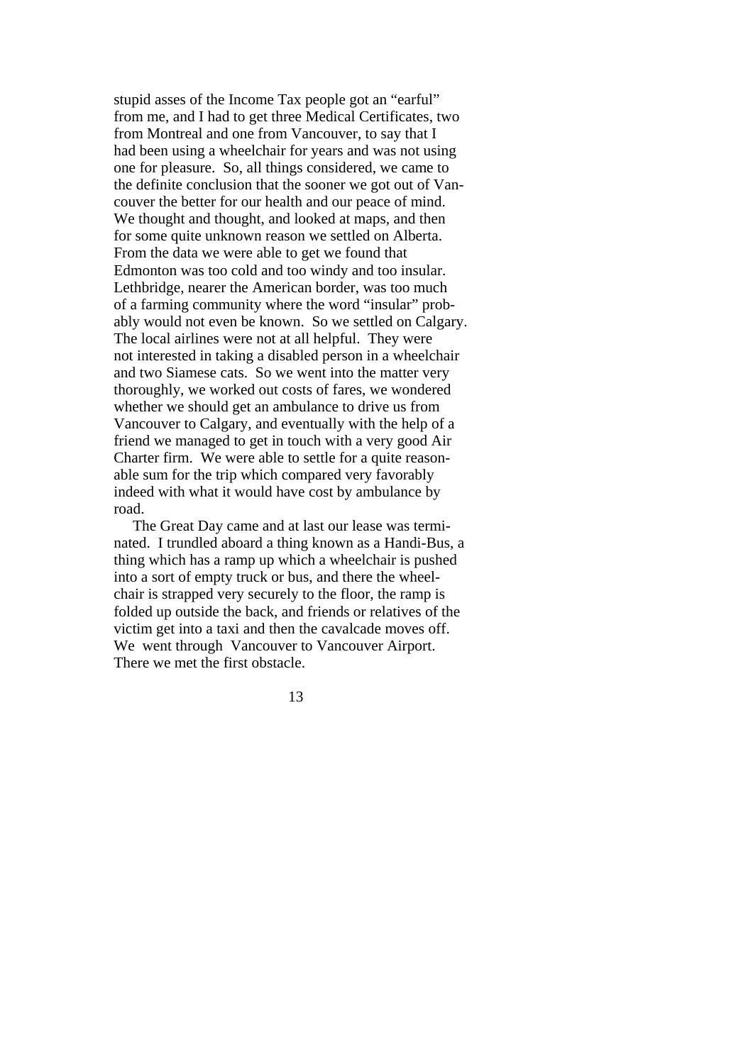stupid asses of the Income Tax people got an "earful" from me, and I had to get three Medical Certificates, two from Montreal and one from Vancouver, to say that I had been using a wheelchair for years and was not using one for pleasure. So, all things considered, we came to the definite conclusion that the sooner we got out of Vancouver the better for our health and our peace of mind. We thought and thought, and looked at maps, and then for some quite unknown reason we settled on Alberta. From the data we were able to get we found that Edmonton was too cold and too windy and too insular. Lethbridge, nearer the American border, was too much of a farming community where the word "insular" probably would not even be known. So we settled on Calgary. The local airlines were not at all helpful. They were not interested in taking a disabled person in a wheelchair and two Siamese cats. So we went into the matter very thoroughly, we worked out costs of fares, we wondered whether we should get an ambulance to drive us from Vancouver to Calgary, and eventually with the help of a friend we managed to get in touch with a very good Air Charter firm. We were able to settle for a quite reasonable sum for the trip which compared very favorably indeed with what it would have cost by ambulance by road.

The Great Day came and at last our lease was terminated. I trundled aboard a thing known as a Handi-Bus, a thing which has a ramp up which a wheelchair is pushed into a sort of empty truck or bus, and there the wheelchair is strapped very securely to the floor, the ramp is folded up outside the back, and friends or relatives of the victim get into a taxi and then the cavalcade moves off. We went through Vancouver to Vancouver Airport. There we met the first obstacle.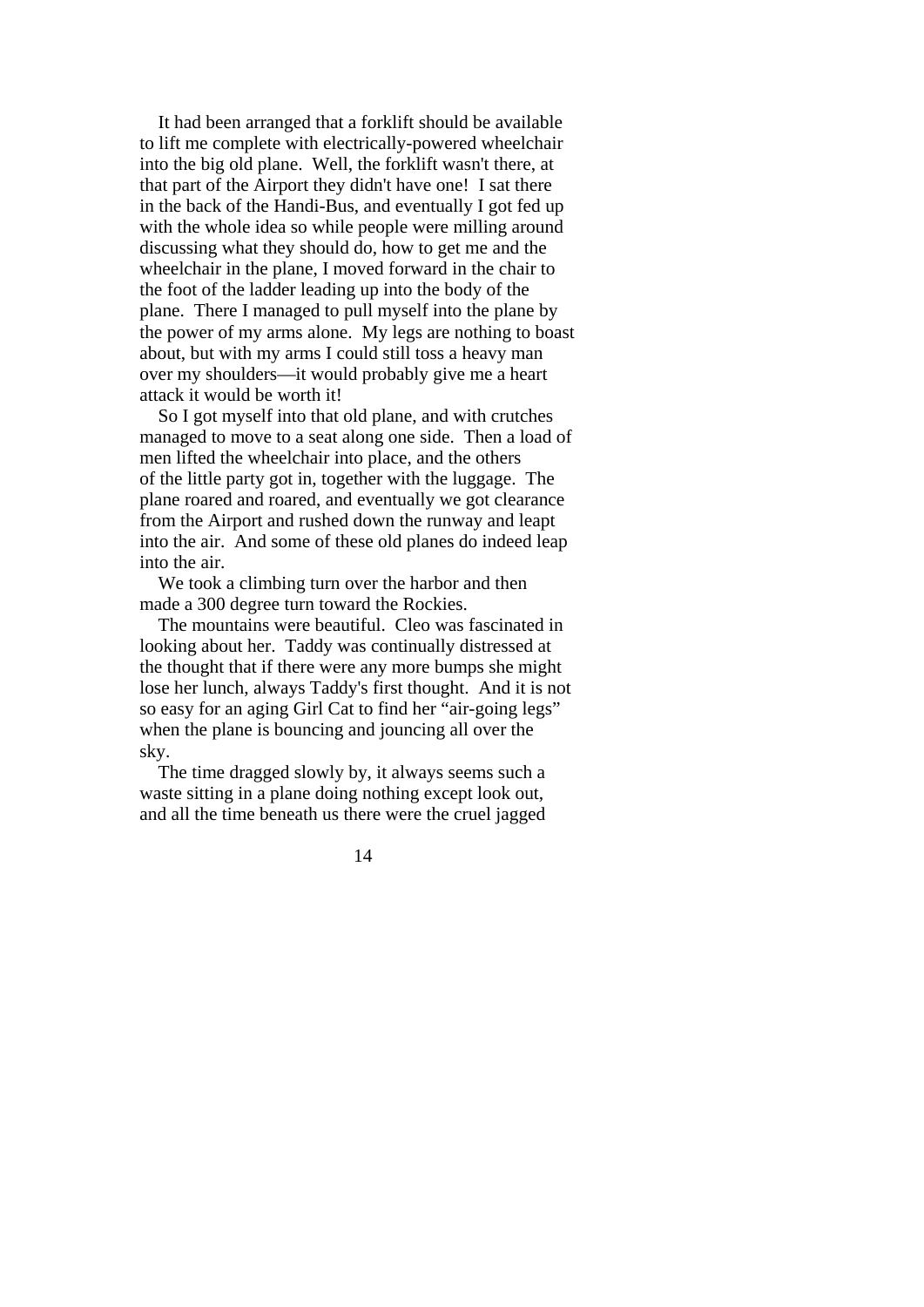It had been arranged that a forklift should be available to lift me complete with electrically-powered wheelchair into the big old plane. Well, the forklift wasn't there, at that part of the Airport they didn't have one! I sat there in the back of the Handi-Bus, and eventually I got fed up with the whole idea so while people were milling around discussing what they should do, how to get me and the wheelchair in the plane, I moved forward in the chair to the foot of the ladder leading up into the body of the plane. There I managed to pull myself into the plane by the power of my arms alone. My legs are nothing to boast about, but with my arms I could still toss a heavy man over my shoulders—it would probably give me a heart attack it would be worth it!

So I got myself into that old plane, and with crutches managed to move to a seat along one side. Then a load of men lifted the wheelchair into place, and the others of the little party got in, together with the luggage. The plane roared and roared, and eventually we got clearance from the Airport and rushed down the runway and leapt into the air. And some of these old planes do indeed leap into the air.

We took a climbing turn over the harbor and then made a 300 degree turn toward the Rockies.

The mountains were beautiful. Cleo was fascinated in looking about her. Taddy was continually distressed at the thought that if there were any more bumps she might lose her lunch, always Taddy's first thought. And it is not so easy for an aging Girl Cat to find her "air-going legs" when the plane is bouncing and jouncing all over the sky.

The time dragged slowly by, it always seems such a waste sitting in a plane doing nothing except look out, and all the time beneath us there were the cruel jagged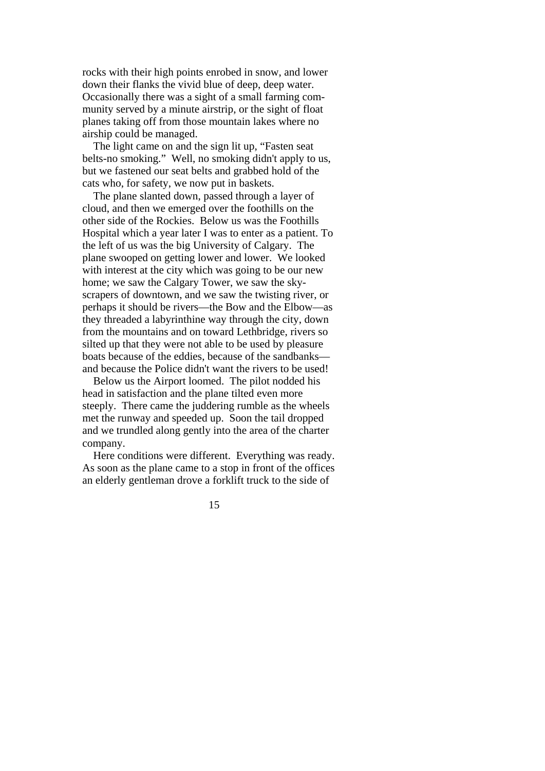rocks with their high points enrobed in snow, and lower down their flanks the vivid blue of deep, deep water. Occasionally there was a sight of a small farming community served by a minute airstrip, or the sight of float planes taking off from those mountain lakes where no airship could be managed.

The light came on and the sign lit up, "Fasten seat belts-no smoking." Well, no smoking didn't apply to us, but we fastened our seat belts and grabbed hold of the cats who, for safety, we now put in baskets.

The plane slanted down, passed through a layer of cloud, and then we emerged over the foothills on the other side of the Rockies. Below us was the Foothills Hospital which a year later I was to enter as a patient. To the left of us was the big University of Calgary. The plane swooped on getting lower and lower. We looked with interest at the city which was going to be our new home; we saw the Calgary Tower, we saw the skyscrapers of downtown, and we saw the twisting river, or perhaps it should be rivers—the Bow and the Elbow—as they threaded a labyrinthine way through the city, down from the mountains and on toward Lethbridge, rivers so silted up that they were not able to be used by pleasure boats because of the eddies, because of the sandbanks—and because the Police didn't want the rivers to be used!

Below us the Airport loomed. The pilot nodded his head in satisfaction and the plane tilted even more steeply. There came the juddering rumble as the wheels met the runway and speeded up. Soon the tail dropped and we trundled along gently into the area of the charter company.

Here conditions were different. Everything was ready. As soon as the plane came to a stop in front of the offices an elderly gentleman drove a forklift truck to the side of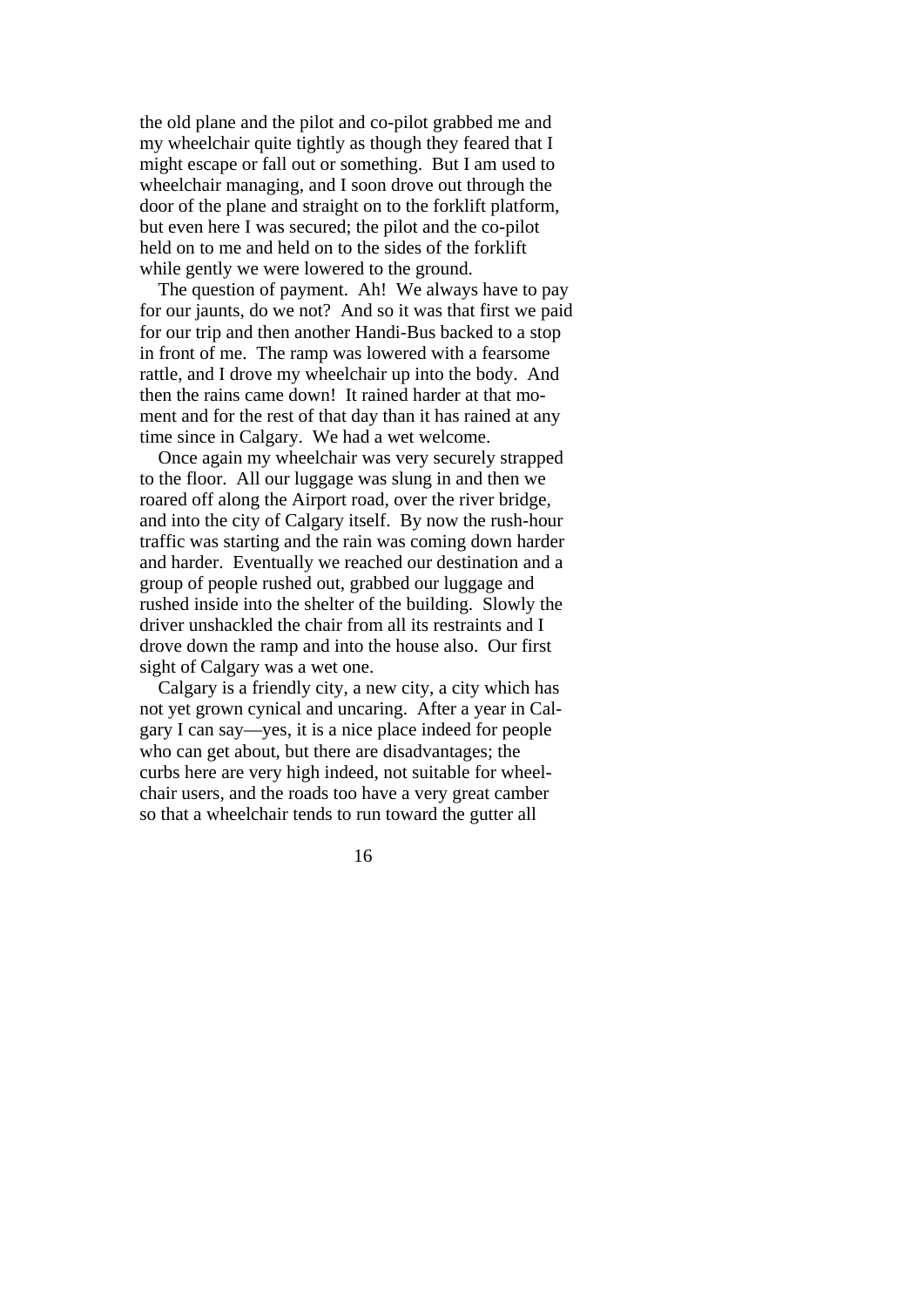the old plane and the pilot and co-pilot grabbed me and my wheelchair quite tightly as though they feared that I might escape or fall out or something. But I am used to wheelchair managing, and I soon drove out through the door of the plane and straight on to the forklift platform, but even here I was secured; the pilot and the co-pilot held on to me and held on to the sides of the forklift while gently we were lowered to the ground.

The question of payment. Ah! We always have to pay for our jaunts, do we not? And so it was that first we paid for our trip and then another Handi-Bus backed to a stop in front of me. The ramp was lowered with a fearsome rattle, and I drove my wheelchair up into the body. And then the rains came down! It rained harder at that moment and for the rest of that day than it has rained at any time since in Calgary. We had a wet welcome.

Once again my wheelchair was very securely strapped to the floor. All our luggage was slung in and then we roared off along the Airport road, over the river bridge, and into the city of Calgary itself. By now the rush-hour traffic was starting and the rain was coming down harder and harder. Eventually we reached our destination and a group of people rushed out, grabbed our luggage and rushed inside into the shelter of the building. Slowly the driver unshackled the chair from all its restraints and I drove down the ramp and into the house also. Our first sight of Calgary was a wet one.

Calgary is a friendly city, a new city, a city which has not yet grown cynical and uncaring. After a year in Calgary I can say—yes, it is a nice place indeed for people who can get about, but there are disadvantages; the curbs here are very high indeed, not suitable for wheelchair users, and the roads too have a very great camber so that a wheelchair tends to run toward the gutter all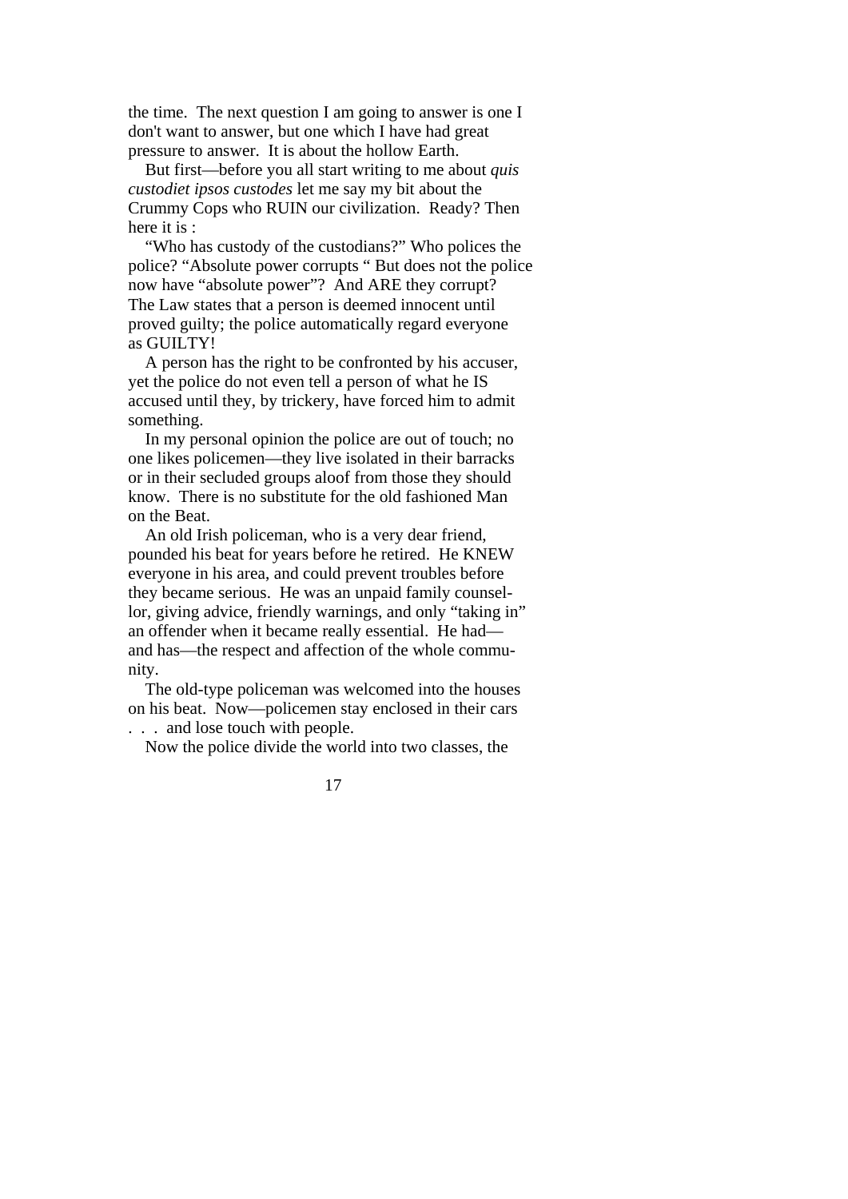the time. The next question I am going to answer is one I don't want to answer, but one which I have had great pressure to answer. It is about the hollow Earth.

But first—before you all start writing to me about *quis custodiet ipsos custodes* let me say my bit about the Crummy Cops who RUIN our civilization. Ready? Then here it is :

"Who has custody of the custodians?" Who polices the police? "Absolute power corrupts " But does not the police now have "absolute power"? And ARE they corrupt? The Law states that a person is deemed innocent until proved guilty; the police automatically regard everyone as GUILTY!

A person has the right to be confronted by his accuser, yet the police do not even tell a person of what he IS accused until they, by trickery, have forced him to admit something.

In my personal opinion the police are out of touch; no one likes policemen—they live isolated in their barracks or in their secluded groups aloof from those they should know. There is no substitute for the old fashioned Man on the Beat.

An old Irish policeman, who is a very dear friend, pounded his beat for years before he retired. He KNEW everyone in his area, and could prevent troubles before they became serious. He was an unpaid family counsellor, giving advice, friendly warnings, and only "taking in" an offender when it became really essential. He had—and has—the respect and affection of the whole community.

The old-type policeman was welcomed into the houses on his beat. Now—policemen stay enclosed in their cars . . . and lose touch with people.

Now the police divide the world into two classes, the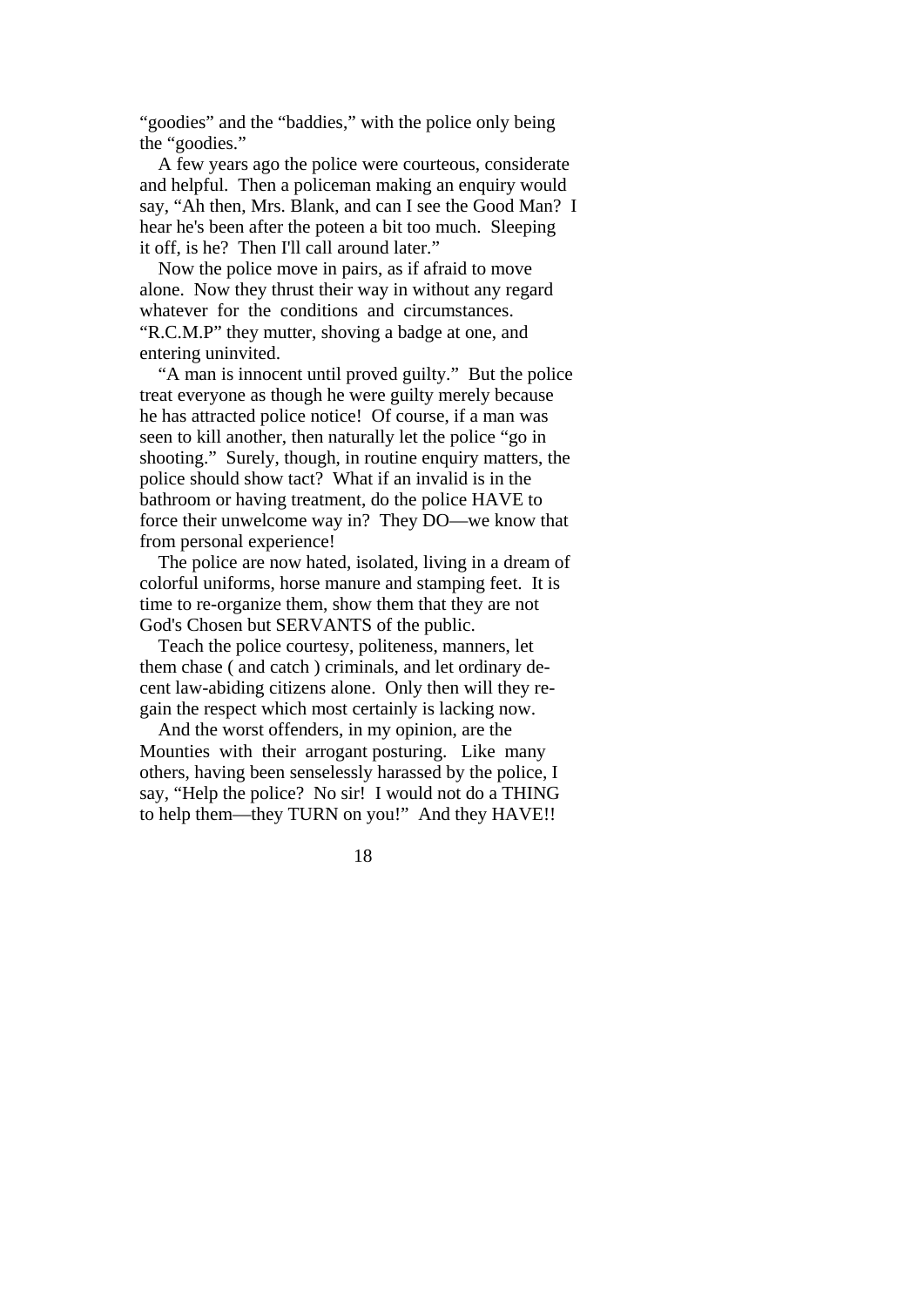"goodies" and the "baddies," with the police only being the "goodies."

A few years ago the police were courteous, considerate and helpful. Then a policeman making an enquiry would say, "Ah then, Mrs. Blank, and can I see the Good Man? I hear he's been after the poteen a bit too much. Sleeping it off, is he? Then I'll call around later."

Now the police move in pairs, as if afraid to move alone. Now they thrust their way in without any regard whatever for the conditions and circumstances. "R.C.M.P" they mutter, shoving a badge at one, and entering uninvited.

"A man is innocent until proved guilty." But the police treat everyone as though he were guilty merely because he has attracted police notice! Of course, if a man was seen to kill another, then naturally let the police "go in shooting." Surely, though, in routine enquiry matters, the police should show tact? What if an invalid is in the bathroom or having treatment, do the police HAVE to force their unwelcome way in? They DO—we know that from personal experience!

The police are now hated, isolated, living in a dream of colorful uniforms, horse manure and stamping feet. It is time to re-organize them, show them that they are not God's Chosen but SERVANTS of the public.

Teach the police courtesy, politeness, manners, let them chase ( and catch ) criminals, and let ordinary decent law-abiding citizens alone. Only then will they regain the respect which most certainly is lacking now.

And the worst offenders, in my opinion, are the Mounties with their arrogant posturing. Like many others, having been senselessly harassed by the police, I say, "Help the police? No sir! I would not do a THING to help them—they TURN on you!" And they HAVE!!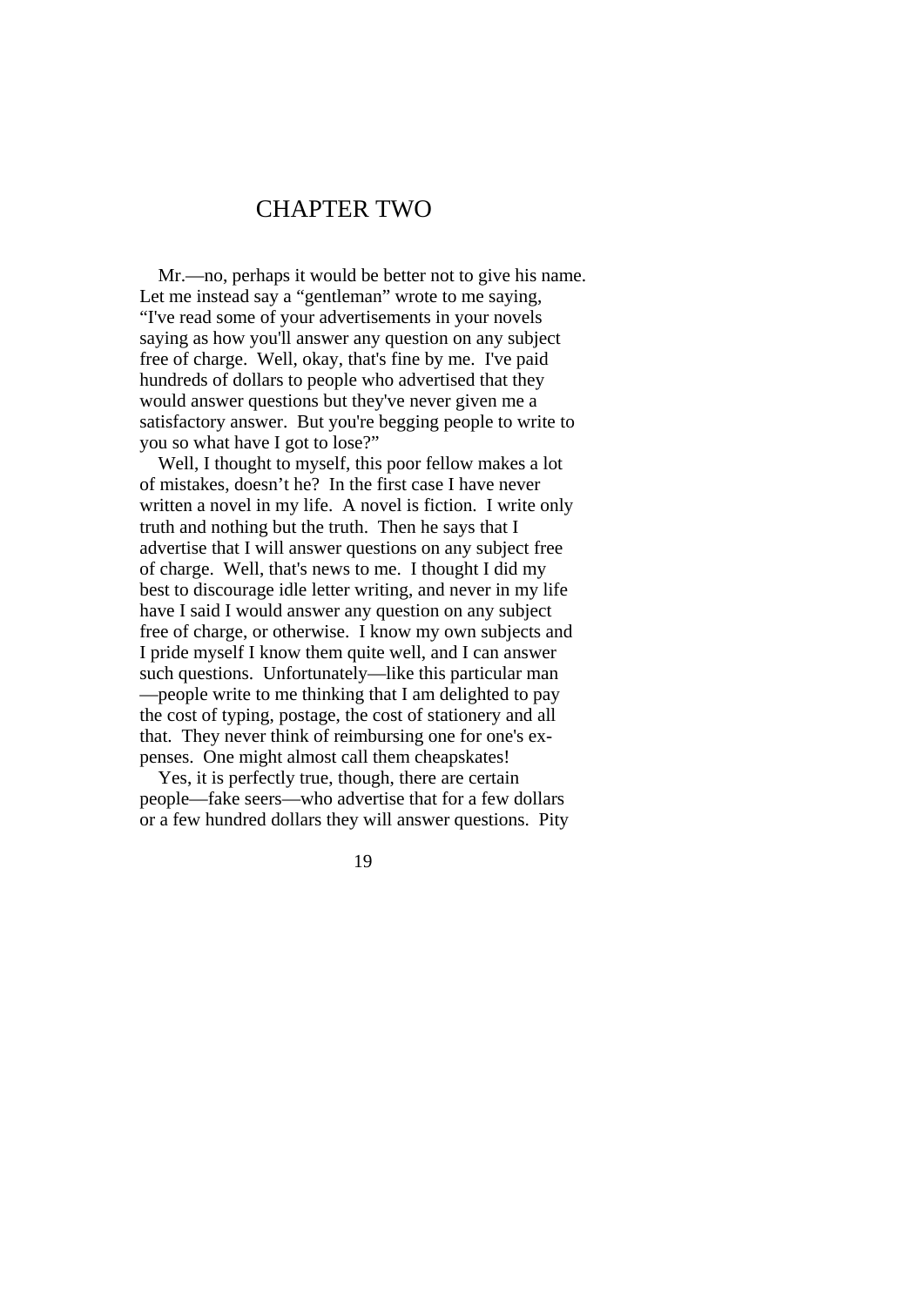# CHAPTER TWO

Mr.—no, perhaps it would be better not to give his name. Let me instead say a "gentleman" wrote to me saying, "I've read some of your advertisements in your novels saying as how you'll answer any question on any subject free of charge. Well, okay, that's fine by me. I've paid hundreds of dollars to people who advertised that they would answer questions but they've never given me a satisfactory answer. But you're begging people to write to you so what have I got to lose?"

Well, I thought to myself, this poor fellow makes a lot of mistakes, doesn't he? In the first case I have never written a novel in my life. A novel is fiction. I write only truth and nothing but the truth. Then he says that I advertise that I will answer questions on any subject free of charge. Well, that's news to me. I thought I did my best to discourage idle letter writing, and never in my life have I said I would answer any question on any subject free of charge, or otherwise. I know my own subjects and I pride myself I know them quite well, and I can answer such questions. Unfortunately—like this particular man—people write to me thinking that I am delighted to pay the cost of typing, postage, the cost of stationery and all that. They never think of reimbursing one for one's expenses. One might almost call them cheapskates!

Yes, it is perfectly true, though, there are certain people—fake seers—who advertise that for a few dollars or a few hundred dollars they will answer questions. Pity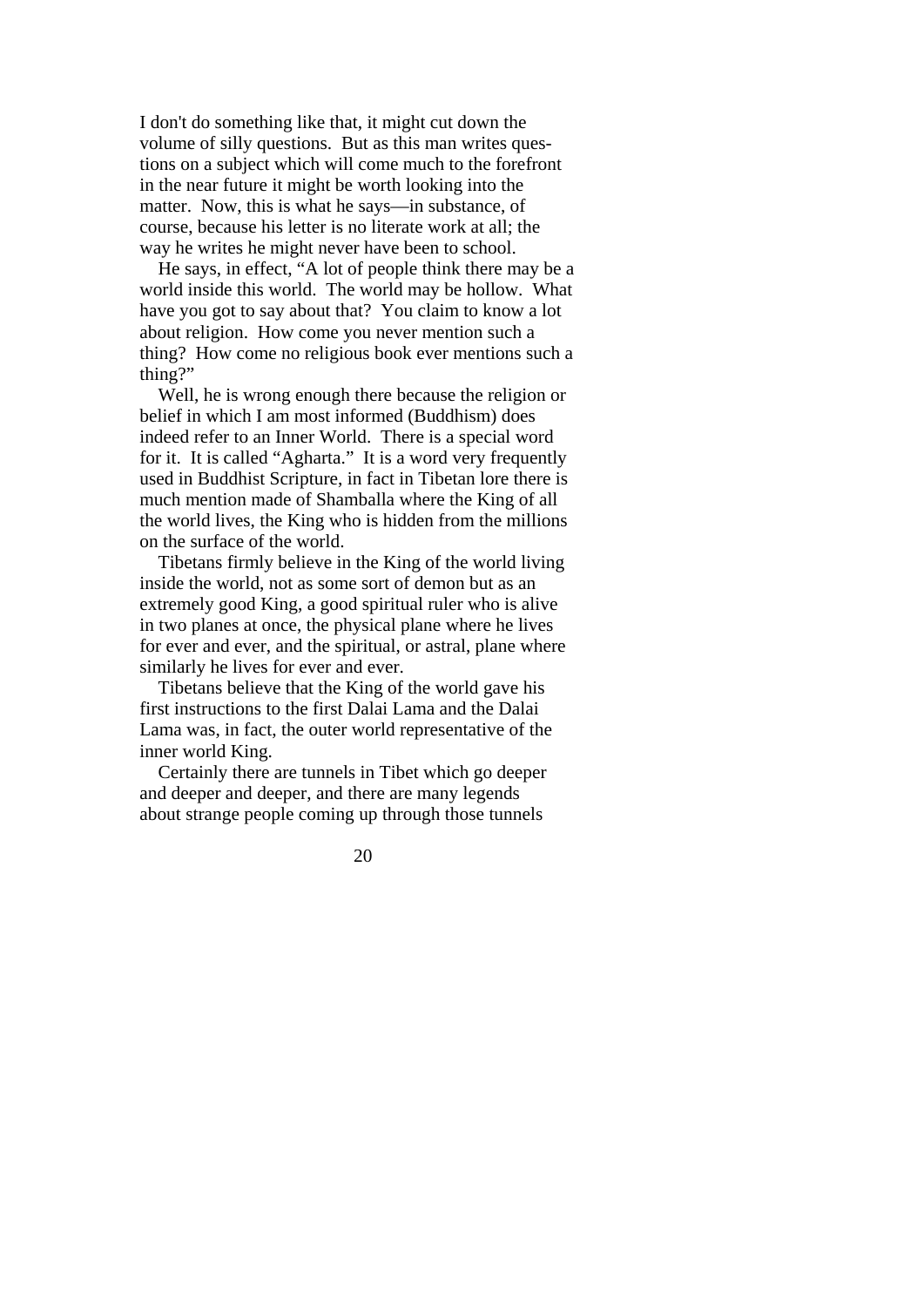I don't do something like that, it might cut down the volume of silly questions. But as this man writes questions on a subject which will come much to the forefront in the near future it might be worth looking into the matter. Now, this is what he says—in substance, of course, because his letter is no literate work at all; the way he writes he might never have been to school.

He says, in effect, "A lot of people think there may be a world inside this world. The world may be hollow. What have you got to say about that? You claim to know a lot about religion. How come you never mention such a thing? How come no religious book ever mentions such a thing?"

Well, he is wrong enough there because the religion or belief in which I am most informed (Buddhism) does indeed refer to an Inner World. There is a special word for it. It is called "Agharta." It is a word very frequently used in Buddhist Scripture, in fact in Tibetan lore there is much mention made of Shamballa where the King of all the world lives, the King who is hidden from the millions on the surface of the world.

Tibetans firmly believe in the King of the world living inside the world, not as some sort of demon but as an extremely good King, a good spiritual ruler who is alive in two planes at once, the physical plane where he lives for ever and ever, and the spiritual, or astral, plane where similarly he lives for ever and ever.

Tibetans believe that the King of the world gave his first instructions to the first Dalai Lama and the Dalai Lama was, in fact, the outer world representative of the inner world King.

Certainly there are tunnels in Tibet which go deeper and deeper and deeper, and there are many legends about strange people coming up through those tunnels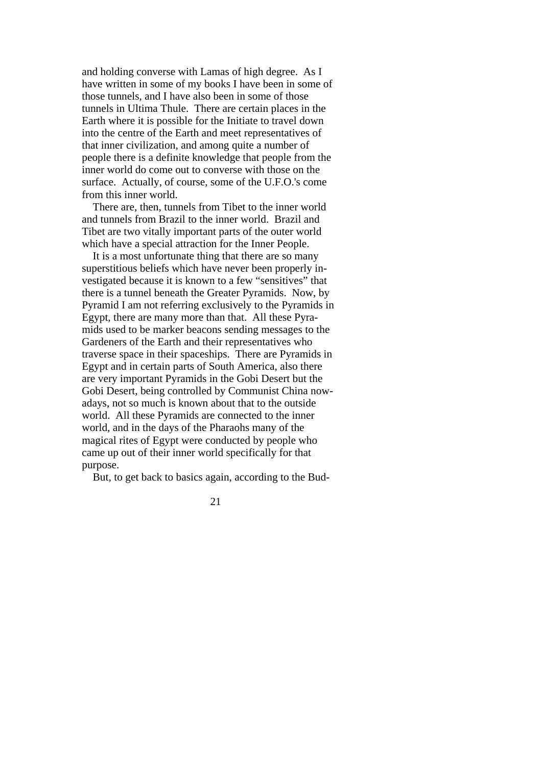and holding converse with Lamas of high degree. As I have written in some of my books I have been in some of those tunnels, and I have also been in some of those tunnels in Ultima Thule. There are certain places in the Earth where it is possible for the Initiate to travel down into the centre of the Earth and meet representatives of that inner civilization, and among quite a number of people there is a definite knowledge that people from the inner world do come out to converse with those on the surface. Actually, of course, some of the U.F.O.'s come from this inner world.

There are, then, tunnels from Tibet to the inner world and tunnels from Brazil to the inner world. Brazil and Tibet are two vitally important parts of the outer world which have a special attraction for the Inner People.

It is a most unfortunate thing that there are so many superstitious beliefs which have never been properly investigated because it is known to a few "sensitives" that there is a tunnel beneath the Greater Pyramids. Now, by Pyramid I am not referring exclusively to the Pyramids in Egypt, there are many more than that. All these Pyramids used to be marker beacons sending messages to the Gardeners of the Earth and their representatives who traverse space in their spaceships. There are Pyramids in Egypt and in certain parts of South America, also there are very important Pyramids in the Gobi Desert but the Gobi Desert, being controlled by Communist China nowadays, not so much is known about that to the outside world. All these Pyramids are connected to the inner world, and in the days of the Pharaohs many of the magical rites of Egypt were conducted by people who came up out of their inner world specifically for that purpose.

But, to get back to basics again, according to the Bud-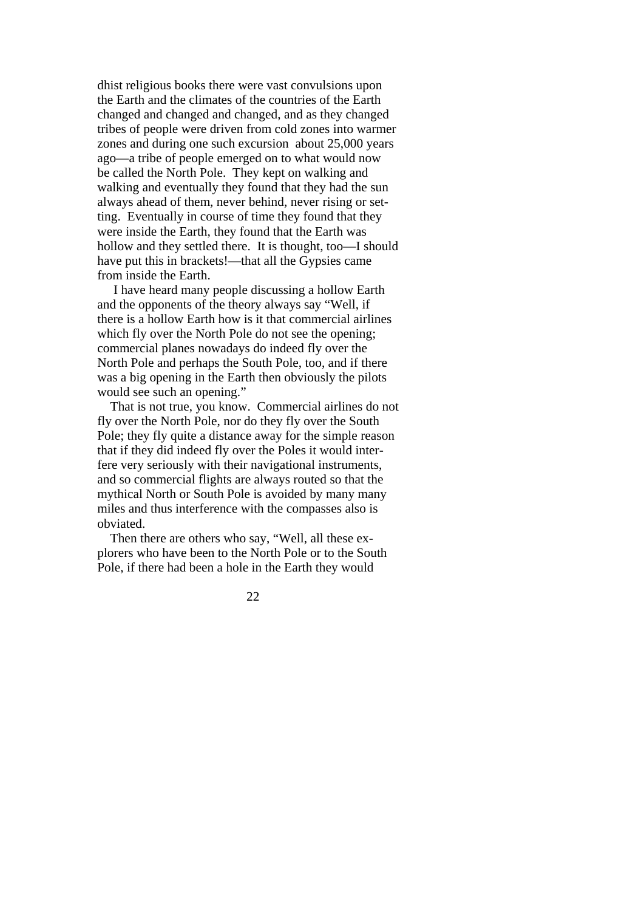dhist religious books there were vast convulsions upon the Earth and the climates of the countries of the Earth changed and changed and changed, and as they changed tribes of people were driven from cold zones into warmer zones and during one such excursion about 25,000 years ago—a tribe of people emerged on to what would now be called the North Pole. They kept on walking and walking and eventually they found that they had the sun always ahead of them, never behind, never rising or setting. Eventually in course of time they found that they were inside the Earth, they found that the Earth was hollow and they settled there. It is thought, too—I should have put this in brackets!—that all the Gypsies came from inside the Earth.

I have heard many people discussing a hollow Earth and the opponents of the theory always say "Well, if there is a hollow Earth how is it that commercial airlines which fly over the North Pole do not see the opening; commercial planes nowadays do indeed fly over the North Pole and perhaps the South Pole, too, and if there was a big opening in the Earth then obviously the pilots would see such an opening."

That is not true, you know. Commercial airlines do not fly over the North Pole, nor do they fly over the South Pole; they fly quite a distance away for the simple reason that if they did indeed fly over the Poles it would interfere very seriously with their navigational instruments, and so commercial flights are always routed so that the mythical North or South Pole is avoided by many many miles and thus interference with the compasses also is obviated.

Then there are others who say, "Well, all these explorers who have been to the North Pole or to the South Pole, if there had been a hole in the Earth they would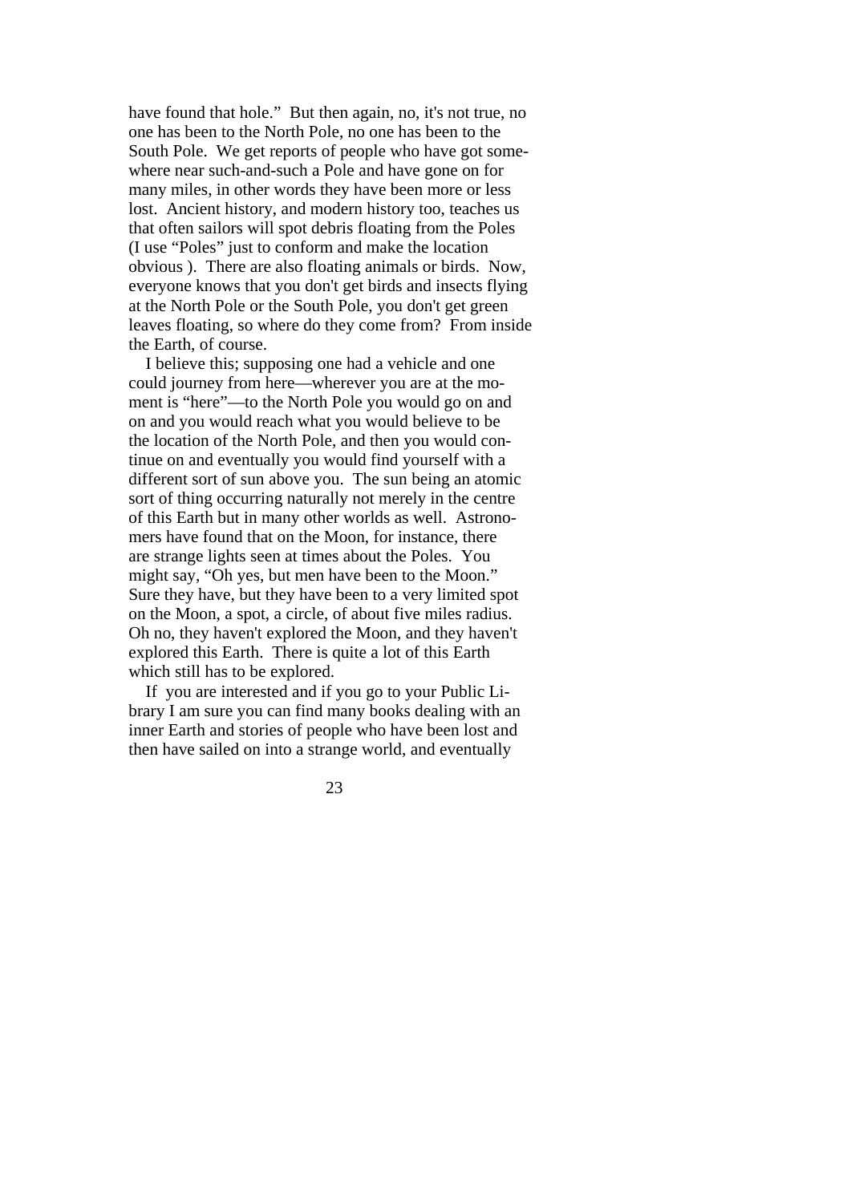have found that hole." But then again, no, it's not true, no one has been to the North Pole, no one has been to the South Pole. We get reports of people who have got somewhere near such-and-such a Pole and have gone on for many miles, in other words they have been more or less lost. Ancient history, and modern history too, teaches us that often sailors will spot debris floating from the Poles (I use "Poles" just to conform and make the location obvious ). There are also floating animals or birds. Now, everyone knows that you don't get birds and insects flying at the North Pole or the South Pole, you don't get green leaves floating, so where do they come from? From inside the Earth, of course.

I believe this; supposing one had a vehicle and one could journey from here—wherever you are at the moment is "here"—to the North Pole you would go on and on and you would reach what you would believe to be the location of the North Pole, and then you would continue on and eventually you would find yourself with a different sort of sun above you. The sun being an atomic sort of thing occurring naturally not merely in the centre of this Earth but in many other worlds as well. Astronomers have found that on the Moon, for instance, there are strange lights seen at times about the Poles. You might say, "Oh yes, but men have been to the Moon." Sure they have, but they have been to a very limited spot on the Moon, a spot, a circle, of about five miles radius. Oh no, they haven't explored the Moon, and they haven't explored this Earth. There is quite a lot of this Earth which still has to be explored.

If you are interested and if you go to your Public Library I am sure you can find many books dealing with an inner Earth and stories of people who have been lost and then have sailed on into a strange world, and eventually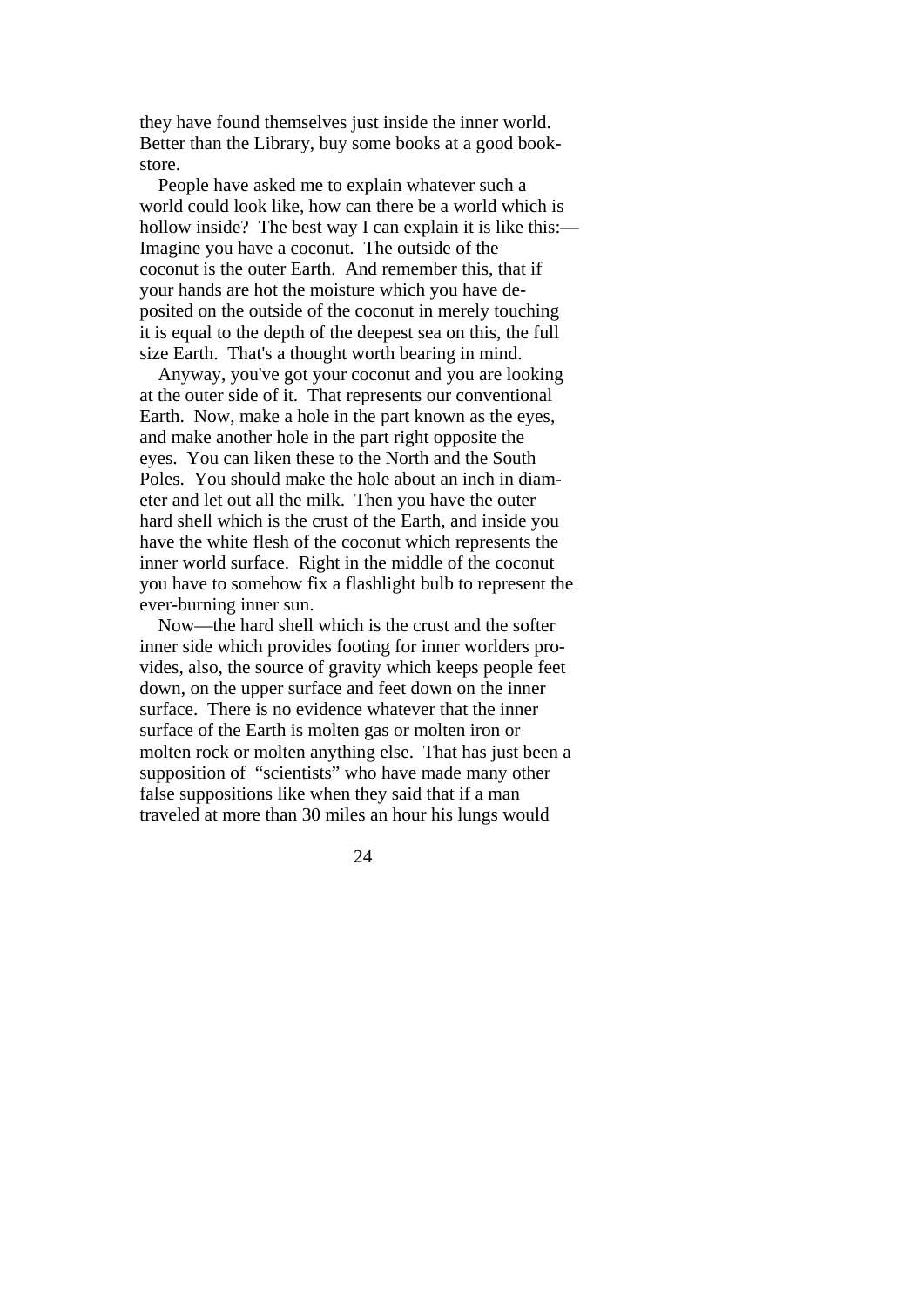they have found themselves just inside the inner world. Better than the Library, buy some books at a good bookstore.

People have asked me to explain whatever such a world could look like, how can there be a world which is hollow inside? The best way I can explain it is like this:—Imagine you have a coconut. The outside of the coconut is the outer Earth. And remember this, that if your hands are hot the moisture which you have deposited on the outside of the coconut in merely touching it is equal to the depth of the deepest sea on this, the full size Earth. That's a thought worth bearing in mind.

Anyway, you've got your coconut and you are looking at the outer side of it. That represents our conventional Earth. Now, make a hole in the part known as the eyes, and make another hole in the part right opposite the eyes. You can liken these to the North and the South Poles. You should make the hole about an inch in diameter and let out all the milk. Then you have the outer hard shell which is the crust of the Earth, and inside you have the white flesh of the coconut which represents the inner world surface. Right in the middle of the coconut you have to somehow fix a flashlight bulb to represent the ever-burning inner sun.

Now—the hard shell which is the crust and the softer inner side which provides footing for inner worlders provides, also, the source of gravity which keeps people feet down, on the upper surface and feet down on the inner surface. There is no evidence whatever that the inner surface of the Earth is molten gas or molten iron or molten rock or molten anything else. That has just been a supposition of "scientists" who have made many other false suppositions like when they said that if a man traveled at more than 30 miles an hour his lungs would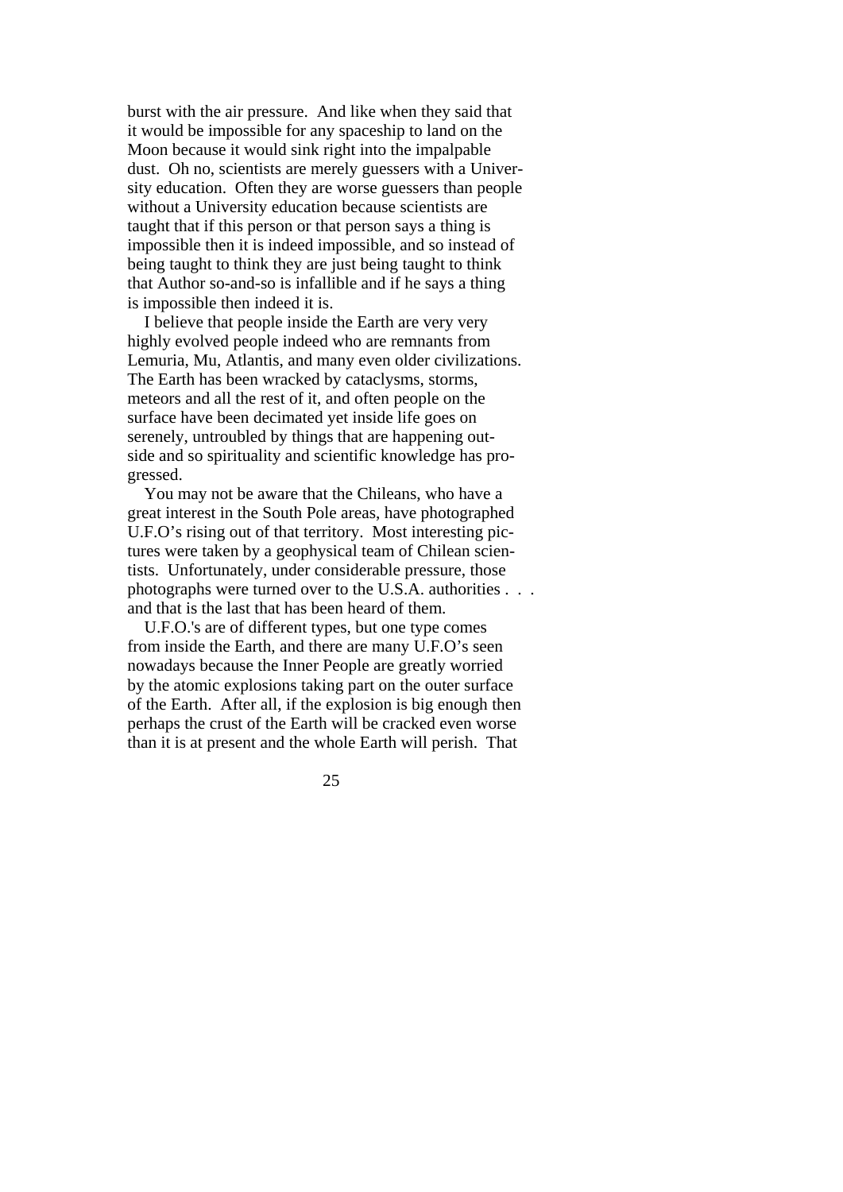burst with the air pressure. And like when they said that it would be impossible for any spaceship to land on the Moon because it would sink right into the impalpable dust. Oh no, scientists are merely guessers with a University education. Often they are worse guessers than people without a University education because scientists are taught that if this person or that person says a thing is impossible then it is indeed impossible, and so instead of being taught to think they are just being taught to think that Author so-and-so is infallible and if he says a thing is impossible then indeed it is.

I believe that people inside the Earth are very very highly evolved people indeed who are remnants from Lemuria, Mu, Atlantis, and many even older civilizations. The Earth has been wracked by cataclysms, storms, meteors and all the rest of it, and often people on the surface have been decimated yet inside life goes on serenely, untroubled by things that are happening outside and so spirituality and scientific knowledge has progressed.

You may not be aware that the Chileans, who have a great interest in the South Pole areas, have photographed U.F.O's rising out of that territory. Most interesting pictures were taken by a geophysical team of Chilean scientists. Unfortunately, under considerable pressure, those photographs were turned over to the U.S.A. authorities . . . and that is the last that has been heard of them.

U.F.O.'s are of different types, but one type comes from inside the Earth, and there are many U.F.O's seen nowadays because the Inner People are greatly worried by the atomic explosions taking part on the outer surface of the Earth. After all, if the explosion is big enough then perhaps the crust of the Earth will be cracked even worse than it is at present and the whole Earth will perish. That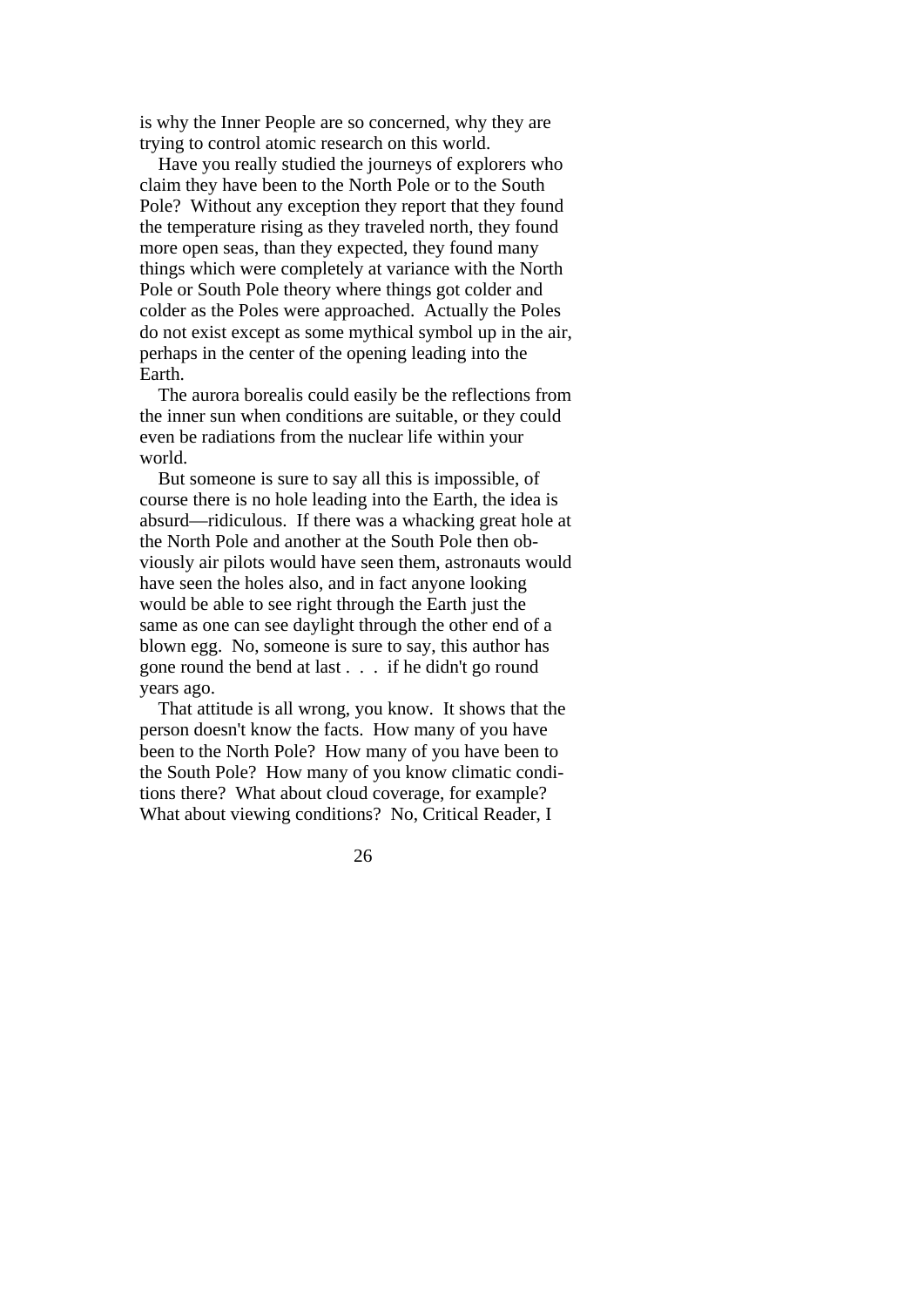is why the Inner People are so concerned, why they are trying to control atomic research on this world.

Have you really studied the journeys of explorers who claim they have been to the North Pole or to the South Pole? Without any exception they report that they found the temperature rising as they traveled north, they found more open seas, than they expected, they found many things which were completely at variance with the North Pole or South Pole theory where things got colder and colder as the Poles were approached. Actually the Poles do not exist except as some mythical symbol up in the air, perhaps in the center of the opening leading into the Earth.

The aurora borealis could easily be the reflections from the inner sun when conditions are suitable, or they could even be radiations from the nuclear life within your world.

But someone is sure to say all this is impossible, of course there is no hole leading into the Earth, the idea is absurd—ridiculous. If there was a whacking great hole at the North Pole and another at the South Pole then obviously air pilots would have seen them, astronauts would have seen the holes also, and in fact anyone looking would be able to see right through the Earth just the same as one can see daylight through the other end of a blown egg. No, someone is sure to say, this author has gone round the bend at last . . . if he didn't go round years ago.

That attitude is all wrong, you know. It shows that the person doesn't know the facts. How many of you have been to the North Pole? How many of you have been to the South Pole? How many of you know climatic conditions there? What about cloud coverage, for example? What about viewing conditions? No, Critical Reader, I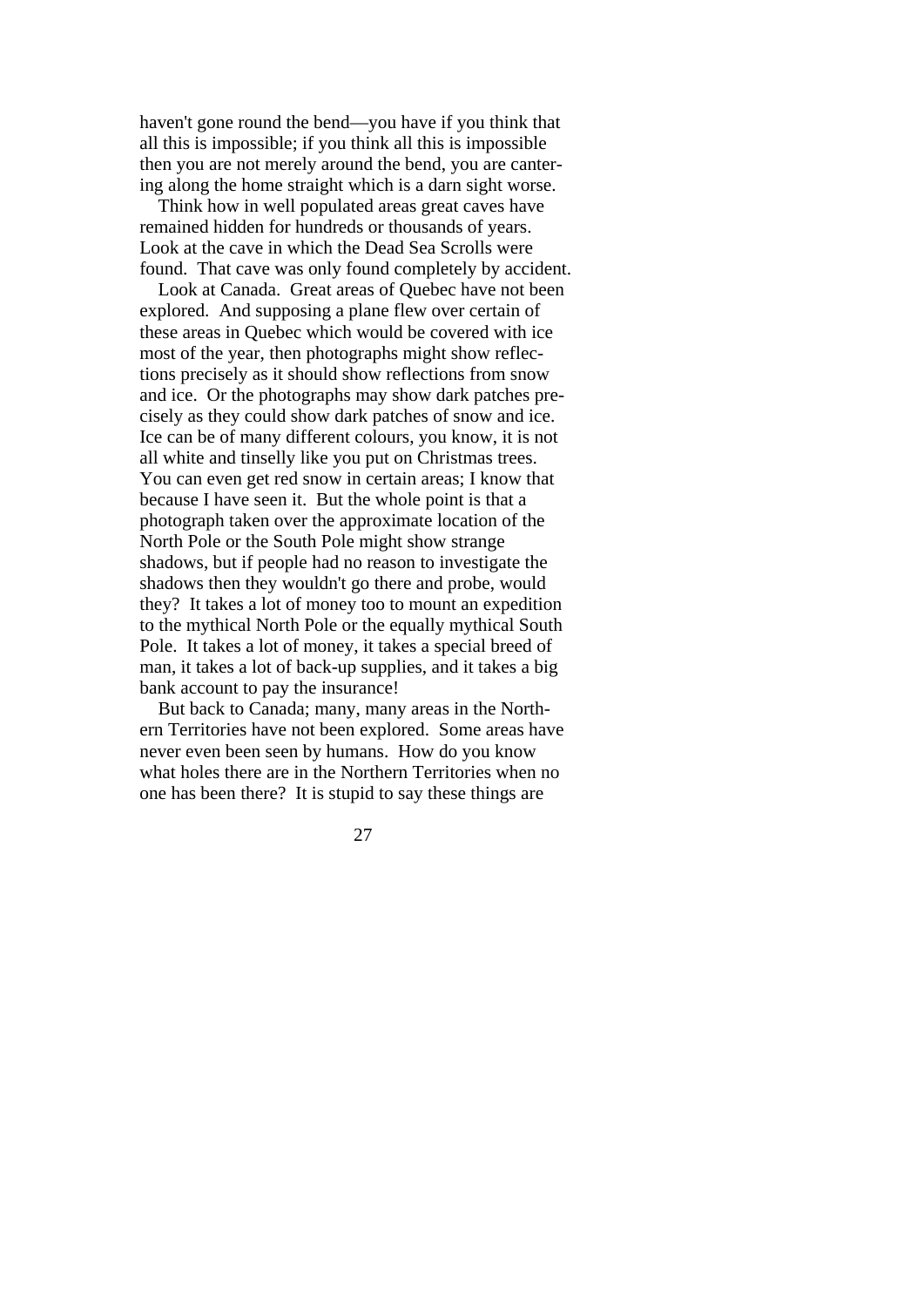haven't gone round the bend—you have if you think that all this is impossible; if you think all this is impossible then you are not merely around the bend, you are cantering along the home straight which is a darn sight worse.

Think how in well populated areas great caves have remained hidden for hundreds or thousands of years. Look at the cave in which the Dead Sea Scrolls were found. That cave was only found completely by accident.

Look at Canada. Great areas of Quebec have not been explored. And supposing a plane flew over certain of these areas in Quebec which would be covered with ice most of the year, then photographs might show reflections precisely as it should show reflections from snow and ice. Or the photographs may show dark patches precisely as they could show dark patches of snow and ice. Ice can be of many different colours, you know, it is not all white and tinselly like you put on Christmas trees. You can even get red snow in certain areas; I know that because I have seen it. But the whole point is that a photograph taken over the approximate location of the North Pole or the South Pole might show strange shadows, but if people had no reason to investigate the shadows then they wouldn't go there and probe, would they? It takes a lot of money too to mount an expedition to the mythical North Pole or the equally mythical South Pole. It takes a lot of money, it takes a special breed of man, it takes a lot of back-up supplies, and it takes a big bank account to pay the insurance!

But back to Canada; many, many areas in the Northern Territories have not been explored. Some areas have never even been seen by humans. How do you know what holes there are in the Northern Territories when no one has been there? It is stupid to say these things are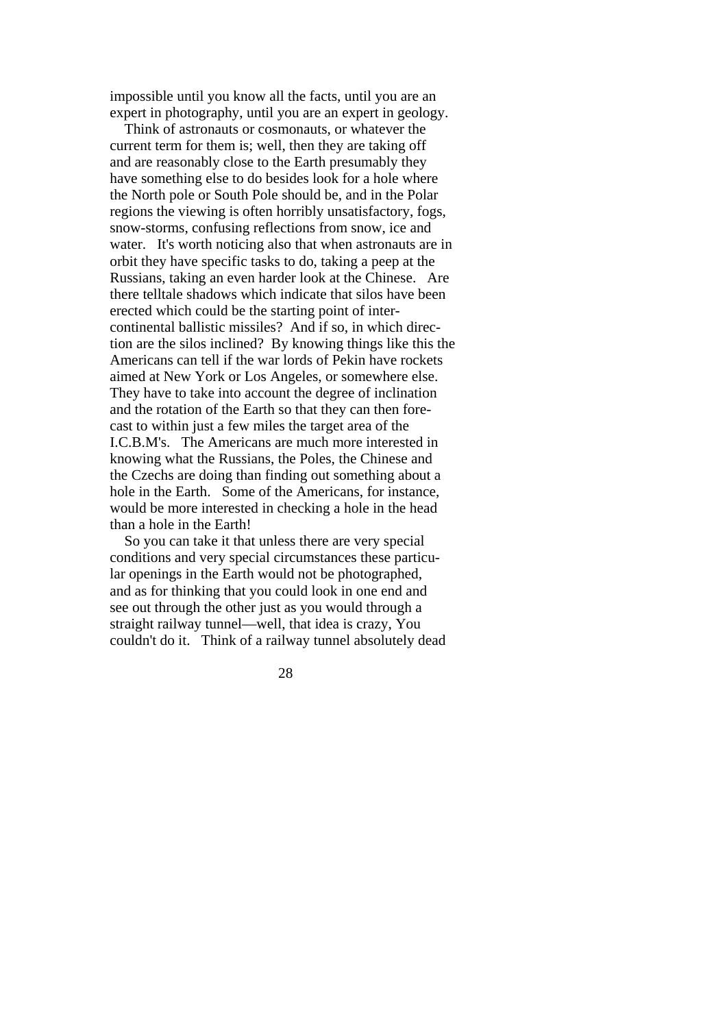impossible until you know all the facts, until you are an expert in photography, until you are an expert in geology.

Think of astronauts or cosmonauts, or whatever the current term for them is; well, then they are taking off and are reasonably close to the Earth presumably they have something else to do besides look for a hole where the North pole or South Pole should be, and in the Polar regions the viewing is often horribly unsatisfactory, fogs, snow-storms, confusing reflections from snow, ice and water. It's worth noticing also that when astronauts are in orbit they have specific tasks to do, taking a peep at the Russians, taking an even harder look at the Chinese. Are there telltale shadows which indicate that silos have been erected which could be the starting point of inter-continental ballistic missiles? And if so, in which direction are the silos inclined? By knowing things like this the Americans can tell if the war lords of Pekin have rockets aimed at New York or Los Angeles, or somewhere else. They have to take into account the degree of inclination and the rotation of the Earth so that they can then forecast to within just a few miles the target area of the I.C.B.M's. The Americans are much more interested in knowing what the Russians, the Poles, the Chinese and the Czechs are doing than finding out something about a hole in the Earth. Some of the Americans, for instance, would be more interested in checking a hole in the head than a hole in the Earth!

So you can take it that unless there are very special conditions and very special circumstances these particular openings in the Earth would not be photographed, and as for thinking that you could look in one end and see out through the other just as you would through a straight railway tunnel—well, that idea is crazy, You couldn't do it. Think of a railway tunnel absolutely dead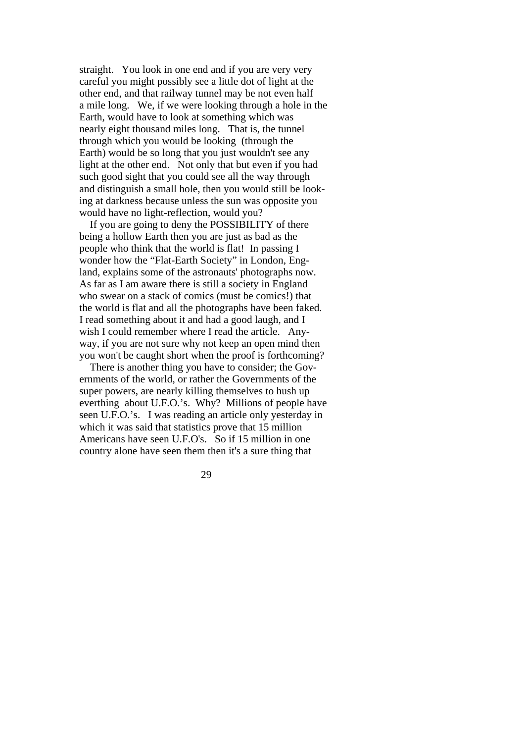straight. You look in one end and if you are very very careful you might possibly see a little dot of light at the other end, and that railway tunnel may be not even half a mile long. We, if we were looking through a hole in the Earth, would have to look at something which was nearly eight thousand miles long. That is, the tunnel through which you would be looking (through the Earth) would be so long that you just wouldn't see any light at the other end. Not only that but even if you had such good sight that you could see all the way through and distinguish a small hole, then you would still be looking at darkness because unless the sun was opposite you would have no light-reflection, would you?

If you are going to deny the POSSIBILITY of there being a hollow Earth then you are just as bad as the people who think that the world is flat! In passing I wonder how the "Flat-Earth Society" in London, England, explains some of the astronauts' photographs now. As far as I am aware there is still a society in England who swear on a stack of comics (must be comics!) that the world is flat and all the photographs have been faked. I read something about it and had a good laugh, and I wish I could remember where I read the article. Anyway, if you are not sure why not keep an open mind then you won't be caught short when the proof is forthcoming?

There is another thing you have to consider; the Governments of the world, or rather the Governments of the super powers, are nearly killing themselves to hush up everthing about U.F.O.'s. Why? Millions of people have seen U.F.O.'s. I was reading an article only yesterday in which it was said that statistics prove that 15 million Americans have seen U.F.O's. So if 15 million in one country alone have seen them then it's a sure thing that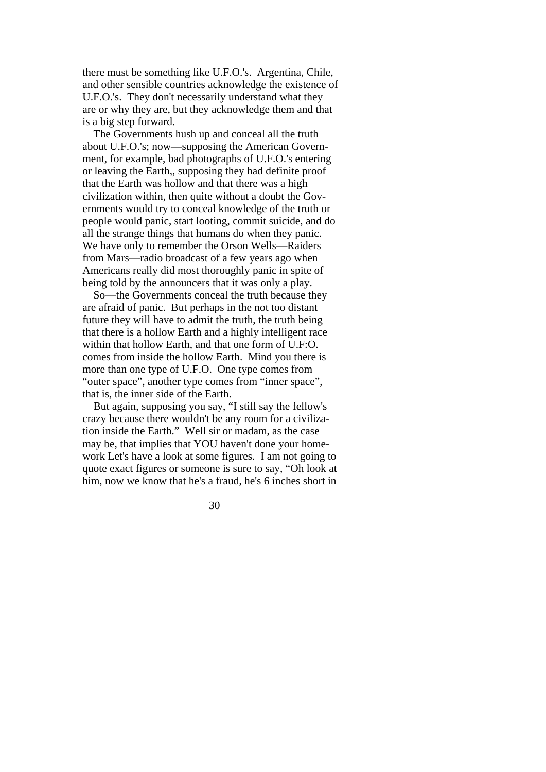there must be something like U.F.O.'s. Argentina, Chile, and other sensible countries acknowledge the existence of U.F.O.'s. They don't necessarily understand what they are or why they are, but they acknowledge them and that is a big step forward.

The Governments hush up and conceal all the truth about U.F.O.'s; now—supposing the American Government, for example, bad photographs of U.F.O.'s entering or leaving the Earth,, supposing they had definite proof that the Earth was hollow and that there was a high civilization within, then quite without a doubt the Governments would try to conceal knowledge of the truth or people would panic, start looting, commit suicide, and do all the strange things that humans do when they panic. We have only to remember the Orson Wells—Raiders from Mars—radio broadcast of a few years ago when Americans really did most thoroughly panic in spite of being told by the announcers that it was only a play.

So—the Governments conceal the truth because they are afraid of panic. But perhaps in the not too distant future they will have to admit the truth, the truth being that there is a hollow Earth and a highly intelligent race within that hollow Earth, and that one form of U.F:O. comes from inside the hollow Earth. Mind you there is more than one type of U.F.O. One type comes from "outer space", another type comes from "inner space", that is, the inner side of the Earth.

But again, supposing you say, "I still say the fellow's crazy because there wouldn't be any room for a civilization inside the Earth." Well sir or madam, as the case may be, that implies that YOU haven't done your homework Let's have a look at some figures. I am not going to quote exact figures or someone is sure to say, "Oh look at him, now we know that he's a fraud, he's 6 inches short in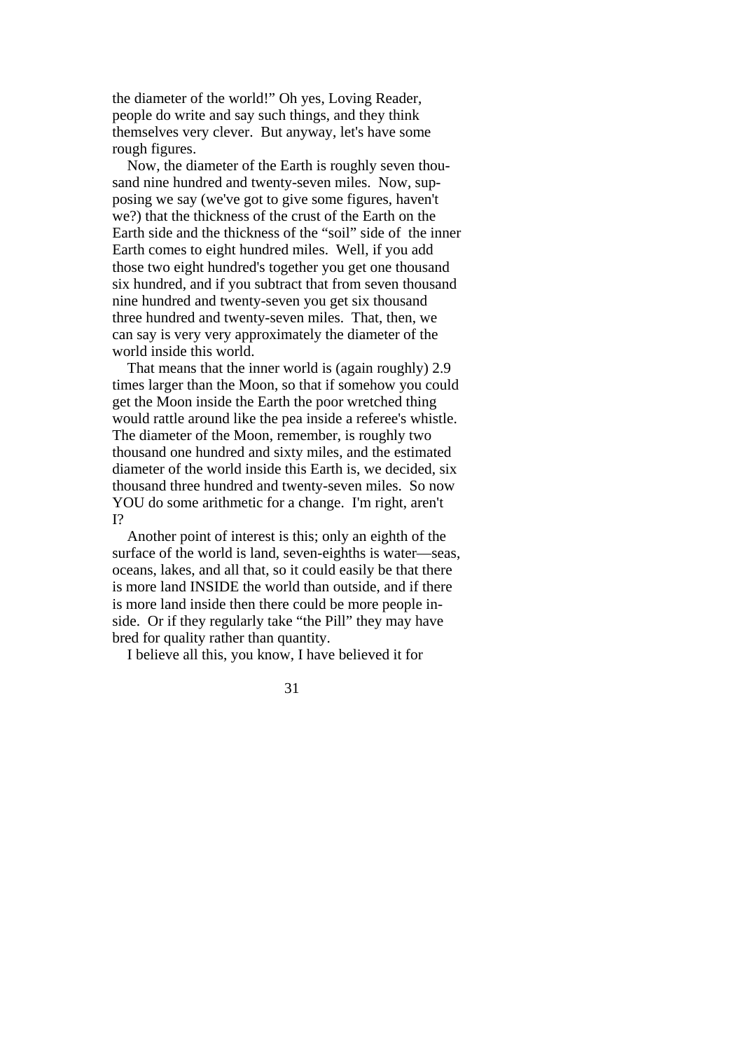the diameter of the world!" Oh yes, Loving Reader, people do write and say such things, and they think themselves very clever. But anyway, let's have some rough figures.

Now, the diameter of the Earth is roughly seven thousand nine hundred and twenty-seven miles. Now, supposing we say (we've got to give some figures, haven't we?) that the thickness of the crust of the Earth on the Earth side and the thickness of the "soil" side of the inner Earth comes to eight hundred miles. Well, if you add those two eight hundred's together you get one thousand six hundred, and if you subtract that from seven thousand nine hundred and twenty-seven you get six thousand three hundred and twenty-seven miles. That, then, we can say is very very approximately the diameter of the world inside this world.

That means that the inner world is (again roughly) 2.9 times larger than the Moon, so that if somehow you could get the Moon inside the Earth the poor wretched thing would rattle around like the pea inside a referee's whistle. The diameter of the Moon, remember, is roughly two thousand one hundred and sixty miles, and the estimated diameter of the world inside this Earth is, we decided, six thousand three hundred and twenty-seven miles. So now YOU do some arithmetic for a change. I'm right, aren't I?

Another point of interest is this; only an eighth of the surface of the world is land, seven-eighths is water—seas, oceans, lakes, and all that, so it could easily be that there is more land INSIDE the world than outside, and if there is more land inside then there could be more people inside. Or if they regularly take "the Pill" they may have bred for quality rather than quantity.

I believe all this, you know, I have believed it for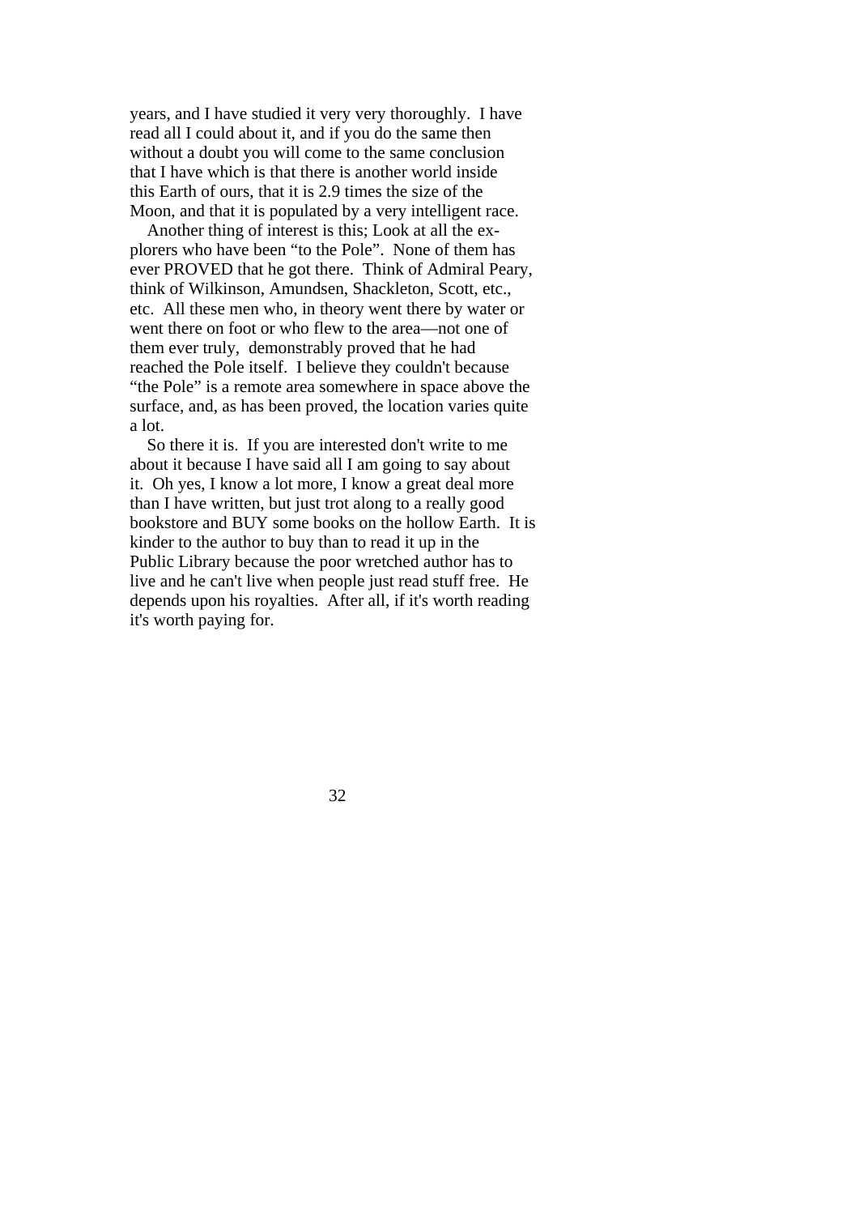years, and I have studied it very very thoroughly. I have read all I could about it, and if you do the same then without a doubt you will come to the same conclusion that I have which is that there is another world inside this Earth of ours, that it is 2.9 times the size of the Moon, and that it is populated by a very intelligent race.

Another thing of interest is this; Look at all the explorers who have been "to the Pole". None of them has ever PROVED that he got there. Think of Admiral Peary, think of Wilkinson, Amundsen, Shackleton, Scott, etc., etc. All these men who, in theory went there by water or went there on foot or who flew to the area—not one of them ever truly, demonstrably proved that he had reached the Pole itself. I believe they couldn't because "the Pole" is a remote area somewhere in space above the surface, and, as has been proved, the location varies quite a lot.

So there it is. If you are interested don't write to me about it because I have said all I am going to say about it. Oh yes, I know a lot more, I know a great deal more than I have written, but just trot along to a really good bookstore and BUY some books on the hollow Earth. It is kinder to the author to buy than to read it up in the Public Library because the poor wretched author has to live and he can't live when people just read stuff free. He depends upon his royalties. After all, if it's worth reading it's worth paying for.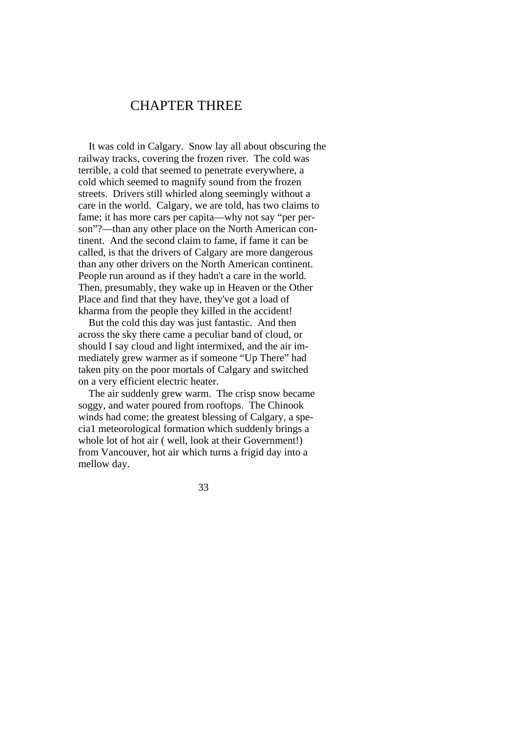# CHAPTER THREE

It was cold in Calgary. Snow lay all about obscuring the railway tracks, covering the frozen river. The cold was terrible, a cold that seemed to penetrate everywhere, a cold which seemed to magnify sound from the frozen streets. Drivers still whirled along seemingly without a care in the world. Calgary, we are told, has two claims to fame; it has more cars per capita—why not say "per person"?—than any other place on the North American continent. And the second claim to fame, if fame it can be called, is that the drivers of Calgary are more dangerous than any other drivers on the North American continent. People run around as if they hadn't a care in the world. Then, presumably, they wake up in Heaven or the Other Place and find that they have, they've got a load of kharma from the people they killed in the accident!

But the cold this day was just fantastic. And then across the sky there came a peculiar band of cloud, or should I say cloud and light intermixed, and the air immediately grew warmer as if someone "Up There" had taken pity on the poor mortals of Calgary and switched on a very efficient electric heater.

The air suddenly grew warm. The crisp snow became soggy, and water poured from rooftops. The Chinook winds had come; the greatest blessing of Calgary, a specia1 meteorological formation which suddenly brings a whole lot of hot air ( well, look at their Government!) from Vancouver, hot air which turns a frigid day into a mellow day.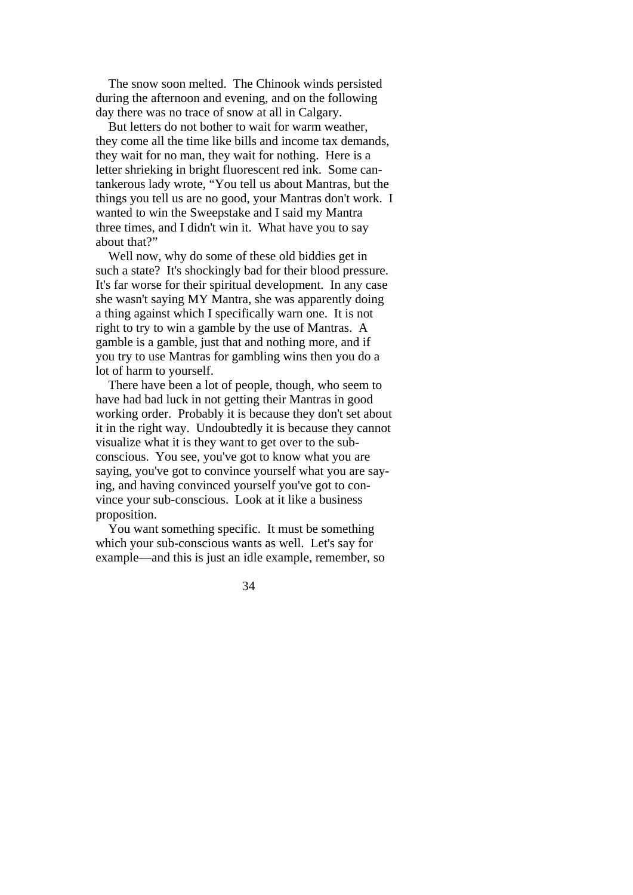The snow soon melted. The Chinook winds persisted during the afternoon and evening, and on the following day there was no trace of snow at all in Calgary.

But letters do not bother to wait for warm weather, they come all the time like bills and income tax demands, they wait for no man, they wait for nothing. Here is a letter shrieking in bright fluorescent red ink. Some cantankerous lady wrote, "You tell us about Mantras, but the things you tell us are no good, your Mantras don't work. I wanted to win the Sweepstake and I said my Mantra three times, and I didn't win it. What have you to say about that?"

Well now, why do some of these old biddies get in such a state? It's shockingly bad for their blood pressure. It's far worse for their spiritual development. In any case she wasn't saying MY Mantra, she was apparently doing a thing against which I specifically warn one. It is not right to try to win a gamble by the use of Mantras. A gamble is a gamble, just that and nothing more, and if you try to use Mantras for gambling wins then you do a lot of harm to yourself.

There have been a lot of people, though, who seem to have had bad luck in not getting their Mantras in good working order. Probably it is because they don't set about it in the right way. Undoubtedly it is because they cannot visualize what it is they want to get over to the sub-conscious. You see, you've got to know what you are saying, you've got to convince yourself what you are saying, and having convinced yourself you've got to convince your sub-conscious. Look at it like a business proposition.

You want something specific. It must be something which your sub-conscious wants as well. Let's say for example—and this is just an idle example, remember, so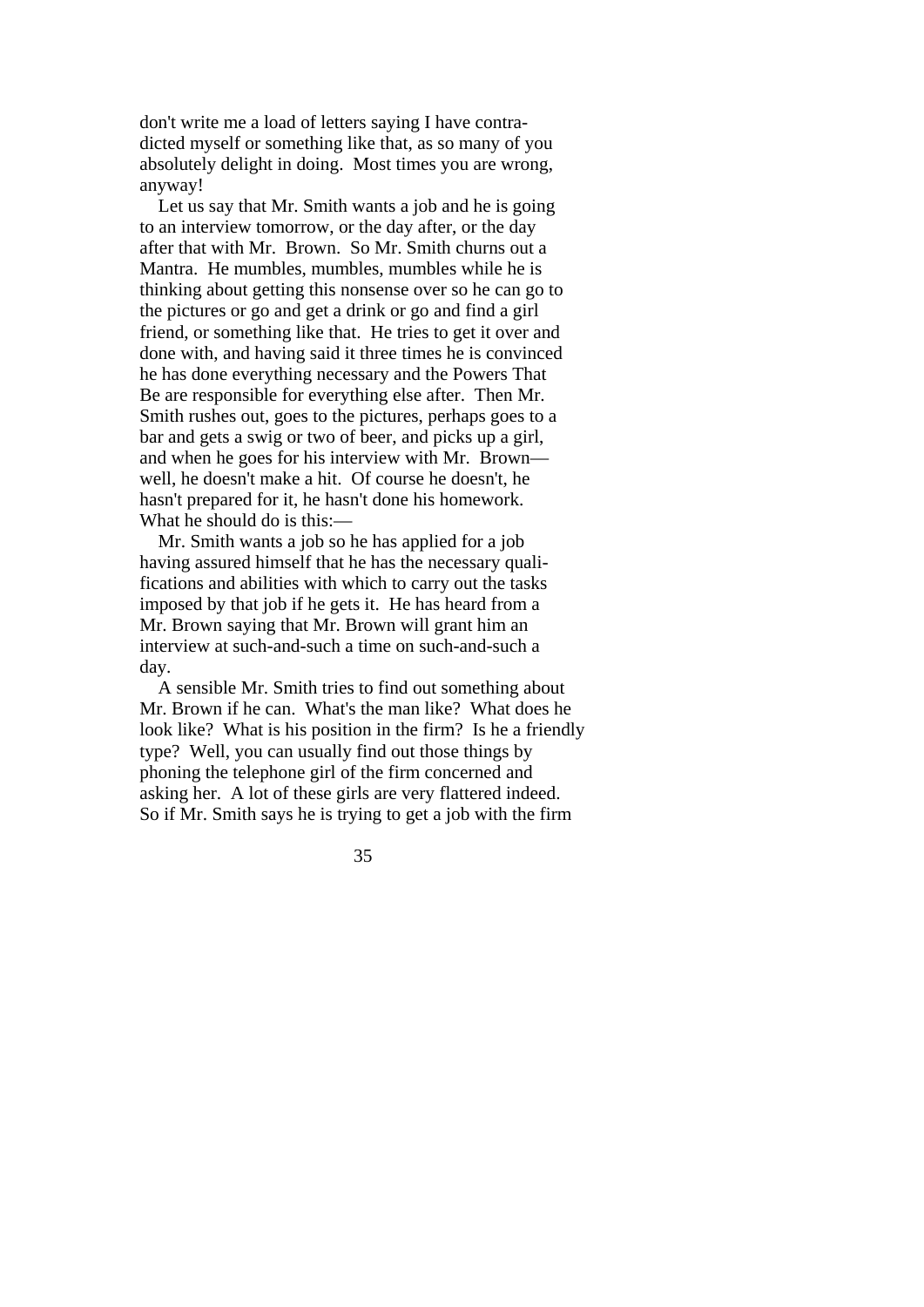don't write me a load of letters saying I have contradicted myself or something like that, as so many of you absolutely delight in doing. Most times you are wrong, anyway!

Let us say that Mr. Smith wants a job and he is going to an interview tomorrow, or the day after, or the day after that with Mr. Brown. So Mr. Smith churns out a Mantra. He mumbles, mumbles, mumbles while he is thinking about getting this nonsense over so he can go to the pictures or go and get a drink or go and find a girl friend, or something like that. He tries to get it over and done with, and having said it three times he is convinced he has done everything necessary and the Powers That Be are responsible for everything else after. Then Mr. Smith rushes out, goes to the pictures, perhaps goes to a bar and gets a swig or two of beer, and picks up a girl, and when he goes for his interview with Mr. Brown—well, he doesn't make a hit. Of course he doesn't, he hasn't prepared for it, he hasn't done his homework. What he should do is this:—

Mr. Smith wants a job so he has applied for a job having assured himself that he has the necessary qualifications and abilities with which to carry out the tasks imposed by that job if he gets it. He has heard from a Mr. Brown saying that Mr. Brown will grant him an interview at such-and-such a time on such-and-such a day.

A sensible Mr. Smith tries to find out something about Mr. Brown if he can. What's the man like? What does he look like? What is his position in the firm? Is he a friendly type? Well, you can usually find out those things by phoning the telephone girl of the firm concerned and asking her. A lot of these girls are very flattered indeed. So if Mr. Smith says he is trying to get a job with the firm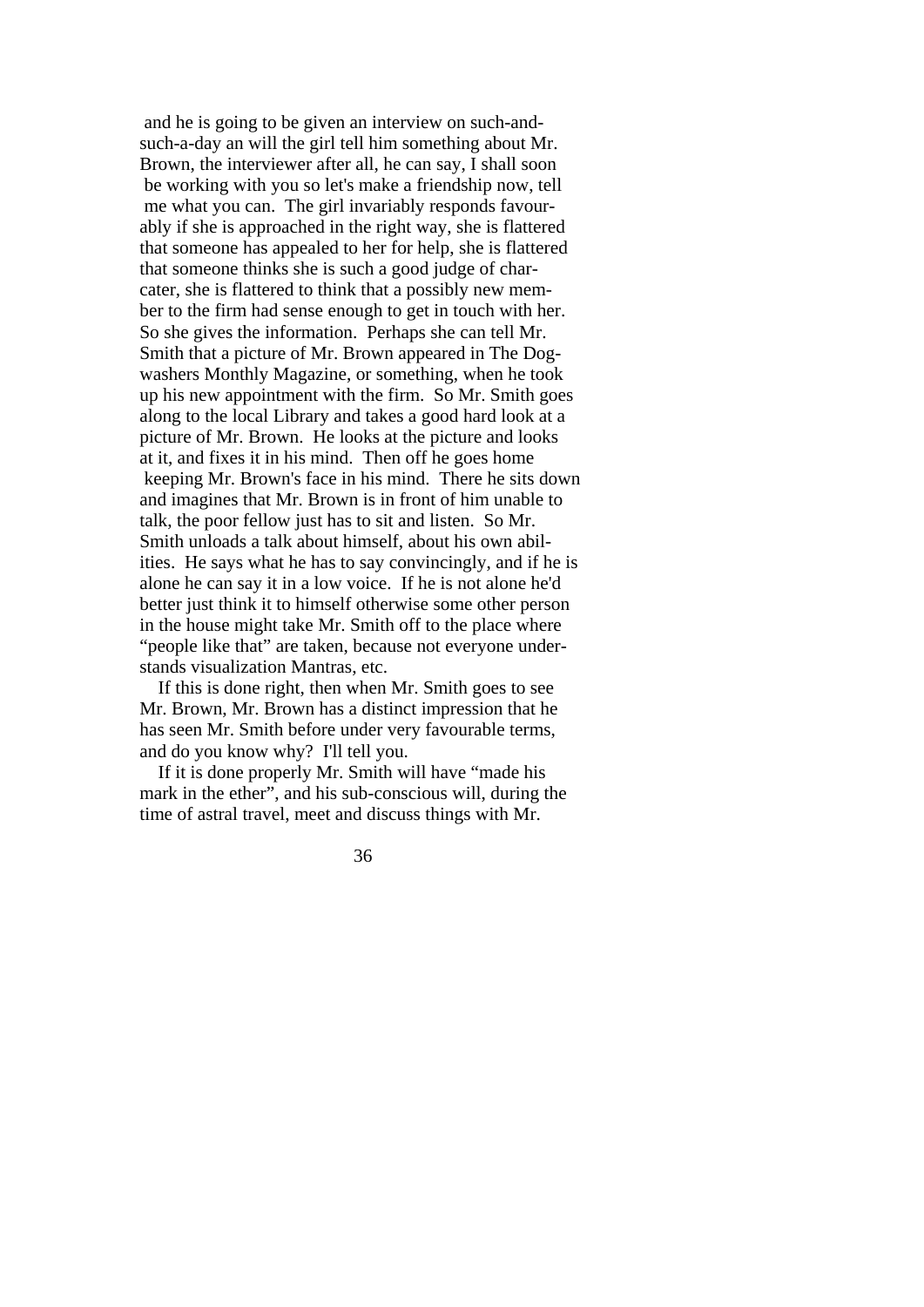and he is going to be given an interview on such-and-such-a-day an will the girl tell him something about Mr. Brown, the interviewer after all, he can say, I shall soon be working with you so let's make a friendship now, tell me what you can. The girl invariably responds favourably if she is approached in the right way, she is flattered that someone has appealed to her for help, she is flattered that someone thinks she is such a good judge of charcater, she is flattered to think that a possibly new member to the firm had sense enough to get in touch with her. So she gives the information. Perhaps she can tell Mr. Smith that a picture of Mr. Brown appeared in The Dogwashers Monthly Magazine, or something, when he took up his new appointment with the firm. So Mr. Smith goes along to the local Library and takes a good hard look at a picture of Mr. Brown. He looks at the picture and looks at it, and fixes it in his mind. Then off he goes home keeping Mr. Brown's face in his mind. There he sits down and imagines that Mr. Brown is in front of him unable to talk, the poor fellow just has to sit and listen. So Mr. Smith unloads a talk about himself, about his own abilities. He says what he has to say convincingly, and if he is alone he can say it in a low voice. If he is not alone he'd better just think it to himself otherwise some other person in the house might take Mr. Smith off to the place where "people like that" are taken, because not everyone understands visualization Mantras, etc.

If this is done right, then when Mr. Smith goes to see Mr. Brown, Mr. Brown has a distinct impression that he has seen Mr. Smith before under very favourable terms, and do you know why? I'll tell you.

If it is done properly Mr. Smith will have "made his mark in the ether", and his sub-conscious will, during the time of astral travel, meet and discuss things with Mr.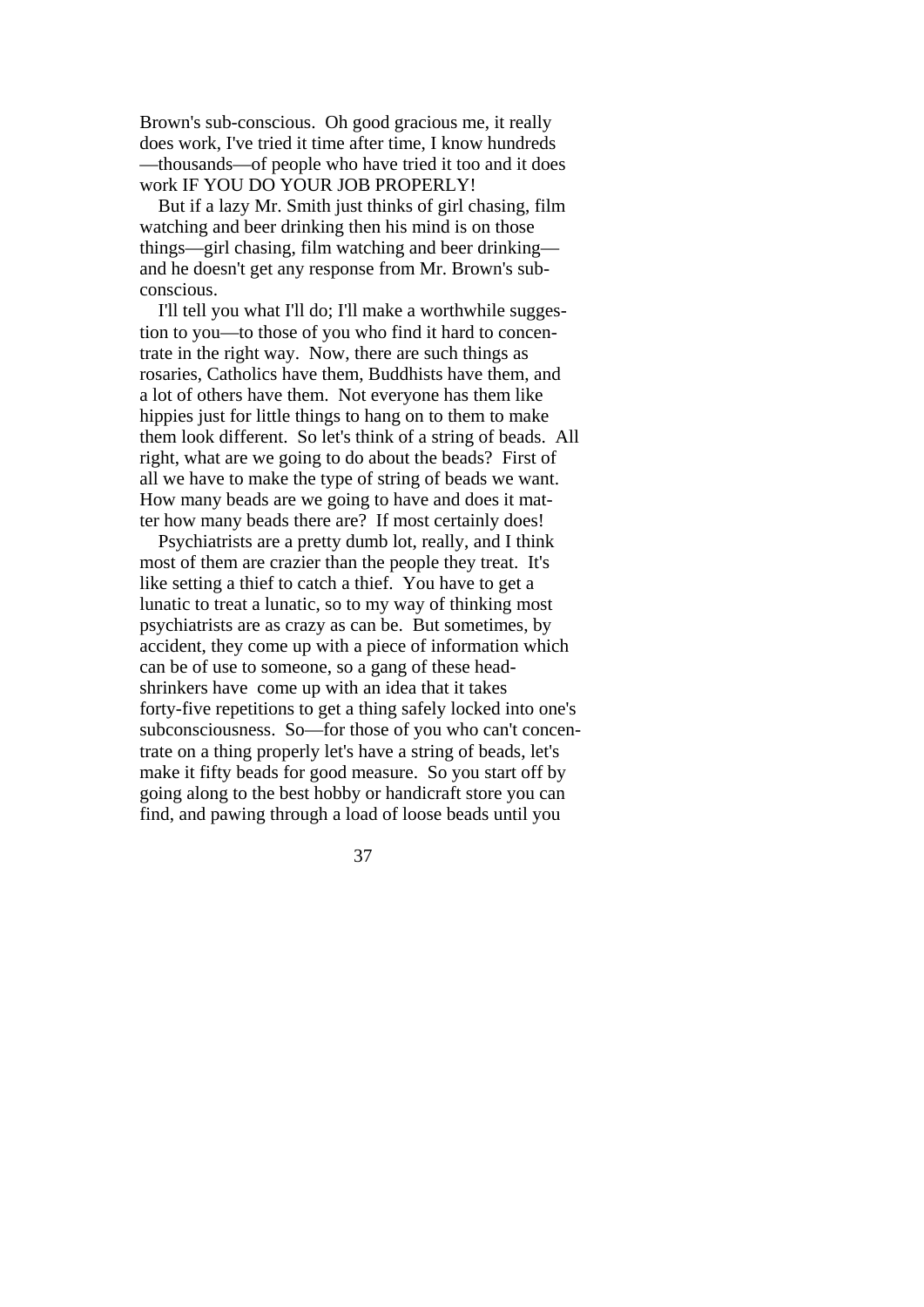Brown's sub-conscious. Oh good gracious me, it really does work, I've tried it time after time, I know hundreds—thousands—of people who have tried it too and it does work IF YOU DO YOUR JOB PROPERLY!

But if a lazy Mr. Smith just thinks of girl chasing, film watching and beer drinking then his mind is on those things—girl chasing, film watching and beer drinking—and he doesn't get any response from Mr. Brown's sub-conscious.

I'll tell you what I'll do; I'll make a worthwhile suggestion to you—to those of you who find it hard to concentrate in the right way. Now, there are such things as rosaries, Catholics have them, Buddhists have them, and a lot of others have them. Not everyone has them like hippies just for little things to hang on to them to make them look different. So let's think of a string of beads. All right, what are we going to do about the beads? First of all we have to make the type of string of beads we want. How many beads are we going to have and does it matter how many beads there are? If most certainly does!

Psychiatrists are a pretty dumb lot, really, and I think most of them are crazier than the people they treat. It's like setting a thief to catch a thief. You have to get a lunatic to treat a lunatic, so to my way of thinking most psychiatrists are as crazy as can be. But sometimes, by accident, they come up with a piece of information which can be of use to someone, so a gang of these head-shrinkers have come up with an idea that it takes forty-five repetitions to get a thing safely locked into one's subconsciousness. So—for those of you who can't concentrate on a thing properly let's have a string of beads, let's make it fifty beads for good measure. So you start off by going along to the best hobby or handicraft store you can find, and pawing through a load of loose beads until you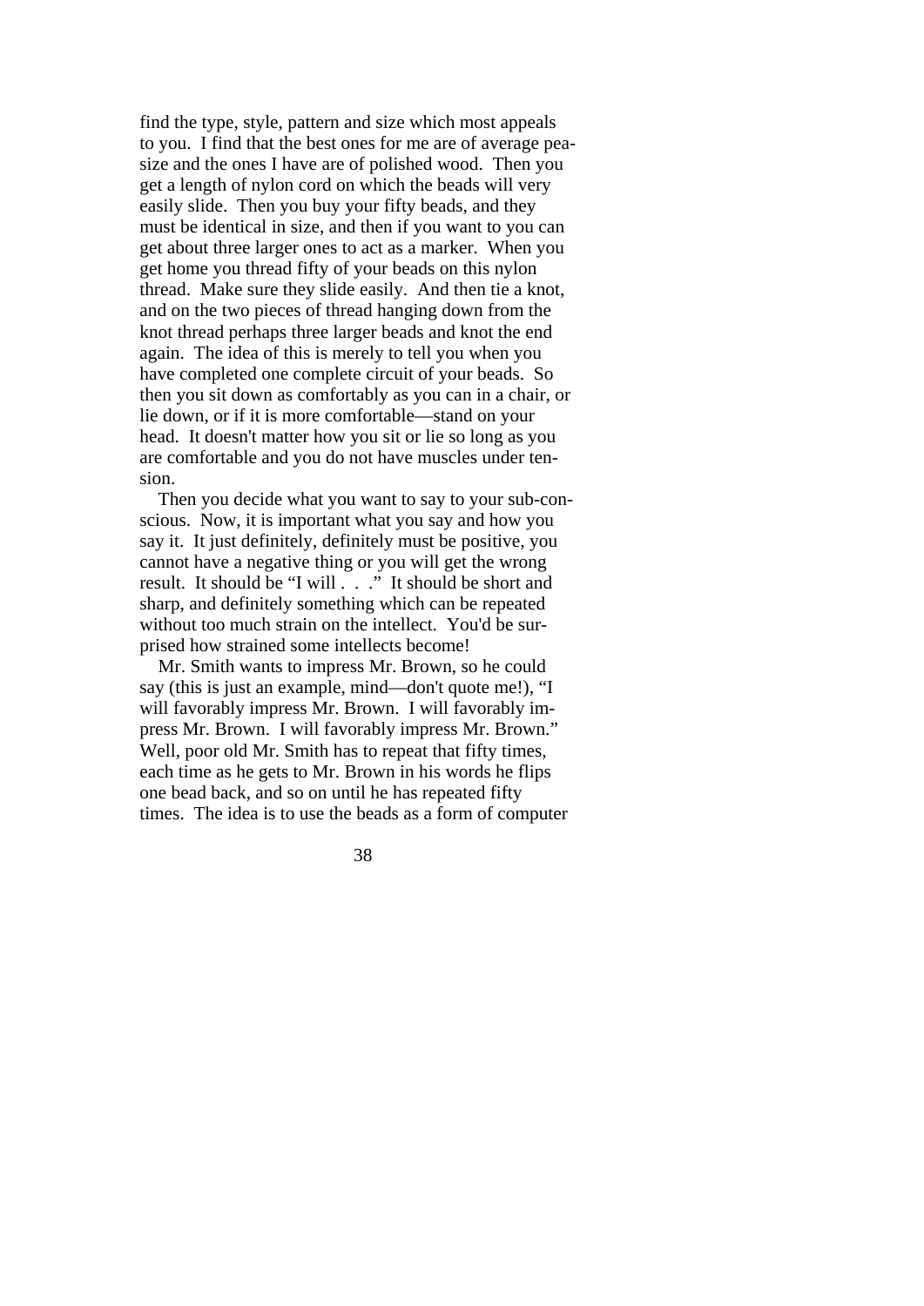find the type, style, pattern and size which most appeals to you. I find that the best ones for me are of average pea-size and the ones I have are of polished wood. Then you get a length of nylon cord on which the beads will very easily slide. Then you buy your fifty beads, and they must be identical in size, and then if you want to you can get about three larger ones to act as a marker. When you get home you thread fifty of your beads on this nylon thread. Make sure they slide easily. And then tie a knot, and on the two pieces of thread hanging down from the knot thread perhaps three larger beads and knot the end again. The idea of this is merely to tell you when you have completed one complete circuit of your beads. So then you sit down as comfortably as you can in a chair, or lie down, or if it is more comfortable—stand on your head. It doesn't matter how you sit or lie so long as you are comfortable and you do not have muscles under tension.

Then you decide what you want to say to your sub-conscious. Now, it is important what you say and how you say it. It just definitely, definitely must be positive, you cannot have a negative thing or you will get the wrong result. It should be "I will . . ." It should be short and sharp, and definitely something which can be repeated without too much strain on the intellect. You'd be surprised how strained some intellects become!

Mr. Smith wants to impress Mr. Brown, so he could say (this is just an example, mind—don't quote me!), "I will favorably impress Mr. Brown. I will favorably impress Mr. Brown. I will favorably impress Mr. Brown." Well, poor old Mr. Smith has to repeat that fifty times, each time as he gets to Mr. Brown in his words he flips one bead back, and so on until he has repeated fifty times. The idea is to use the beads as a form of computer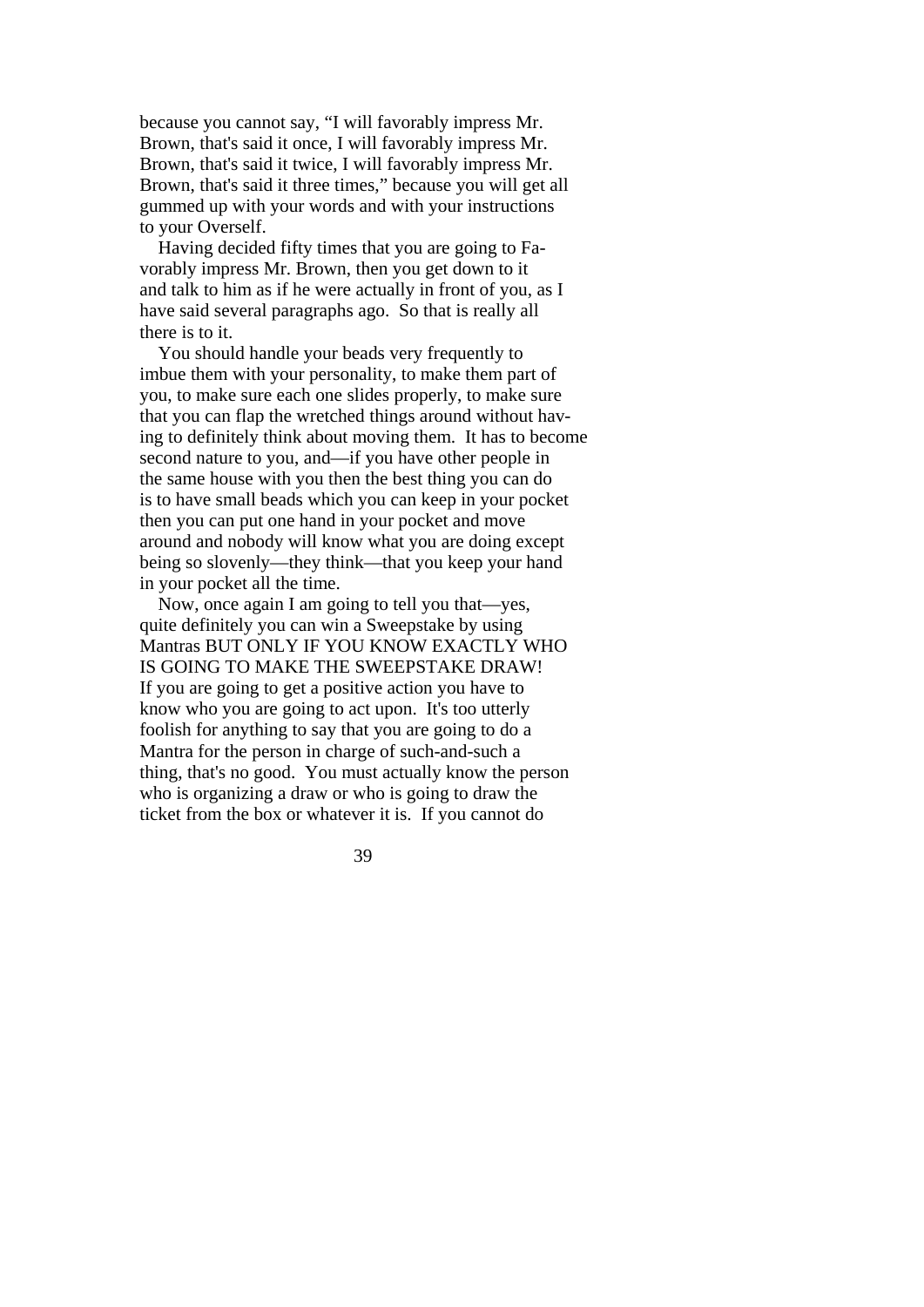because you cannot say, "I will favorably impress Mr. Brown, that's said it once, I will favorably impress Mr. Brown, that's said it twice, I will favorably impress Mr. Brown, that's said it three times," because you will get all gummed up with your words and with your instructions to your Overself.

Having decided fifty times that you are going to Favorably impress Mr. Brown, then you get down to it and talk to him as if he were actually in front of you, as I have said several paragraphs ago. So that is really all there is to it.

You should handle your beads very frequently to imbue them with your personality, to make them part of you, to make sure each one slides properly, to make sure that you can flap the wretched things around without having to definitely think about moving them. It has to become second nature to you, and—if you have other people in the same house with you then the best thing you can do is to have small beads which you can keep in your pocket then you can put one hand in your pocket and move around and nobody will know what you are doing except being so slovenly—they think—that you keep your hand in your pocket all the time.

Now, once again I am going to tell you that—yes, quite definitely you can win a Sweepstake by using Mantras BUT ONLY IF YOU KNOW EXACTLY WHO IS GOING TO MAKE THE SWEEPSTAKE DRAW! If you are going to get a positive action you have to know who you are going to act upon. It's too utterly foolish for anything to say that you are going to do a Mantra for the person in charge of such-and-such a thing, that's no good. You must actually know the person who is organizing a draw or who is going to draw the ticket from the box or whatever it is. If you cannot do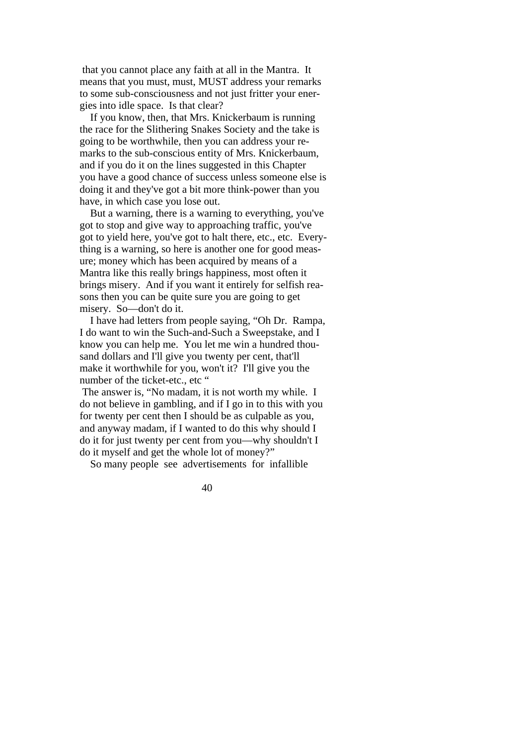that you cannot place any faith at all in the Mantra. It means that you must, must, MUST address your remarks to some sub-consciousness and not just fritter your energies into idle space. Is that clear?

If you know, then, that Mrs. Knickerbaum is running the race for the Slithering Snakes Society and the take is going to be worthwhile, then you can address your remarks to the sub-conscious entity of Mrs. Knickerbaum, and if you do it on the lines suggested in this Chapter you have a good chance of success unless someone else is doing it and they've got a bit more think-power than you have, in which case you lose out.

But a warning, there is a warning to everything, you've got to stop and give way to approaching traffic, you've got to yield here, you've got to halt there, etc., etc. Everything is a warning, so here is another one for good measure; money which has been acquired by means of a Mantra like this really brings happiness, most often it brings misery. And if you want it entirely for selfish reasons then you can be quite sure you are going to get misery. So—don't do it.

I have had letters from people saying, "Oh Dr. Rampa, I do want to win the Such-and-Such a Sweepstake, and I know you can help me. You let me win a hundred thousand dollars and I'll give you twenty per cent, that'll make it worthwhile for you, won't it? I'll give you the number of the ticket-etc., etc "

The answer is, "No madam, it is not worth my while. I do not believe in gambling, and if I go in to this with you for twenty per cent then I should be as culpable as you, and anyway madam, if I wanted to do this why should I do it for just twenty per cent from you—why shouldn't I do it myself and get the whole lot of money?"

So many people see advertisements for infallible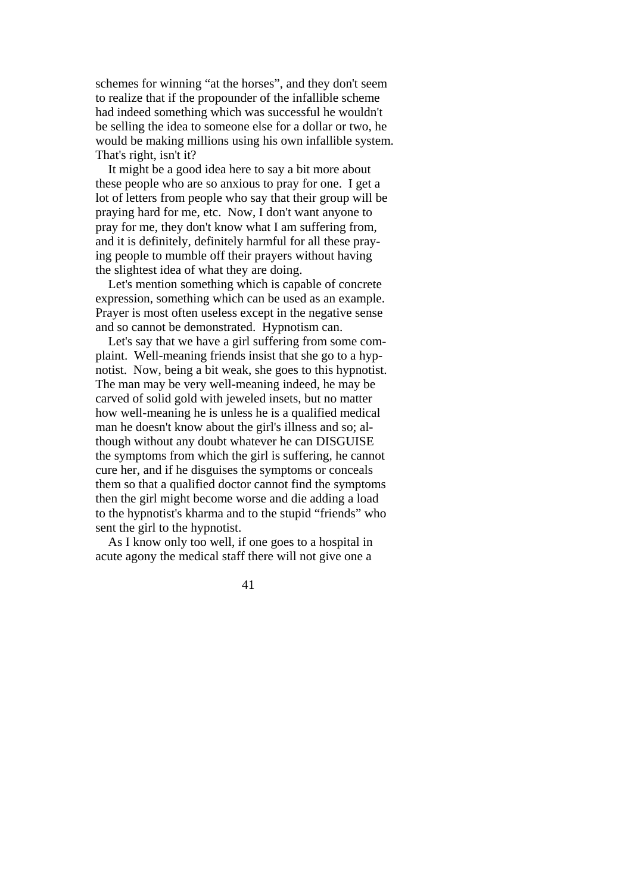schemes for winning "at the horses", and they don't seem to realize that if the propounder of the infallible scheme had indeed something which was successful he wouldn't be selling the idea to someone else for a dollar or two, he would be making millions using his own infallible system. That's right, isn't it?

It might be a good idea here to say a bit more about these people who are so anxious to pray for one. I get a lot of letters from people who say that their group will be praying hard for me, etc. Now, I don't want anyone to pray for me, they don't know what I am suffering from, and it is definitely, definitely harmful for all these praying people to mumble off their prayers without having the slightest idea of what they are doing.

Let's mention something which is capable of concrete expression, something which can be used as an example. Prayer is most often useless except in the negative sense and so cannot be demonstrated. Hypnotism can.

Let's say that we have a girl suffering from some complaint. Well-meaning friends insist that she go to a hypnotist. Now, being a bit weak, she goes to this hypnotist. The man may be very well-meaning indeed, he may be carved of solid gold with jeweled insets, but no matter how well-meaning he is unless he is a qualified medical man he doesn't know about the girl's illness and so; although without any doubt whatever he can DISGUISE the symptoms from which the girl is suffering, he cannot cure her, and if he disguises the symptoms or conceals them so that a qualified doctor cannot find the symptoms then the girl might become worse and die adding a load to the hypnotist's kharma and to the stupid "friends" who sent the girl to the hypnotist.

As I know only too well, if one goes to a hospital in acute agony the medical staff there will not give one a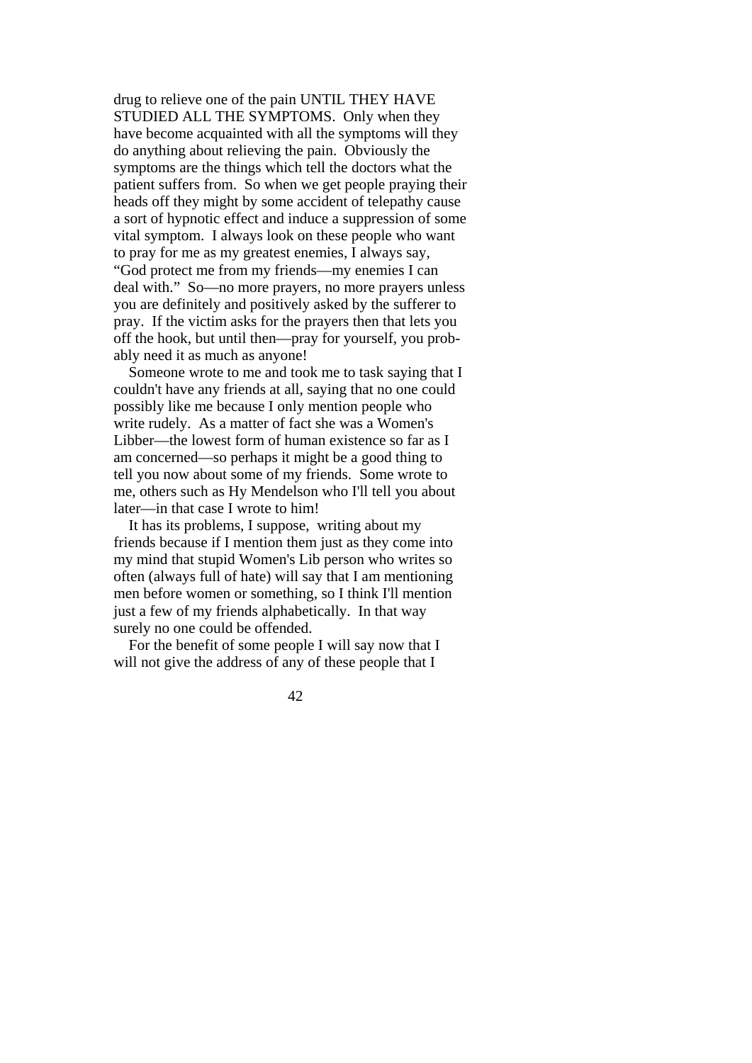drug to relieve one of the pain UNTIL THEY HAVE STUDIED ALL THE SYMPTOMS. Only when they have become acquainted with all the symptoms will they do anything about relieving the pain. Obviously the symptoms are the things which tell the doctors what the patient suffers from. So when we get people praying their heads off they might by some accident of telepathy cause a sort of hypnotic effect and induce a suppression of some vital symptom. I always look on these people who want to pray for me as my greatest enemies, I always say, "God protect me from my friends—my enemies I can deal with." So—no more prayers, no more prayers unless you are definitely and positively asked by the sufferer to pray. If the victim asks for the prayers then that lets you off the hook, but until then—pray for yourself, you probably need it as much as anyone!

Someone wrote to me and took me to task saying that I couldn't have any friends at all, saying that no one could possibly like me because I only mention people who write rudely. As a matter of fact she was a Women's Libber—the lowest form of human existence so far as I am concerned—so perhaps it might be a good thing to tell you now about some of my friends. Some wrote to me, others such as Hy Mendelson who I'll tell you about later—in that case I wrote to him!

It has its problems, I suppose, writing about my friends because if I mention them just as they come into my mind that stupid Women's Lib person who writes so often (always full of hate) will say that I am mentioning men before women or something, so I think I'll mention just a few of my friends alphabetically. In that way surely no one could be offended.

For the benefit of some people I will say now that I will not give the address of any of these people that I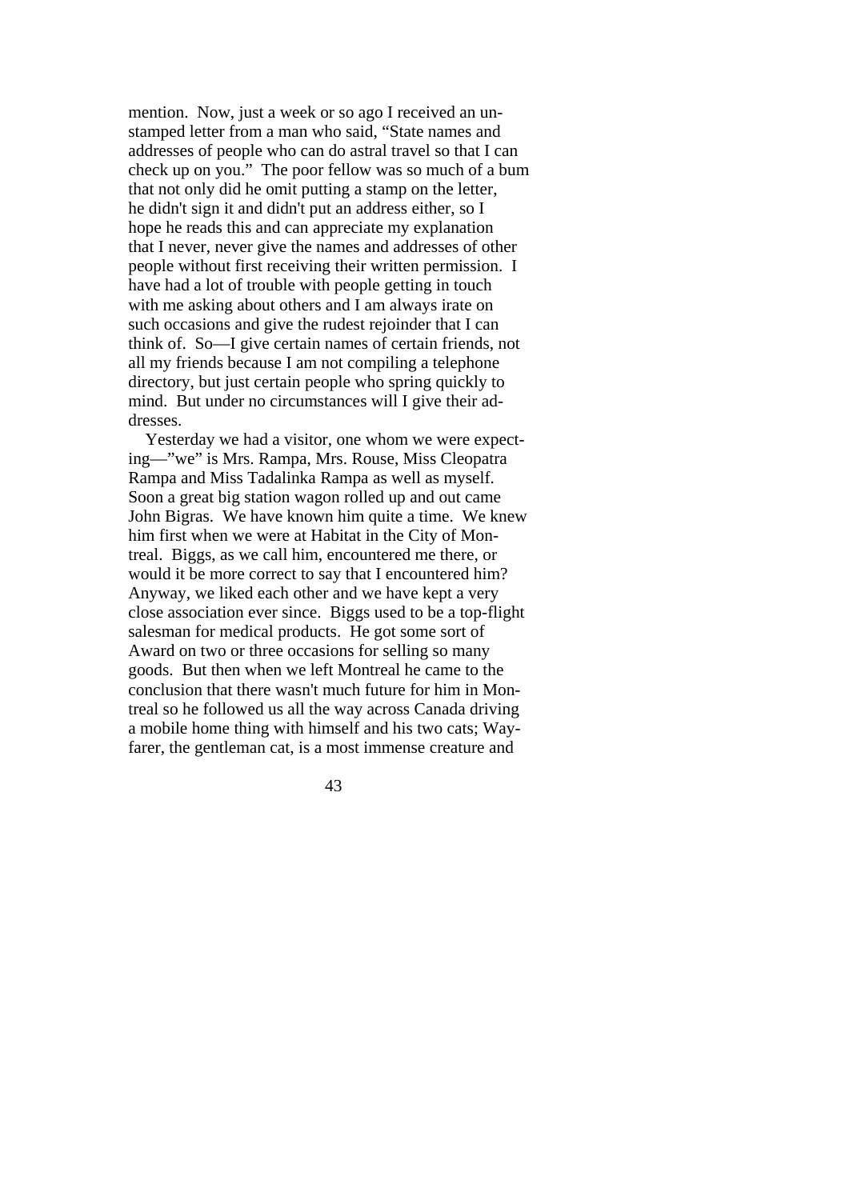mention. Now, just a week or so ago I received an unstamped letter from a man who said, "State names and addresses of people who can do astral travel so that I can check up on you." The poor fellow was so much of a bum that not only did he omit putting a stamp on the letter, he didn't sign it and didn't put an address either, so I hope he reads this and can appreciate my explanation that I never, never give the names and addresses of other people without first receiving their written permission. I have had a lot of trouble with people getting in touch with me asking about others and I am always irate on such occasions and give the rudest rejoinder that I can think of. So—I give certain names of certain friends, not all my friends because I am not compiling a telephone directory, but just certain people who spring quickly to mind. But under no circumstances will I give their addresses.

Yesterday we had a visitor, one whom we were expecting—"we" is Mrs. Rampa, Mrs. Rouse, Miss Cleopatra Rampa and Miss Tadalinka Rampa as well as myself. Soon a great big station wagon rolled up and out came John Bigras. We have known him quite a time. We knew him first when we were at Habitat in the City of Montreal. Biggs, as we call him, encountered me there, or would it be more correct to say that I encountered him? Anyway, we liked each other and we have kept a very close association ever since. Biggs used to be a top-flight salesman for medical products. He got some sort of Award on two or three occasions for selling so many goods. But then when we left Montreal he came to the conclusion that there wasn't much future for him in Montreal so he followed us all the way across Canada driving a mobile home thing with himself and his two cats; Wayfarer, the gentleman cat, is a most immense creature and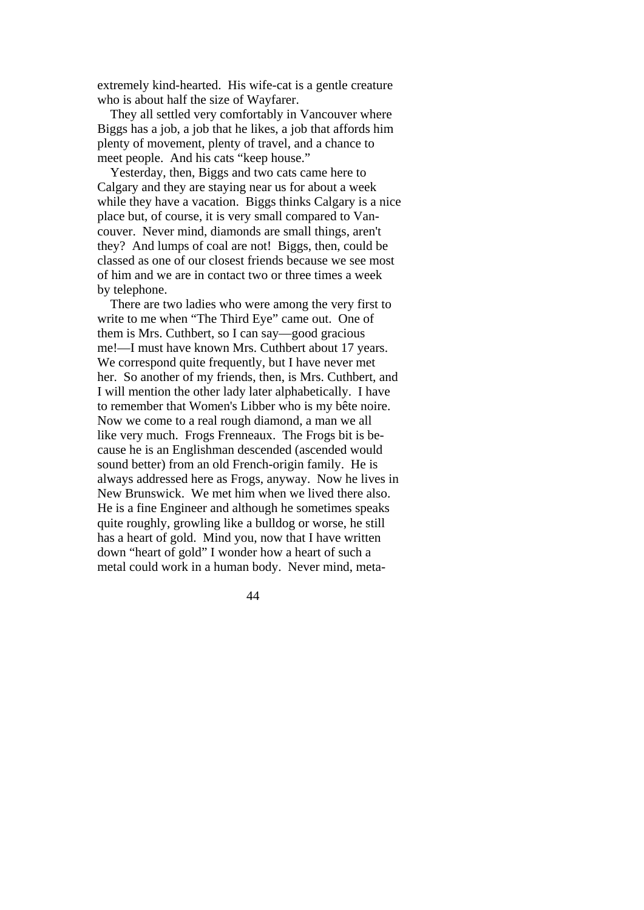extremely kind-hearted. His wife-cat is a gentle creature who is about half the size of Wayfarer.

They all settled very comfortably in Vancouver where Biggs has a job, a job that he likes, a job that affords him plenty of movement, plenty of travel, and a chance to meet people. And his cats "keep house."

Yesterday, then, Biggs and two cats came here to Calgary and they are staying near us for about a week while they have a vacation. Biggs thinks Calgary is a nice place but, of course, it is very small compared to Vancouver. Never mind, diamonds are small things, aren't they? And lumps of coal are not! Biggs, then, could be classed as one of our closest friends because we see most of him and we are in contact two or three times a week by telephone.

There are two ladies who were among the very first to write to me when "The Third Eye" came out. One of them is Mrs. Cuthbert, so I can say—good gracious me!—I must have known Mrs. Cuthbert about 17 years. We correspond quite frequently, but I have never met her. So another of my friends, then, is Mrs. Cuthbert, and I will mention the other lady later alphabetically. I have to remember that Women's Libber who is my bête noire. Now we come to a real rough diamond, a man we all like very much. Frogs Frenneaux. The Frogs bit is because he is an Englishman descended (ascended would sound better) from an old French-origin family. He is always addressed here as Frogs, anyway. Now he lives in New Brunswick. We met him when we lived there also. He is a fine Engineer and although he sometimes speaks quite roughly, growling like a bulldog or worse, he still has a heart of gold. Mind you, now that I have written down "heart of gold" I wonder how a heart of such a metal could work in a human body. Never mind, meta-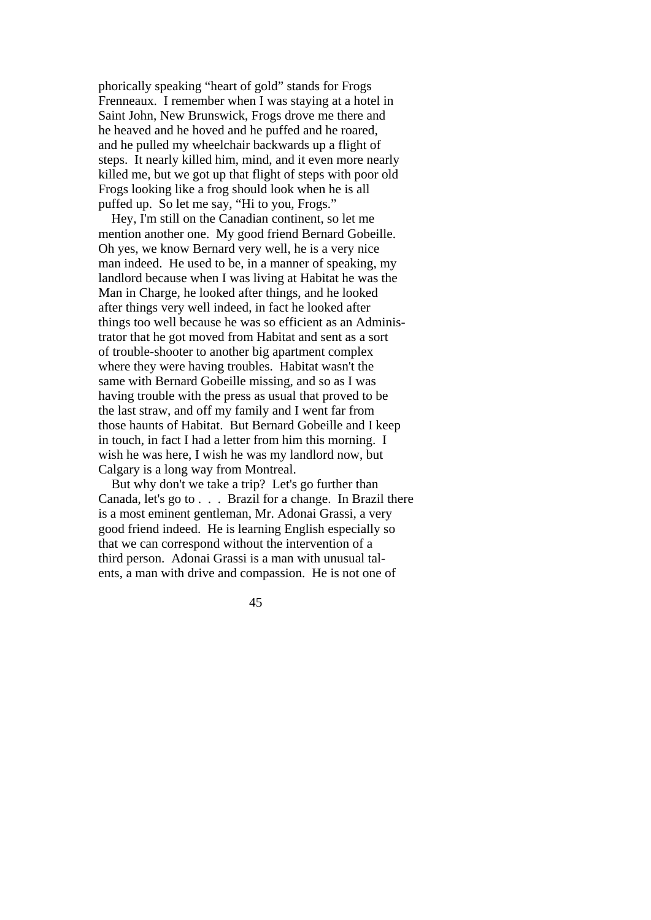phorically speaking "heart of gold" stands for Frogs Frenneaux. I remember when I was staying at a hotel in Saint John, New Brunswick, Frogs drove me there and he heaved and he hoved and he puffed and he roared, and he pulled my wheelchair backwards up a flight of steps. It nearly killed him, mind, and it even more nearly killed me, but we got up that flight of steps with poor old Frogs looking like a frog should look when he is all puffed up. So let me say, "Hi to you, Frogs."

Hey, I'm still on the Canadian continent, so let me mention another one. My good friend Bernard Gobeille. Oh yes, we know Bernard very well, he is a very nice man indeed. He used to be, in a manner of speaking, my landlord because when I was living at Habitat he was the Man in Charge, he looked after things, and he looked after things very well indeed, in fact he looked after things too well because he was so efficient as an Administrator that he got moved from Habitat and sent as a sort of trouble-shooter to another big apartment complex where they were having troubles. Habitat wasn't the same with Bernard Gobeille missing, and so as I was having trouble with the press as usual that proved to be the last straw, and off my family and I went far from those haunts of Habitat. But Bernard Gobeille and I keep in touch, in fact I had a letter from him this morning. I wish he was here, I wish he was my landlord now, but Calgary is a long way from Montreal.

But why don't we take a trip? Let's go further than Canada, let's go to . . . Brazil for a change. In Brazil there is a most eminent gentleman, Mr. Adonai Grassi, a very good friend indeed. He is learning English especially so that we can correspond without the intervention of a third person. Adonai Grassi is a man with unusual talents, a man with drive and compassion. He is not one of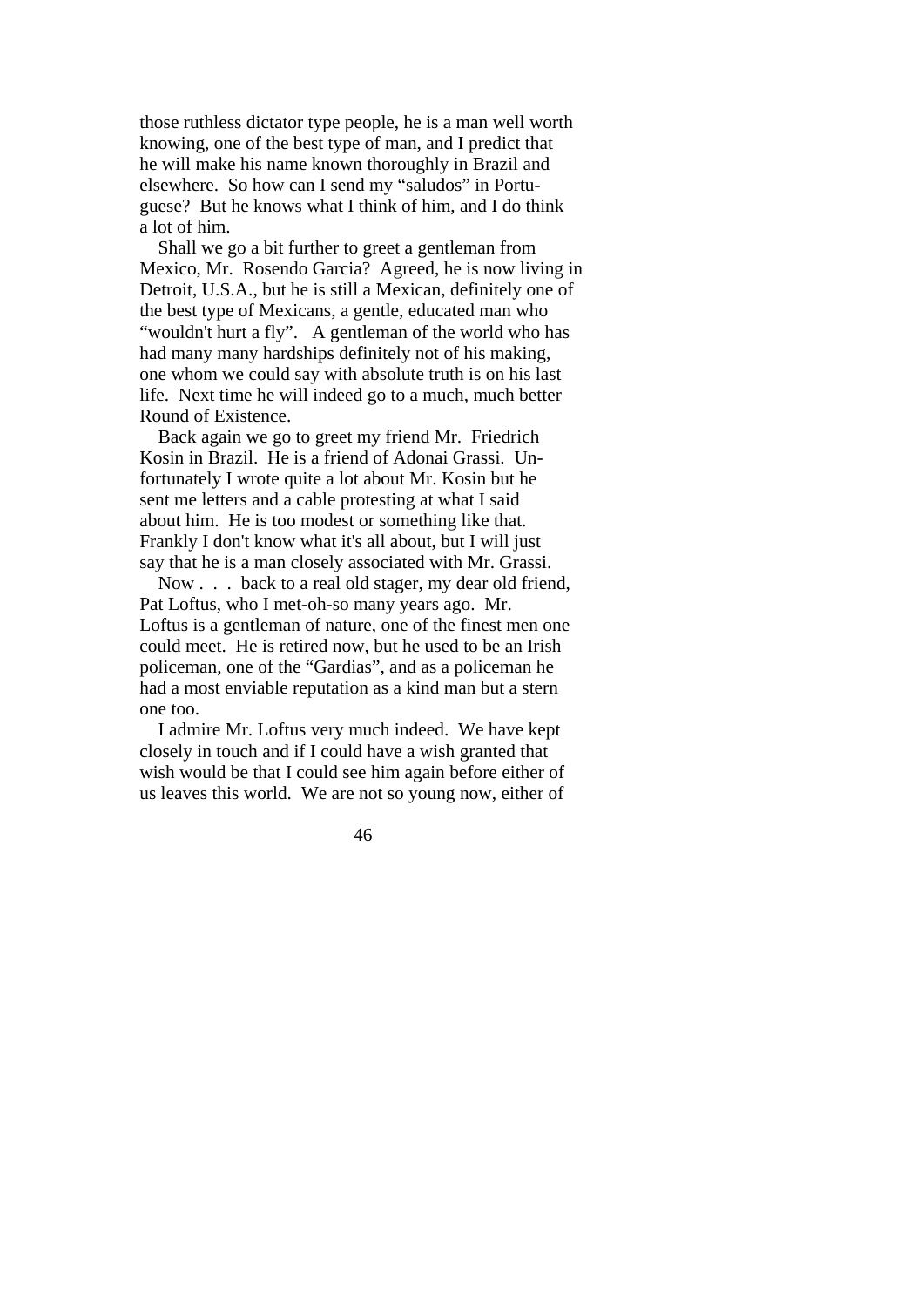those ruthless dictator type people, he is a man well worth knowing, one of the best type of man, and I predict that he will make his name known thoroughly in Brazil and elsewhere. So how can I send my "saludos" in Portuguese? But he knows what I think of him, and I do think a lot of him.

Shall we go a bit further to greet a gentleman from Mexico, Mr. Rosendo Garcia? Agreed, he is now living in Detroit, U.S.A., but he is still a Mexican, definitely one of the best type of Mexicans, a gentle, educated man who "wouldn't hurt a fly". A gentleman of the world who has had many many hardships definitely not of his making, one whom we could say with absolute truth is on his last life. Next time he will indeed go to a much, much better Round of Existence.

Back again we go to greet my friend Mr. Friedrich Kosin in Brazil. He is a friend of Adonai Grassi. Unfortunately I wrote quite a lot about Mr. Kosin but he sent me letters and a cable protesting at what I said about him. He is too modest or something like that. Frankly I don't know what it's all about, but I will just say that he is a man closely associated with Mr. Grassi.

Now . . . back to a real old stager, my dear old friend, Pat Loftus, who I met-oh-so many years ago. Mr. Loftus is a gentleman of nature, one of the finest men one could meet. He is retired now, but he used to be an Irish policeman, one of the "Gardias", and as a policeman he had a most enviable reputation as a kind man but a stern one too.

I admire Mr. Loftus very much indeed. We have kept closely in touch and if I could have a wish granted that wish would be that I could see him again before either of us leaves this world. We are not so young now, either of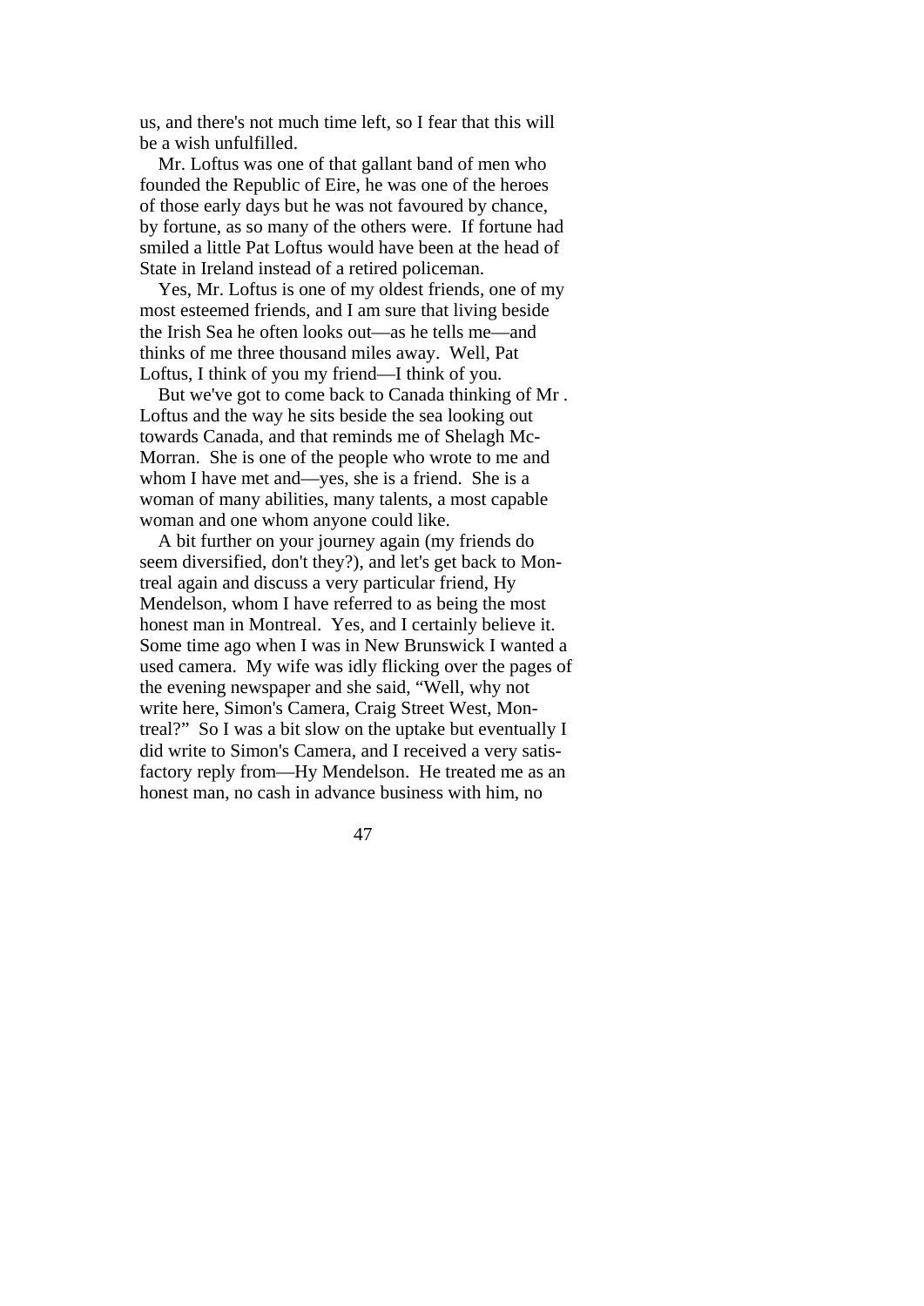us, and there's not much time left, so I fear that this will be a wish unfulfilled.

Mr. Loftus was one of that gallant band of men who founded the Republic of Eire, he was one of the heroes of those early days but he was not favoured by chance, by fortune, as so many of the others were. If fortune had smiled a little Pat Loftus would have been at the head of State in Ireland instead of a retired policeman.

Yes, Mr. Loftus is one of my oldest friends, one of my most esteemed friends, and I am sure that living beside the Irish Sea he often looks out—as he tells me—and thinks of me three thousand miles away. Well, Pat Loftus, I think of you my friend—I think of you.

But we've got to come back to Canada thinking of Mr . Loftus and the way he sits beside the sea looking out towards Canada, and that reminds me of Shelagh McMorran. She is one of the people who wrote to me and whom I have met and—yes, she is a friend. She is a woman of many abilities, many talents, a most capable woman and one whom anyone could like.

A bit further on your journey again (my friends do seem diversified, don't they?), and let's get back to Montreal again and discuss a very particular friend, Hy Mendelson, whom I have referred to as being the most honest man in Montreal. Yes, and I certainly believe it. Some time ago when I was in New Brunswick I wanted a used camera. My wife was idly flicking over the pages of the evening newspaper and she said, “Well, why not write here, Simon's Camera, Craig Street West, Montreal?” So I was a bit slow on the uptake but eventually I did write to Simon's Camera, and I received a very satisfactory reply from—Hy Mendelson. He treated me as an honest man, no cash in advance business with him, no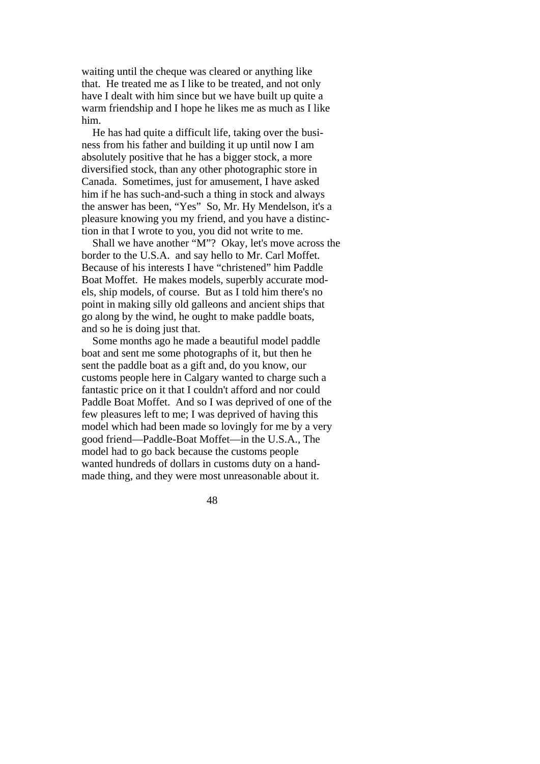waiting until the cheque was cleared or anything like that. He treated me as I like to be treated, and not only have I dealt with him since but we have built up quite a warm friendship and I hope he likes me as much as I like him.

He has had quite a difficult life, taking over the business from his father and building it up until now I am absolutely positive that he has a bigger stock, a more diversified stock, than any other photographic store in Canada. Sometimes, just for amusement, I have asked him if he has such-and-such a thing in stock and always the answer has been, "Yes" So, Mr. Hy Mendelson, it's a pleasure knowing you my friend, and you have a distinction in that I wrote to you, you did not write to me.

Shall we have another "M"? Okay, let's move across the border to the U.S.A. and say hello to Mr. Carl Moffet. Because of his interests I have "christened" him Paddle Boat Moffet. He makes models, superbly accurate models, ship models, of course. But as I told him there's no point in making silly old galleons and ancient ships that go along by the wind, he ought to make paddle boats, and so he is doing just that.

Some months ago he made a beautiful model paddle boat and sent me some photographs of it, but then he sent the paddle boat as a gift and, do you know, our customs people here in Calgary wanted to charge such a fantastic price on it that I couldn't afford and nor could Paddle Boat Moffet. And so I was deprived of one of the few pleasures left to me; I was deprived of having this model which had been made so lovingly for me by a very good friend—Paddle-Boat Moffet—in the U.S.A., The model had to go back because the customs people wanted hundreds of dollars in customs duty on a hand-made thing, and they were most unreasonable about it.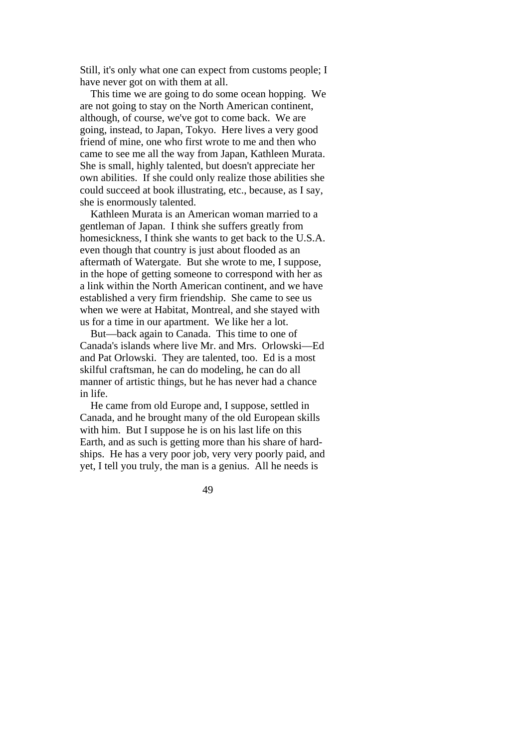Still, it's only what one can expect from customs people; I have never got on with them at all.

This time we are going to do some ocean hopping. We are not going to stay on the North American continent, although, of course, we've got to come back. We are going, instead, to Japan, Tokyo. Here lives a very good friend of mine, one who first wrote to me and then who came to see me all the way from Japan, Kathleen Murata. She is small, highly talented, but doesn't appreciate her own abilities. If she could only realize those abilities she could succeed at book illustrating, etc., because, as I say, she is enormously talented.

Kathleen Murata is an American woman married to a gentleman of Japan. I think she suffers greatly from homesickness, I think she wants to get back to the U.S.A. even though that country is just about flooded as an aftermath of Watergate. But she wrote to me, I suppose, in the hope of getting someone to correspond with her as a link within the North American continent, and we have established a very firm friendship. She came to see us when we were at Habitat, Montreal, and she stayed with us for a time in our apartment. We like her a lot.

But—back again to Canada. This time to one of Canada's islands where live Mr. and Mrs. Orlowski—Ed and Pat Orlowski. They are talented, too. Ed is a most skilful craftsman, he can do modeling, he can do all manner of artistic things, but he has never had a chance in life.

He came from old Europe and, I suppose, settled in Canada, and he brought many of the old European skills with him. But I suppose he is on his last life on this Earth, and as such is getting more than his share of hardships. He has a very poor job, very very poorly paid, and yet, I tell you truly, the man is a genius. All he needs is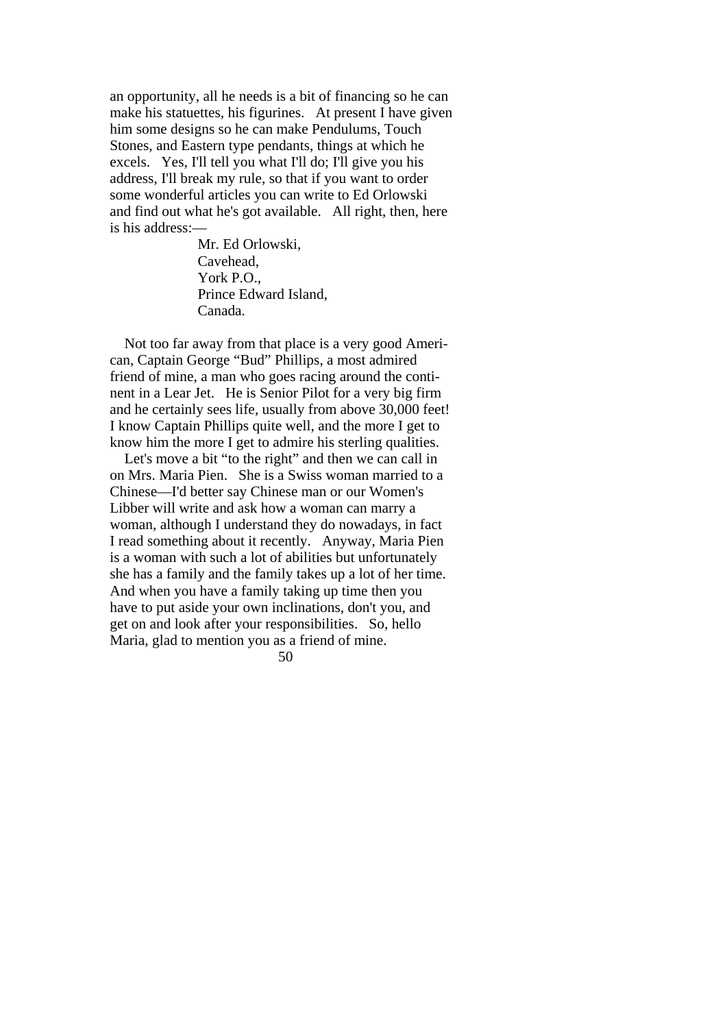an opportunity, all he needs is a bit of financing so he can make his statuettes, his figurines. At present I have given him some designs so he can make Pendulums, Touch Stones, and Eastern type pendants, things at which he excels. Yes, I'll tell you what I'll do; I'll give you his address, I'll break my rule, so that if you want to order some wonderful articles you can write to Ed Orlowski and find out what he's got available. All right, then, here is his address:—

> Mr. Ed Orlowski,
> Cavehead,
> York P.O.,
> Prince Edward Island,
> Canada.

Not too far away from that place is a very good American, Captain George "Bud" Phillips, a most admired friend of mine, a man who goes racing around the continent in a Lear Jet. He is Senior Pilot for a very big firm and he certainly sees life, usually from above 30,000 feet! I know Captain Phillips quite well, and the more I get to know him the more I get to admire his sterling qualities.

Let's move a bit "to the right" and then we can call in on Mrs. Maria Pien. She is a Swiss woman married to a Chinese—I'd better say Chinese man or our Women's Libber will write and ask how a woman can marry a woman, although I understand they do nowadays, in fact I read something about it recently. Anyway, Maria Pien is a woman with such a lot of abilities but unfortunately she has a family and the family takes up a lot of her time. And when you have a family taking up time then you have to put aside your own inclinations, don't you, and get on and look after your responsibilities. So, hello Maria, glad to mention you as a friend of mine.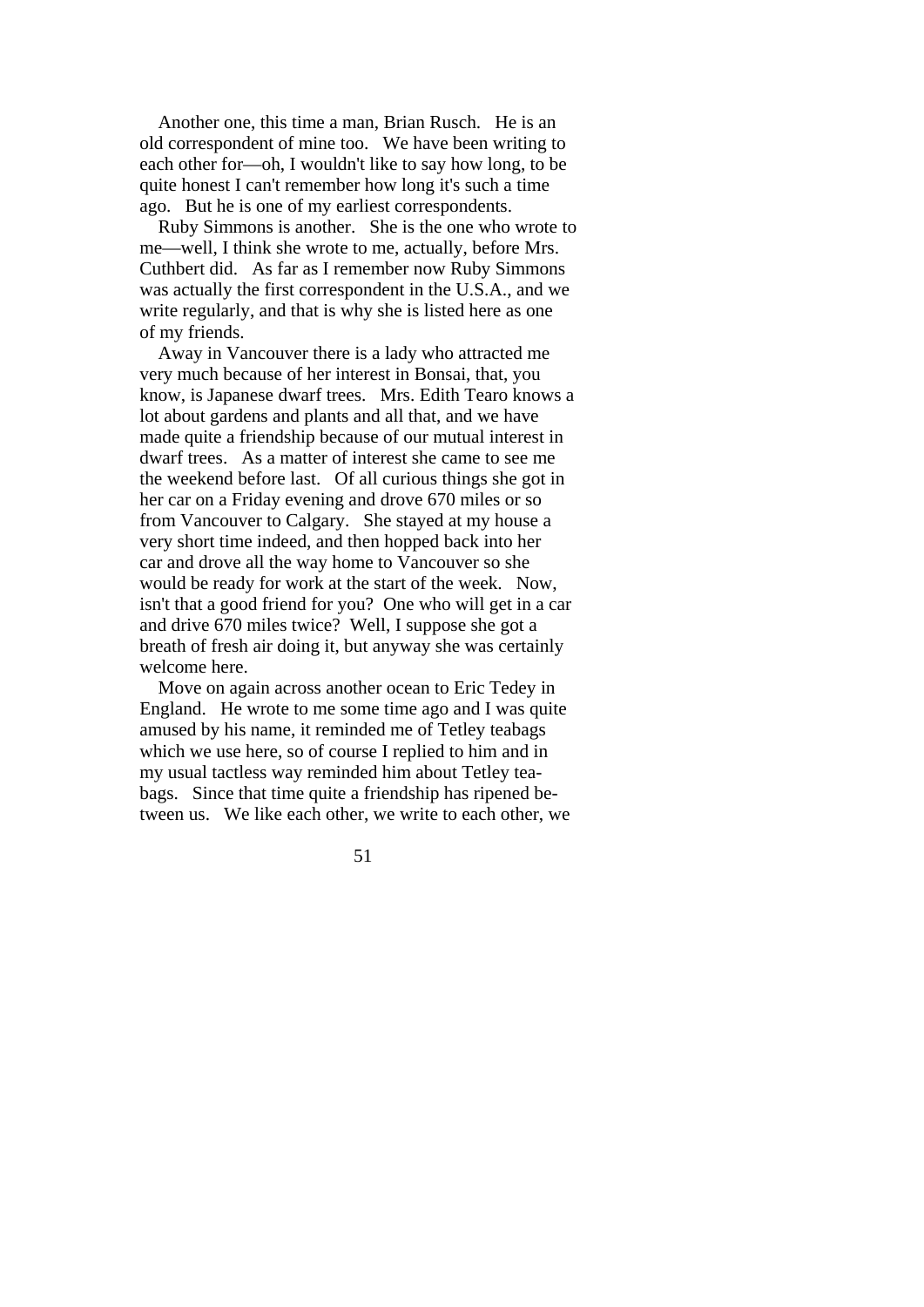Another one, this time a man, Brian Rusch. He is an old correspondent of mine too. We have been writing to each other for—oh, I wouldn't like to say how long, to be quite honest I can't remember how long it's such a time ago. But he is one of my earliest correspondents.

Ruby Simmons is another. She is the one who wrote to me—well, I think she wrote to me, actually, before Mrs. Cuthbert did. As far as I remember now Ruby Simmons was actually the first correspondent in the U.S.A., and we write regularly, and that is why she is listed here as one of my friends.

Away in Vancouver there is a lady who attracted me very much because of her interest in Bonsai, that, you know, is Japanese dwarf trees. Mrs. Edith Tearo knows a lot about gardens and plants and all that, and we have made quite a friendship because of our mutual interest in dwarf trees. As a matter of interest she came to see me the weekend before last. Of all curious things she got in her car on a Friday evening and drove 670 miles or so from Vancouver to Calgary. She stayed at my house a very short time indeed, and then hopped back into her car and drove all the way home to Vancouver so she would be ready for work at the start of the week. Now, isn't that a good friend for you? One who will get in a car and drive 670 miles twice? Well, I suppose she got a breath of fresh air doing it, but anyway she was certainly welcome here.

Move on again across another ocean to Eric Tedey in England. He wrote to me some time ago and I was quite amused by his name, it reminded me of Tetley teabags which we use here, so of course I replied to him and in my usual tactless way reminded him about Tetley teabags. Since that time quite a friendship has ripened between us. We like each other, we write to each other, we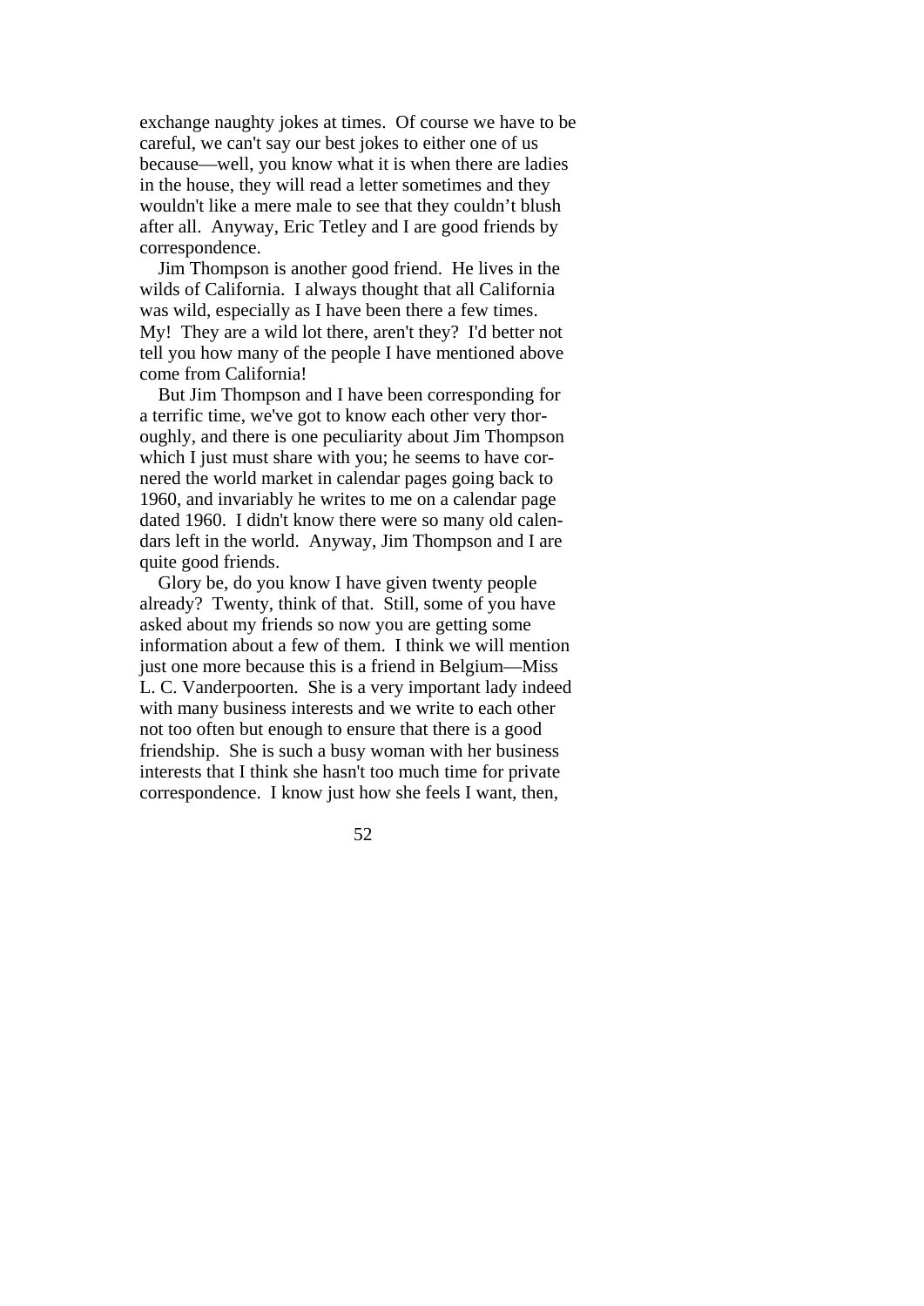exchange naughty jokes at times. Of course we have to be careful, we can't say our best jokes to either one of us because—well, you know what it is when there are ladies in the house, they will read a letter sometimes and they wouldn't like a mere male to see that they couldn't blush after all. Anyway, Eric Tetley and I are good friends by correspondence.

Jim Thompson is another good friend. He lives in the wilds of California. I always thought that all California was wild, especially as I have been there a few times. My! They are a wild lot there, aren't they? I'd better not tell you how many of the people I have mentioned above come from California!

But Jim Thompson and I have been corresponding for a terrific time, we've got to know each other very thoroughly, and there is one peculiarity about Jim Thompson which I just must share with you; he seems to have cornered the world market in calendar pages going back to 1960, and invariably he writes to me on a calendar page dated 1960. I didn't know there were so many old calendars left in the world. Anyway, Jim Thompson and I are quite good friends.

Glory be, do you know I have given twenty people already? Twenty, think of that. Still, some of you have asked about my friends so now you are getting some information about a few of them. I think we will mention just one more because this is a friend in Belgium—Miss L. C. Vanderpoorten. She is a very important lady indeed with many business interests and we write to each other not too often but enough to ensure that there is a good friendship. She is such a busy woman with her business interests that I think she hasn't too much time for private correspondence. I know just how she feels I want, then,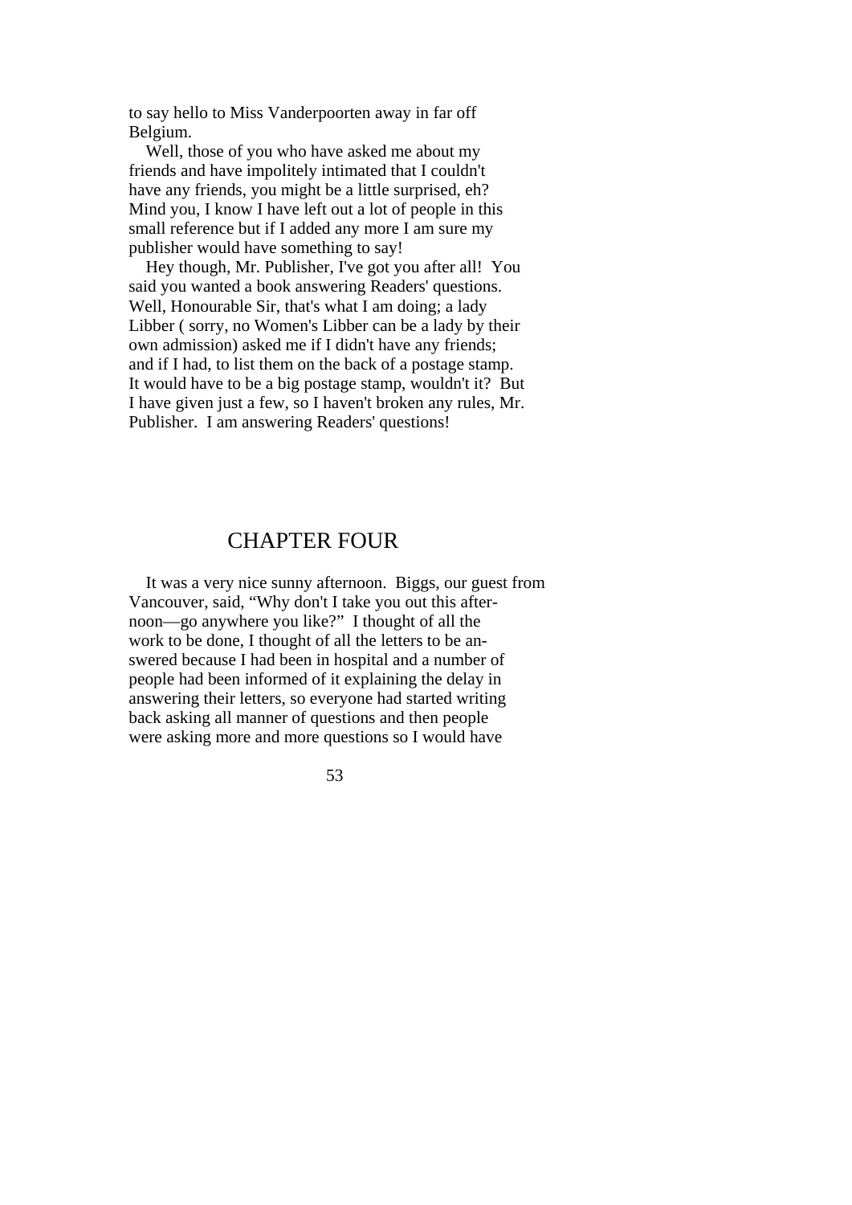to say hello to Miss Vanderpoorten away in far off Belgium.

Well, those of you who have asked me about my friends and have impolitely intimated that I couldn't have any friends, you might be a little surprised, eh? Mind you, I know I have left out a lot of people in this small reference but if I added any more I am sure my publisher would have something to say!

Hey though, Mr. Publisher, I've got you after all! You said you wanted a book answering Readers' questions. Well, Honourable Sir, that's what I am doing; a lady Libber ( sorry, no Women's Libber can be a lady by their own admission) asked me if I didn't have any friends; and if I had, to list them on the back of a postage stamp. It would have to be a big postage stamp, wouldn't it? But I have given just a few, so I haven't broken any rules, Mr. Publisher. I am answering Readers' questions!

## CHAPTER FOUR

It was a very nice sunny afternoon. Biggs, our guest from Vancouver, said, "Why don't I take you out this afternoon—go anywhere you like?" I thought of all the work to be done, I thought of all the letters to be answered because I had been in hospital and a number of people had been informed of it explaining the delay in answering their letters, so everyone had started writing back asking all manner of questions and then people were asking more and more questions so I would have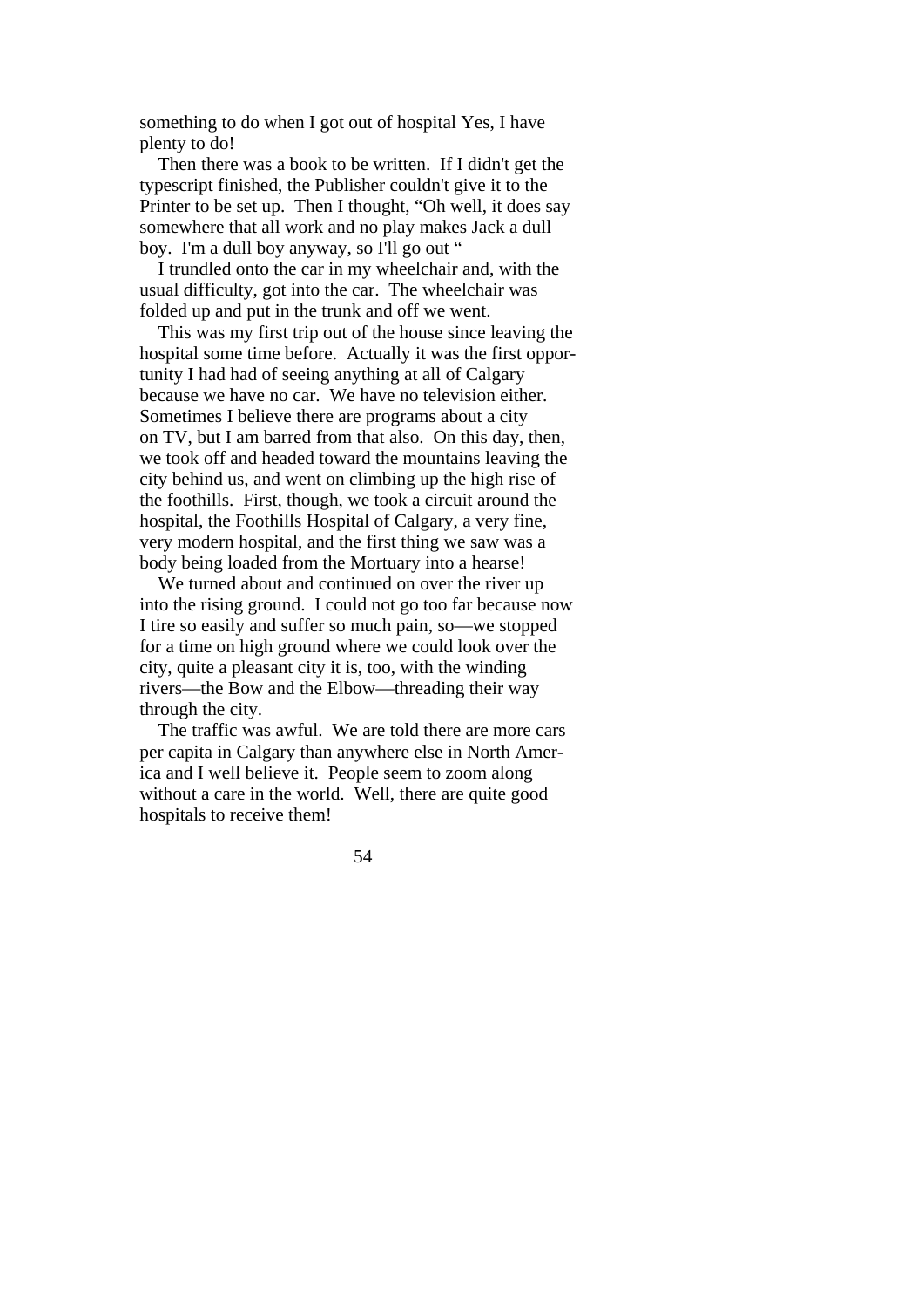something to do when I got out of hospital Yes, I have plenty to do!

Then there was a book to be written. If I didn't get the typescript finished, the Publisher couldn't give it to the Printer to be set up. Then I thought, "Oh well, it does say somewhere that all work and no play makes Jack a dull boy. I'm a dull boy anyway, so I'll go out "

I trundled onto the car in my wheelchair and, with the usual difficulty, got into the car. The wheelchair was folded up and put in the trunk and off we went.

This was my first trip out of the house since leaving the hospital some time before. Actually it was the first opportunity I had had of seeing anything at all of Calgary because we have no car. We have no television either. Sometimes I believe there are programs about a city on TV, but I am barred from that also. On this day, then, we took off and headed toward the mountains leaving the city behind us, and went on climbing up the high rise of the foothills. First, though, we took a circuit around the hospital, the Foothills Hospital of Calgary, a very fine, very modern hospital, and the first thing we saw was a body being loaded from the Mortuary into a hearse!

We turned about and continued on over the river up into the rising ground. I could not go too far because now I tire so easily and suffer so much pain, so—we stopped for a time on high ground where we could look over the city, quite a pleasant city it is, too, with the winding rivers—the Bow and the Elbow—threading their way through the city.

The traffic was awful. We are told there are more cars per capita in Calgary than anywhere else in North America and I well believe it. People seem to zoom along without a care in the world. Well, there are quite good hospitals to receive them!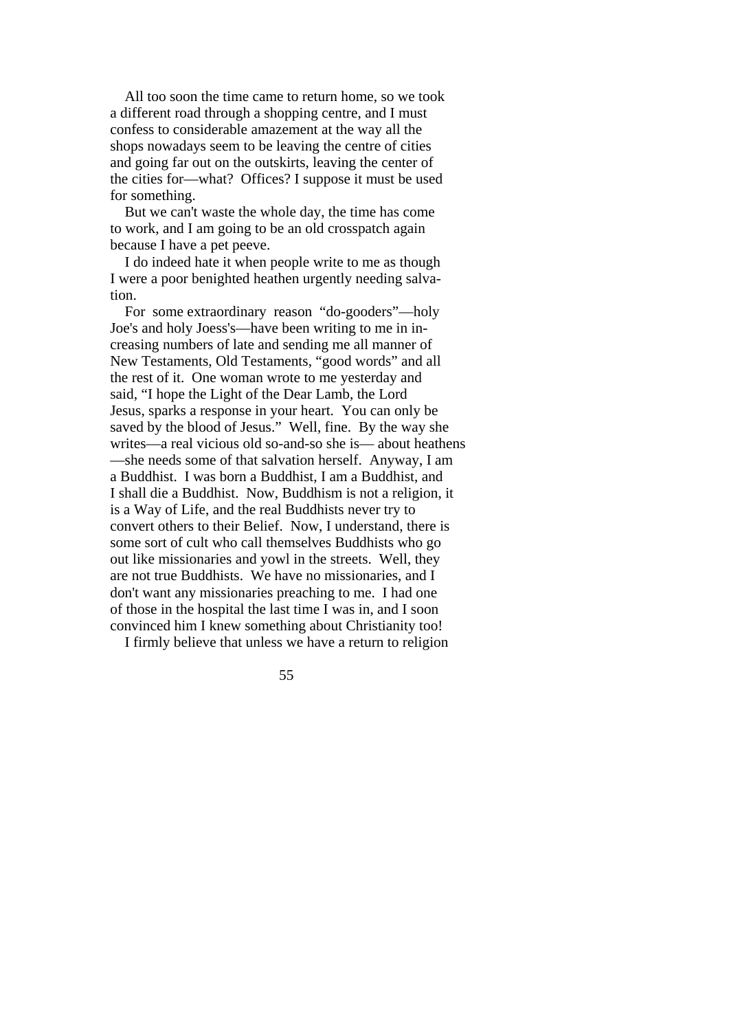All too soon the time came to return home, so we took a different road through a shopping centre, and I must confess to considerable amazement at the way all the shops nowadays seem to be leaving the centre of cities and going far out on the outskirts, leaving the center of the cities for—what? Offices? I suppose it must be used for something.

But we can't waste the whole day, the time has come to work, and I am going to be an old crosspatch again because I have a pet peeve.

I do indeed hate it when people write to me as though I were a poor benighted heathen urgently needing salvation.

For some extraordinary reason "do-gooders"—holy Joe's and holy Joess's—have been writing to me in increasing numbers of late and sending me all manner of New Testaments, Old Testaments, "good words" and all the rest of it. One woman wrote to me yesterday and said, "I hope the Light of the Dear Lamb, the Lord Jesus, sparks a response in your heart. You can only be saved by the blood of Jesus." Well, fine. By the way she writes—a real vicious old so-and-so she is— about heathens —she needs some of that salvation herself. Anyway, I am a Buddhist. I was born a Buddhist, I am a Buddhist, and I shall die a Buddhist. Now, Buddhism is not a religion, it is a Way of Life, and the real Buddhists never try to convert others to their Belief. Now, I understand, there is some sort of cult who call themselves Buddhists who go out like missionaries and yowl in the streets. Well, they are not true Buddhists. We have no missionaries, and I don't want any missionaries preaching to me. I had one of those in the hospital the last time I was in, and I soon convinced him I knew something about Christianity too!

I firmly believe that unless we have a return to religion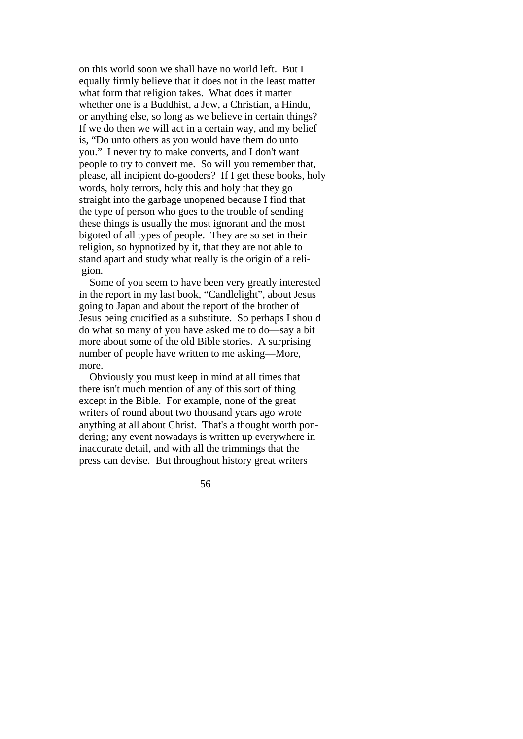on this world soon we shall have no world left. But I equally firmly believe that it does not in the least matter what form that religion takes. What does it matter whether one is a Buddhist, a Jew, a Christian, a Hindu, or anything else, so long as we believe in certain things? If we do then we will act in a certain way, and my belief is, "Do unto others as you would have them do unto you." I never try to make converts, and I don't want people to try to convert me. So will you remember that, please, all incipient do-gooders? If I get these books, holy words, holy terrors, holy this and holy that they go straight into the garbage unopened because I find that the type of person who goes to the trouble of sending these things is usually the most ignorant and the most bigoted of all types of people. They are so set in their religion, so hypnotized by it, that they are not able to stand apart and study what really is the origin of a religion.

Some of you seem to have been very greatly interested in the report in my last book, "Candlelight", about Jesus going to Japan and about the report of the brother of Jesus being crucified as a substitute. So perhaps I should do what so many of you have asked me to do—say a bit more about some of the old Bible stories. A surprising number of people have written to me asking—More, more.

Obviously you must keep in mind at all times that there isn't much mention of any of this sort of thing except in the Bible. For example, none of the great writers of round about two thousand years ago wrote anything at all about Christ. That's a thought worth pondering; any event nowadays is written up everywhere in inaccurate detail, and with all the trimmings that the press can devise. But throughout history great writers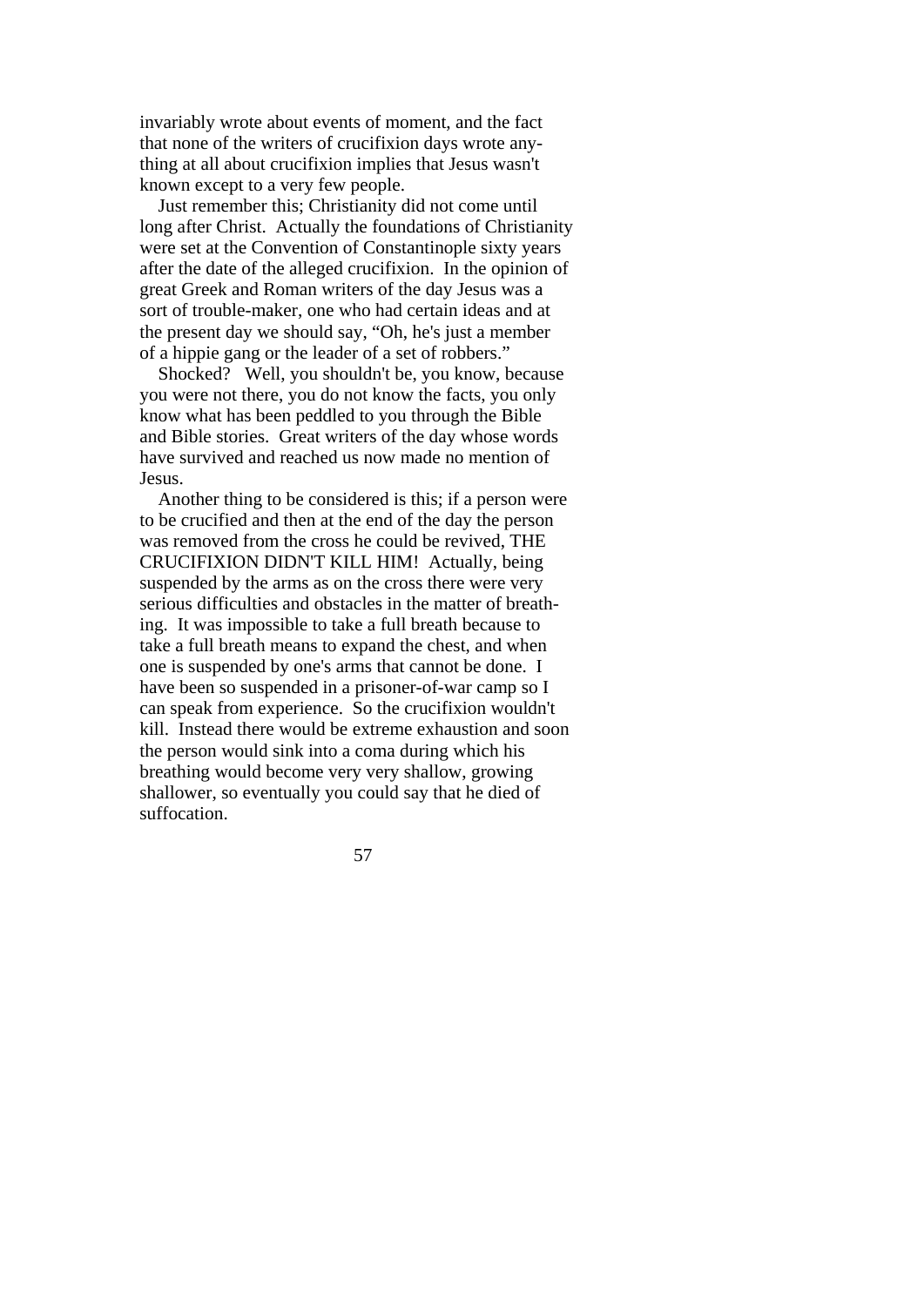invariably wrote about events of moment, and the fact that none of the writers of crucifixion days wrote anything at all about crucifixion implies that Jesus wasn't known except to a very few people.

Just remember this; Christianity did not come until long after Christ. Actually the foundations of Christianity were set at the Convention of Constantinople sixty years after the date of the alleged crucifixion. In the opinion of great Greek and Roman writers of the day Jesus was a sort of trouble-maker, one who had certain ideas and at the present day we should say, "Oh, he's just a member of a hippie gang or the leader of a set of robbers."

Shocked? Well, you shouldn't be, you know, because you were not there, you do not know the facts, you only know what has been peddled to you through the Bible and Bible stories. Great writers of the day whose words have survived and reached us now made no mention of Jesus.

Another thing to be considered is this; if a person were to be crucified and then at the end of the day the person was removed from the cross he could be revived, THE CRUCIFIXION DIDN'T KILL HIM! Actually, being suspended by the arms as on the cross there were very serious difficulties and obstacles in the matter of breathing. It was impossible to take a full breath because to take a full breath means to expand the chest, and when one is suspended by one's arms that cannot be done. I have been so suspended in a prisoner-of-war camp so I can speak from experience. So the crucifixion wouldn't kill. Instead there would be extreme exhaustion and soon the person would sink into a coma during which his breathing would become very very shallow, growing shallower, so eventually you could say that he died of suffocation.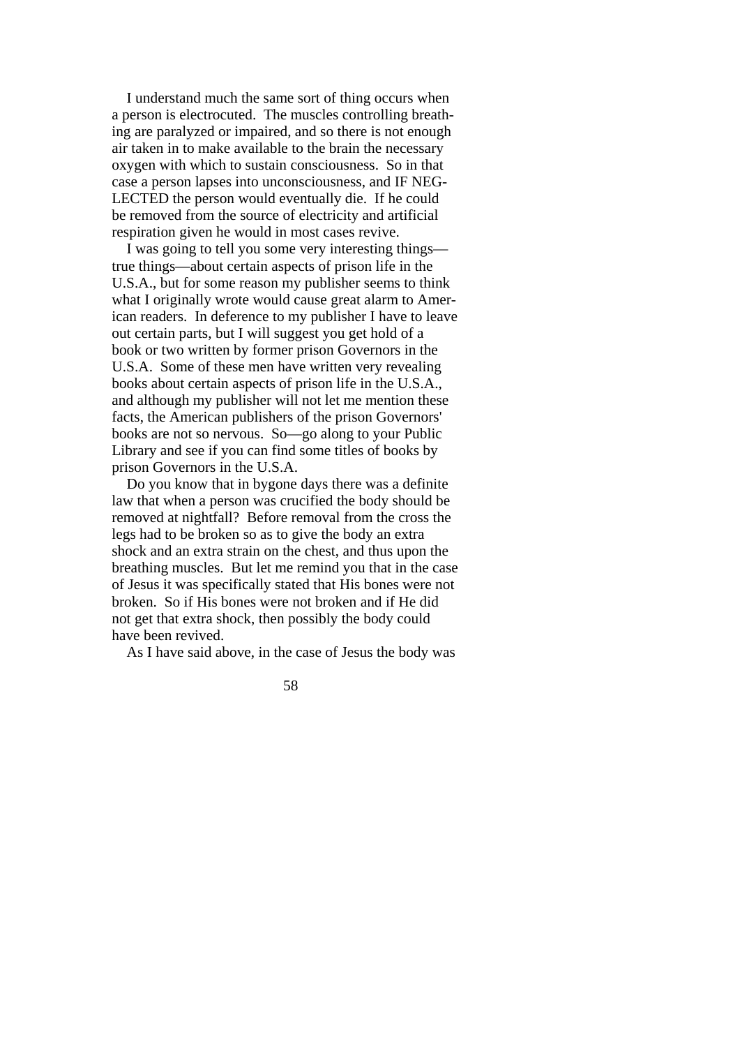I understand much the same sort of thing occurs when a person is electrocuted. The muscles controlling breathing are paralyzed or impaired, and so there is not enough air taken in to make available to the brain the necessary oxygen with which to sustain consciousness. So in that case a person lapses into unconsciousness, and IF NEGLECTED the person would eventually die. If he could be removed from the source of electricity and artificial respiration given he would in most cases revive.

I was going to tell you some very interesting things—true things—about certain aspects of prison life in the U.S.A., but for some reason my publisher seems to think what I originally wrote would cause great alarm to American readers. In deference to my publisher I have to leave out certain parts, but I will suggest you get hold of a book or two written by former prison Governors in the U.S.A. Some of these men have written very revealing books about certain aspects of prison life in the U.S.A., and although my publisher will not let me mention these facts, the American publishers of the prison Governors' books are not so nervous. So—go along to your Public Library and see if you can find some titles of books by prison Governors in the U.S.A.

Do you know that in bygone days there was a definite law that when a person was crucified the body should be removed at nightfall? Before removal from the cross the legs had to be broken so as to give the body an extra shock and an extra strain on the chest, and thus upon the breathing muscles. But let me remind you that in the case of Jesus it was specifically stated that His bones were not broken. So if His bones were not broken and if He did not get that extra shock, then possibly the body could have been revived.

As I have said above, in the case of Jesus the body was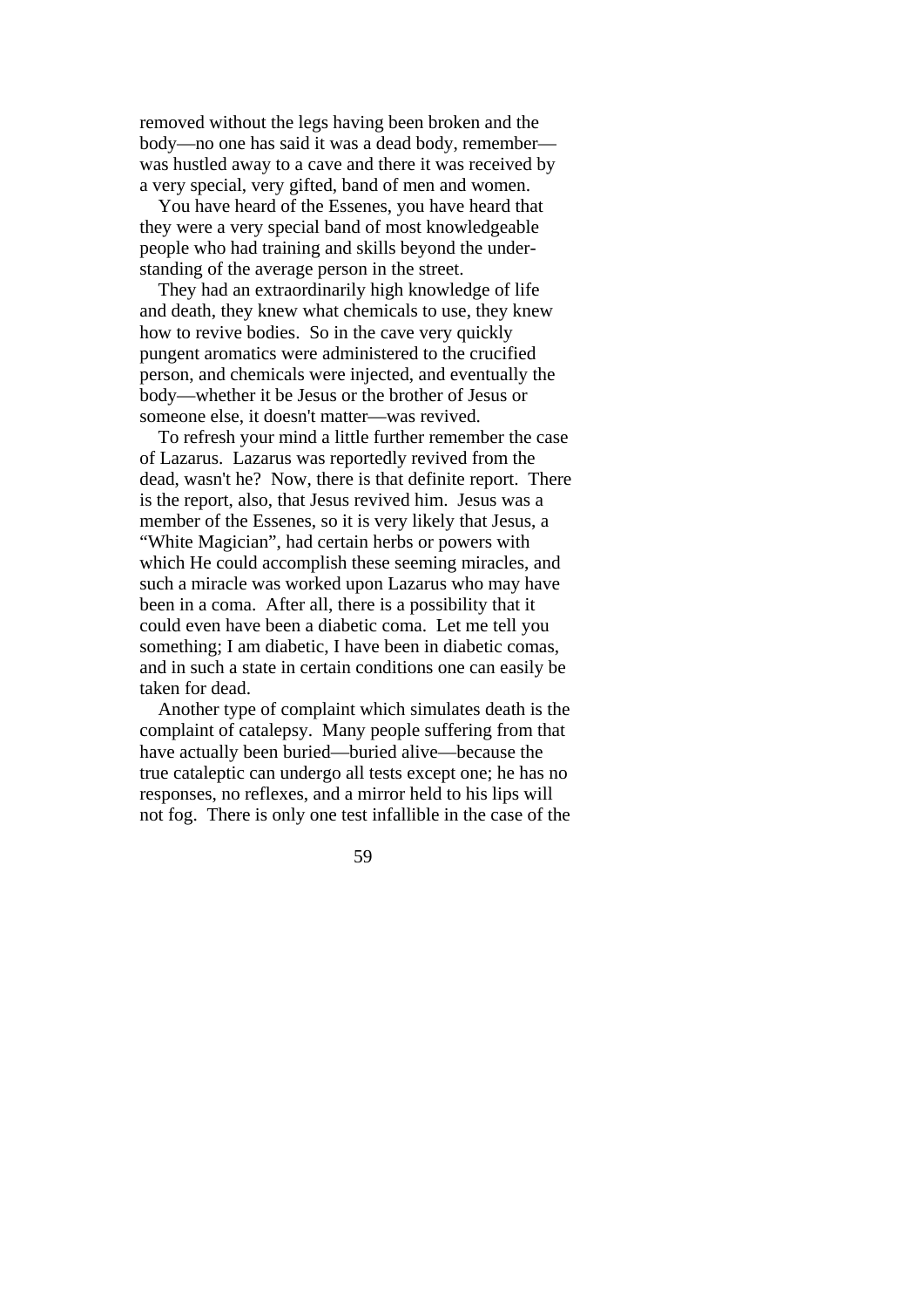removed without the legs having been broken and the body—no one has said it was a dead body, remember—was hustled away to a cave and there it was received by a very special, very gifted, band of men and women.

You have heard of the Essenes, you have heard that they were a very special band of most knowledgeable people who had training and skills beyond the understanding of the average person in the street.

They had an extraordinarily high knowledge of life and death, they knew what chemicals to use, they knew how to revive bodies. So in the cave very quickly pungent aromatics were administered to the crucified person, and chemicals were injected, and eventually the body—whether it be Jesus or the brother of Jesus or someone else, it doesn't matter—was revived.

To refresh your mind a little further remember the case of Lazarus. Lazarus was reportedly revived from the dead, wasn't he? Now, there is that definite report. There is the report, also, that Jesus revived him. Jesus was a member of the Essenes, so it is very likely that Jesus, a "White Magician", had certain herbs or powers with which He could accomplish these seeming miracles, and such a miracle was worked upon Lazarus who may have been in a coma. After all, there is a possibility that it could even have been a diabetic coma. Let me tell you something; I am diabetic, I have been in diabetic comas, and in such a state in certain conditions one can easily be taken for dead.

Another type of complaint which simulates death is the complaint of catalepsy. Many people suffering from that have actually been buried—buried alive—because the true cataleptic can undergo all tests except one; he has no responses, no reflexes, and a mirror held to his lips will not fog. There is only one test infallible in the case of the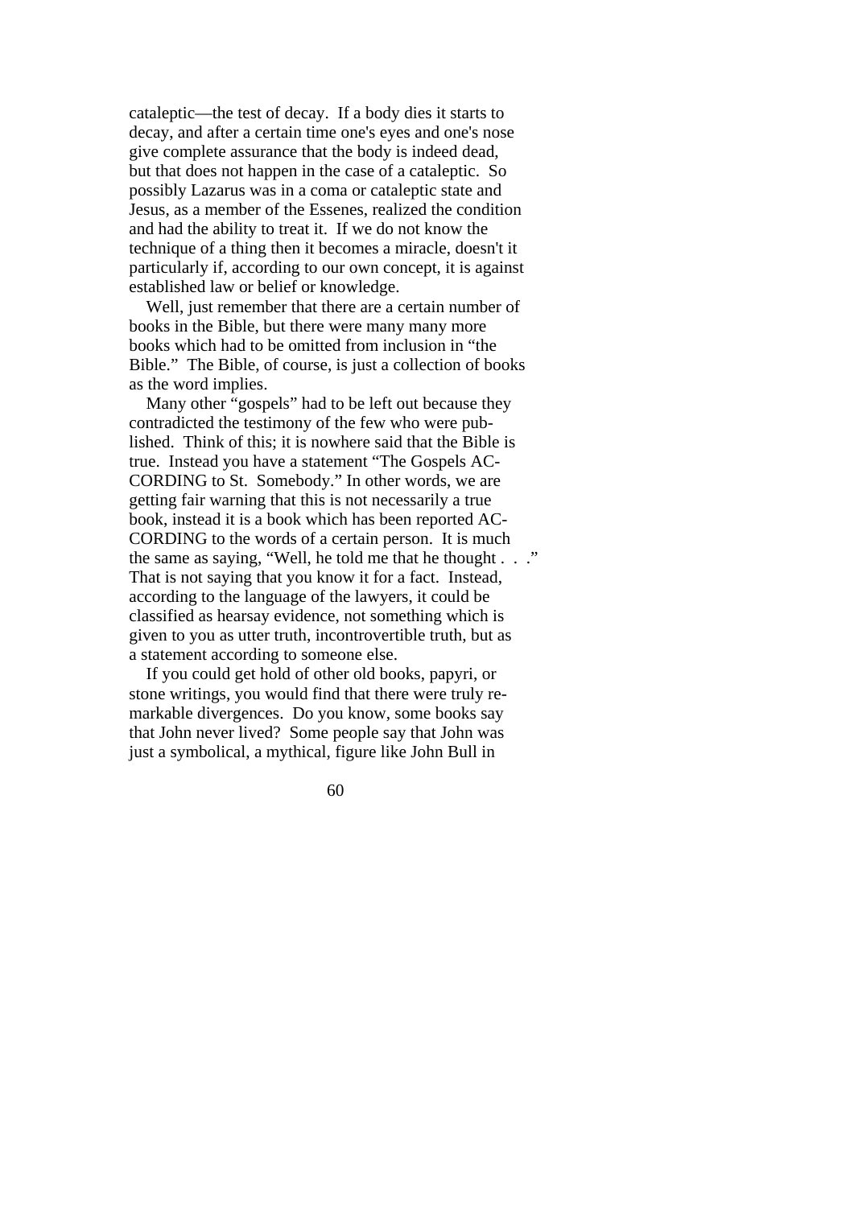cataleptic—the test of decay. If a body dies it starts to decay, and after a certain time one's eyes and one's nose give complete assurance that the body is indeed dead, but that does not happen in the case of a cataleptic. So possibly Lazarus was in a coma or cataleptic state and Jesus, as a member of the Essenes, realized the condition and had the ability to treat it. If we do not know the technique of a thing then it becomes a miracle, doesn't it particularly if, according to our own concept, it is against established law or belief or knowledge.

Well, just remember that there are a certain number of books in the Bible, but there were many many more books which had to be omitted from inclusion in "the Bible." The Bible, of course, is just a collection of books as the word implies.

Many other "gospels" had to be left out because they contradicted the testimony of the few who were published. Think of this; it is nowhere said that the Bible is true. Instead you have a statement "The Gospels ACCORDING to St. Somebody." In other words, we are getting fair warning that this is not necessarily a true book, instead it is a book which has been reported ACCORDING to the words of a certain person. It is much the same as saying, "Well, he told me that he thought . . ." That is not saying that you know it for a fact. Instead, according to the language of the lawyers, it could be classified as hearsay evidence, not something which is given to you as utter truth, incontrovertible truth, but as a statement according to someone else.

If you could get hold of other old books, papyri, or stone writings, you would find that there were truly remarkable divergences. Do you know, some books say that John never lived? Some people say that John was just a symbolical, a mythical, figure like John Bull in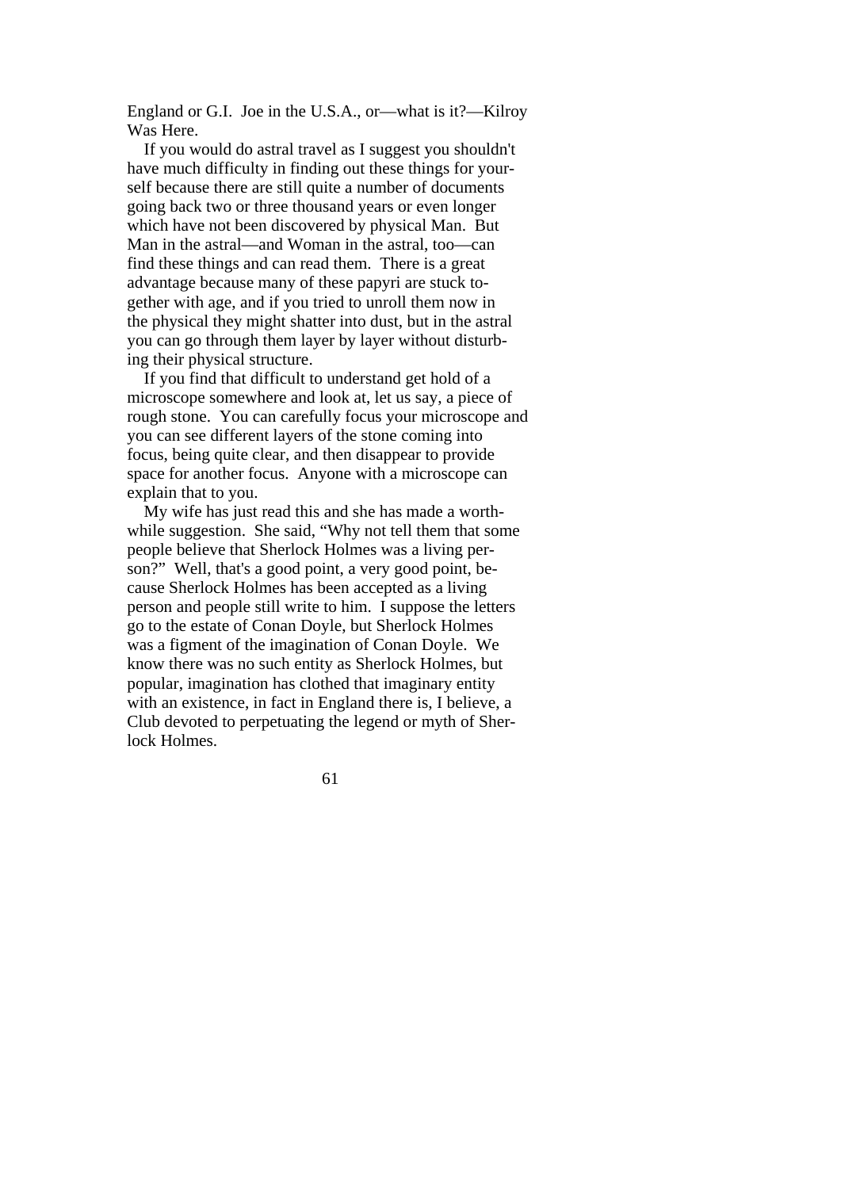England or G.I. Joe in the U.S.A., or—what is it?—Kilroy Was Here.

If you would do astral travel as I suggest you shouldn't have much difficulty in finding out these things for yourself because there are still quite a number of documents going back two or three thousand years or even longer which have not been discovered by physical Man. But Man in the astral—and Woman in the astral, too—can find these things and can read them. There is a great advantage because many of these papyri are stuck together with age, and if you tried to unroll them now in the physical they might shatter into dust, but in the astral you can go through them layer by layer without disturbing their physical structure.

If you find that difficult to understand get hold of a microscope somewhere and look at, let us say, a piece of rough stone. You can carefully focus your microscope and you can see different layers of the stone coming into focus, being quite clear, and then disappear to provide space for another focus. Anyone with a microscope can explain that to you.

My wife has just read this and she has made a worthwhile suggestion. She said, "Why not tell them that some people believe that Sherlock Holmes was a living person?" Well, that's a good point, a very good point, because Sherlock Holmes has been accepted as a living person and people still write to him. I suppose the letters go to the estate of Conan Doyle, but Sherlock Holmes was a figment of the imagination of Conan Doyle. We know there was no such entity as Sherlock Holmes, but popular, imagination has clothed that imaginary entity with an existence, in fact in England there is, I believe, a Club devoted to perpetuating the legend or myth of Sherlock Holmes.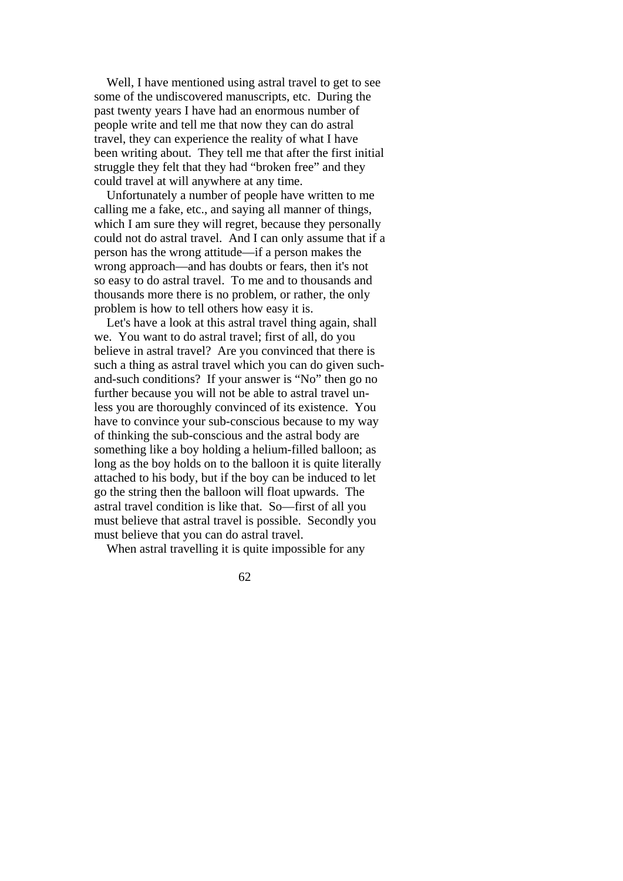Well, I have mentioned using astral travel to get to see some of the undiscovered manuscripts, etc. During the past twenty years I have had an enormous number of people write and tell me that now they can do astral travel, they can experience the reality of what I have been writing about. They tell me that after the first initial struggle they felt that they had "broken free" and they could travel at will anywhere at any time.

Unfortunately a number of people have written to me calling me a fake, etc., and saying all manner of things, which I am sure they will regret, because they personally could not do astral travel. And I can only assume that if a person has the wrong attitude—if a person makes the wrong approach—and has doubts or fears, then it's not so easy to do astral travel. To me and to thousands and thousands more there is no problem, or rather, the only problem is how to tell others how easy it is.

Let's have a look at this astral travel thing again, shall we. You want to do astral travel; first of all, do you believe in astral travel? Are you convinced that there is such a thing as astral travel which you can do given such-and-such conditions? If your answer is "No" then go no further because you will not be able to astral travel unless you are thoroughly convinced of its existence. You have to convince your sub-conscious because to my way of thinking the sub-conscious and the astral body are something like a boy holding a helium-filled balloon; as long as the boy holds on to the balloon it is quite literally attached to his body, but if the boy can be induced to let go the string then the balloon will float upwards. The astral travel condition is like that. So—first of all you must believe that astral travel is possible. Secondly you must believe that you can do astral travel.

When astral travelling it is quite impossible for any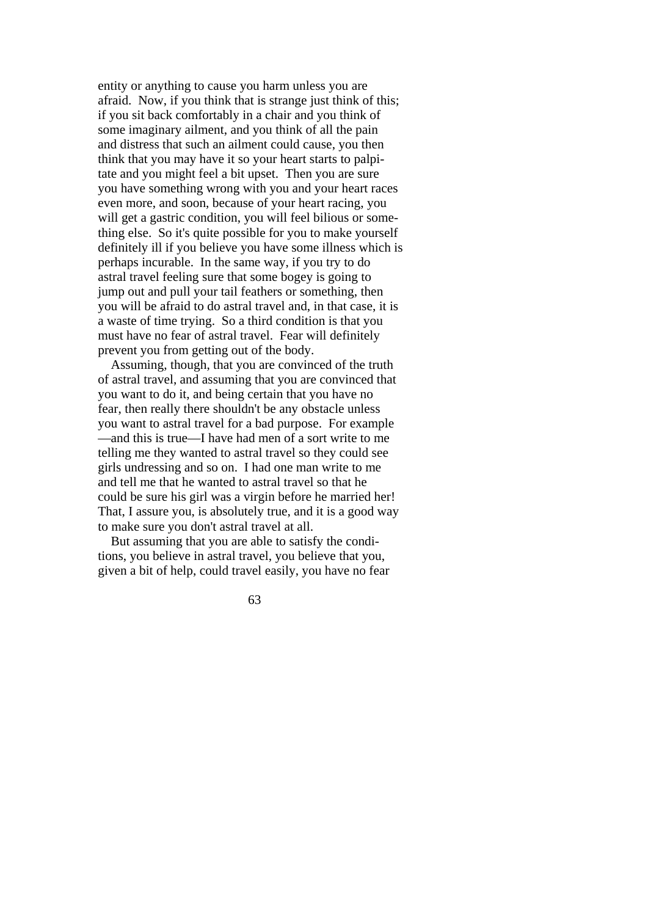entity or anything to cause you harm unless you are afraid. Now, if you think that is strange just think of this; if you sit back comfortably in a chair and you think of some imaginary ailment, and you think of all the pain and distress that such an ailment could cause, you then think that you may have it so your heart starts to palpitate and you might feel a bit upset. Then you are sure you have something wrong with you and your heart races even more, and soon, because of your heart racing, you will get a gastric condition, you will feel bilious or something else. So it's quite possible for you to make yourself definitely ill if you believe you have some illness which is perhaps incurable. In the same way, if you try to do astral travel feeling sure that some bogey is going to jump out and pull your tail feathers or something, then you will be afraid to do astral travel and, in that case, it is a waste of time trying. So a third condition is that you must have no fear of astral travel. Fear will definitely prevent you from getting out of the body.

Assuming, though, that you are convinced of the truth of astral travel, and assuming that you are convinced that you want to do it, and being certain that you have no fear, then really there shouldn't be any obstacle unless you want to astral travel for a bad purpose. For example—and this is true—I have had men of a sort write to me telling me they wanted to astral travel so they could see girls undressing and so on. I had one man write to me and tell me that he wanted to astral travel so that he could be sure his girl was a virgin before he married her! That, I assure you, is absolutely true, and it is a good way to make sure you don't astral travel at all.

But assuming that you are able to satisfy the conditions, you believe in astral travel, you believe that you, given a bit of help, could travel easily, you have no fear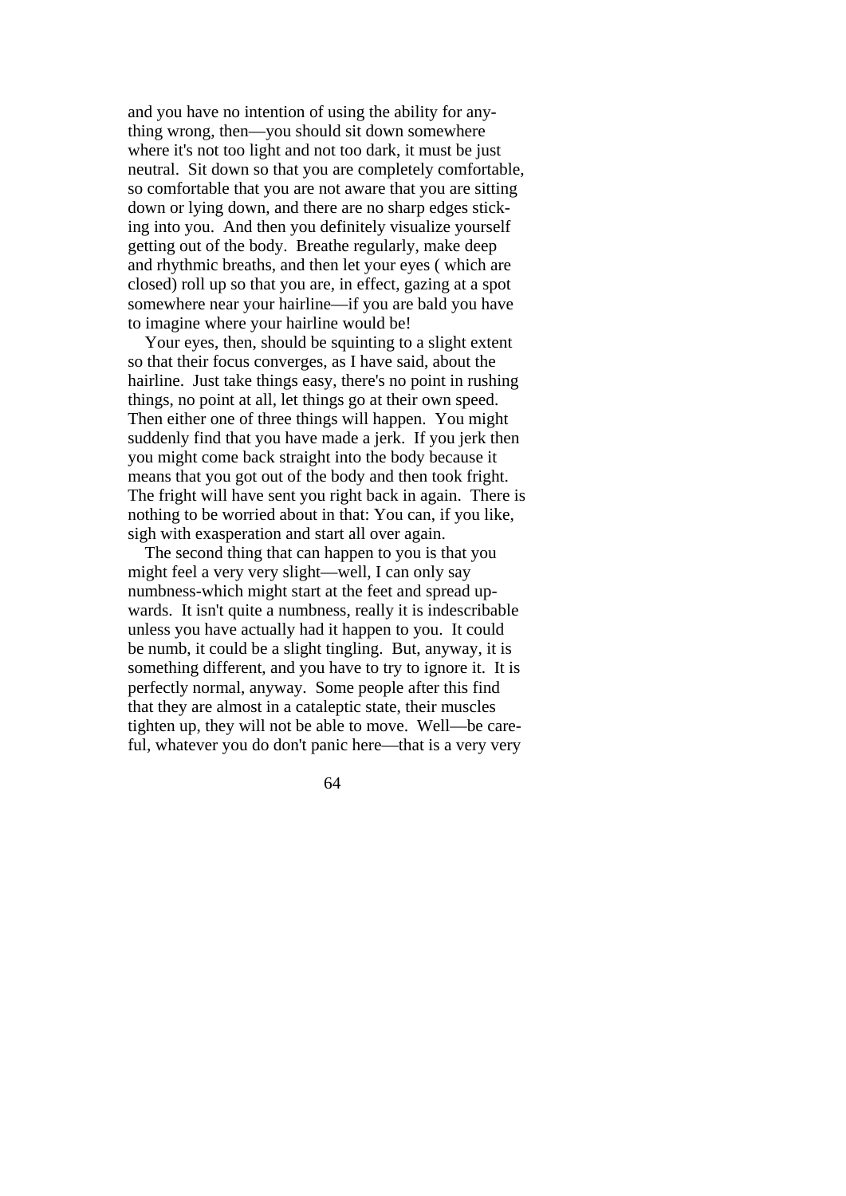and you have no intention of using the ability for anything wrong, then—you should sit down somewhere where it's not too light and not too dark, it must be just neutral. Sit down so that you are completely comfortable, so comfortable that you are not aware that you are sitting down or lying down, and there are no sharp edges sticking into you. And then you definitely visualize yourself getting out of the body. Breathe regularly, make deep and rhythmic breaths, and then let your eyes ( which are closed) roll up so that you are, in effect, gazing at a spot somewhere near your hairline—if you are bald you have to imagine where your hairline would be!

Your eyes, then, should be squinting to a slight extent so that their focus converges, as I have said, about the hairline. Just take things easy, there's no point in rushing things, no point at all, let things go at their own speed. Then either one of three things will happen. You might suddenly find that you have made a jerk. If you jerk then you might come back straight into the body because it means that you got out of the body and then took fright. The fright will have sent you right back in again. There is nothing to be worried about in that: You can, if you like, sigh with exasperation and start all over again.

The second thing that can happen to you is that you might feel a very very slight—well, I can only say numbness-which might start at the feet and spread upwards. It isn't quite a numbness, really it is indescribable unless you have actually had it happen to you. It could be numb, it could be a slight tingling. But, anyway, it is something different, and you have to try to ignore it. It is perfectly normal, anyway. Some people after this find that they are almost in a cataleptic state, their muscles tighten up, they will not be able to move. Well—be careful, whatever you do don't panic here—that is a very very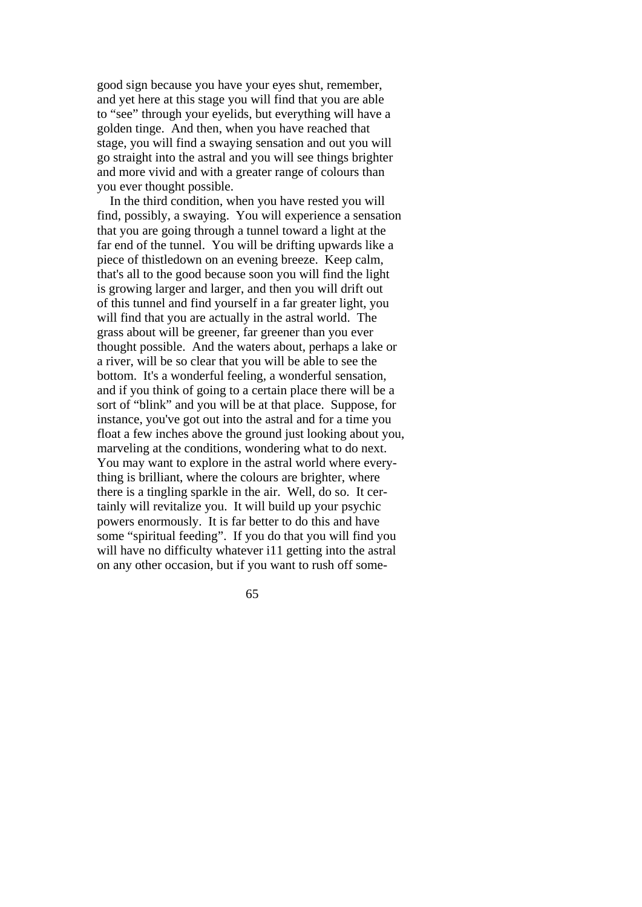good sign because you have your eyes shut, remember, and yet here at this stage you will find that you are able to "see" through your eyelids, but everything will have a golden tinge. And then, when you have reached that stage, you will find a swaying sensation and out you will go straight into the astral and you will see things brighter and more vivid and with a greater range of colours than you ever thought possible.

In the third condition, when you have rested you will find, possibly, a swaying. You will experience a sensation that you are going through a tunnel toward a light at the far end of the tunnel. You will be drifting upwards like a piece of thistledown on an evening breeze. Keep calm, that's all to the good because soon you will find the light is growing larger and larger, and then you will drift out of this tunnel and find yourself in a far greater light, you will find that you are actually in the astral world. The grass about will be greener, far greener than you ever thought possible. And the waters about, perhaps a lake or a river, will be so clear that you will be able to see the bottom. It's a wonderful feeling, a wonderful sensation, and if you think of going to a certain place there will be a sort of "blink" and you will be at that place. Suppose, for instance, you've got out into the astral and for a time you float a few inches above the ground just looking about you, marveling at the conditions, wondering what to do next. You may want to explore in the astral world where everything is brilliant, where the colours are brighter, where there is a tingling sparkle in the air. Well, do so. It certainly will revitalize you. It will build up your psychic powers enormously. It is far better to do this and have some "spiritual feeding". If you do that you will find you will have no difficulty whatever i11 getting into the astral on any other occasion, but if you want to rush off some-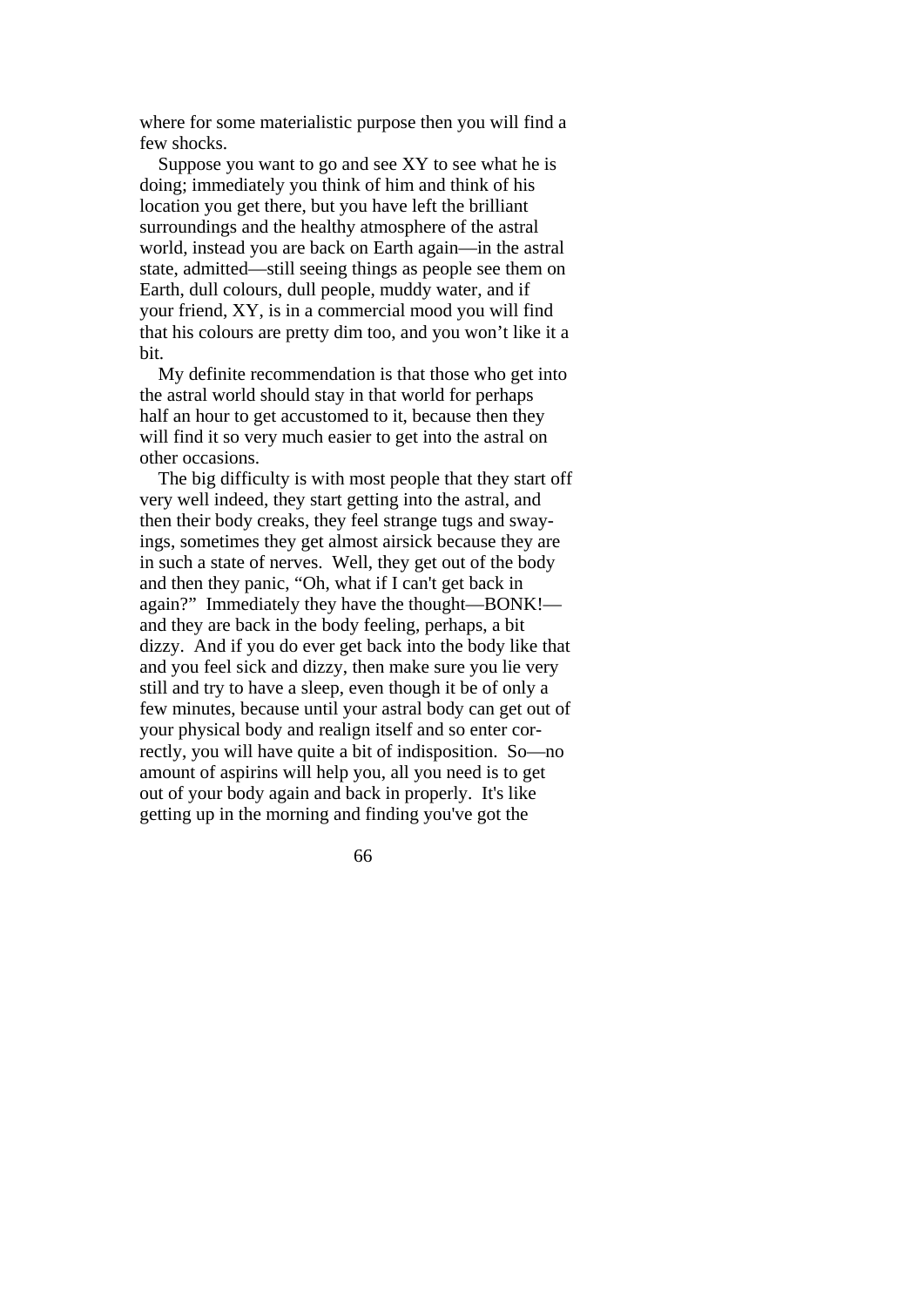where for some materialistic purpose then you will find a few shocks.

Suppose you want to go and see XY to see what he is doing; immediately you think of him and think of his location you get there, but you have left the brilliant surroundings and the healthy atmosphere of the astral world, instead you are back on Earth again—in the astral state, admitted—still seeing things as people see them on Earth, dull colours, dull people, muddy water, and if your friend, XY, is in a commercial mood you will find that his colours are pretty dim too, and you won't like it a bit.

My definite recommendation is that those who get into the astral world should stay in that world for perhaps half an hour to get accustomed to it, because then they will find it so very much easier to get into the astral on other occasions.

The big difficulty is with most people that they start off very well indeed, they start getting into the astral, and then their body creaks, they feel strange tugs and swayings, sometimes they get almost airsick because they are in such a state of nerves. Well, they get out of the body and then they panic, "Oh, what if I can't get back in again?" Immediately they have the thought—BONK!—and they are back in the body feeling, perhaps, a bit dizzy. And if you do ever get back into the body like that and you feel sick and dizzy, then make sure you lie very still and try to have a sleep, even though it be of only a few minutes, because until your astral body can get out of your physical body and realign itself and so enter correctly, you will have quite a bit of indisposition. So—no amount of aspirins will help you, all you need is to get out of your body again and back in properly. It's like getting up in the morning and finding you've got the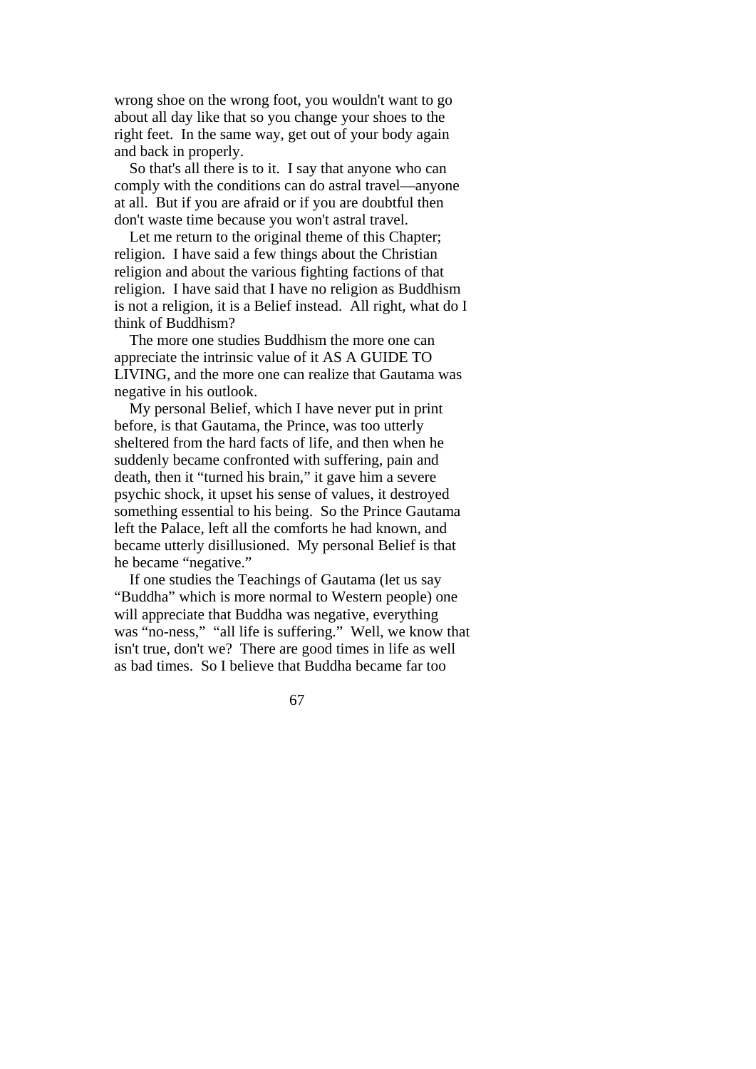wrong shoe on the wrong foot, you wouldn't want to go about all day like that so you change your shoes to the right feet. In the same way, get out of your body again and back in properly.

So that's all there is to it. I say that anyone who can comply with the conditions can do astral travel—anyone at all. But if you are afraid or if you are doubtful then don't waste time because you won't astral travel.

Let me return to the original theme of this Chapter; religion. I have said a few things about the Christian religion and about the various fighting factions of that religion. I have said that I have no religion as Buddhism is not a religion, it is a Belief instead. All right, what do I think of Buddhism?

The more one studies Buddhism the more one can appreciate the intrinsic value of it AS A GUIDE TO LIVING, and the more one can realize that Gautama was negative in his outlook.

My personal Belief, which I have never put in print before, is that Gautama, the Prince, was too utterly sheltered from the hard facts of life, and then when he suddenly became confronted with suffering, pain and death, then it "turned his brain," it gave him a severe psychic shock, it upset his sense of values, it destroyed something essential to his being. So the Prince Gautama left the Palace, left all the comforts he had known, and became utterly disillusioned. My personal Belief is that he became "negative."

If one studies the Teachings of Gautama (let us say "Buddha" which is more normal to Western people) one will appreciate that Buddha was negative, everything was "no-ness," "all life is suffering." Well, we know that isn't true, don't we? There are good times in life as well as bad times. So I believe that Buddha became far too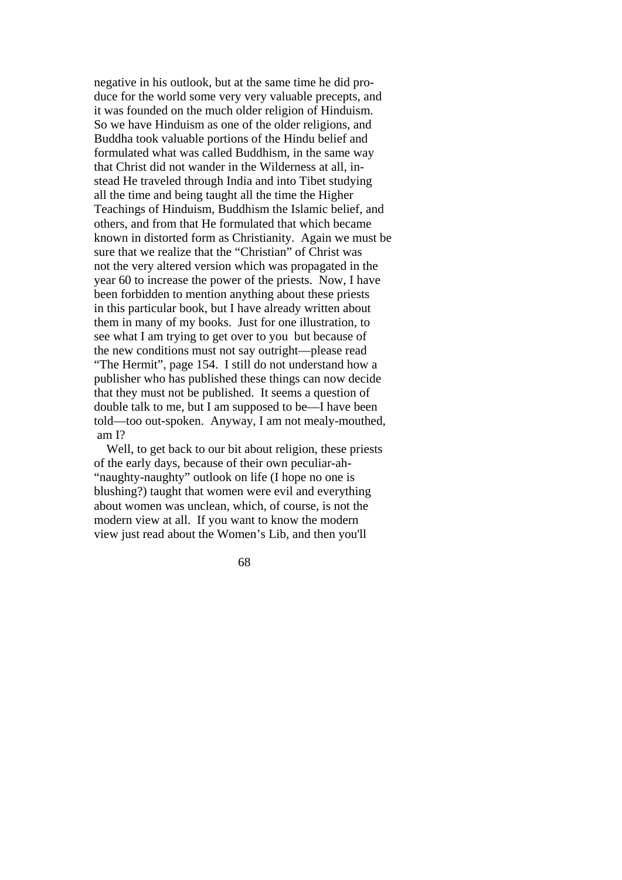negative in his outlook, but at the same time he did produce for the world some very very valuable precepts, and it was founded on the much older religion of Hinduism. So we have Hinduism as one of the older religions, and Buddha took valuable portions of the Hindu belief and formulated what was called Buddhism, in the same way that Christ did not wander in the Wilderness at all, instead He traveled through India and into Tibet studying all the time and being taught all the time the Higher Teachings of Hinduism, Buddhism the Islamic belief, and others, and from that He formulated that which became known in distorted form as Christianity. Again we must be sure that we realize that the "Christian" of Christ was not the very altered version which was propagated in the year 60 to increase the power of the priests. Now, I have been forbidden to mention anything about these priests in this particular book, but I have already written about them in many of my books. Just for one illustration, to see what I am trying to get over to you but because of the new conditions must not say outright—please read "The Hermit", page 154. I still do not understand how a publisher who has published these things can now decide that they must not be published. It seems a question of double talk to me, but I am supposed to be—I have been told—too out-spoken. Anyway, I am not mealy-mouthed, am I?

Well, to get back to our bit about religion, these priests of the early days, because of their own peculiar-ah-"naughty-naughty" outlook on life (I hope no one is blushing?) taught that women were evil and everything about women was unclean, which, of course, is not the modern view at all. If you want to know the modern view just read about the Women's Lib, and then you'll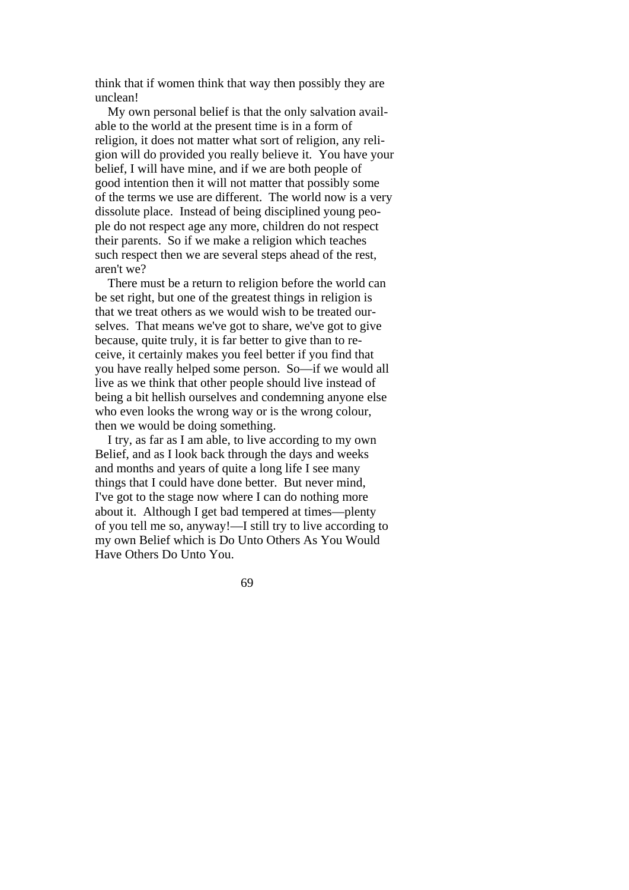think that if women think that way then possibly they are unclean!

My own personal belief is that the only salvation available to the world at the present time is in a form of religion, it does not matter what sort of religion, any religion will do provided you really believe it. You have your belief, I will have mine, and if we are both people of good intention then it will not matter that possibly some of the terms we use are different. The world now is a very dissolute place. Instead of being disciplined young people do not respect age any more, children do not respect their parents. So if we make a religion which teaches such respect then we are several steps ahead of the rest, aren't we?

There must be a return to religion before the world can be set right, but one of the greatest things in religion is that we treat others as we would wish to be treated ourselves. That means we've got to share, we've got to give because, quite truly, it is far better to give than to receive, it certainly makes you feel better if you find that you have really helped some person. So—if we would all live as we think that other people should live instead of being a bit hellish ourselves and condemning anyone else who even looks the wrong way or is the wrong colour, then we would be doing something.

I try, as far as I am able, to live according to my own Belief, and as I look back through the days and weeks and months and years of quite a long life I see many things that I could have done better. But never mind, I've got to the stage now where I can do nothing more about it. Although I get bad tempered at times—plenty of you tell me so, anyway!—I still try to live according to my own Belief which is Do Unto Others As You Would Have Others Do Unto You.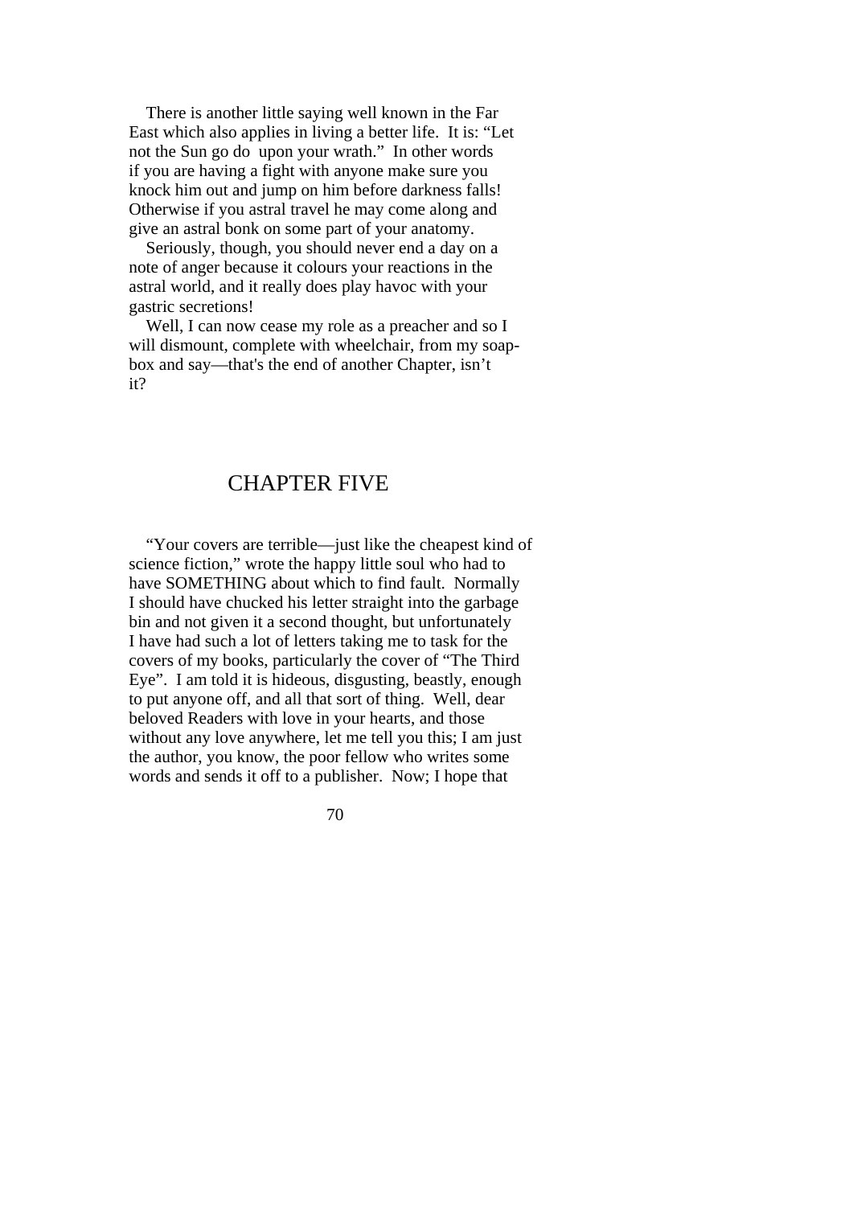There is another little saying well known in the Far East which also applies in living a better life. It is: “Let not the Sun go do upon your wrath.” In other words if you are having a fight with anyone make sure you knock him out and jump on him before darkness falls! Otherwise if you astral travel he may come along and give an astral bonk on some part of your anatomy.

Seriously, though, you should never end a day on a note of anger because it colours your reactions in the astral world, and it really does play havoc with your gastric secretions!

Well, I can now cease my role as a preacher and so I will dismount, complete with wheelchair, from my soap-box and say—that's the end of another Chapter, isn’t it?

## CHAPTER FIVE

“Your covers are terrible—just like the cheapest kind of science fiction,” wrote the happy little soul who had to have SOMETHING about which to find fault. Normally I should have chucked his letter straight into the garbage bin and not given it a second thought, but unfortunately I have had such a lot of letters taking me to task for the covers of my books, particularly the cover of “The Third Eye”. I am told it is hideous, disgusting, beastly, enough to put anyone off, and all that sort of thing. Well, dear beloved Readers with love in your hearts, and those without any love anywhere, let me tell you this; I am just the author, you know, the poor fellow who writes some words and sends it off to a publisher. Now; I hope that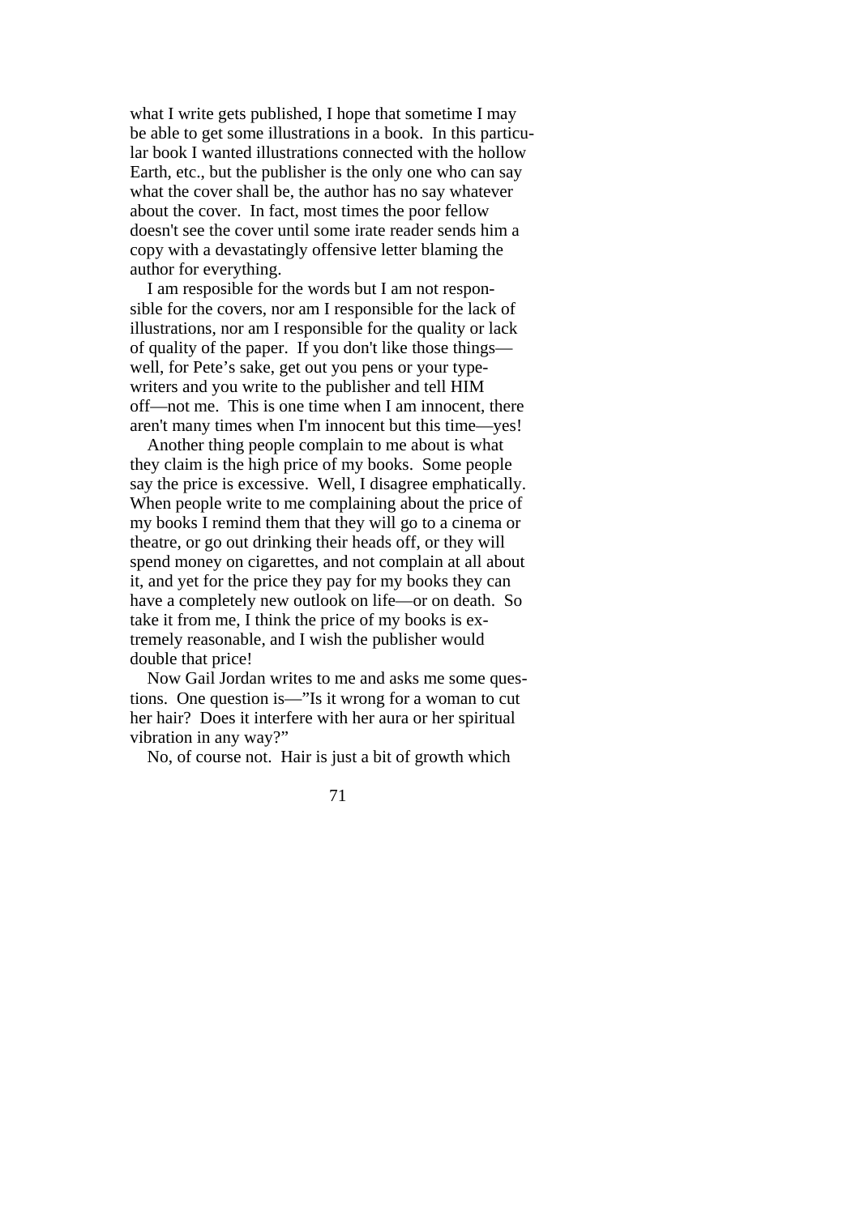what I write gets published, I hope that sometime I may be able to get some illustrations in a book. In this particular book I wanted illustrations connected with the hollow Earth, etc., but the publisher is the only one who can say what the cover shall be, the author has no say whatever about the cover. In fact, most times the poor fellow doesn't see the cover until some irate reader sends him a copy with a devastatingly offensive letter blaming the author for everything.

I am resposible for the words but I am not responsible for the covers, nor am I responsible for the lack of illustrations, nor am I responsible for the quality or lack of quality of the paper. If you don't like those things—well, for Pete's sake, get out you pens or your typewriters and you write to the publisher and tell HIM off—not me. This is one time when I am innocent, there aren't many times when I'm innocent but this time—yes!

Another thing people complain to me about is what they claim is the high price of my books. Some people say the price is excessive. Well, I disagree emphatically. When people write to me complaining about the price of my books I remind them that they will go to a cinema or theatre, or go out drinking their heads off, or they will spend money on cigarettes, and not complain at all about it, and yet for the price they pay for my books they can have a completely new outlook on life—or on death. So take it from me, I think the price of my books is extremely reasonable, and I wish the publisher would double that price!

Now Gail Jordan writes to me and asks me some questions. One question is—"Is it wrong for a woman to cut her hair? Does it interfere with her aura or her spiritual vibration in any way?"

No, of course not. Hair is just a bit of growth which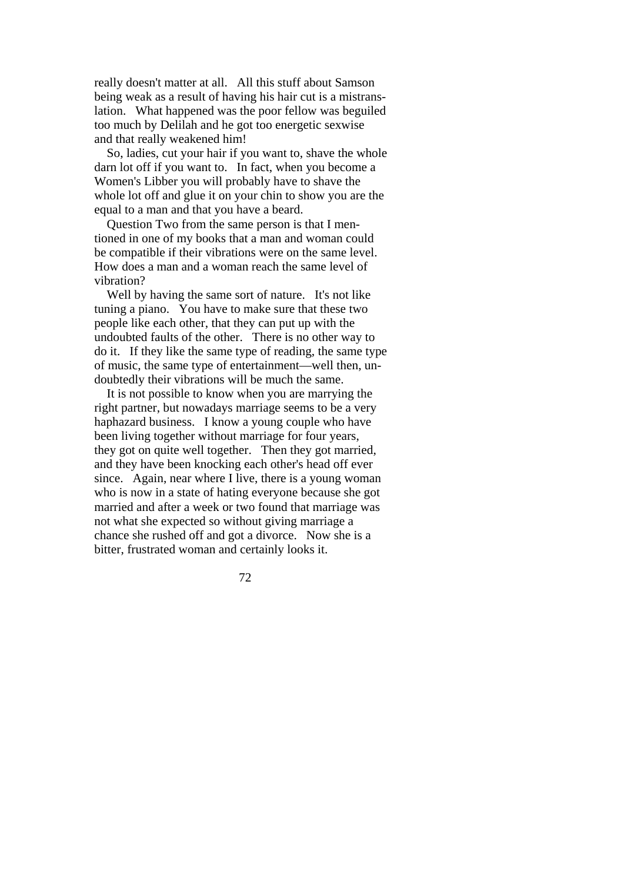really doesn't matter at all. All this stuff about Samson being weak as a result of having his hair cut is a mistranslation. What happened was the poor fellow was beguiled too much by Delilah and he got too energetic sexwise and that really weakened him!

So, ladies, cut your hair if you want to, shave the whole darn lot off if you want to. In fact, when you become a Women's Libber you will probably have to shave the whole lot off and glue it on your chin to show you are the equal to a man and that you have a beard.

Question Two from the same person is that I mentioned in one of my books that a man and woman could be compatible if their vibrations were on the same level. How does a man and a woman reach the same level of vibration?

Well by having the same sort of nature. It's not like tuning a piano. You have to make sure that these two people like each other, that they can put up with the undoubted faults of the other. There is no other way to do it. If they like the same type of reading, the same type of music, the same type of entertainment—well then, undoubtedly their vibrations will be much the same.

It is not possible to know when you are marrying the right partner, but nowadays marriage seems to be a very haphazard business. I know a young couple who have been living together without marriage for four years, they got on quite well together. Then they got married, and they have been knocking each other's head off ever since. Again, near where I live, there is a young woman who is now in a state of hating everyone because she got married and after a week or two found that marriage was not what she expected so without giving marriage a chance she rushed off and got a divorce. Now she is a bitter, frustrated woman and certainly looks it.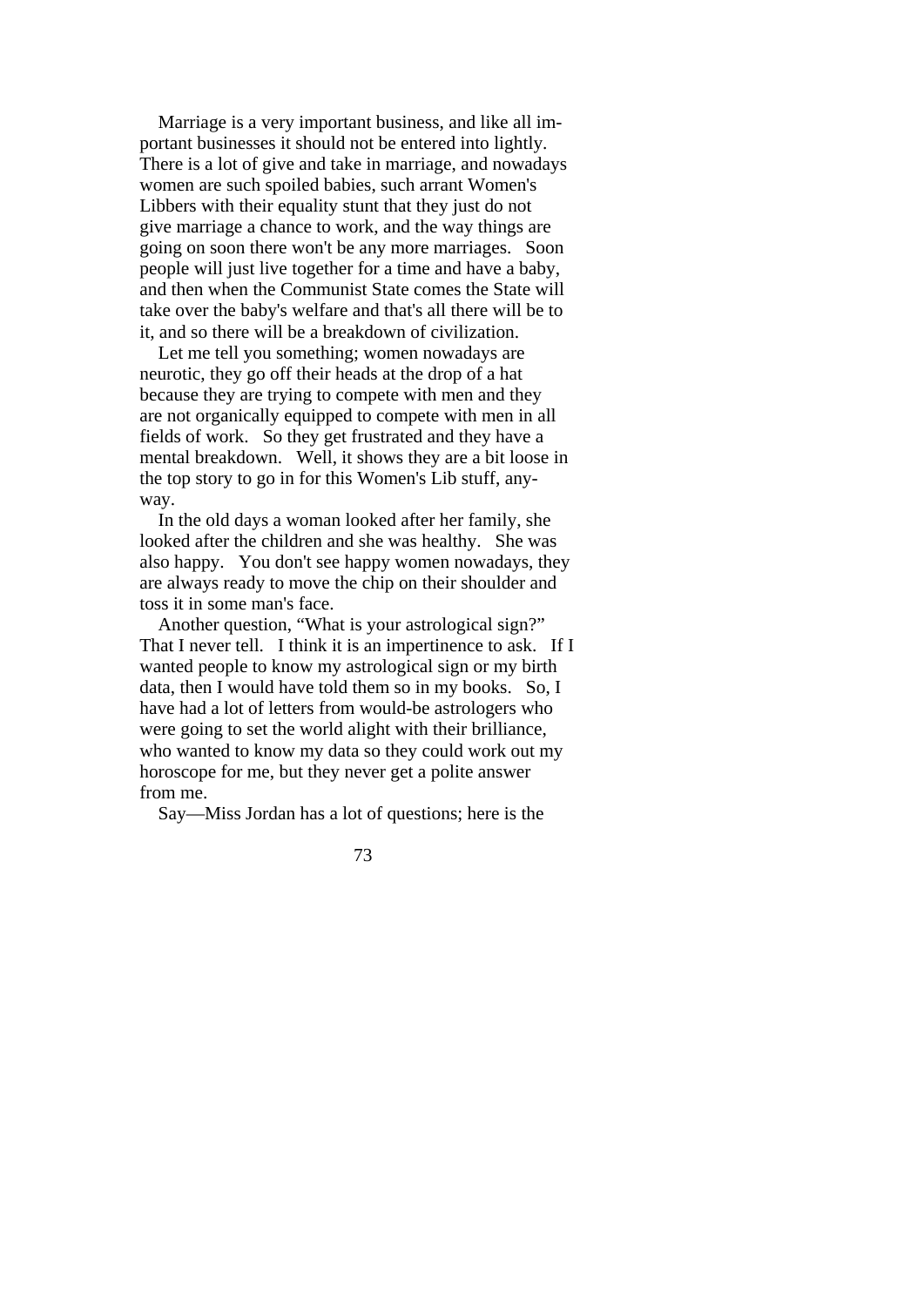Marriage is a very important business, and like all important businesses it should not be entered into lightly. There is a lot of give and take in marriage, and nowadays women are such spoiled babies, such arrant Women's Libbers with their equality stunt that they just do not give marriage a chance to work, and the way things are going on soon there won't be any more marriages. Soon people will just live together for a time and have a baby, and then when the Communist State comes the State will take over the baby's welfare and that's all there will be to it, and so there will be a breakdown of civilization.

Let me tell you something; women nowadays are neurotic, they go off their heads at the drop of a hat because they are trying to compete with men and they are not organically equipped to compete with men in all fields of work. So they get frustrated and they have a mental breakdown. Well, it shows they are a bit loose in the top story to go in for this Women's Lib stuff, anyway.

In the old days a woman looked after her family, she looked after the children and she was healthy. She was also happy. You don't see happy women nowadays, they are always ready to move the chip on their shoulder and toss it in some man's face.

Another question, "What is your astrological sign?" That I never tell. I think it is an impertinence to ask. If I wanted people to know my astrological sign or my birth data, then I would have told them so in my books. So, I have had a lot of letters from would-be astrologers who were going to set the world alight with their brilliance, who wanted to know my data so they could work out my horoscope for me, but they never get a polite answer from me.

Say—Miss Jordan has a lot of questions; here is the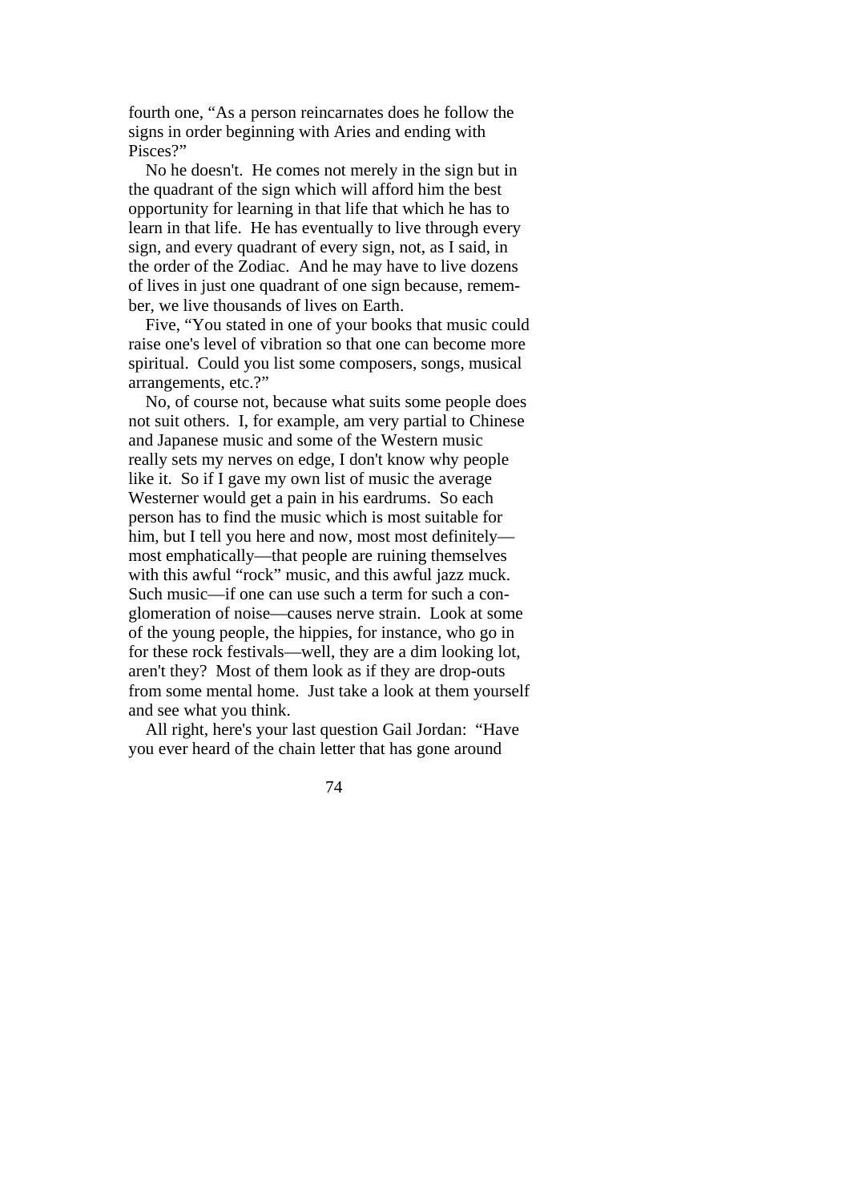fourth one, "As a person reincarnates does he follow the signs in order beginning with Aries and ending with Pisces?"

No he doesn't. He comes not merely in the sign but in the quadrant of the sign which will afford him the best opportunity for learning in that life that which he has to learn in that life. He has eventually to live through every sign, and every quadrant of every sign, not, as I said, in the order of the Zodiac. And he may have to live dozens of lives in just one quadrant of one sign because, remember, we live thousands of lives on Earth.

Five, "You stated in one of your books that music could raise one's level of vibration so that one can become more spiritual. Could you list some composers, songs, musical arrangements, etc.?"

No, of course not, because what suits some people does not suit others. I, for example, am very partial to Chinese and Japanese music and some of the Western music really sets my nerves on edge, I don't know why people like it. So if I gave my own list of music the average Westerner would get a pain in his eardrums. So each person has to find the music which is most suitable for him, but I tell you here and now, most most definitely—most emphatically—that people are ruining themselves with this awful "rock" music, and this awful jazz muck. Such music—if one can use such a term for such a conglomeration of noise—causes nerve strain. Look at some of the young people, the hippies, for instance, who go in for these rock festivals—well, they are a dim looking lot, aren't they? Most of them look as if they are drop-outs from some mental home. Just take a look at them yourself and see what you think.

All right, here's your last question Gail Jordan: "Have you ever heard of the chain letter that has gone around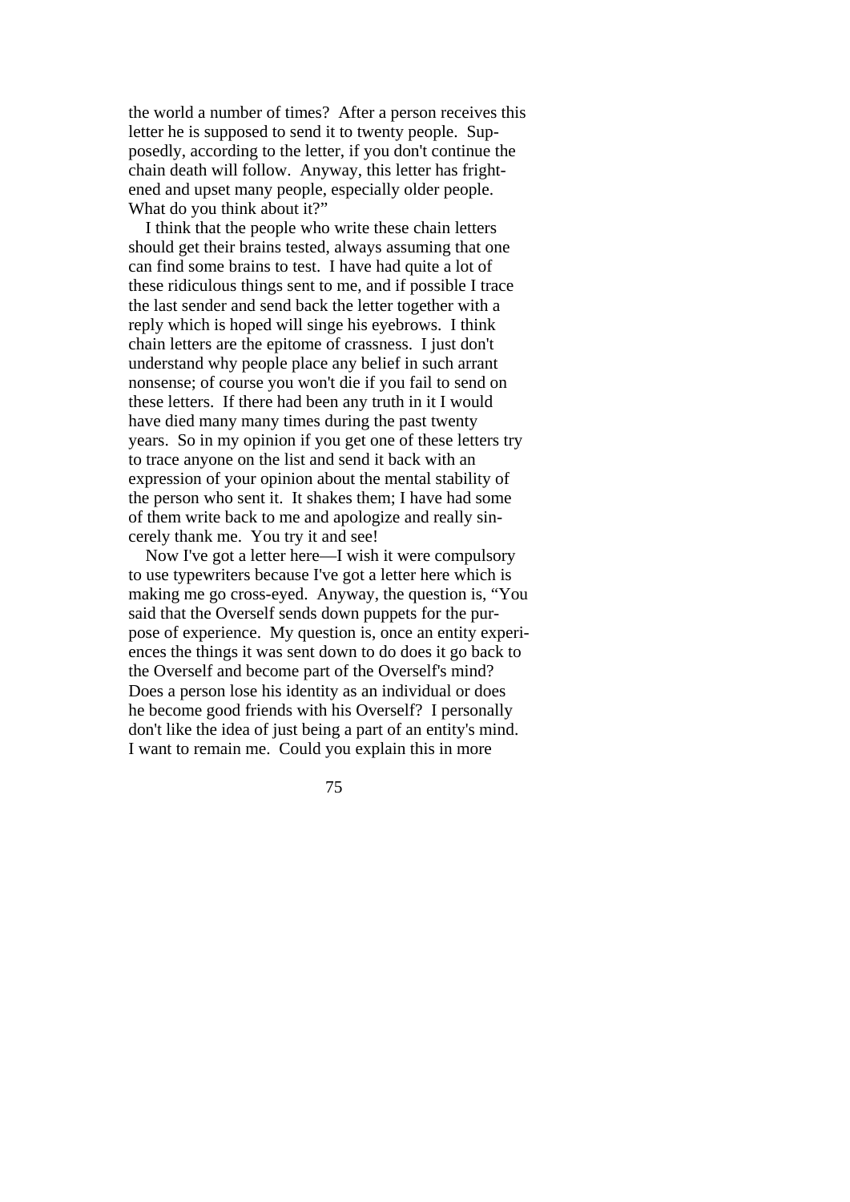the world a number of times? After a person receives this letter he is supposed to send it to twenty people. Supposedly, according to the letter, if you don't continue the chain death will follow. Anyway, this letter has frightened and upset many people, especially older people. What do you think about it?"

I think that the people who write these chain letters should get their brains tested, always assuming that one can find some brains to test. I have had quite a lot of these ridiculous things sent to me, and if possible I trace the last sender and send back the letter together with a reply which is hoped will singe his eyebrows. I think chain letters are the epitome of crassness. I just don't understand why people place any belief in such arrant nonsense; of course you won't die if you fail to send on these letters. If there had been any truth in it I would have died many many times during the past twenty years. So in my opinion if you get one of these letters try to trace anyone on the list and send it back with an expression of your opinion about the mental stability of the person who sent it. It shakes them; I have had some of them write back to me and apologize and really sincerely thank me. You try it and see!

Now I've got a letter here—I wish it were compulsory to use typewriters because I've got a letter here which is making me go cross-eyed. Anyway, the question is, "You said that the Overself sends down puppets for the purpose of experience. My question is, once an entity experiences the things it was sent down to do does it go back to the Overself and become part of the Overself's mind? Does a person lose his identity as an individual or does he become good friends with his Overself? I personally don't like the idea of just being a part of an entity's mind. I want to remain me. Could you explain this in more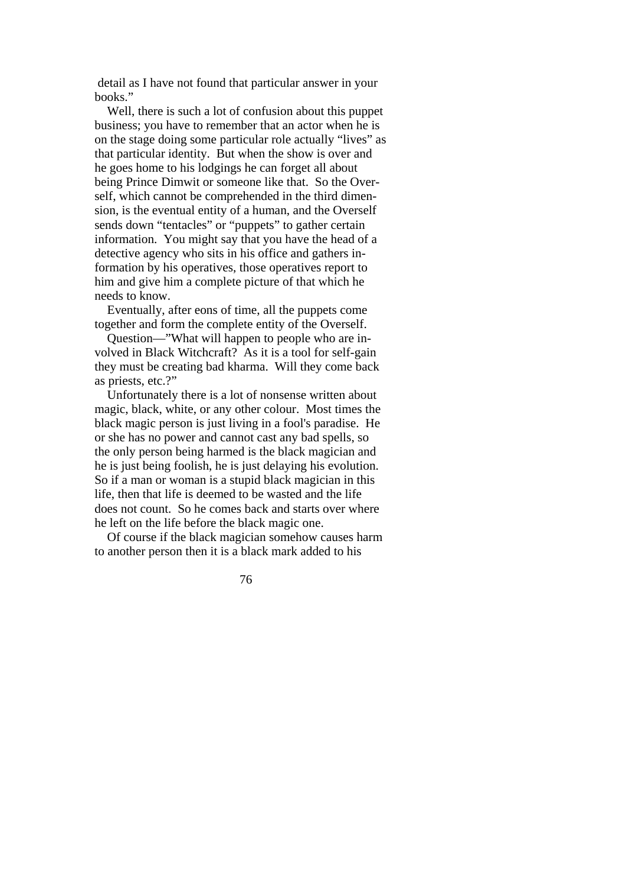detail as I have not found that particular answer in your books."

Well, there is such a lot of confusion about this puppet business; you have to remember that an actor when he is on the stage doing some particular role actually "lives" as that particular identity. But when the show is over and he goes home to his lodgings he can forget all about being Prince Dimwit or someone like that. So the Overself, which cannot be comprehended in the third dimension, is the eventual entity of a human, and the Overself sends down "tentacles" or "puppets" to gather certain information. You might say that you have the head of a detective agency who sits in his office and gathers information by his operatives, those operatives report to him and give him a complete picture of that which he needs to know.

Eventually, after eons of time, all the puppets come together and form the complete entity of the Overself.

Question—"What will happen to people who are involved in Black Witchcraft? As it is a tool for self-gain they must be creating bad kharma. Will they come back as priests, etc.?"

Unfortunately there is a lot of nonsense written about magic, black, white, or any other colour. Most times the black magic person is just living in a fool's paradise. He or she has no power and cannot cast any bad spells, so the only person being harmed is the black magician and he is just being foolish, he is just delaying his evolution. So if a man or woman is a stupid black magician in this life, then that life is deemed to be wasted and the life does not count. So he comes back and starts over where he left on the life before the black magic one.

Of course if the black magician somehow causes harm to another person then it is a black mark added to his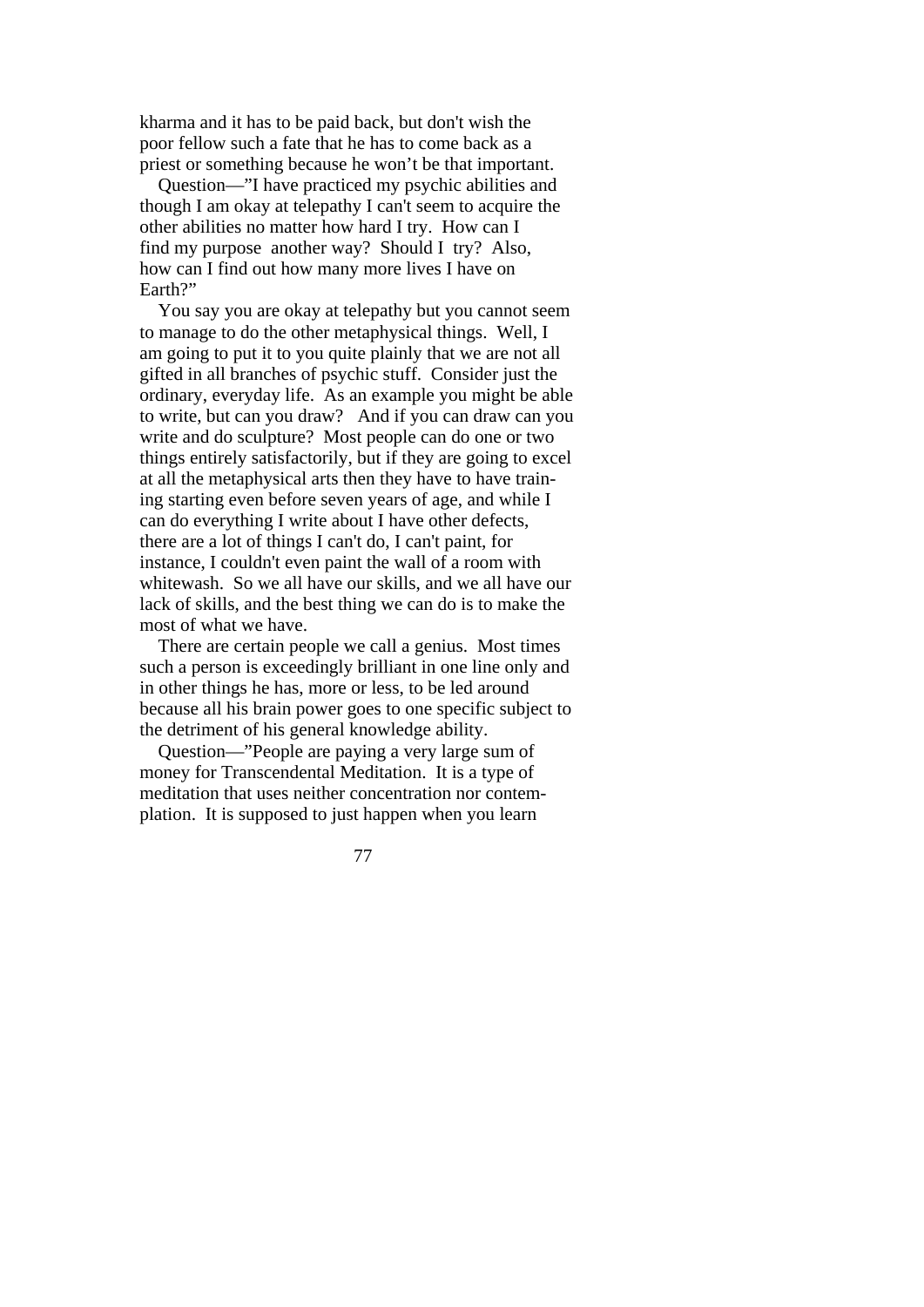kharma and it has to be paid back, but don't wish the poor fellow such a fate that he has to come back as a priest or something because he won't be that important.

Question—"I have practiced my psychic abilities and though I am okay at telepathy I can't seem to acquire the other abilities no matter how hard I try. How can I find my purpose another way? Should I try? Also, how can I find out how many more lives I have on Earth?"

You say you are okay at telepathy but you cannot seem to manage to do the other metaphysical things. Well, I am going to put it to you quite plainly that we are not all gifted in all branches of psychic stuff. Consider just the ordinary, everyday life. As an example you might be able to write, but can you draw? And if you can draw can you write and do sculpture? Most people can do one or two things entirely satisfactorily, but if they are going to excel at all the metaphysical arts then they have to have training starting even before seven years of age, and while I can do everything I write about I have other defects, there are a lot of things I can't do, I can't paint, for instance, I couldn't even paint the wall of a room with whitewash. So we all have our skills, and we all have our lack of skills, and the best thing we can do is to make the most of what we have.

There are certain people we call a genius. Most times such a person is exceedingly brilliant in one line only and in other things he has, more or less, to be led around because all his brain power goes to one specific subject to the detriment of his general knowledge ability.

Question—"People are paying a very large sum of money for Transcendental Meditation. It is a type of meditation that uses neither concentration nor contemplation. It is supposed to just happen when you learn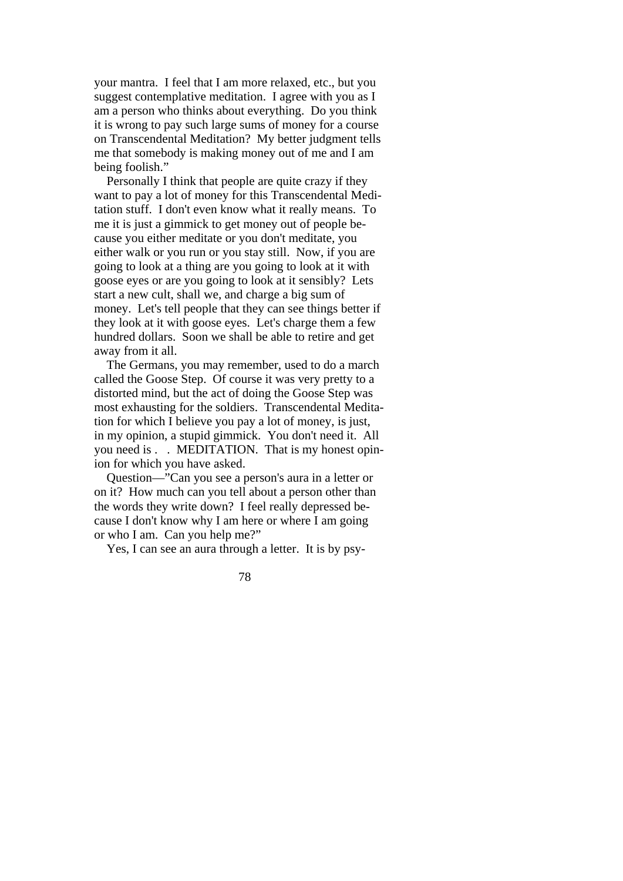your mantra. I feel that I am more relaxed, etc., but you suggest contemplative meditation. I agree with you as I am a person who thinks about everything. Do you think it is wrong to pay such large sums of money for a course on Transcendental Meditation? My better judgment tells me that somebody is making money out of me and I am being foolish."

Personally I think that people are quite crazy if they want to pay a lot of money for this Transcendental Meditation stuff. I don't even know what it really means. To me it is just a gimmick to get money out of people because you either meditate or you don't meditate, you either walk or you run or you stay still. Now, if you are going to look at a thing are you going to look at it with goose eyes or are you going to look at it sensibly? Lets start a new cult, shall we, and charge a big sum of money. Let's tell people that they can see things better if they look at it with goose eyes. Let's charge them a few hundred dollars. Soon we shall be able to retire and get away from it all.

The Germans, you may remember, used to do a march called the Goose Step. Of course it was very pretty to a distorted mind, but the act of doing the Goose Step was most exhausting for the soldiers. Transcendental Meditation for which I believe you pay a lot of money, is just, in my opinion, a stupid gimmick. You don't need it. All you need is . . MEDITATION. That is my honest opinion for which you have asked.

Question—"Can you see a person's aura in a letter or on it? How much can you tell about a person other than the words they write down? I feel really depressed because I don't know why I am here or where I am going or who I am. Can you help me?"

Yes, I can see an aura through a letter. It is by psy-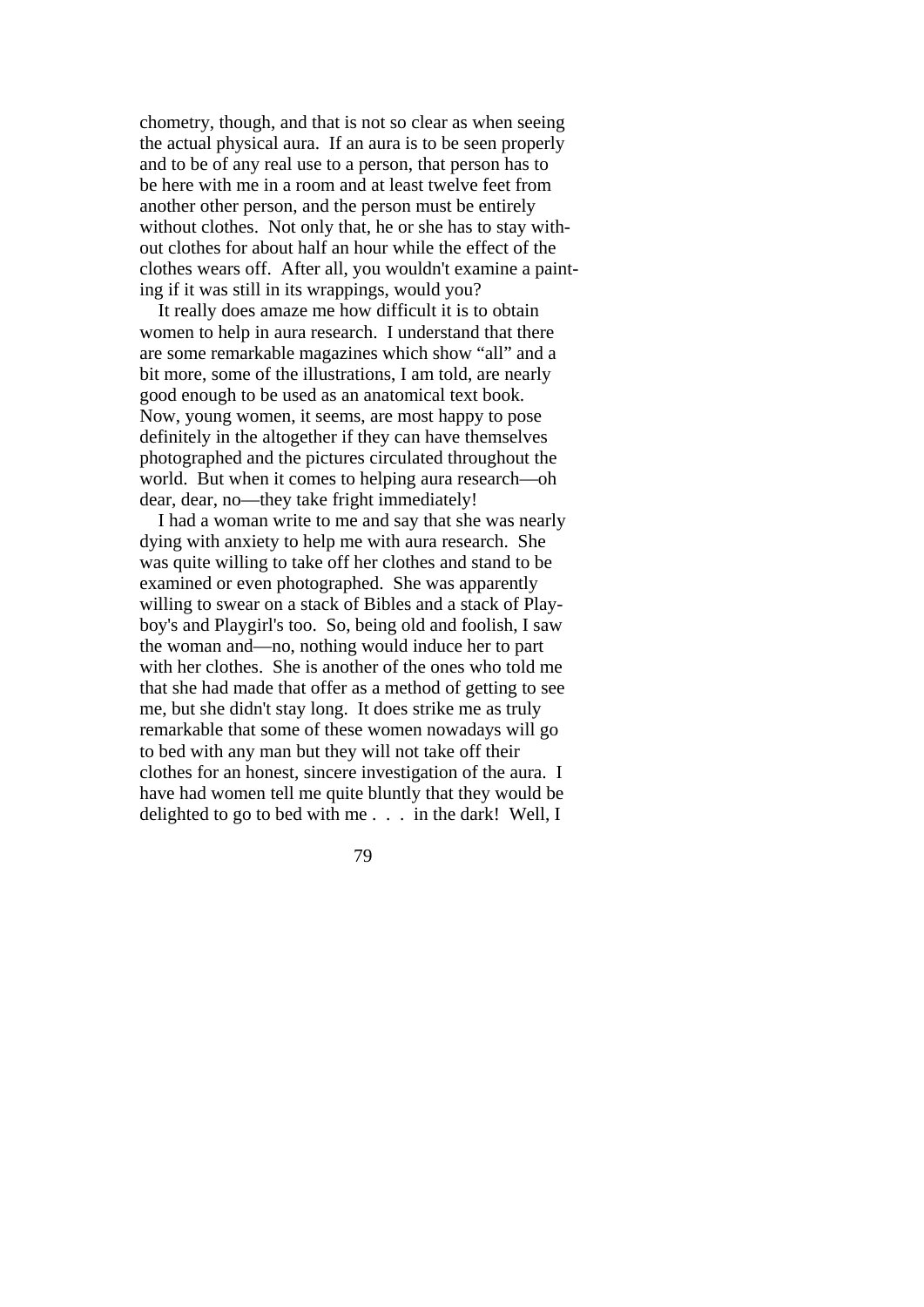chometry, though, and that is not so clear as when seeing the actual physical aura. If an aura is to be seen properly and to be of any real use to a person, that person has to be here with me in a room and at least twelve feet from another other person, and the person must be entirely without clothes. Not only that, he or she has to stay without clothes for about half an hour while the effect of the clothes wears off. After all, you wouldn't examine a painting if it was still in its wrappings, would you?

It really does amaze me how difficult it is to obtain women to help in aura research. I understand that there are some remarkable magazines which show "all" and a bit more, some of the illustrations, I am told, are nearly good enough to be used as an anatomical text book. Now, young women, it seems, are most happy to pose definitely in the altogether if they can have themselves photographed and the pictures circulated throughout the world. But when it comes to helping aura research—oh dear, dear, no—they take fright immediately!

I had a woman write to me and say that she was nearly dying with anxiety to help me with aura research. She was quite willing to take off her clothes and stand to be examined or even photographed. She was apparently willing to swear on a stack of Bibles and a stack of Playboy's and Playgirl's too. So, being old and foolish, I saw the woman and—no, nothing would induce her to part with her clothes. She is another of the ones who told me that she had made that offer as a method of getting to see me, but she didn't stay long. It does strike me as truly remarkable that some of these women nowadays will go to bed with any man but they will not take off their clothes for an honest, sincere investigation of the aura. I have had women tell me quite bluntly that they would be delighted to go to bed with me . . . in the dark! Well, I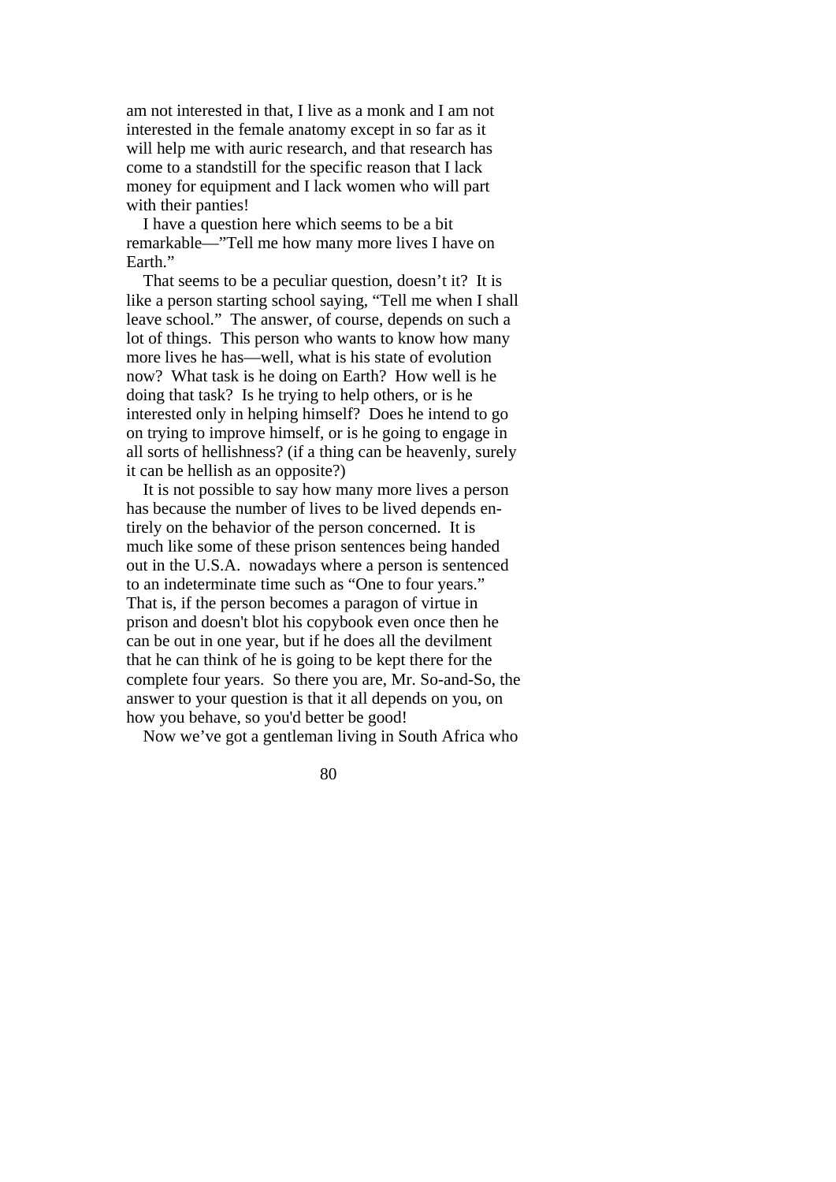am not interested in that, I live as a monk and I am not interested in the female anatomy except in so far as it will help me with auric research, and that research has come to a standstill for the specific reason that I lack money for equipment and I lack women who will part with their panties!

I have a question here which seems to be a bit remarkable—"Tell me how many more lives I have on Earth."

That seems to be a peculiar question, doesn't it? It is like a person starting school saying, "Tell me when I shall leave school." The answer, of course, depends on such a lot of things. This person who wants to know how many more lives he has—well, what is his state of evolution now? What task is he doing on Earth? How well is he doing that task? Is he trying to help others, or is he interested only in helping himself? Does he intend to go on trying to improve himself, or is he going to engage in all sorts of hellishness? (if a thing can be heavenly, surely it can be hellish as an opposite?)

It is not possible to say how many more lives a person has because the number of lives to be lived depends entirely on the behavior of the person concerned. It is much like some of these prison sentences being handed out in the U.S.A. nowadays where a person is sentenced to an indeterminate time such as "One to four years." That is, if the person becomes a paragon of virtue in prison and doesn't blot his copybook even once then he can be out in one year, but if he does all the devilment that he can think of he is going to be kept there for the complete four years. So there you are, Mr. So-and-So, the answer to your question is that it all depends on you, on how you behave, so you'd better be good!

Now we've got a gentleman living in South Africa who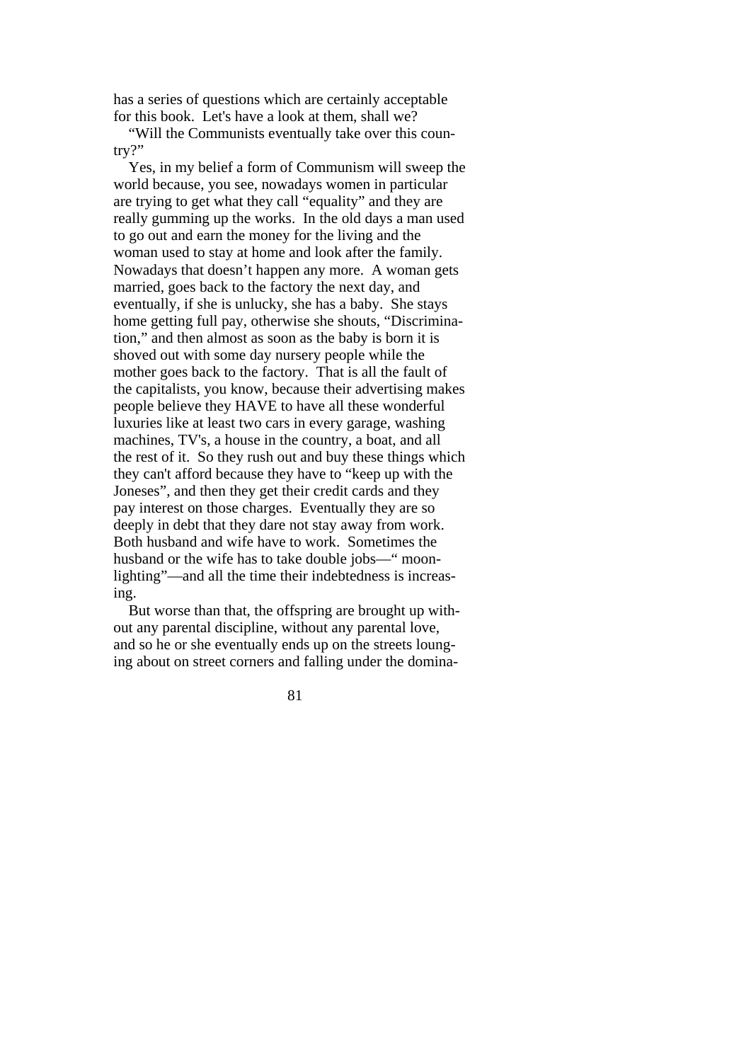has a series of questions which are certainly acceptable for this book. Let's have a look at them, shall we?

"Will the Communists eventually take over this country?"

Yes, in my belief a form of Communism will sweep the world because, you see, nowadays women in particular are trying to get what they call "equality" and they are really gumming up the works. In the old days a man used to go out and earn the money for the living and the woman used to stay at home and look after the family. Nowadays that doesn't happen any more. A woman gets married, goes back to the factory the next day, and eventually, if she is unlucky, she has a baby. She stays home getting full pay, otherwise she shouts, "Discrimination," and then almost as soon as the baby is born it is shoved out with some day nursery people while the mother goes back to the factory. That is all the fault of the capitalists, you know, because their advertising makes people believe they HAVE to have all these wonderful luxuries like at least two cars in every garage, washing machines, TV's, a house in the country, a boat, and all the rest of it. So they rush out and buy these things which they can't afford because they have to "keep up with the Joneses", and then they get their credit cards and they pay interest on those charges. Eventually they are so deeply in debt that they dare not stay away from work. Both husband and wife have to work. Sometimes the husband or the wife has to take double jobs—"moonlighting"—and all the time their indebtedness is increasing.

But worse than that, the offspring are brought up without any parental discipline, without any parental love, and so he or she eventually ends up on the streets lounging about on street corners and falling under the domina-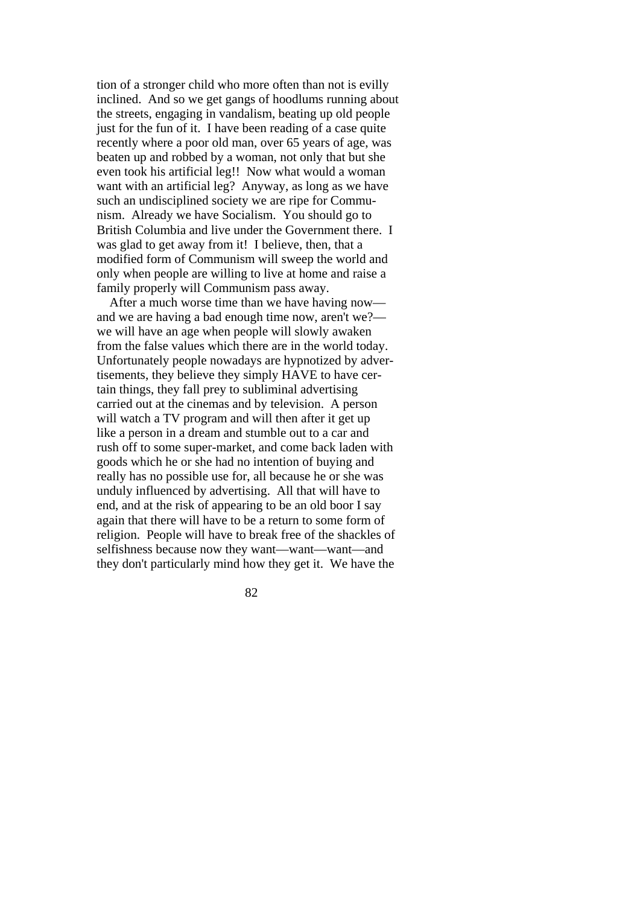tion of a stronger child who more often than not is evilly inclined. And so we get gangs of hoodlums running about the streets, engaging in vandalism, beating up old people just for the fun of it. I have been reading of a case quite recently where a poor old man, over 65 years of age, was beaten up and robbed by a woman, not only that but she even took his artificial leg!! Now what would a woman want with an artificial leg? Anyway, as long as we have such an undisciplined society we are ripe for Communism. Already we have Socialism. You should go to British Columbia and live under the Government there. I was glad to get away from it! I believe, then, that a modified form of Communism will sweep the world and only when people are willing to live at home and raise a family properly will Communism pass away.

After a much worse time than we have having now—and we are having a bad enough time now, aren't we?—we will have an age when people will slowly awaken from the false values which there are in the world today. Unfortunately people nowadays are hypnotized by advertisements, they believe they simply HAVE to have certain things, they fall prey to subliminal advertising carried out at the cinemas and by television. A person will watch a TV program and will then after it get up like a person in a dream and stumble out to a car and rush off to some super-market, and come back laden with goods which he or she had no intention of buying and really has no possible use for, all because he or she was unduly influenced by advertising. All that will have to end, and at the risk of appearing to be an old boor I say again that there will have to be a return to some form of religion. People will have to break free of the shackles of selfishness because now they want—want—want—and they don't particularly mind how they get it. We have the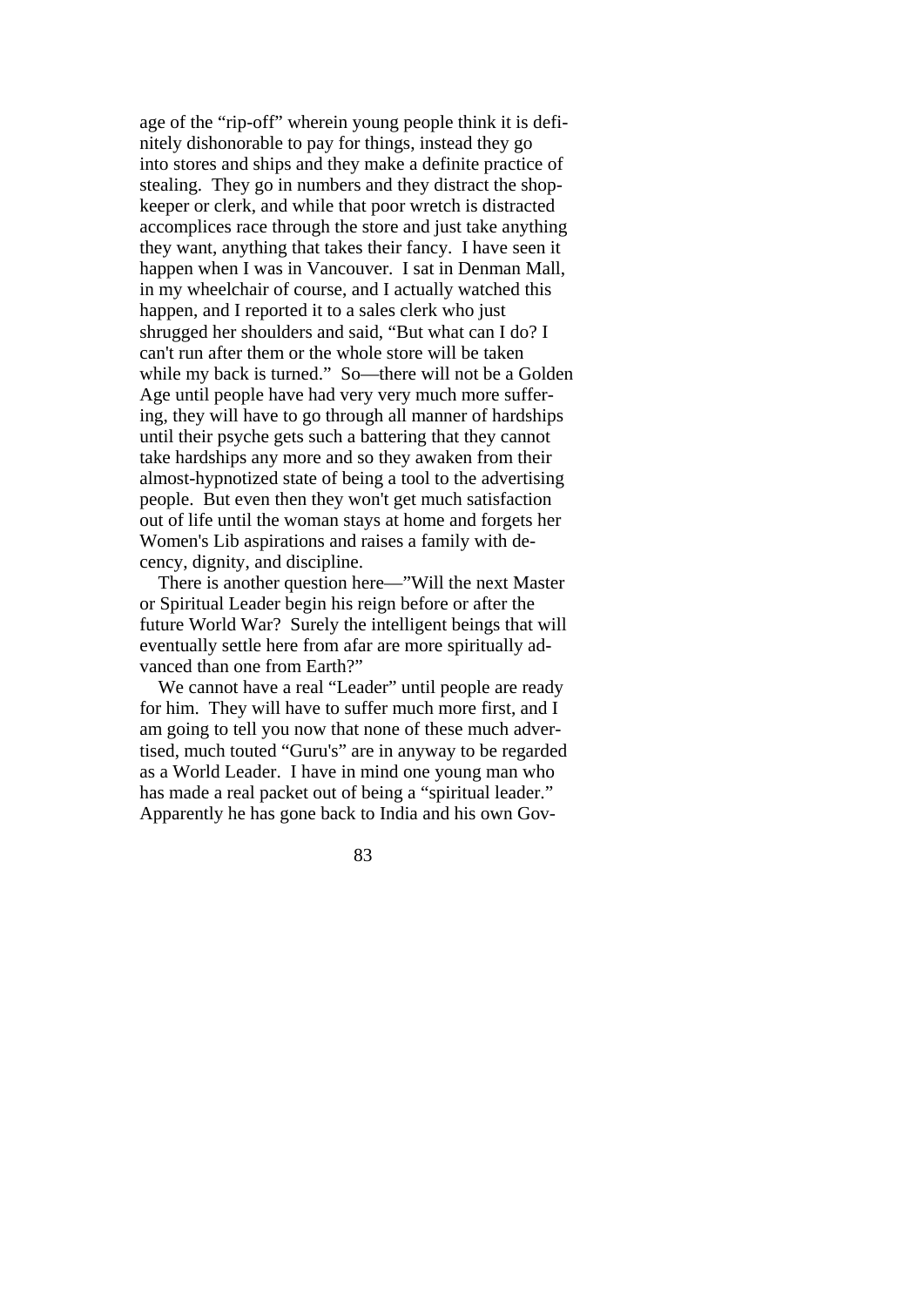age of the "rip-off" wherein young people think it is definitely dishonorable to pay for things, instead they go into stores and ships and they make a definite practice of stealing. They go in numbers and they distract the shopkeeper or clerk, and while that poor wretch is distracted accomplices race through the store and just take anything they want, anything that takes their fancy. I have seen it happen when I was in Vancouver. I sat in Denman Mall, in my wheelchair of course, and I actually watched this happen, and I reported it to a sales clerk who just shrugged her shoulders and said, "But what can I do? I can't run after them or the whole store will be taken while my back is turned." So—there will not be a Golden Age until people have had very very much more suffering, they will have to go through all manner of hardships until their psyche gets such a battering that they cannot take hardships any more and so they awaken from their almost-hypnotized state of being a tool to the advertising people. But even then they won't get much satisfaction out of life until the woman stays at home and forgets her Women's Lib aspirations and raises a family with decency, dignity, and discipline.

There is another question here—"Will the next Master or Spiritual Leader begin his reign before or after the future World War? Surely the intelligent beings that will eventually settle here from afar are more spiritually advanced than one from Earth?"

We cannot have a real "Leader" until people are ready for him. They will have to suffer much more first, and I am going to tell you now that none of these much advertised, much touted "Guru's" are in anyway to be regarded as a World Leader. I have in mind one young man who has made a real packet out of being a "spiritual leader." Apparently he has gone back to India and his own Gov-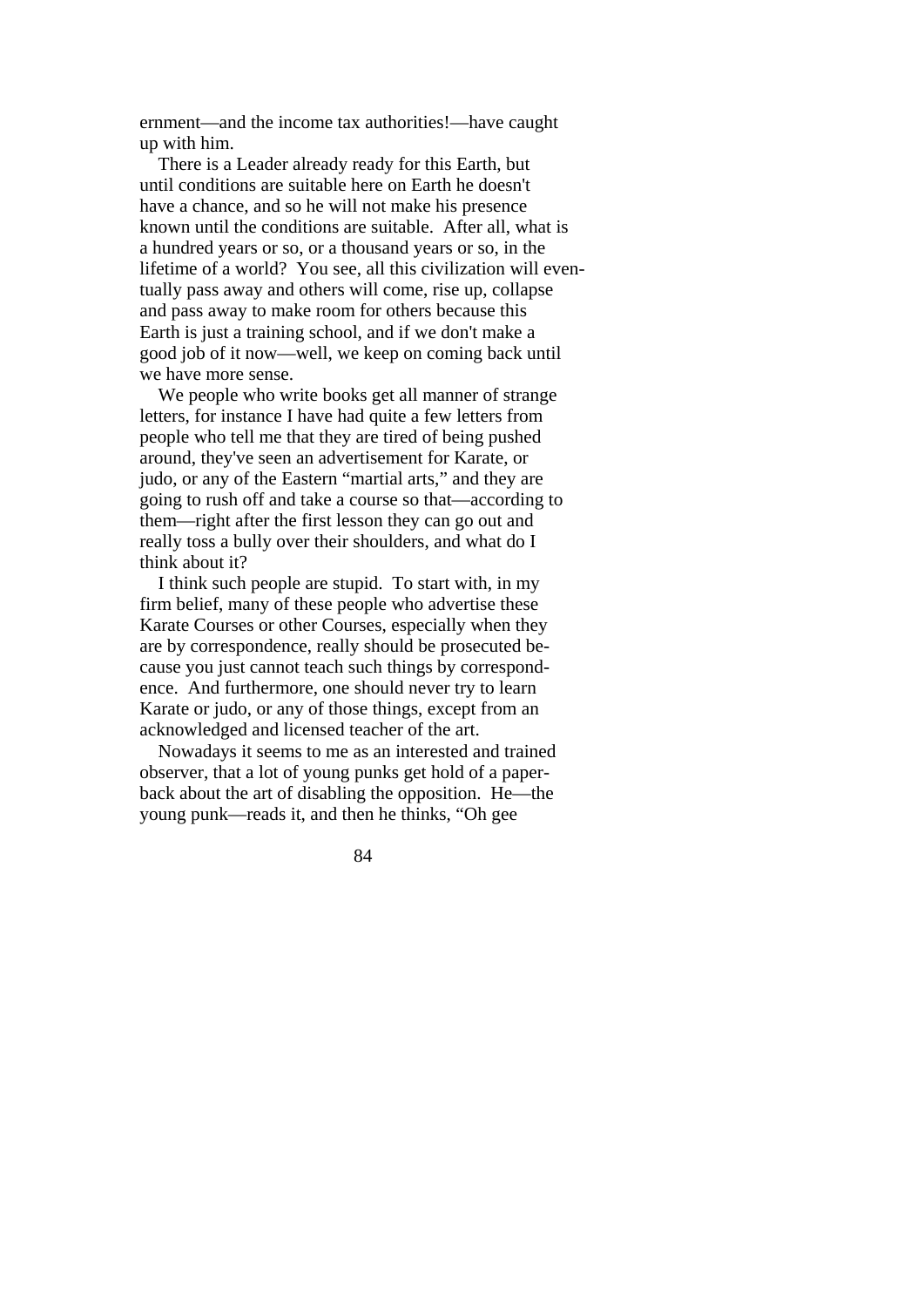ernment—and the income tax authorities!—have caught up with him.

There is a Leader already ready for this Earth, but until conditions are suitable here on Earth he doesn't have a chance, and so he will not make his presence known until the conditions are suitable. After all, what is a hundred years or so, or a thousand years or so, in the lifetime of a world? You see, all this civilization will eventually pass away and others will come, rise up, collapse and pass away to make room for others because this Earth is just a training school, and if we don't make a good job of it now—well, we keep on coming back until we have more sense.

We people who write books get all manner of strange letters, for instance I have had quite a few letters from people who tell me that they are tired of being pushed around, they've seen an advertisement for Karate, or judo, or any of the Eastern "martial arts," and they are going to rush off and take a course so that—according to them—right after the first lesson they can go out and really toss a bully over their shoulders, and what do I think about it?

I think such people are stupid. To start with, in my firm belief, many of these people who advertise these Karate Courses or other Courses, especially when they are by correspondence, really should be prosecuted because you just cannot teach such things by correspondence. And furthermore, one should never try to learn Karate or judo, or any of those things, except from an acknowledged and licensed teacher of the art.

Nowadays it seems to me as an interested and trained observer, that a lot of young punks get hold of a paperback about the art of disabling the opposition. He—the young punk—reads it, and then he thinks, "Oh gee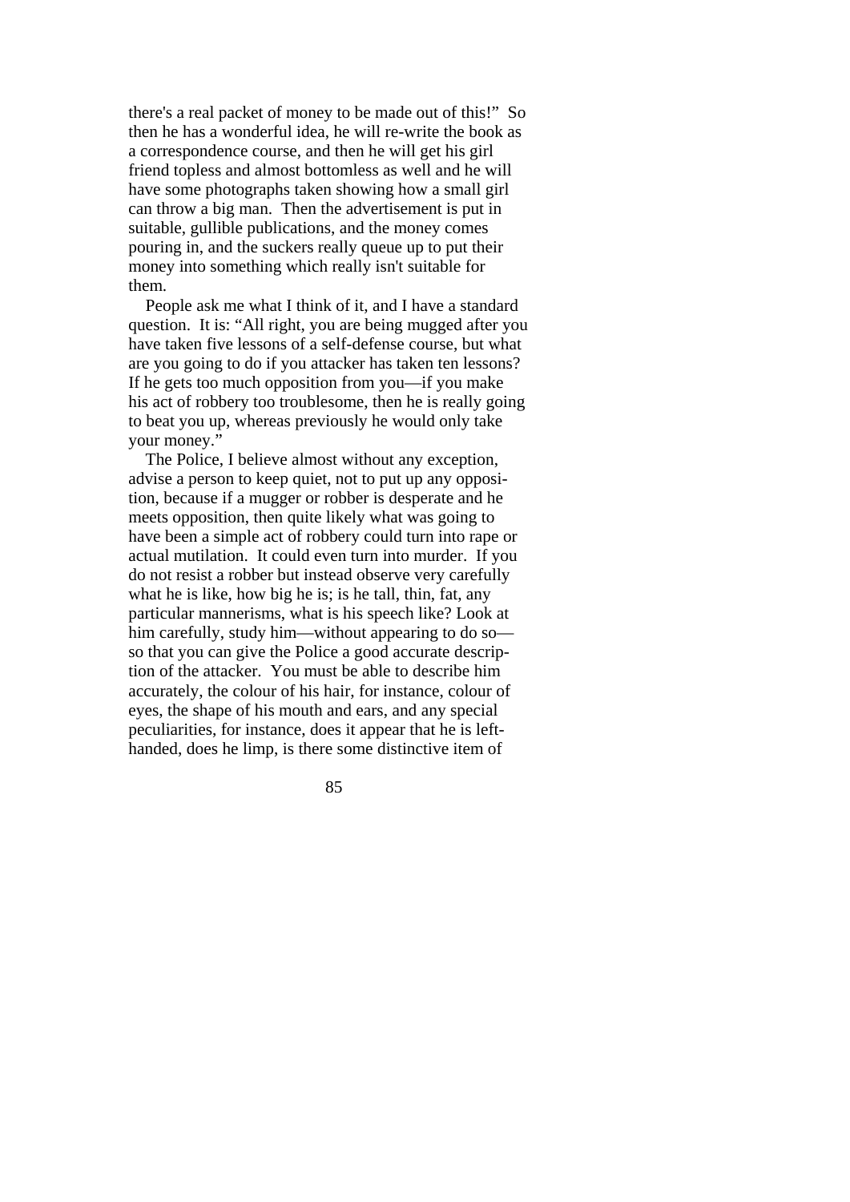there's a real packet of money to be made out of this!" So then he has a wonderful idea, he will re-write the book as a correspondence course, and then he will get his girl friend topless and almost bottomless as well and he will have some photographs taken showing how a small girl can throw a big man. Then the advertisement is put in suitable, gullible publications, and the money comes pouring in, and the suckers really queue up to put their money into something which really isn't suitable for them.

People ask me what I think of it, and I have a standard question. It is: "All right, you are being mugged after you have taken five lessons of a self-defense course, but what are you going to do if you attacker has taken ten lessons? If he gets too much opposition from you—if you make his act of robbery too troublesome, then he is really going to beat you up, whereas previously he would only take your money."

The Police, I believe almost without any exception, advise a person to keep quiet, not to put up any opposition, because if a mugger or robber is desperate and he meets opposition, then quite likely what was going to have been a simple act of robbery could turn into rape or actual mutilation. It could even turn into murder. If you do not resist a robber but instead observe very carefully what he is like, how big he is; is he tall, thin, fat, any particular mannerisms, what is his speech like? Look at him carefully, study him—without appearing to do so—so that you can give the Police a good accurate description of the attacker. You must be able to describe him accurately, the colour of his hair, for instance, colour of eyes, the shape of his mouth and ears, and any special peculiarities, for instance, does it appear that he is left-handed, does he limp, is there some distinctive item of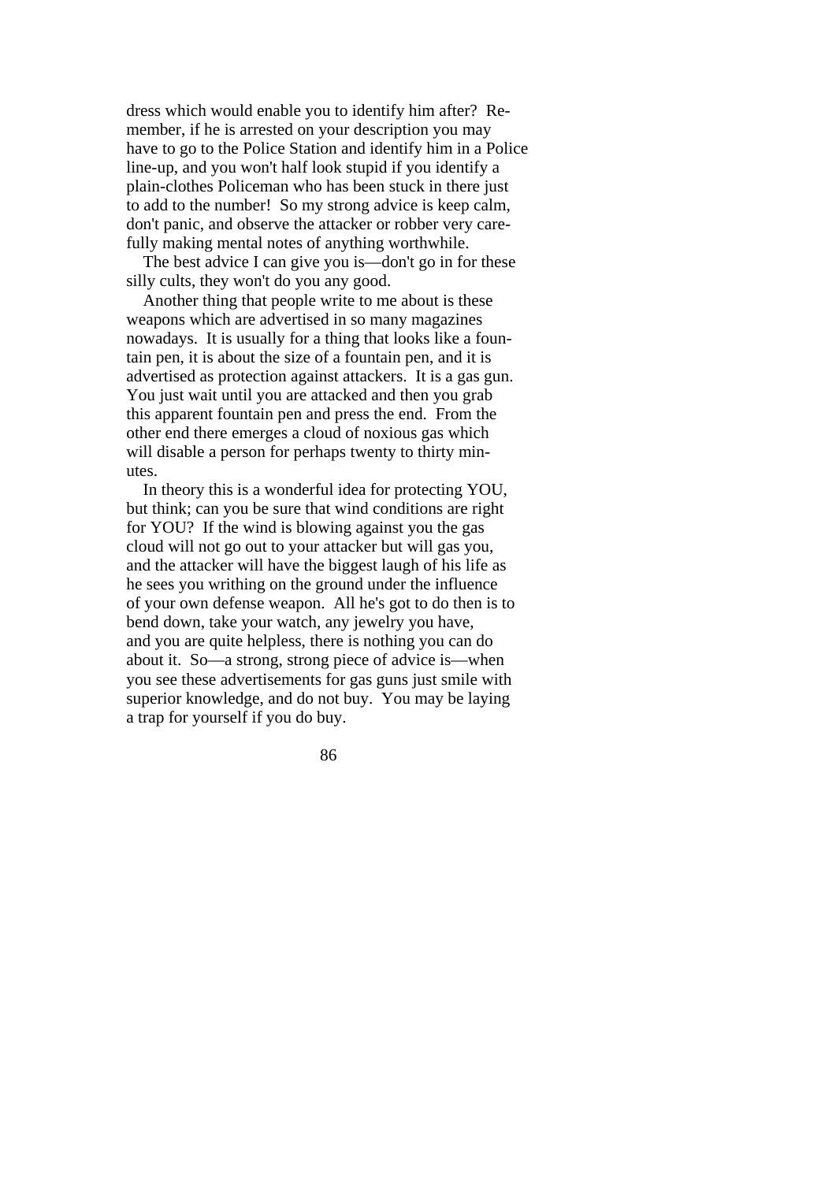dress which would enable you to identify him after? Remember, if he is arrested on your description you may have to go to the Police Station and identify him in a Police line-up, and you won't half look stupid if you identify a plain-clothes Policeman who has been stuck in there just to add to the number! So my strong advice is keep calm, don't panic, and observe the attacker or robber very carefully making mental notes of anything worthwhile.

The best advice I can give you is—don't go in for these silly cults, they won't do you any good.

Another thing that people write to me about is these weapons which are advertised in so many magazines nowadays. It is usually for a thing that looks like a fountain pen, it is about the size of a fountain pen, and it is advertised as protection against attackers. It is a gas gun. You just wait until you are attacked and then you grab this apparent fountain pen and press the end. From the other end there emerges a cloud of noxious gas which will disable a person for perhaps twenty to thirty minutes.

In theory this is a wonderful idea for protecting YOU, but think; can you be sure that wind conditions are right for YOU? If the wind is blowing against you the gas cloud will not go out to your attacker but will gas you, and the attacker will have the biggest laugh of his life as he sees you writhing on the ground under the influence of your own defense weapon. All he's got to do then is to bend down, take your watch, any jewelry you have, and you are quite helpless, there is nothing you can do about it. So—a strong, strong piece of advice is—when you see these advertisements for gas guns just smile with superior knowledge, and do not buy. You may be laying a trap for yourself if you do buy.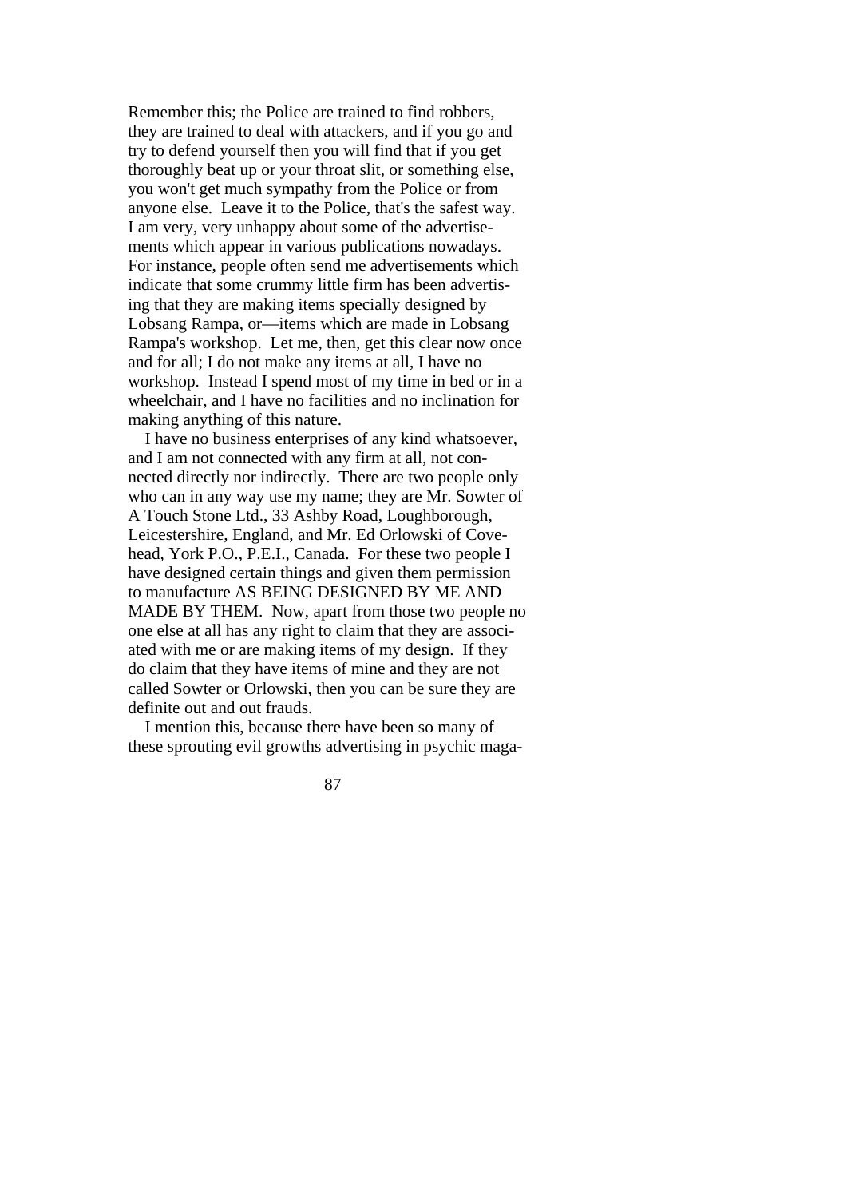Remember this; the Police are trained to find robbers, they are trained to deal with attackers, and if you go and try to defend yourself then you will find that if you get thoroughly beat up or your throat slit, or something else, you won't get much sympathy from the Police or from anyone else. Leave it to the Police, that's the safest way. I am very, very unhappy about some of the advertisements which appear in various publications nowadays. For instance, people often send me advertisements which indicate that some crummy little firm has been advertising that they are making items specially designed by Lobsang Rampa, or—items which are made in Lobsang Rampa's workshop. Let me, then, get this clear now once and for all; I do not make any items at all, I have no workshop. Instead I spend most of my time in bed or in a wheelchair, and I have no facilities and no inclination for making anything of this nature.

I have no business enterprises of any kind whatsoever, and I am not connected with any firm at all, not connected directly nor indirectly. There are two people only who can in any way use my name; they are Mr. Sowter of A Touch Stone Ltd., 33 Ashby Road, Loughborough, Leicestershire, England, and Mr. Ed Orlowski of Covehead, York P.O., P.E.I., Canada. For these two people I have designed certain things and given them permission to manufacture AS BEING DESIGNED BY ME AND MADE BY THEM. Now, apart from those two people no one else at all has any right to claim that they are associated with me or are making items of my design. If they do claim that they have items of mine and they are not called Sowter or Orlowski, then you can be sure they are definite out and out frauds.

I mention this, because there have been so many of these sprouting evil growths advertising in psychic maga-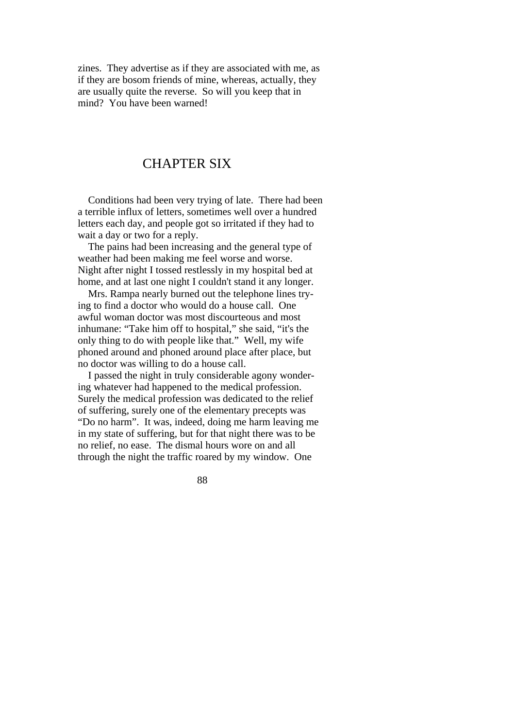zines. They advertise as if they are associated with me, as if they are bosom friends of mine, whereas, actually, they are usually quite the reverse. So will you keep that in mind? You have been warned!

# CHAPTER SIX

Conditions had been very trying of late. There had been a terrible influx of letters, sometimes well over a hundred letters each day, and people got so irritated if they had to wait a day or two for a reply.

The pains had been increasing and the general type of weather had been making me feel worse and worse. Night after night I tossed restlessly in my hospital bed at home, and at last one night I couldn't stand it any longer.

Mrs. Rampa nearly burned out the telephone lines trying to find a doctor who would do a house call. One awful woman doctor was most discourteous and most inhumane: "Take him off to hospital," she said, "it's the only thing to do with people like that." Well, my wife phoned around and phoned around place after place, but no doctor was willing to do a house call.

I passed the night in truly considerable agony wondering whatever had happened to the medical profession. Surely the medical profession was dedicated to the relief of suffering, surely one of the elementary precepts was "Do no harm". It was, indeed, doing me harm leaving me in my state of suffering, but for that night there was to be no relief, no ease. The dismal hours wore on and all through the night the traffic roared by my window. One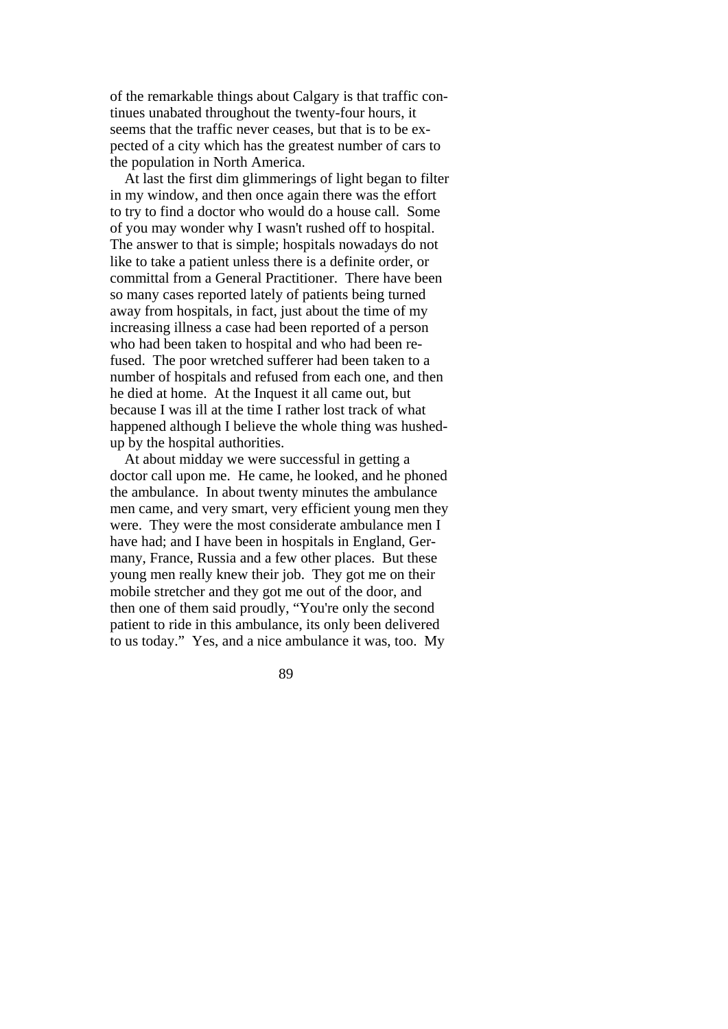of the remarkable things about Calgary is that traffic continues unabated throughout the twenty-four hours, it seems that the traffic never ceases, but that is to be expected of a city which has the greatest number of cars to the population in North America.

At last the first dim glimmerings of light began to filter in my window, and then once again there was the effort to try to find a doctor who would do a house call. Some of you may wonder why I wasn't rushed off to hospital. The answer to that is simple; hospitals nowadays do not like to take a patient unless there is a definite order, or committal from a General Practitioner. There have been so many cases reported lately of patients being turned away from hospitals, in fact, just about the time of my increasing illness a case had been reported of a person who had been taken to hospital and who had been refused. The poor wretched sufferer had been taken to a number of hospitals and refused from each one, and then he died at home. At the Inquest it all came out, but because I was ill at the time I rather lost track of what happened although I believe the whole thing was hushed-up by the hospital authorities.

At about midday we were successful in getting a doctor call upon me. He came, he looked, and he phoned the ambulance. In about twenty minutes the ambulance men came, and very smart, very efficient young men they were. They were the most considerate ambulance men I have had; and I have been in hospitals in England, Germany, France, Russia and a few other places. But these young men really knew their job. They got me on their mobile stretcher and they got me out of the door, and then one of them said proudly, "You're only the second patient to ride in this ambulance, its only been delivered to us today." Yes, and a nice ambulance it was, too. My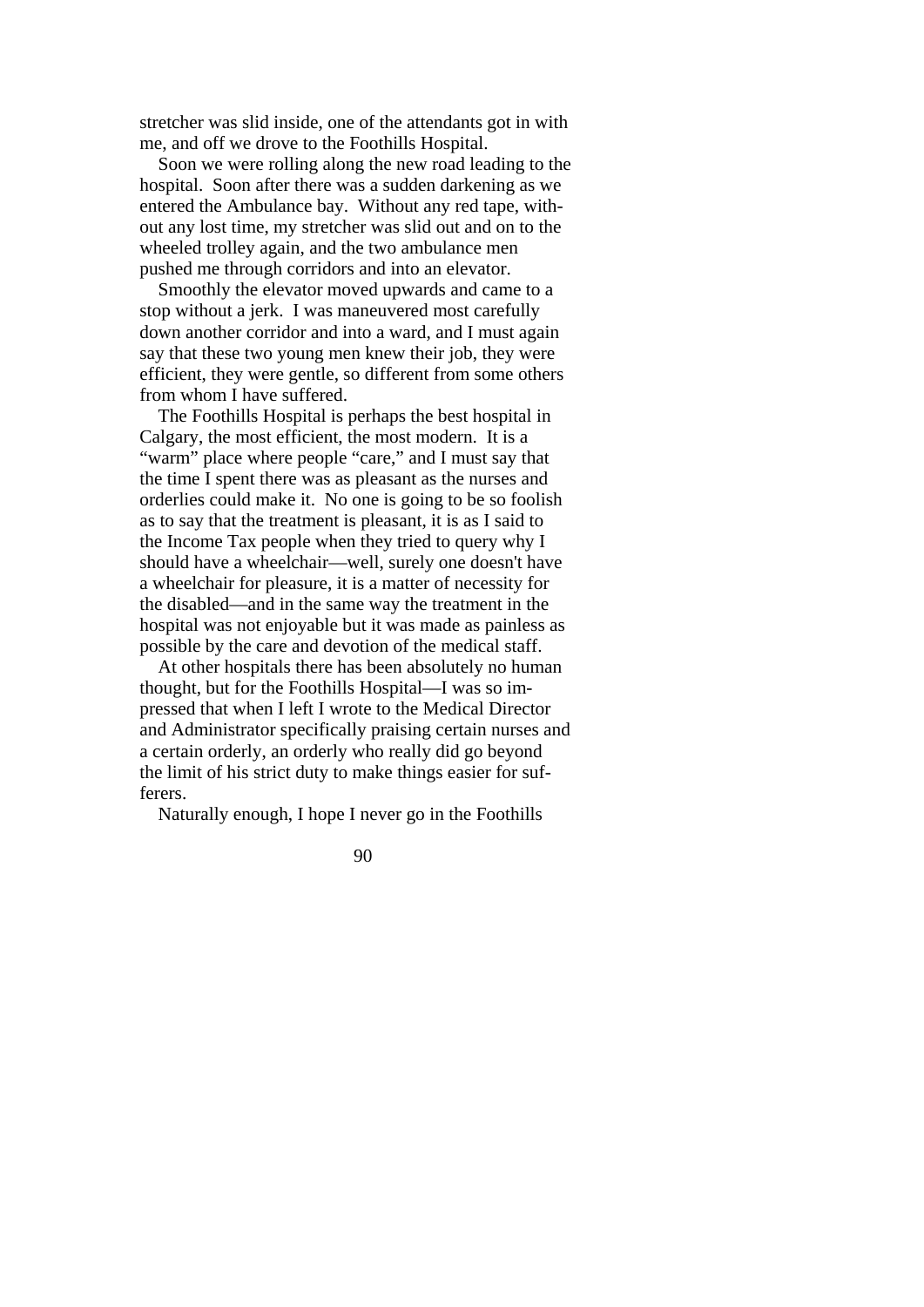stretcher was slid inside, one of the attendants got in with me, and off we drove to the Foothills Hospital.

Soon we were rolling along the new road leading to the hospital. Soon after there was a sudden darkening as we entered the Ambulance bay. Without any red tape, without any lost time, my stretcher was slid out and on to the wheeled trolley again, and the two ambulance men pushed me through corridors and into an elevator.

Smoothly the elevator moved upwards and came to a stop without a jerk. I was maneuvered most carefully down another corridor and into a ward, and I must again say that these two young men knew their job, they were efficient, they were gentle, so different from some others from whom I have suffered.

The Foothills Hospital is perhaps the best hospital in Calgary, the most efficient, the most modern. It is a "warm" place where people "care," and I must say that the time I spent there was as pleasant as the nurses and orderlies could make it. No one is going to be so foolish as to say that the treatment is pleasant, it is as I said to the Income Tax people when they tried to query why I should have a wheelchair—well, surely one doesn't have a wheelchair for pleasure, it is a matter of necessity for the disabled—and in the same way the treatment in the hospital was not enjoyable but it was made as painless as possible by the care and devotion of the medical staff.

At other hospitals there has been absolutely no human thought, but for the Foothills Hospital—I was so impressed that when I left I wrote to the Medical Director and Administrator specifically praising certain nurses and a certain orderly, an orderly who really did go beyond the limit of his strict duty to make things easier for sufferers.

Naturally enough, I hope I never go in the Foothills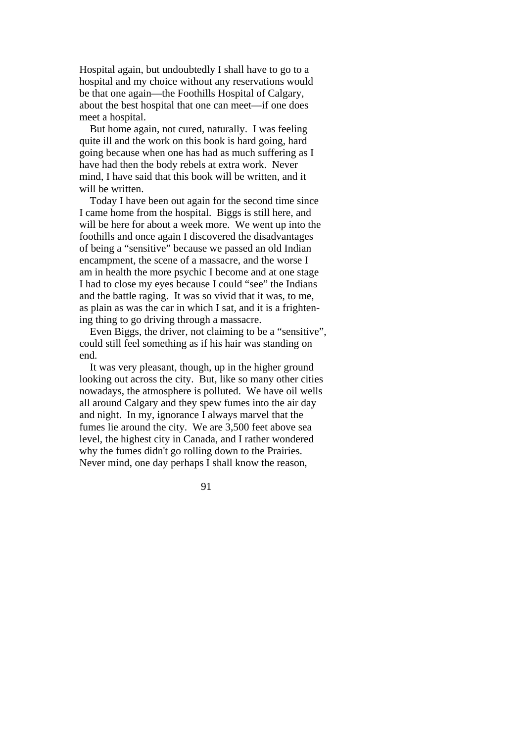Hospital again, but undoubtedly I shall have to go to a hospital and my choice without any reservations would be that one again—the Foothills Hospital of Calgary, about the best hospital that one can meet—if one does meet a hospital.

But home again, not cured, naturally. I was feeling quite ill and the work on this book is hard going, hard going because when one has had as much suffering as I have had then the body rebels at extra work. Never mind, I have said that this book will be written, and it will be written.

Today I have been out again for the second time since I came home from the hospital. Biggs is still here, and will be here for about a week more. We went up into the foothills and once again I discovered the disadvantages of being a "sensitive" because we passed an old Indian encampment, the scene of a massacre, and the worse I am in health the more psychic I become and at one stage I had to close my eyes because I could "see" the Indians and the battle raging. It was so vivid that it was, to me, as plain as was the car in which I sat, and it is a frightening thing to go driving through a massacre.

Even Biggs, the driver, not claiming to be a "sensitive", could still feel something as if his hair was standing on end.

It was very pleasant, though, up in the higher ground looking out across the city. But, like so many other cities nowadays, the atmosphere is polluted. We have oil wells all around Calgary and they spew fumes into the air day and night. In my, ignorance I always marvel that the fumes lie around the city. We are 3,500 feet above sea level, the highest city in Canada, and I rather wondered why the fumes didn't go rolling down to the Prairies. Never mind, one day perhaps I shall know the reason,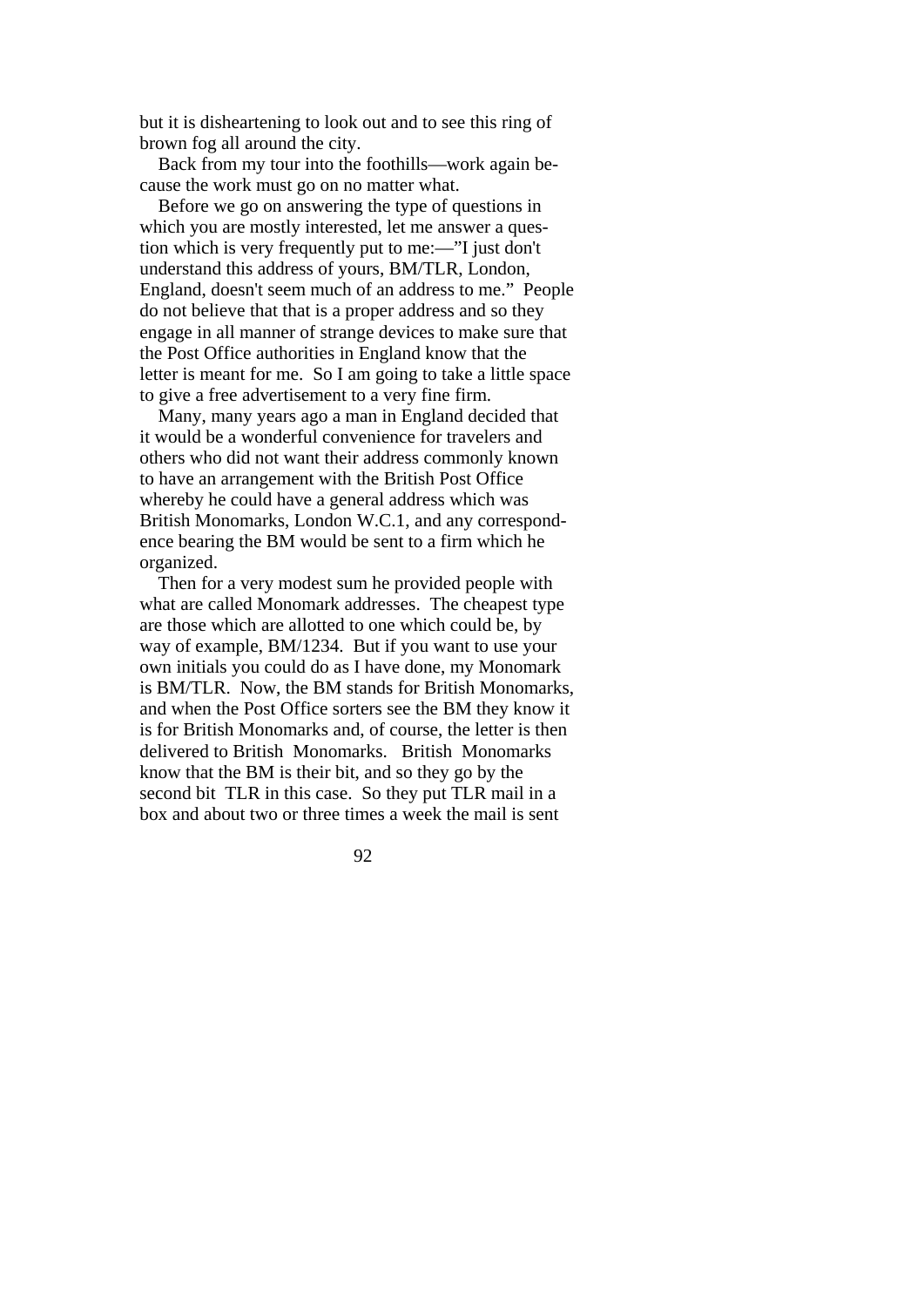but it is disheartening to look out and to see this ring of brown fog all around the city.

Back from my tour into the foothills—work again because the work must go on no matter what.

Before we go on answering the type of questions in which you are mostly interested, let me answer a question which is very frequently put to me:—"I just don't understand this address of yours, BM/TLR, London, England, doesn't seem much of an address to me." People do not believe that that is a proper address and so they engage in all manner of strange devices to make sure that the Post Office authorities in England know that the letter is meant for me. So I am going to take a little space to give a free advertisement to a very fine firm.

Many, many years ago a man in England decided that it would be a wonderful convenience for travelers and others who did not want their address commonly known to have an arrangement with the British Post Office whereby he could have a general address which was British Monomarks, London W.C.1, and any correspondence bearing the BM would be sent to a firm which he organized.

Then for a very modest sum he provided people with what are called Monomark addresses. The cheapest type are those which are allotted to one which could be, by way of example, BM/1234. But if you want to use your own initials you could do as I have done, my Monomark is BM/TLR. Now, the BM stands for British Monomarks, and when the Post Office sorters see the BM they know it is for British Monomarks and, of course, the letter is then delivered to British Monomarks. British Monomarks know that the BM is their bit, and so they go by the second bit TLR in this case. So they put TLR mail in a box and about two or three times a week the mail is sent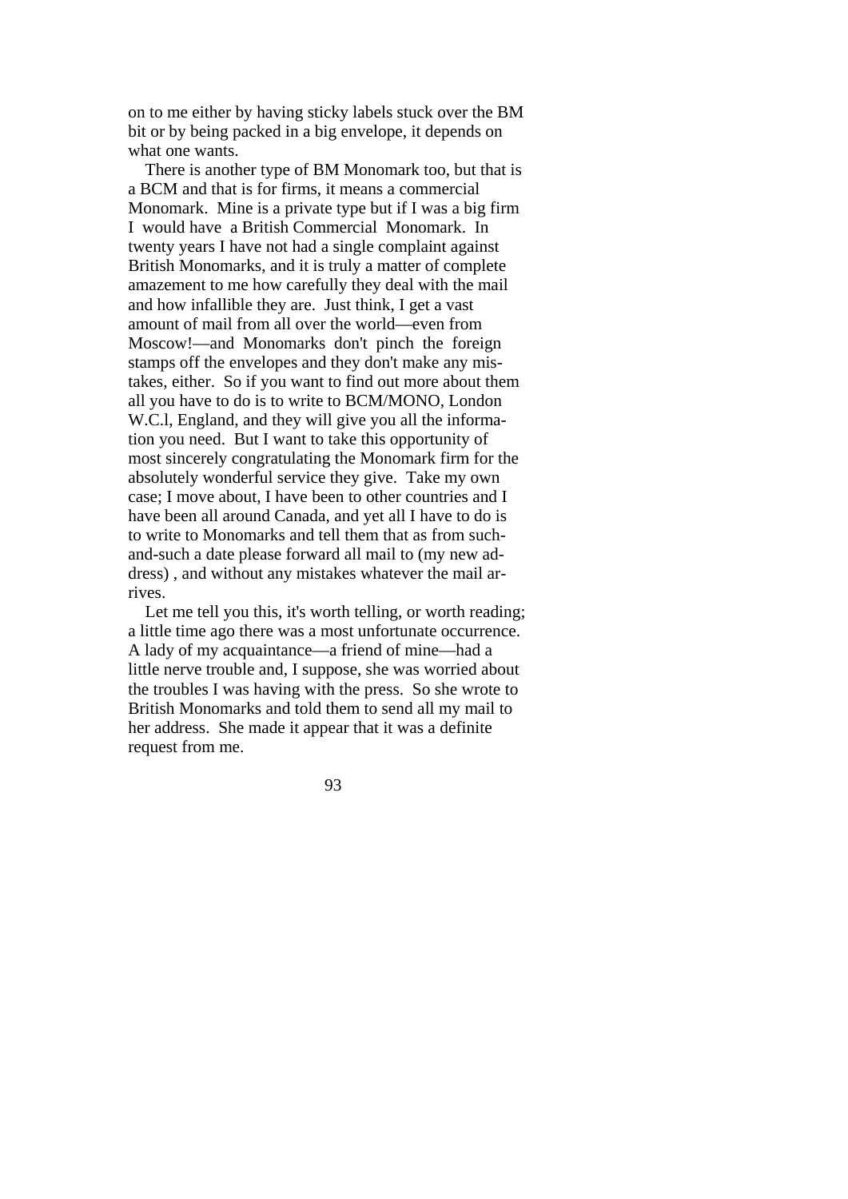on to me either by having sticky labels stuck over the BM bit or by being packed in a big envelope, it depends on what one wants.

There is another type of BM Monomark too, but that is a BCM and that is for firms, it means a commercial Monomark. Mine is a private type but if I was a big firm I would have a British Commercial Monomark. In twenty years I have not had a single complaint against British Monomarks, and it is truly a matter of complete amazement to me how carefully they deal with the mail and how infallible they are. Just think, I get a vast amount of mail from all over the world—even from Moscow!—and Monomarks don't pinch the foreign stamps off the envelopes and they don't make any mistakes, either. So if you want to find out more about them all you have to do is to write to BCM/MONO, London W.C.l, England, and they will give you all the information you need. But I want to take this opportunity of most sincerely congratulating the Monomark firm for the absolutely wonderful service they give. Take my own case; I move about, I have been to other countries and I have been all around Canada, and yet all I have to do is to write to Monomarks and tell them that as from such-and-such a date please forward all mail to (my new address) , and without any mistakes whatever the mail arrives.

Let me tell you this, it's worth telling, or worth reading; a little time ago there was a most unfortunate occurrence. A lady of my acquaintance—a friend of mine—had a little nerve trouble and, I suppose, she was worried about the troubles I was having with the press. So she wrote to British Monomarks and told them to send all my mail to her address. She made it appear that it was a definite request from me.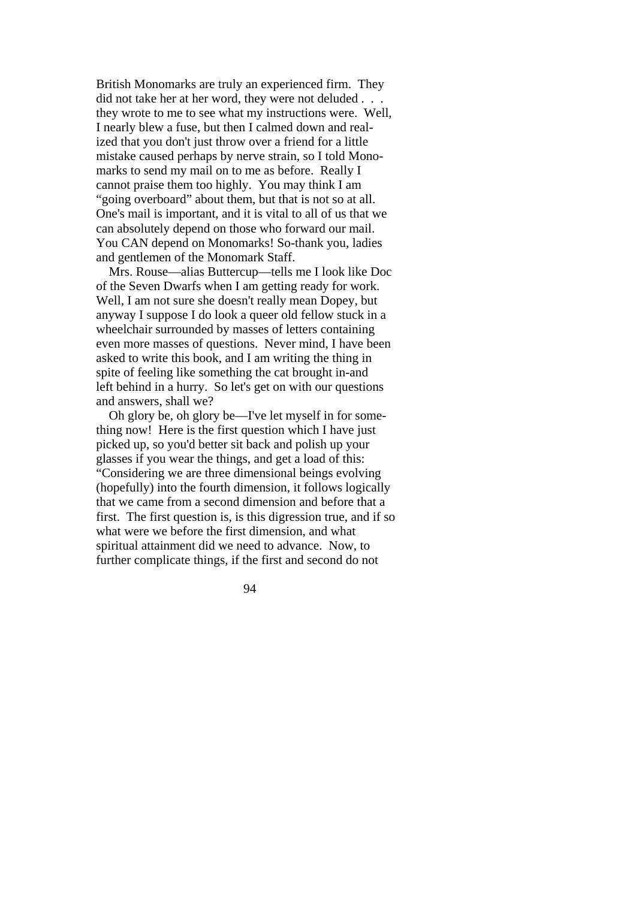British Monomarks are truly an experienced firm. They did not take her at her word, they were not deluded . . . they wrote to me to see what my instructions were. Well, I nearly blew a fuse, but then I calmed down and realized that you don't just throw over a friend for a little mistake caused perhaps by nerve strain, so I told Monomarks to send my mail on to me as before. Really I cannot praise them too highly. You may think I am "going overboard" about them, but that is not so at all. One's mail is important, and it is vital to all of us that we can absolutely depend on those who forward our mail. You CAN depend on Monomarks! So-thank you, ladies and gentlemen of the Monomark Staff.

Mrs. Rouse—alias Buttercup—tells me I look like Doc of the Seven Dwarfs when I am getting ready for work. Well, I am not sure she doesn't really mean Dopey, but anyway I suppose I do look a queer old fellow stuck in a wheelchair surrounded by masses of letters containing even more masses of questions. Never mind, I have been asked to write this book, and I am writing the thing in spite of feeling like something the cat brought in-and left behind in a hurry. So let's get on with our questions and answers, shall we?

Oh glory be, oh glory be—I've let myself in for something now! Here is the first question which I have just picked up, so you'd better sit back and polish up your glasses if you wear the things, and get a load of this: "Considering we are three dimensional beings evolving (hopefully) into the fourth dimension, it follows logically that we came from a second dimension and before that a first. The first question is, is this digression true, and if so what were we before the first dimension, and what spiritual attainment did we need to advance. Now, to further complicate things, if the first and second do not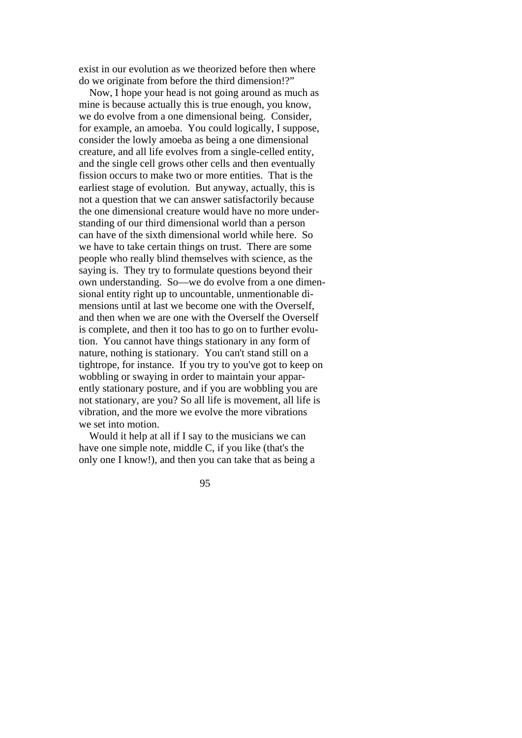exist in our evolution as we theorized before then where do we originate from before the third dimension!?"

Now, I hope your head is not going around as much as mine is because actually this is true enough, you know, we do evolve from a one dimensional being. Consider, for example, an amoeba. You could logically, I suppose, consider the lowly amoeba as being a one dimensional creature, and all life evolves from a single-celled entity, and the single cell grows other cells and then eventually fission occurs to make two or more entities. That is the earliest stage of evolution. But anyway, actually, this is not a question that we can answer satisfactorily because the one dimensional creature would have no more understanding of our third dimensional world than a person can have of the sixth dimensional world while here. So we have to take certain things on trust. There are some people who really blind themselves with science, as the saying is. They try to formulate questions beyond their own understanding. So—we do evolve from a one dimensional entity right up to uncountable, unmentionable dimensions until at last we become one with the Overself, and then when we are one with the Overself the Overself is complete, and then it too has to go on to further evolution. You cannot have things stationary in any form of nature, nothing is stationary. You can't stand still on a tightrope, for instance. If you try to you've got to keep on wobbling or swaying in order to maintain your apparently stationary posture, and if you are wobbling you are not stationary, are you? So all life is movement, all life is vibration, and the more we evolve the more vibrations we set into motion.

Would it help at all if I say to the musicians we can have one simple note, middle C, if you like (that's the only one I know!), and then you can take that as being a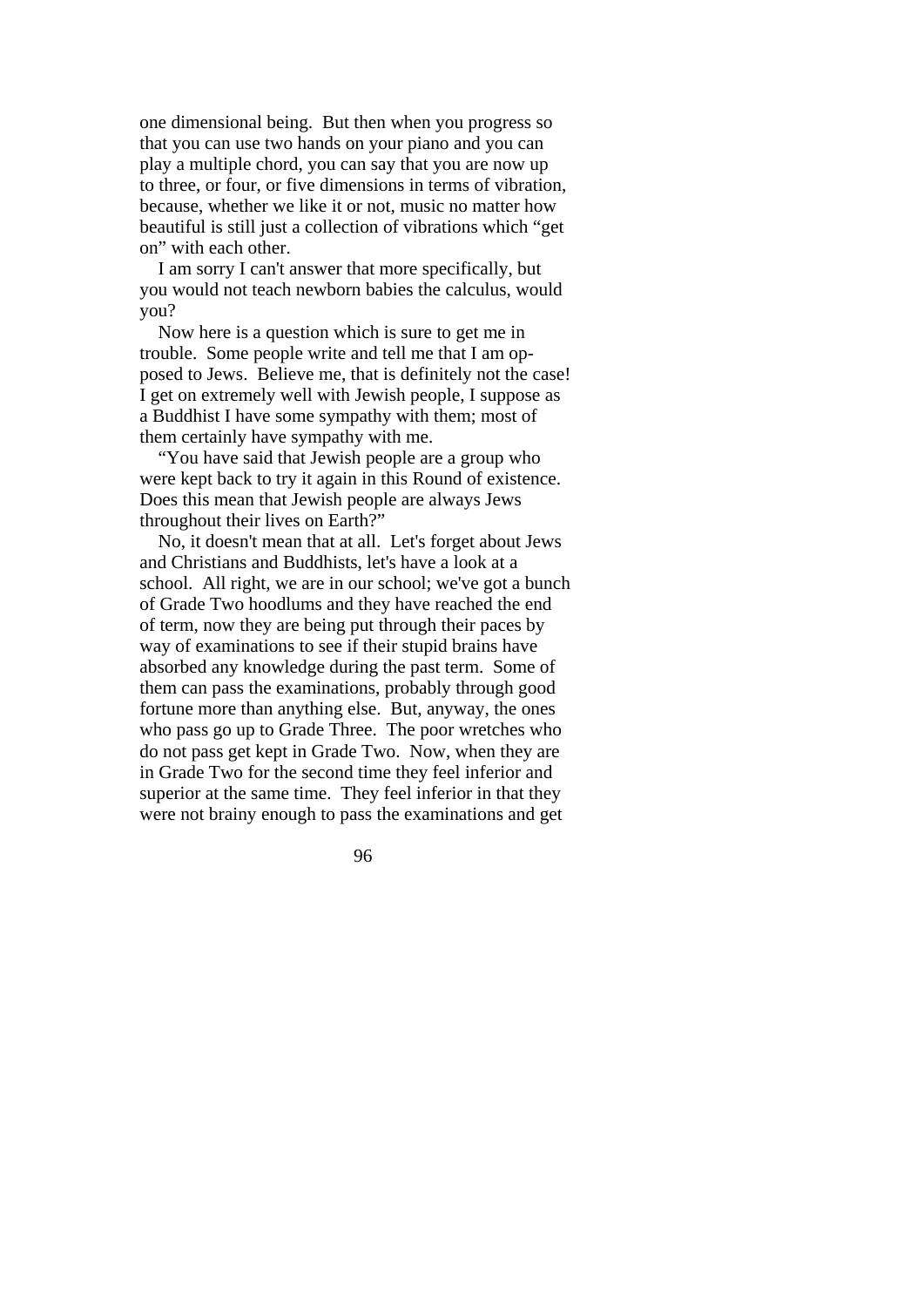one dimensional being. But then when you progress so that you can use two hands on your piano and you can play a multiple chord, you can say that you are now up to three, or four, or five dimensions in terms of vibration, because, whether we like it or not, music no matter how beautiful is still just a collection of vibrations which "get on" with each other.

I am sorry I can't answer that more specifically, but you would not teach newborn babies the calculus, would you?

Now here is a question which is sure to get me in trouble. Some people write and tell me that I am opposed to Jews. Believe me, that is definitely not the case! I get on extremely well with Jewish people, I suppose as a Buddhist I have some sympathy with them; most of them certainly have sympathy with me.

"You have said that Jewish people are a group who were kept back to try it again in this Round of existence. Does this mean that Jewish people are always Jews throughout their lives on Earth?"

No, it doesn't mean that at all. Let's forget about Jews and Christians and Buddhists, let's have a look at a school. All right, we are in our school; we've got a bunch of Grade Two hoodlums and they have reached the end of term, now they are being put through their paces by way of examinations to see if their stupid brains have absorbed any knowledge during the past term. Some of them can pass the examinations, probably through good fortune more than anything else. But, anyway, the ones who pass go up to Grade Three. The poor wretches who do not pass get kept in Grade Two. Now, when they are in Grade Two for the second time they feel inferior and superior at the same time. They feel inferior in that they were not brainy enough to pass the examinations and get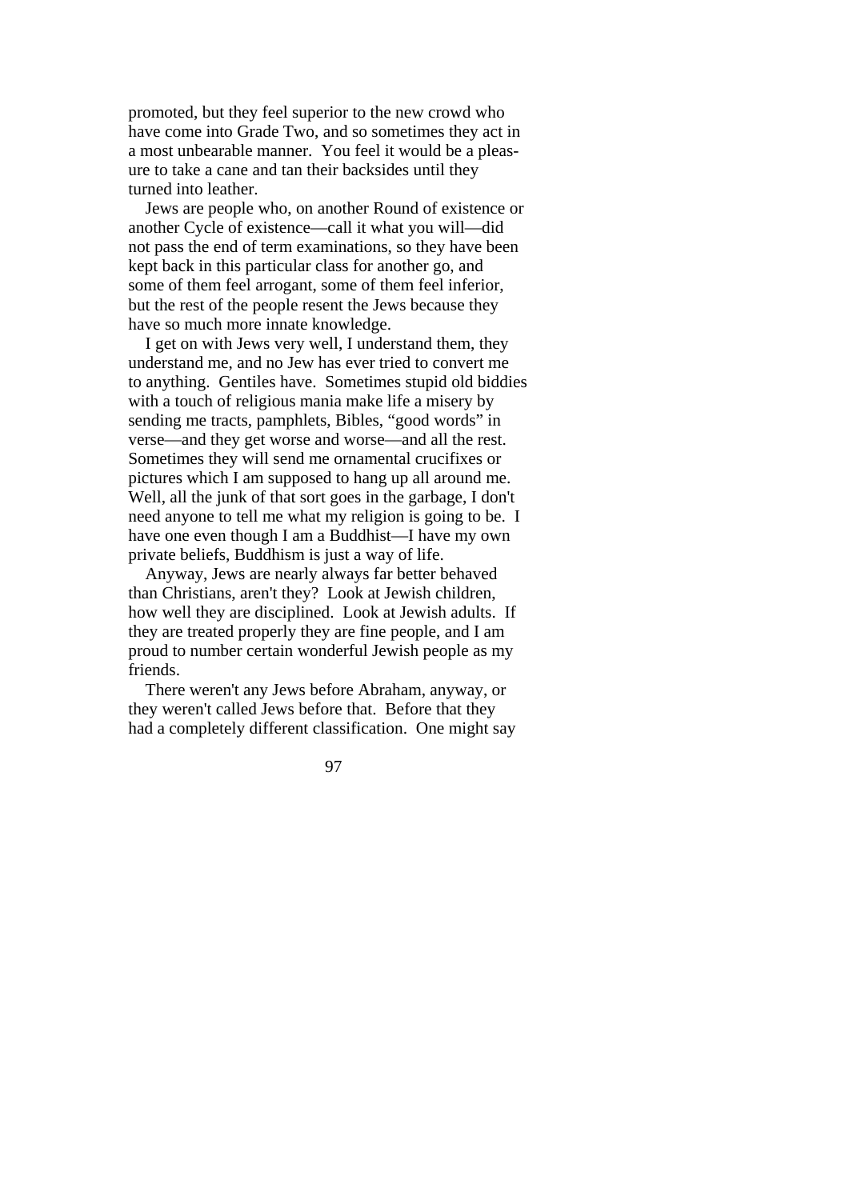promoted, but they feel superior to the new crowd who have come into Grade Two, and so sometimes they act in a most unbearable manner. You feel it would be a pleasure to take a cane and tan their backsides until they turned into leather.

Jews are people who, on another Round of existence or another Cycle of existence—call it what you will—did not pass the end of term examinations, so they have been kept back in this particular class for another go, and some of them feel arrogant, some of them feel inferior, but the rest of the people resent the Jews because they have so much more innate knowledge.

I get on with Jews very well, I understand them, they understand me, and no Jew has ever tried to convert me to anything. Gentiles have. Sometimes stupid old biddies with a touch of religious mania make life a misery by sending me tracts, pamphlets, Bibles, "good words" in verse—and they get worse and worse—and all the rest. Sometimes they will send me ornamental crucifixes or pictures which I am supposed to hang up all around me. Well, all the junk of that sort goes in the garbage, I don't need anyone to tell me what my religion is going to be. I have one even though I am a Buddhist—I have my own private beliefs, Buddhism is just a way of life.

Anyway, Jews are nearly always far better behaved than Christians, aren't they? Look at Jewish children, how well they are disciplined. Look at Jewish adults. If they are treated properly they are fine people, and I am proud to number certain wonderful Jewish people as my friends.

There weren't any Jews before Abraham, anyway, or they weren't called Jews before that. Before that they had a completely different classification. One might say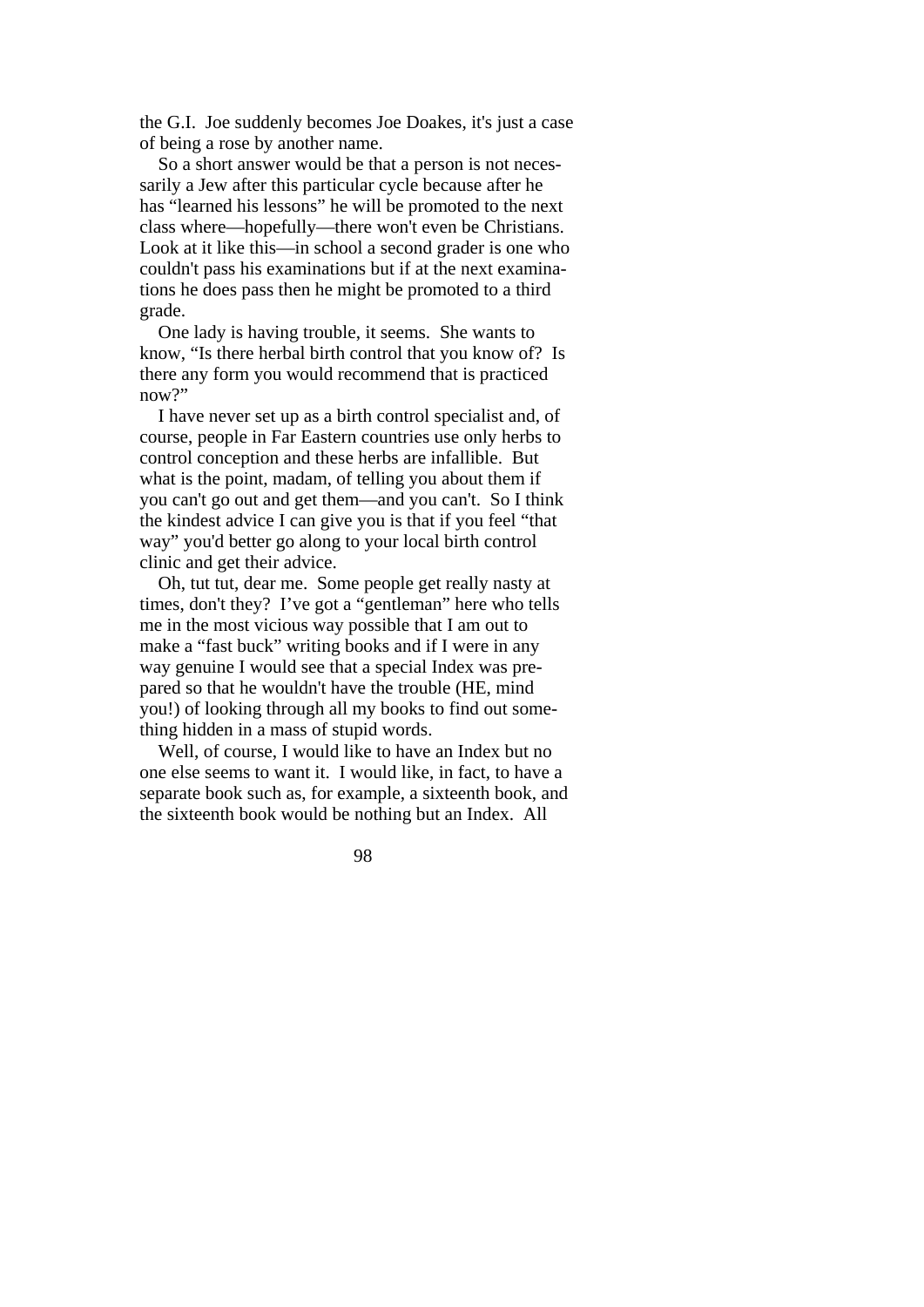the G.I. Joe suddenly becomes Joe Doakes, it's just a case of being a rose by another name.

So a short answer would be that a person is not necessarily a Jew after this particular cycle because after he has "learned his lessons" he will be promoted to the next class where—hopefully—there won't even be Christians. Look at it like this—in school a second grader is one who couldn't pass his examinations but if at the next examinations he does pass then he might be promoted to a third grade.

One lady is having trouble, it seems. She wants to know, "Is there herbal birth control that you know of? Is there any form you would recommend that is practiced now?"

I have never set up as a birth control specialist and, of course, people in Far Eastern countries use only herbs to control conception and these herbs are infallible. But what is the point, madam, of telling you about them if you can't go out and get them—and you can't. So I think the kindest advice I can give you is that if you feel "that way" you'd better go along to your local birth control clinic and get their advice.

Oh, tut tut, dear me. Some people get really nasty at times, don't they? I've got a "gentleman" here who tells me in the most vicious way possible that I am out to make a "fast buck" writing books and if I were in any way genuine I would see that a special Index was prepared so that he wouldn't have the trouble (HE, mind you!) of looking through all my books to find out something hidden in a mass of stupid words.

Well, of course, I would like to have an Index but no one else seems to want it. I would like, in fact, to have a separate book such as, for example, a sixteenth book, and the sixteenth book would be nothing but an Index. All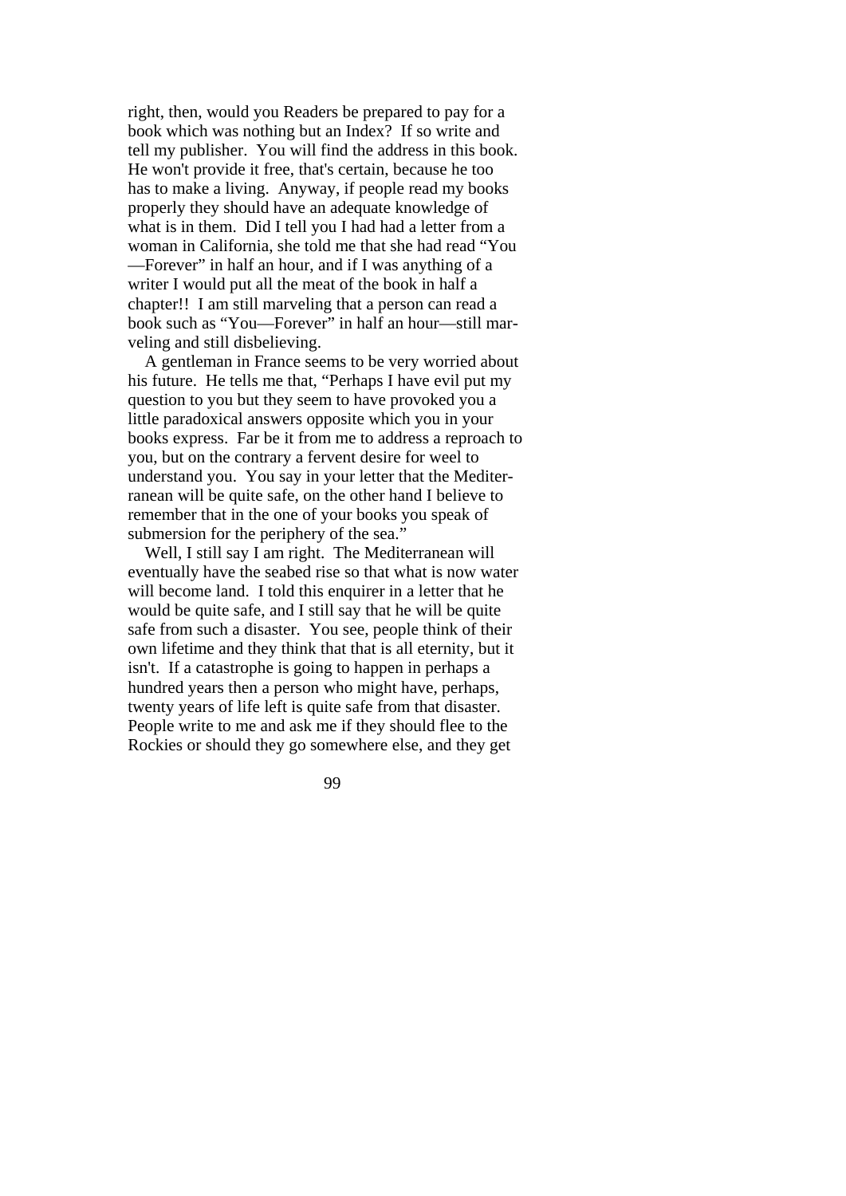right, then, would you Readers be prepared to pay for a book which was nothing but an Index? If so write and tell my publisher. You will find the address in this book. He won't provide it free, that's certain, because he too has to make a living. Anyway, if people read my books properly they should have an adequate knowledge of what is in them. Did I tell you I had had a letter from a woman in California, she told me that she had read "You—Forever" in half an hour, and if I was anything of a writer I would put all the meat of the book in half a chapter!! I am still marveling that a person can read a book such as "You—Forever" in half an hour—still marveling and still disbelieving.

A gentleman in France seems to be very worried about his future. He tells me that, "Perhaps I have evil put my question to you but they seem to have provoked you a little paradoxical answers opposite which you in your books express. Far be it from me to address a reproach to you, but on the contrary a fervent desire for weel to understand you. You say in your letter that the Mediterranean will be quite safe, on the other hand I believe to remember that in the one of your books you speak of submersion for the periphery of the sea."

Well, I still say I am right. The Mediterranean will eventually have the seabed rise so that what is now water will become land. I told this enquirer in a letter that he would be quite safe, and I still say that he will be quite safe from such a disaster. You see, people think of their own lifetime and they think that that is all eternity, but it isn't. If a catastrophe is going to happen in perhaps a hundred years then a person who might have, perhaps, twenty years of life left is quite safe from that disaster. People write to me and ask me if they should flee to the Rockies or should they go somewhere else, and they get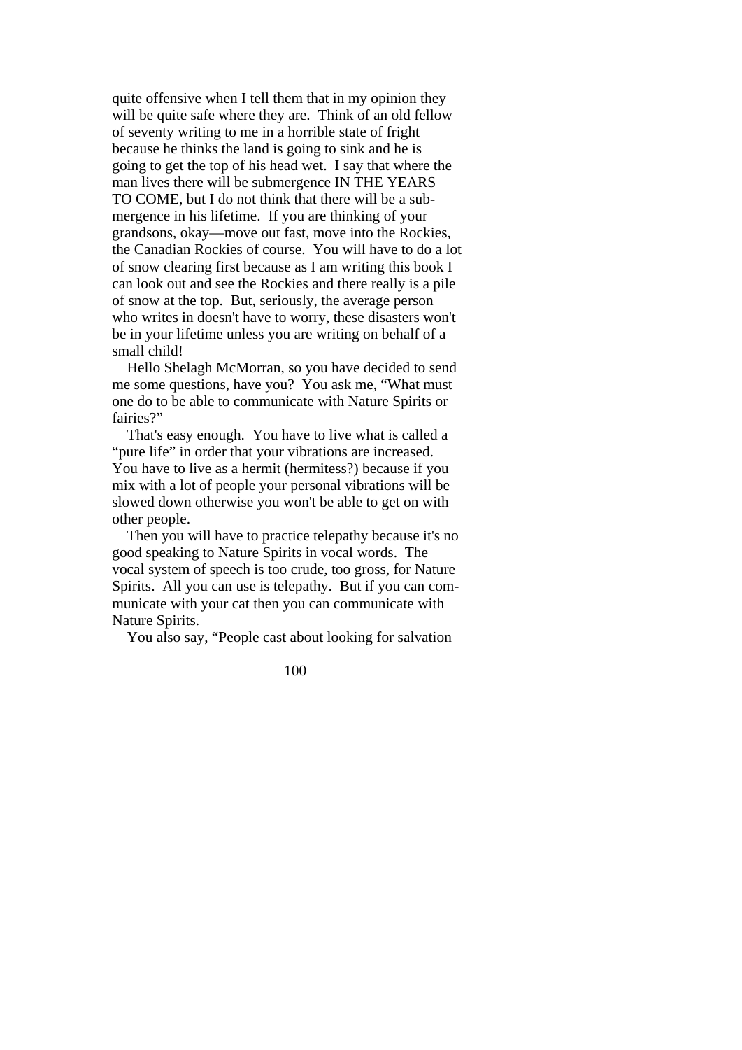quite offensive when I tell them that in my opinion they will be quite safe where they are. Think of an old fellow of seventy writing to me in a horrible state of fright because he thinks the land is going to sink and he is going to get the top of his head wet. I say that where the man lives there will be submergence IN THE YEARS TO COME, but I do not think that there will be a submergence in his lifetime. If you are thinking of your grandsons, okay—move out fast, move into the Rockies, the Canadian Rockies of course. You will have to do a lot of snow clearing first because as I am writing this book I can look out and see the Rockies and there really is a pile of snow at the top. But, seriously, the average person who writes in doesn't have to worry, these disasters won't be in your lifetime unless you are writing on behalf of a small child!

Hello Shelagh McMorran, so you have decided to send me some questions, have you? You ask me, "What must one do to be able to communicate with Nature Spirits or fairies?"

That's easy enough. You have to live what is called a "pure life" in order that your vibrations are increased. You have to live as a hermit (hermitess?) because if you mix with a lot of people your personal vibrations will be slowed down otherwise you won't be able to get on with other people.

Then you will have to practice telepathy because it's no good speaking to Nature Spirits in vocal words. The vocal system of speech is too crude, too gross, for Nature Spirits. All you can use is telepathy. But if you can communicate with your cat then you can communicate with Nature Spirits.

You also say, "People cast about looking for salvation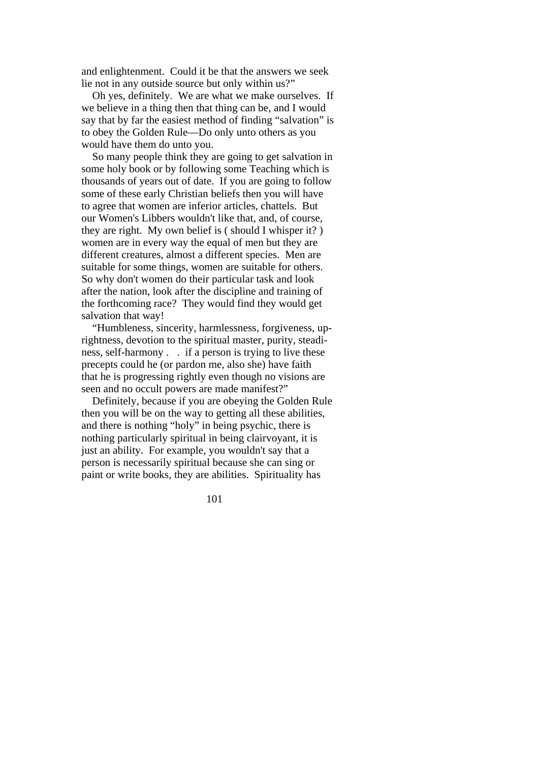and enlightenment. Could it be that the answers we seek lie not in any outside source but only within us?"

Oh yes, definitely. We are what we make ourselves. If we believe in a thing then that thing can be, and I would say that by far the easiest method of finding "salvation" is to obey the Golden Rule—Do only unto others as you would have them do unto you.

So many people think they are going to get salvation in some holy book or by following some Teaching which is thousands of years out of date. If you are going to follow some of these early Christian beliefs then you will have to agree that women are inferior articles, chattels. But our Women's Libbers wouldn't like that, and, of course, they are right. My own belief is ( should I whisper it? ) women are in every way the equal of men but they are different creatures, almost a different species. Men are suitable for some things, women are suitable for others. So why don't women do their particular task and look after the nation, look after the discipline and training of the forthcoming race? They would find they would get salvation that way!

"Humbleness, sincerity, harmlessness, forgiveness, uprightness, devotion to the spiritual master, purity, steadiness, self-harmony . . if a person is trying to live these precepts could he (or pardon me, also she) have faith that he is progressing rightly even though no visions are seen and no occult powers are made manifest?"

Definitely, because if you are obeying the Golden Rule then you will be on the way to getting all these abilities, and there is nothing "holy" in being psychic, there is nothing particularly spiritual in being clairvoyant, it is just an ability. For example, you wouldn't say that a person is necessarily spiritual because she can sing or paint or write books, they are abilities. Spirituality has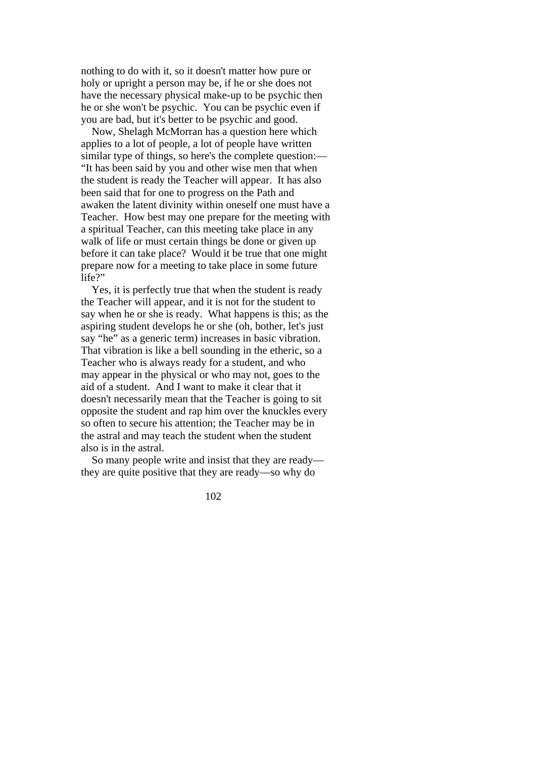nothing to do with it, so it doesn't matter how pure or holy or upright a person may be, if he or she does not have the necessary physical make-up to be psychic then he or she won't be psychic. You can be psychic even if you are bad, but it's better to be psychic and good.

Now, Shelagh McMorran has a question here which applies to a lot of people, a lot of people have written similar type of things, so here's the complete question:—"It has been said by you and other wise men that when the student is ready the Teacher will appear. It has also been said that for one to progress on the Path and awaken the latent divinity within oneself one must have a Teacher. How best may one prepare for the meeting with a spiritual Teacher, can this meeting take place in any walk of life or must certain things be done or given up before it can take place? Would it be true that one might prepare now for a meeting to take place in some future life?"

Yes, it is perfectly true that when the student is ready the Teacher will appear, and it is not for the student to say when he or she is ready. What happens is this; as the aspiring student develops he or she (oh, bother, let's just say "he" as a generic term) increases in basic vibration. That vibration is like a bell sounding in the etheric, so a Teacher who is always ready for a student, and who may appear in the physical or who may not, goes to the aid of a student. And I want to make it clear that it doesn't necessarily mean that the Teacher is going to sit opposite the student and rap him over the knuckles every so often to secure his attention; the Teacher may be in the astral and may teach the student when the student also is in the astral.

So many people write and insist that they are ready—they are quite positive that they are ready—so why do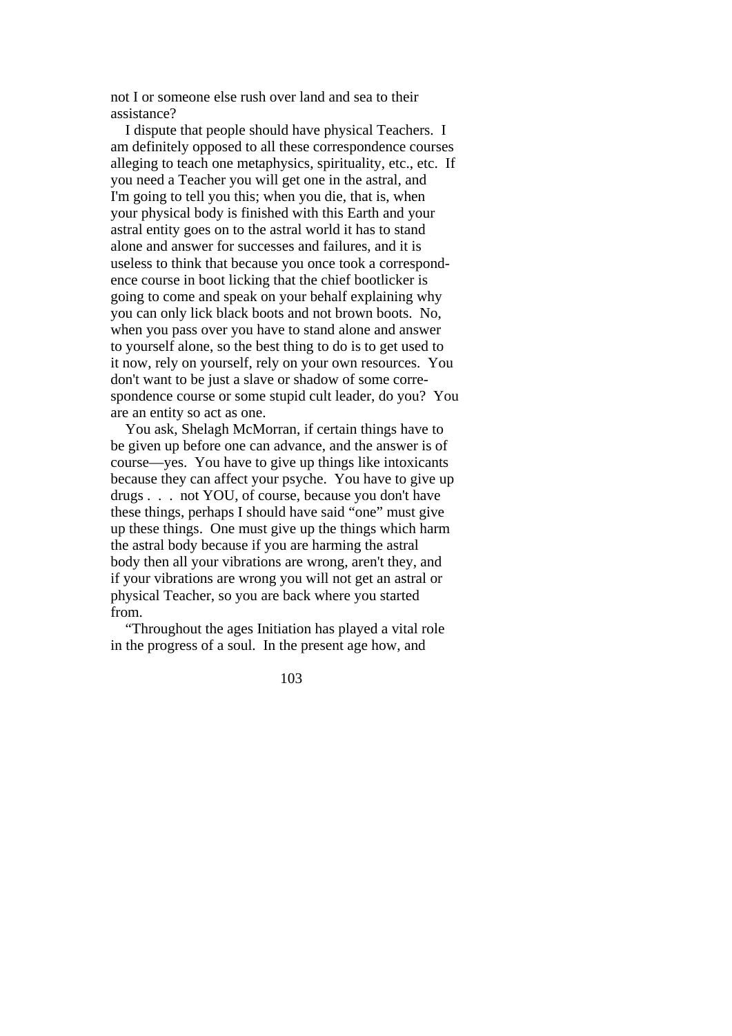not I or someone else rush over land and sea to their assistance?

I dispute that people should have physical Teachers. I am definitely opposed to all these correspondence courses alleging to teach one metaphysics, spirituality, etc., etc. If you need a Teacher you will get one in the astral, and I'm going to tell you this; when you die, that is, when your physical body is finished with this Earth and your astral entity goes on to the astral world it has to stand alone and answer for successes and failures, and it is useless to think that because you once took a correspondence course in boot licking that the chief bootlicker is going to come and speak on your behalf explaining why you can only lick black boots and not brown boots. No, when you pass over you have to stand alone and answer to yourself alone, so the best thing to do is to get used to it now, rely on yourself, rely on your own resources. You don't want to be just a slave or shadow of some correspondence course or some stupid cult leader, do you? You are an entity so act as one.

You ask, Shelagh McMorran, if certain things have to be given up before one can advance, and the answer is of course—yes. You have to give up things like intoxicants because they can affect your psyche. You have to give up drugs . . . not YOU, of course, because you don't have these things, perhaps I should have said "one" must give up these things. One must give up the things which harm the astral body because if you are harming the astral body then all your vibrations are wrong, aren't they, and if your vibrations are wrong you will not get an astral or physical Teacher, so you are back where you started from.

"Throughout the ages Initiation has played a vital role in the progress of a soul. In the present age how, and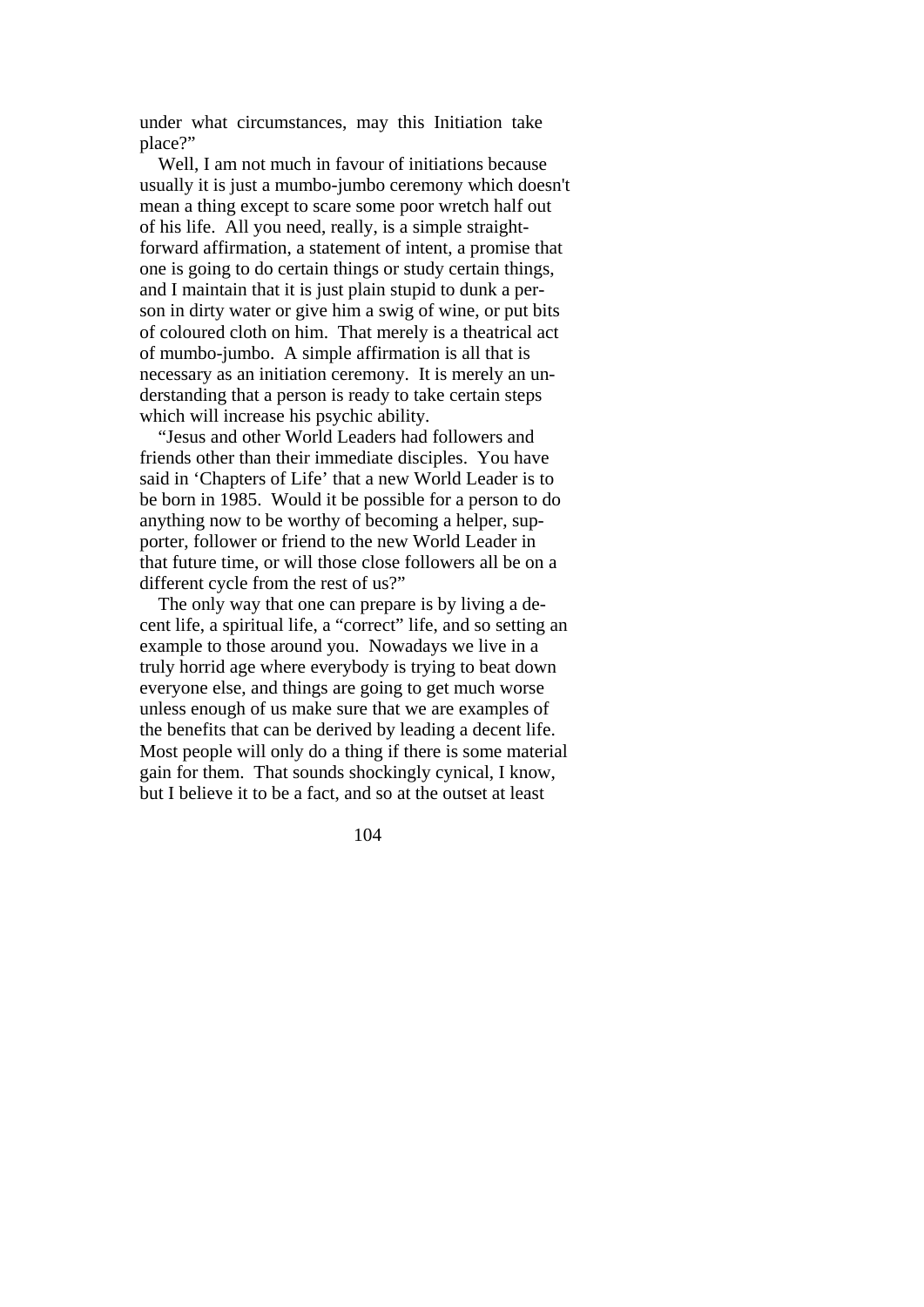under what circumstances, may this Initiation take place?"

Well, I am not much in favour of initiations because usually it is just a mumbo-jumbo ceremony which doesn't mean a thing except to scare some poor wretch half out of his life. All you need, really, is a simple straightforward affirmation, a statement of intent, a promise that one is going to do certain things or study certain things, and I maintain that it is just plain stupid to dunk a person in dirty water or give him a swig of wine, or put bits of coloured cloth on him. That merely is a theatrical act of mumbo-jumbo. A simple affirmation is all that is necessary as an initiation ceremony. It is merely an understanding that a person is ready to take certain steps which will increase his psychic ability.

"Jesus and other World Leaders had followers and friends other than their immediate disciples. You have said in 'Chapters of Life' that a new World Leader is to be born in 1985. Would it be possible for a person to do anything now to be worthy of becoming a helper, supporter, follower or friend to the new World Leader in that future time, or will those close followers all be on a different cycle from the rest of us?"

The only way that one can prepare is by living a decent life, a spiritual life, a "correct" life, and so setting an example to those around you. Nowadays we live in a truly horrid age where everybody is trying to beat down everyone else, and things are going to get much worse unless enough of us make sure that we are examples of the benefits that can be derived by leading a decent life. Most people will only do a thing if there is some material gain for them. That sounds shockingly cynical, I know, but I believe it to be a fact, and so at the outset at least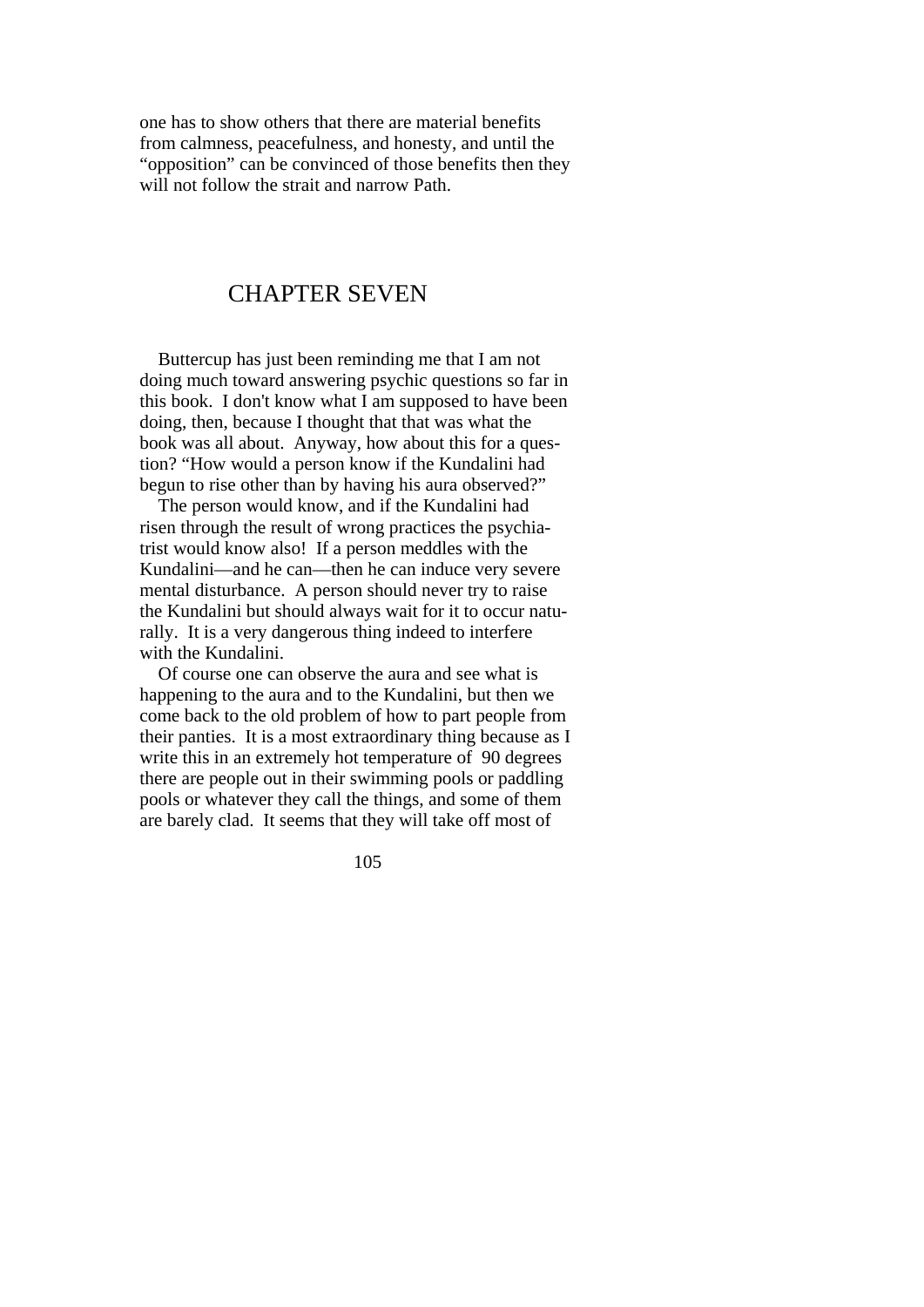one has to show others that there are material benefits from calmness, peacefulness, and honesty, and until the "opposition" can be convinced of those benefits then they will not follow the strait and narrow Path.

# CHAPTER SEVEN

Buttercup has just been reminding me that I am not doing much toward answering psychic questions so far in this book. I don't know what I am supposed to have been doing, then, because I thought that that was what the book was all about. Anyway, how about this for a question? "How would a person know if the Kundalini had begun to rise other than by having his aura observed?"

The person would know, and if the Kundalini had risen through the result of wrong practices the psychiatrist would know also! If a person meddles with the Kundalini—and he can—then he can induce very severe mental disturbance. A person should never try to raise the Kundalini but should always wait for it to occur naturally. It is a very dangerous thing indeed to interfere with the Kundalini.

Of course one can observe the aura and see what is happening to the aura and to the Kundalini, but then we come back to the old problem of how to part people from their panties. It is a most extraordinary thing because as I write this in an extremely hot temperature of 90 degrees there are people out in their swimming pools or paddling pools or whatever they call the things, and some of them are barely clad. It seems that they will take off most of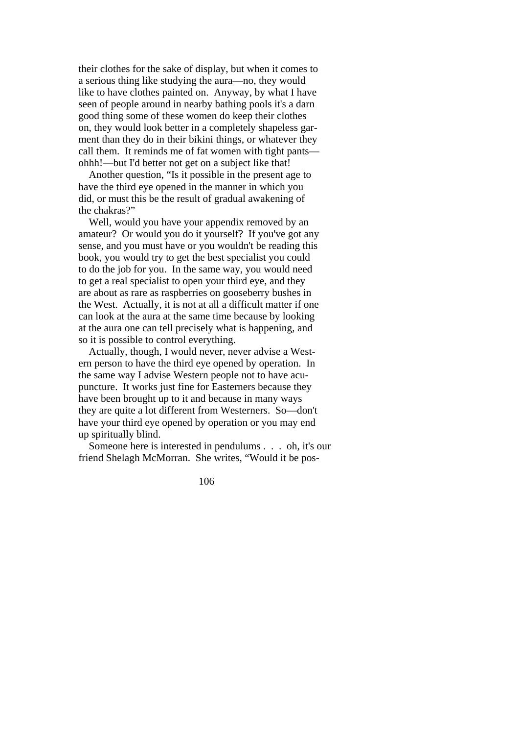their clothes for the sake of display, but when it comes to a serious thing like studying the aura—no, they would like to have clothes painted on. Anyway, by what I have seen of people around in nearby bathing pools it's a darn good thing some of these women do keep their clothes on, they would look better in a completely shapeless garment than they do in their bikini things, or whatever they call them. It reminds me of fat women with tight pants—ohhh!—but I'd better not get on a subject like that!

Another question, "Is it possible in the present age to have the third eye opened in the manner in which you did, or must this be the result of gradual awakening of the chakras?"

Well, would you have your appendix removed by an amateur? Or would you do it yourself? If you've got any sense, and you must have or you wouldn't be reading this book, you would try to get the best specialist you could to do the job for you. In the same way, you would need to get a real specialist to open your third eye, and they are about as rare as raspberries on gooseberry bushes in the West. Actually, it is not at all a difficult matter if one can look at the aura at the same time because by looking at the aura one can tell precisely what is happening, and so it is possible to control everything.

Actually, though, I would never, never advise a Western person to have the third eye opened by operation. In the same way I advise Western people not to have acupuncture. It works just fine for Easterners because they have been brought up to it and because in many ways they are quite a lot different from Westerners. So—don't have your third eye opened by operation or you may end up spiritually blind.

Someone here is interested in pendulums . . . oh, it's our friend Shelagh McMorran. She writes, "Would it be pos-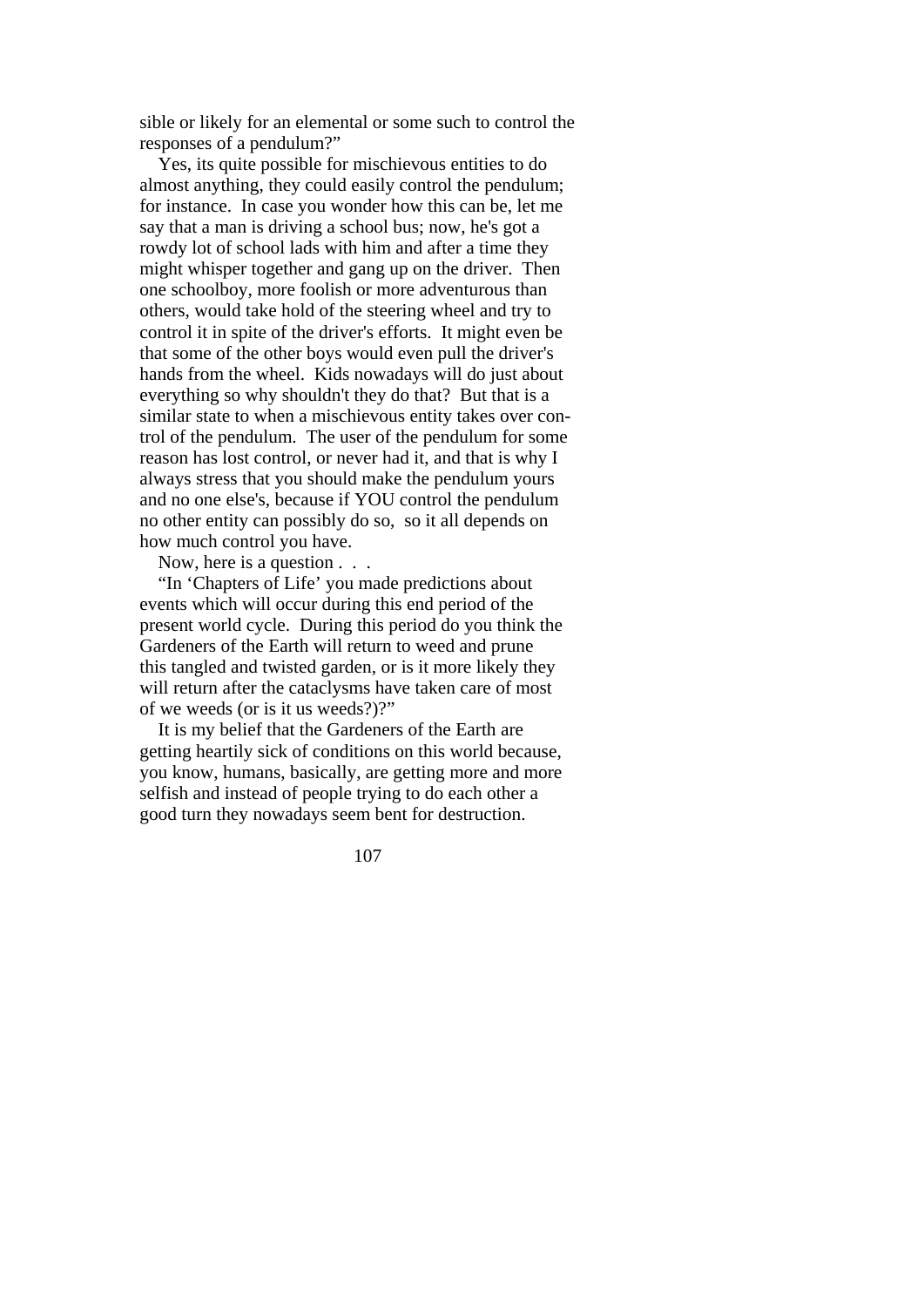sible or likely for an elemental or some such to control the responses of a pendulum?"

Yes, its quite possible for mischievous entities to do almost anything, they could easily control the pendulum; for instance. In case you wonder how this can be, let me say that a man is driving a school bus; now, he's got a rowdy lot of school lads with him and after a time they might whisper together and gang up on the driver. Then one schoolboy, more foolish or more adventurous than others, would take hold of the steering wheel and try to control it in spite of the driver's efforts. It might even be that some of the other boys would even pull the driver's hands from the wheel. Kids nowadays will do just about everything so why shouldn't they do that? But that is a similar state to when a mischievous entity takes over control of the pendulum. The user of the pendulum for some reason has lost control, or never had it, and that is why I always stress that you should make the pendulum yours and no one else's, because if YOU control the pendulum no other entity can possibly do so, so it all depends on how much control you have.

Now, here is a question . . .

"In 'Chapters of Life' you made predictions about events which will occur during this end period of the present world cycle. During this period do you think the Gardeners of the Earth will return to weed and prune this tangled and twisted garden, or is it more likely they will return after the cataclysms have taken care of most of we weeds (or is it us weeds?)?"

It is my belief that the Gardeners of the Earth are getting heartily sick of conditions on this world because, you know, humans, basically, are getting more and more selfish and instead of people trying to do each other a good turn they nowadays seem bent for destruction.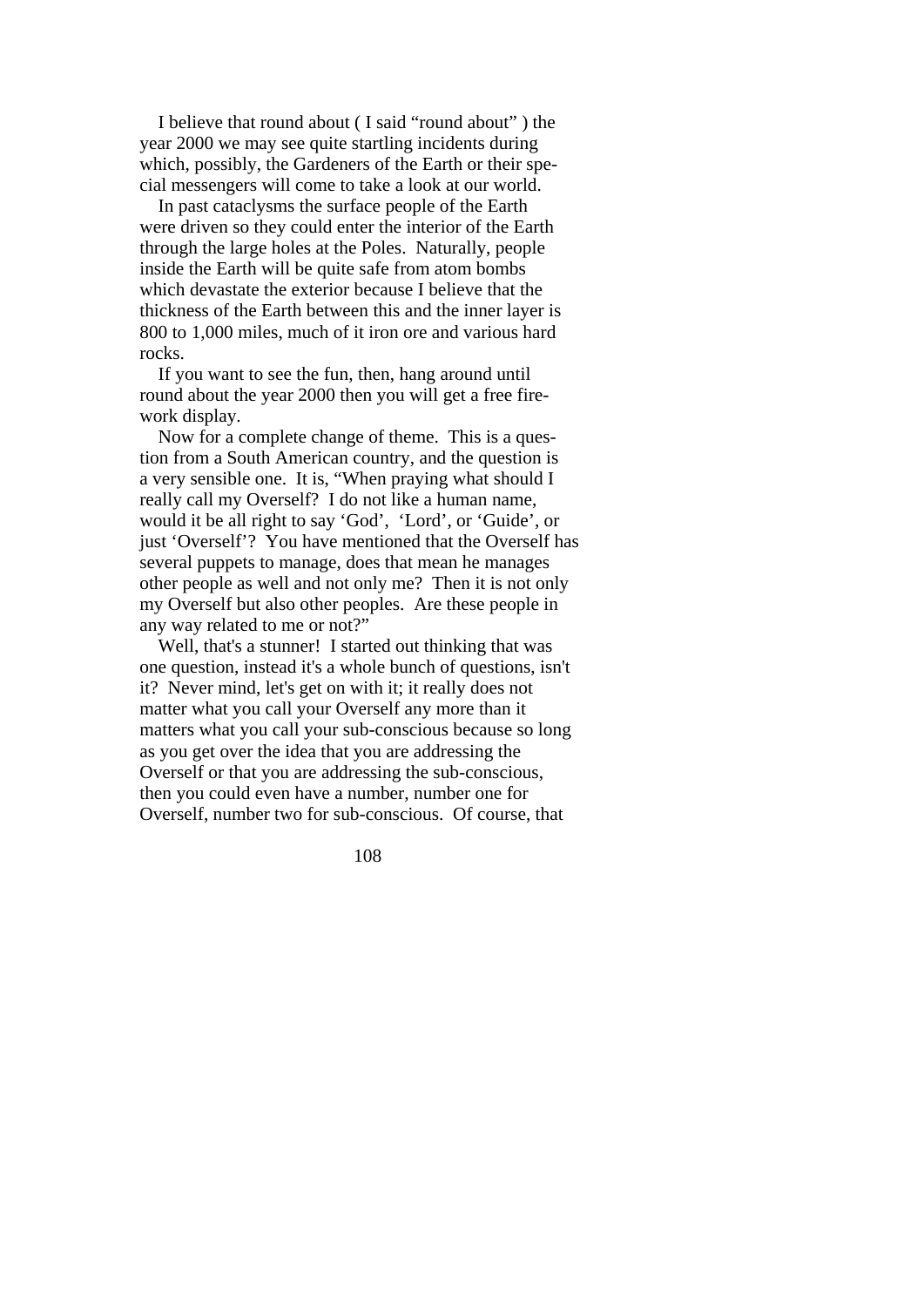I believe that round about ( I said “round about” ) the year 2000 we may see quite startling incidents during which, possibly, the Gardeners of the Earth or their special messengers will come to take a look at our world.

In past cataclysms the surface people of the Earth were driven so they could enter the interior of the Earth through the large holes at the Poles. Naturally, people inside the Earth will be quite safe from atom bombs which devastate the exterior because I believe that the thickness of the Earth between this and the inner layer is 800 to 1,000 miles, much of it iron ore and various hard rocks.

If you want to see the fun, then, hang around until round about the year 2000 then you will get a free firework display.

Now for a complete change of theme. This is a question from a South American country, and the question is a very sensible one. It is, “When praying what should I really call my Overself? I do not like a human name, would it be all right to say ‘God’, ‘Lord’, or ‘Guide’, or just ‘Overself’? You have mentioned that the Overself has several puppets to manage, does that mean he manages other people as well and not only me? Then it is not only my Overself but also other peoples. Are these people in any way related to me or not?”

Well, that's a stunner! I started out thinking that was one question, instead it's a whole bunch of questions, isn't it? Never mind, let's get on with it; it really does not matter what you call your Overself any more than it matters what you call your sub-conscious because so long as you get over the idea that you are addressing the Overself or that you are addressing the sub-conscious, then you could even have a number, number one for Overself, number two for sub-conscious. Of course, that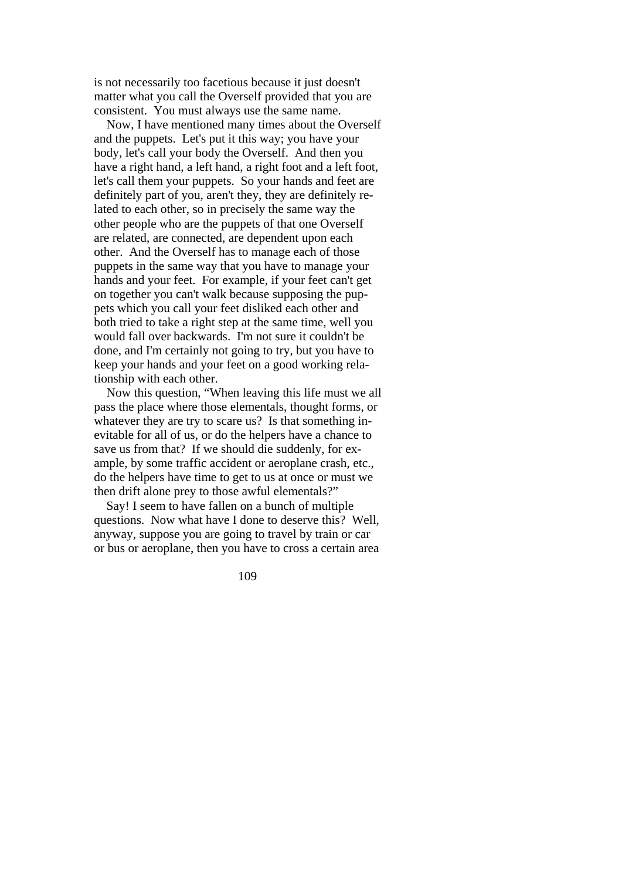is not necessarily too facetious because it just doesn't matter what you call the Overself provided that you are consistent. You must always use the same name.

Now, I have mentioned many times about the Overself and the puppets. Let's put it this way; you have your body, let's call your body the Overself. And then you have a right hand, a left hand, a right foot and a left foot, let's call them your puppets. So your hands and feet are definitely part of you, aren't they, they are definitely related to each other, so in precisely the same way the other people who are the puppets of that one Overself are related, are connected, are dependent upon each other. And the Overself has to manage each of those puppets in the same way that you have to manage your hands and your feet. For example, if your feet can't get on together you can't walk because supposing the puppets which you call your feet disliked each other and both tried to take a right step at the same time, well you would fall over backwards. I'm not sure it couldn't be done, and I'm certainly not going to try, but you have to keep your hands and your feet on a good working relationship with each other.

Now this question, "When leaving this life must we all pass the place where those elementals, thought forms, or whatever they are try to scare us? Is that something inevitable for all of us, or do the helpers have a chance to save us from that? If we should die suddenly, for example, by some traffic accident or aeroplane crash, etc., do the helpers have time to get to us at once or must we then drift alone prey to those awful elementals?"

Say! I seem to have fallen on a bunch of multiple questions. Now what have I done to deserve this? Well, anyway, suppose you are going to travel by train or car or bus or aeroplane, then you have to cross a certain area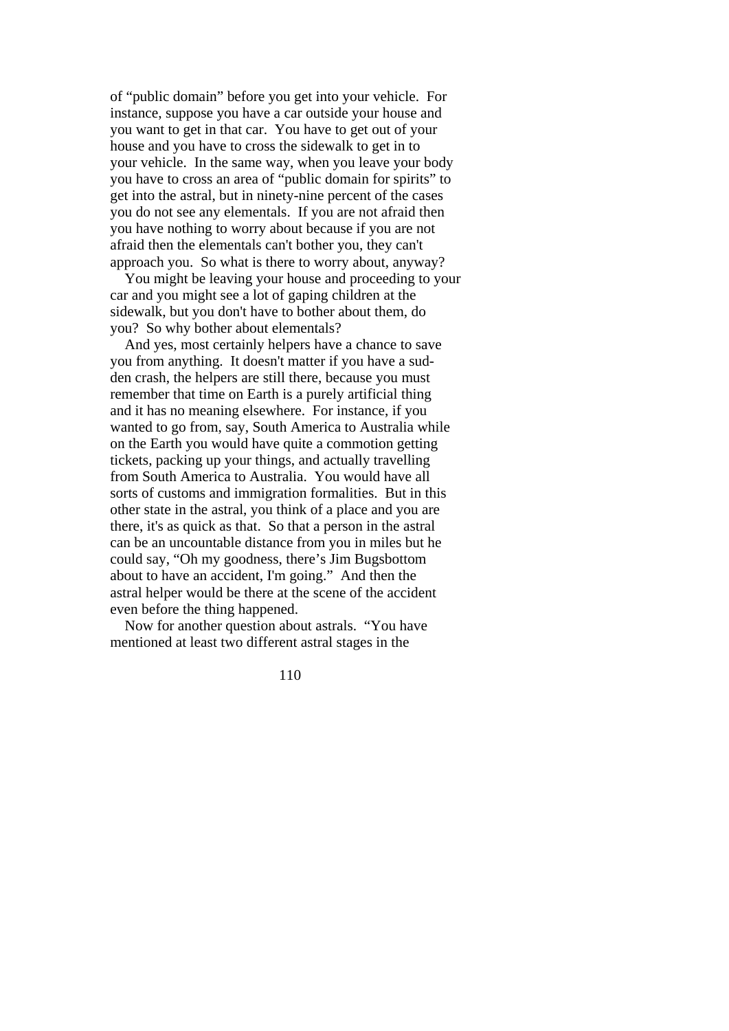of "public domain" before you get into your vehicle. For instance, suppose you have a car outside your house and you want to get in that car. You have to get out of your house and you have to cross the sidewalk to get in to your vehicle. In the same way, when you leave your body you have to cross an area of "public domain for spirits" to get into the astral, but in ninety-nine percent of the cases you do not see any elementals. If you are not afraid then you have nothing to worry about because if you are not afraid then the elementals can't bother you, they can't approach you. So what is there to worry about, anyway?

You might be leaving your house and proceeding to your car and you might see a lot of gaping children at the sidewalk, but you don't have to bother about them, do you? So why bother about elementals?

And yes, most certainly helpers have a chance to save you from anything. It doesn't matter if you have a sudden crash, the helpers are still there, because you must remember that time on Earth is a purely artificial thing and it has no meaning elsewhere. For instance, if you wanted to go from, say, South America to Australia while on the Earth you would have quite a commotion getting tickets, packing up your things, and actually travelling from South America to Australia. You would have all sorts of customs and immigration formalities. But in this other state in the astral, you think of a place and you are there, it's as quick as that. So that a person in the astral can be an uncountable distance from you in miles but he could say, "Oh my goodness, there's Jim Bugsbottom about to have an accident, I'm going." And then the astral helper would be there at the scene of the accident even before the thing happened.

Now for another question about astrals. "You have mentioned at least two different astral stages in the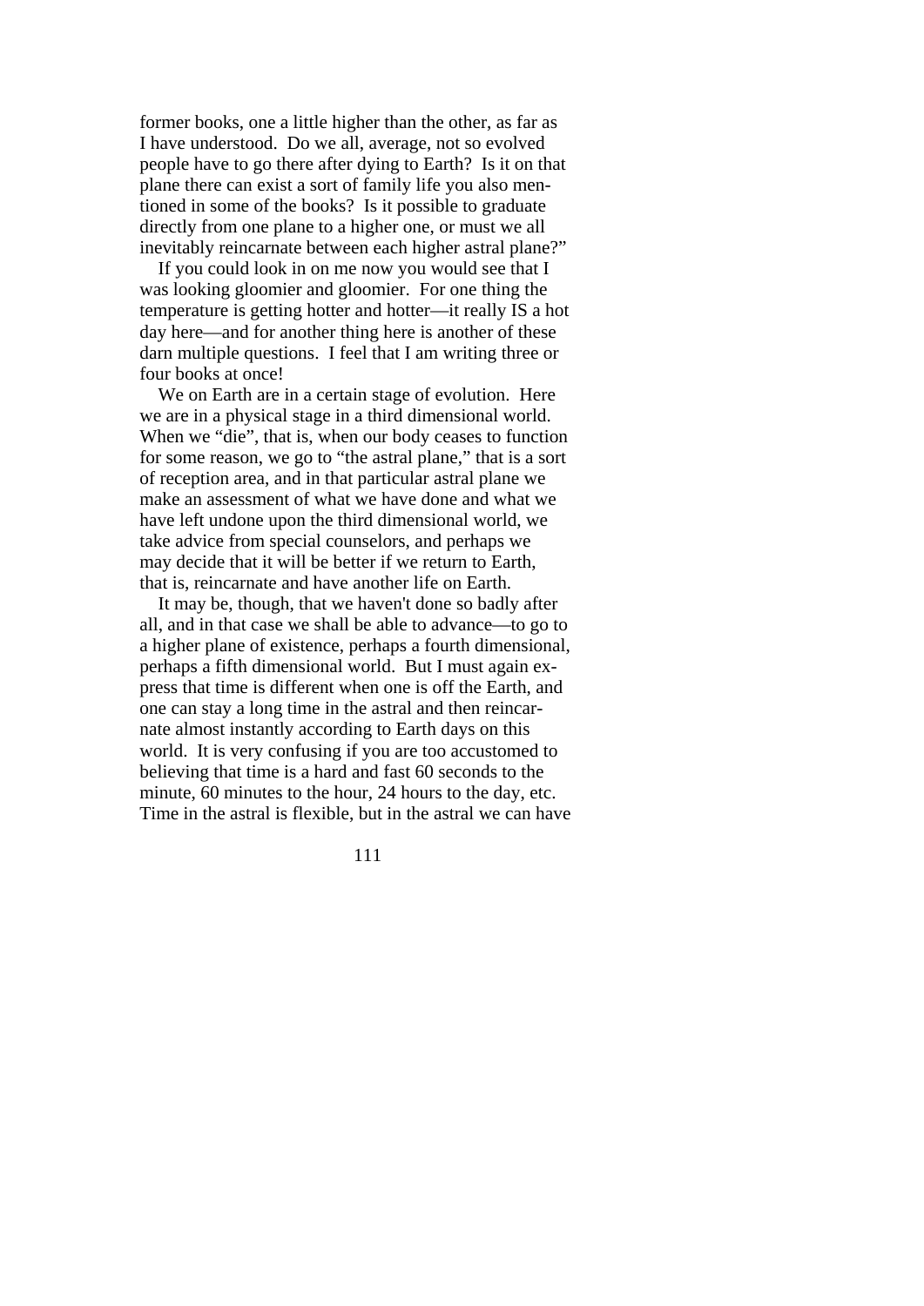former books, one a little higher than the other, as far as I have understood. Do we all, average, not so evolved people have to go there after dying to Earth? Is it on that plane there can exist a sort of family life you also mentioned in some of the books? Is it possible to graduate directly from one plane to a higher one, or must we all inevitably reincarnate between each higher astral plane?"

If you could look in on me now you would see that I was looking gloomier and gloomier. For one thing the temperature is getting hotter and hotter—it really IS a hot day here—and for another thing here is another of these darn multiple questions. I feel that I am writing three or four books at once!

We on Earth are in a certain stage of evolution. Here we are in a physical stage in a third dimensional world. When we "die", that is, when our body ceases to function for some reason, we go to "the astral plane," that is a sort of reception area, and in that particular astral plane we make an assessment of what we have done and what we have left undone upon the third dimensional world, we take advice from special counselors, and perhaps we may decide that it will be better if we return to Earth, that is, reincarnate and have another life on Earth.

It may be, though, that we haven't done so badly after all, and in that case we shall be able to advance—to go to a higher plane of existence, perhaps a fourth dimensional, perhaps a fifth dimensional world. But I must again express that time is different when one is off the Earth, and one can stay a long time in the astral and then reincarnate almost instantly according to Earth days on this world. It is very confusing if you are too accustomed to believing that time is a hard and fast 60 seconds to the minute, 60 minutes to the hour, 24 hours to the day, etc. Time in the astral is flexible, but in the astral we can have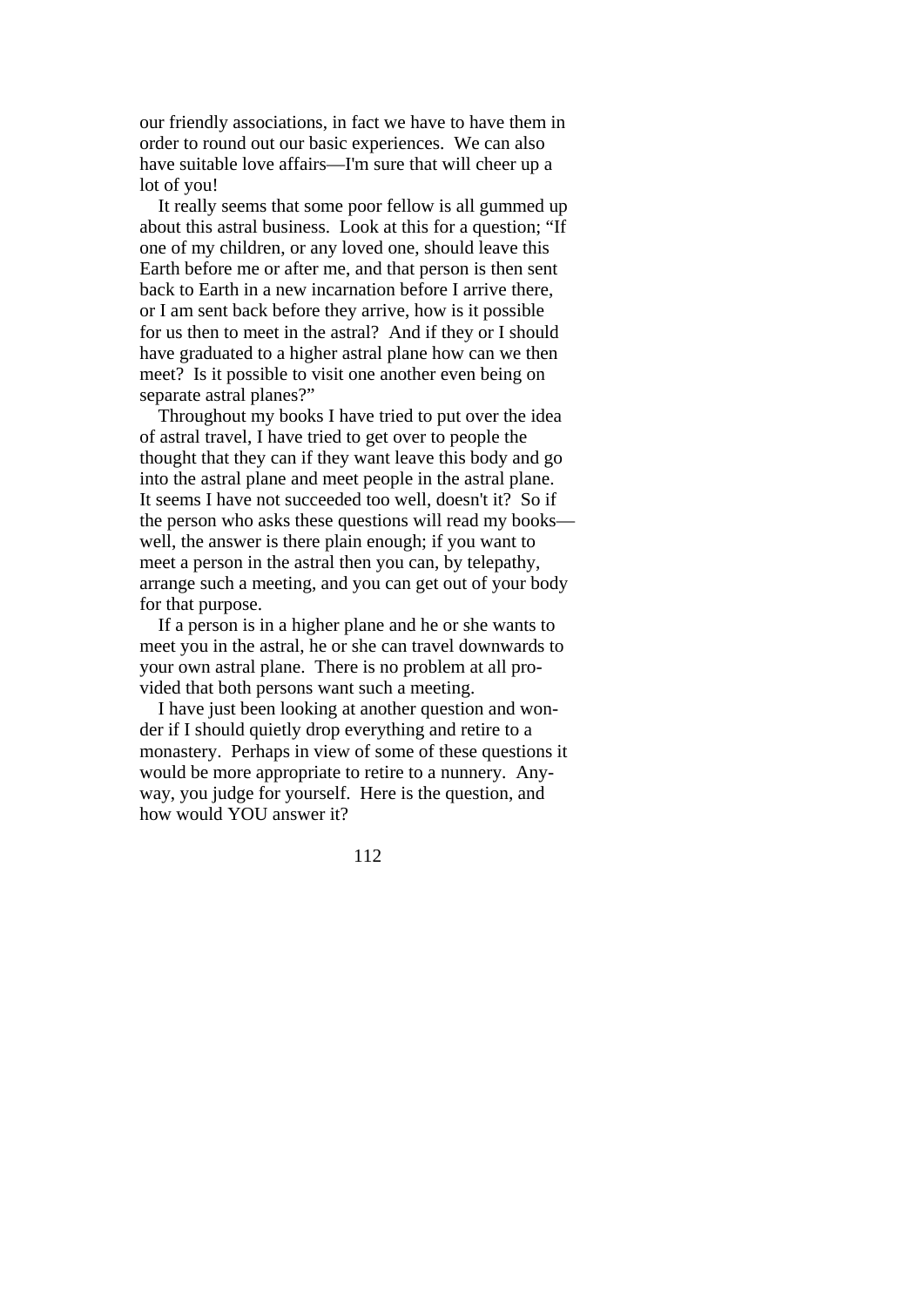our friendly associations, in fact we have to have them in order to round out our basic experiences. We can also have suitable love affairs—I'm sure that will cheer up a lot of you!

It really seems that some poor fellow is all gummed up about this astral business. Look at this for a question; "If one of my children, or any loved one, should leave this Earth before me or after me, and that person is then sent back to Earth in a new incarnation before I arrive there, or I am sent back before they arrive, how is it possible for us then to meet in the astral? And if they or I should have graduated to a higher astral plane how can we then meet? Is it possible to visit one another even being on separate astral planes?"

Throughout my books I have tried to put over the idea of astral travel, I have tried to get over to people the thought that they can if they want leave this body and go into the astral plane and meet people in the astral plane. It seems I have not succeeded too well, doesn't it? So if the person who asks these questions will read my books—well, the answer is there plain enough; if you want to meet a person in the astral then you can, by telepathy, arrange such a meeting, and you can get out of your body for that purpose.

If a person is in a higher plane and he or she wants to meet you in the astral, he or she can travel downwards to your own astral plane. There is no problem at all provided that both persons want such a meeting.

I have just been looking at another question and wonder if I should quietly drop everything and retire to a monastery. Perhaps in view of some of these questions it would be more appropriate to retire to a nunnery. Anyway, you judge for yourself. Here is the question, and how would YOU answer it?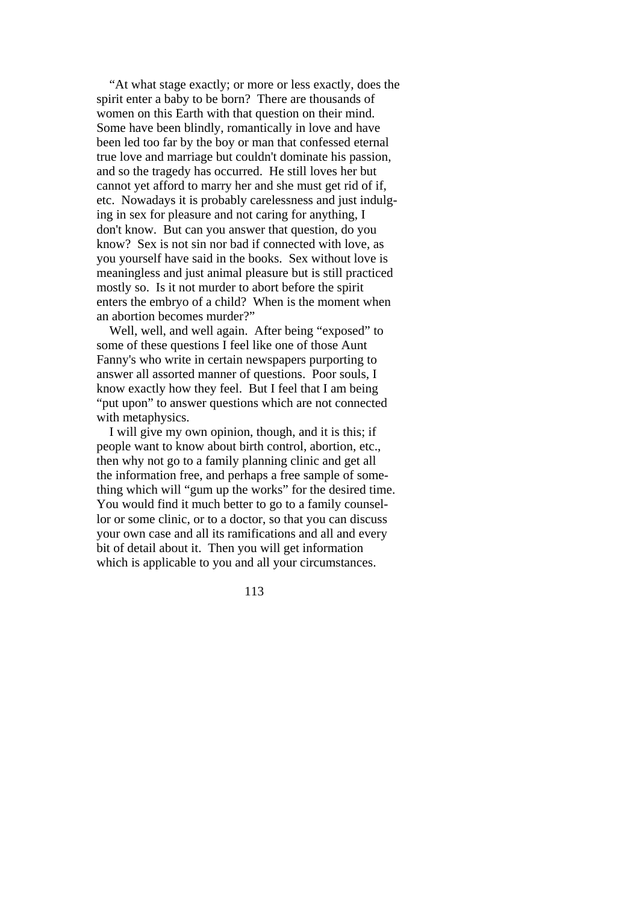"At what stage exactly; or more or less exactly, does the spirit enter a baby to be born? There are thousands of women on this Earth with that question on their mind. Some have been blindly, romantically in love and have been led too far by the boy or man that confessed eternal true love and marriage but couldn't dominate his passion, and so the tragedy has occurred. He still loves her but cannot yet afford to marry her and she must get rid of if, etc. Nowadays it is probably carelessness and just indulging in sex for pleasure and not caring for anything, I don't know. But can you answer that question, do you know? Sex is not sin nor bad if connected with love, as you yourself have said in the books. Sex without love is meaningless and just animal pleasure but is still practiced mostly so. Is it not murder to abort before the spirit enters the embryo of a child? When is the moment when an abortion becomes murder?"

Well, well, and well again. After being "exposed" to some of these questions I feel like one of those Aunt Fanny's who write in certain newspapers purporting to answer all assorted manner of questions. Poor souls, I know exactly how they feel. But I feel that I am being "put upon" to answer questions which are not connected with metaphysics.

I will give my own opinion, though, and it is this; if people want to know about birth control, abortion, etc., then why not go to a family planning clinic and get all the information free, and perhaps a free sample of something which will "gum up the works" for the desired time. You would find it much better to go to a family counsellor or some clinic, or to a doctor, so that you can discuss your own case and all its ramifications and all and every bit of detail about it. Then you will get information which is applicable to you and all your circumstances.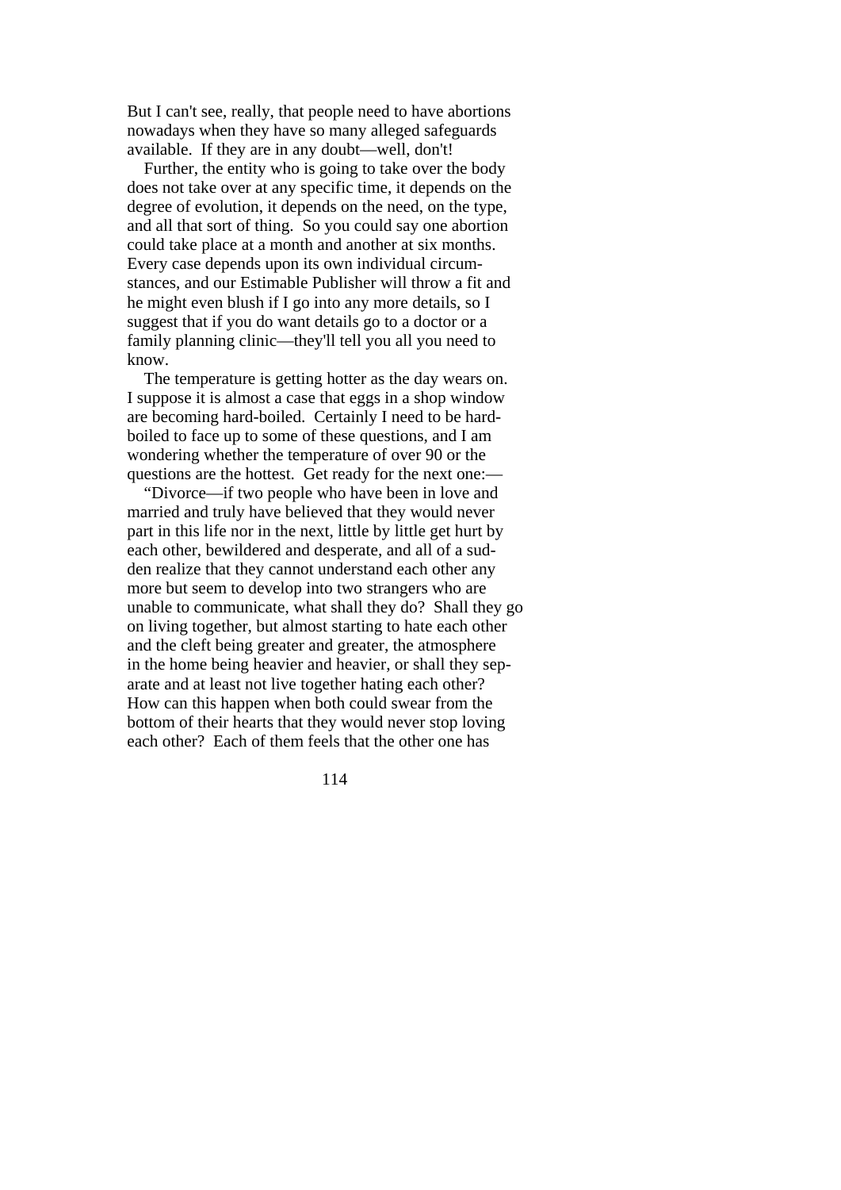But I can't see, really, that people need to have abortions nowadays when they have so many alleged safeguards available. If they are in any doubt—well, don't!

Further, the entity who is going to take over the body does not take over at any specific time, it depends on the degree of evolution, it depends on the need, on the type, and all that sort of thing. So you could say one abortion could take place at a month and another at six months. Every case depends upon its own individual circumstances, and our Estimable Publisher will throw a fit and he might even blush if I go into any more details, so I suggest that if you do want details go to a doctor or a family planning clinic—they'll tell you all you need to know.

The temperature is getting hotter as the day wears on. I suppose it is almost a case that eggs in a shop window are becoming hard-boiled. Certainly I need to be hard-boiled to face up to some of these questions, and I am wondering whether the temperature of over 90 or the questions are the hottest. Get ready for the next one:—

"Divorce—if two people who have been in love and married and truly have believed that they would never part in this life nor in the next, little by little get hurt by each other, bewildered and desperate, and all of a sudden realize that they cannot understand each other any more but seem to develop into two strangers who are unable to communicate, what shall they do? Shall they go on living together, but almost starting to hate each other and the cleft being greater and greater, the atmosphere in the home being heavier and heavier, or shall they separate and at least not live together hating each other? How can this happen when both could swear from the bottom of their hearts that they would never stop loving each other? Each of them feels that the other one has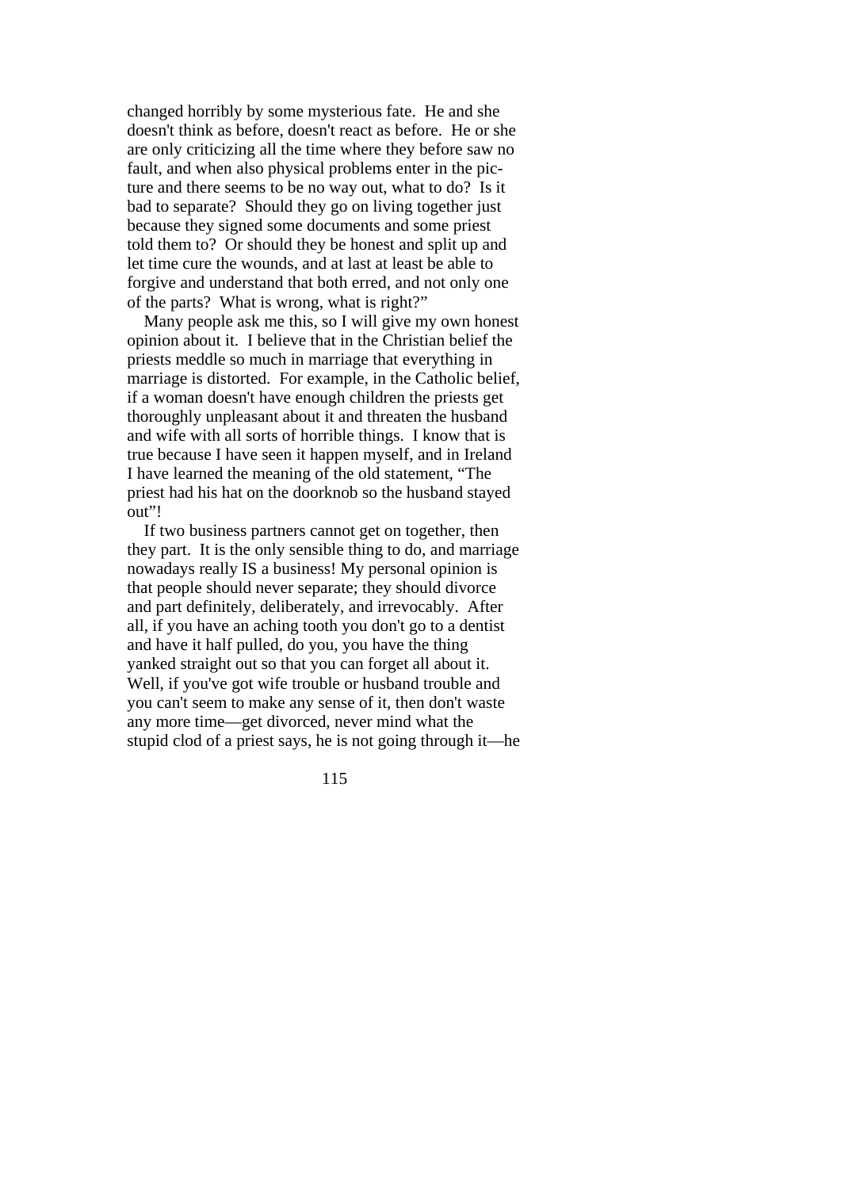changed horribly by some mysterious fate. He and she doesn't think as before, doesn't react as before. He or she are only criticizing all the time where they before saw no fault, and when also physical problems enter in the picture and there seems to be no way out, what to do? Is it bad to separate? Should they go on living together just because they signed some documents and some priest told them to? Or should they be honest and split up and let time cure the wounds, and at last at least be able to forgive and understand that both erred, and not only one of the parts? What is wrong, what is right?"

Many people ask me this, so I will give my own honest opinion about it. I believe that in the Christian belief the priests meddle so much in marriage that everything in marriage is distorted. For example, in the Catholic belief, if a woman doesn't have enough children the priests get thoroughly unpleasant about it and threaten the husband and wife with all sorts of horrible things. I know that is true because I have seen it happen myself, and in Ireland I have learned the meaning of the old statement, "The priest had his hat on the doorknob so the husband stayed out"!

If two business partners cannot get on together, then they part. It is the only sensible thing to do, and marriage nowadays really IS a business! My personal opinion is that people should never separate; they should divorce and part definitely, deliberately, and irrevocably. After all, if you have an aching tooth you don't go to a dentist and have it half pulled, do you, you have the thing yanked straight out so that you can forget all about it. Well, if you've got wife trouble or husband trouble and you can't seem to make any sense of it, then don't waste any more time—get divorced, never mind what the stupid clod of a priest says, he is not going through it—he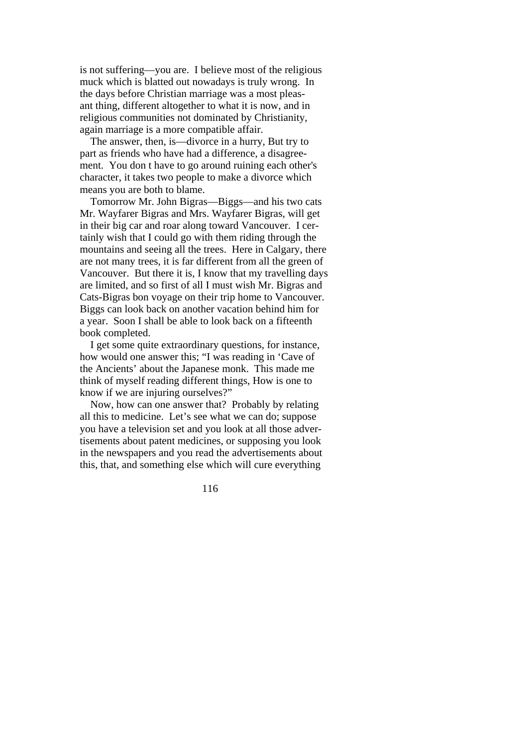is not suffering—you are. I believe most of the religious muck which is blatted out nowadays is truly wrong. In the days before Christian marriage was a most pleasant thing, different altogether to what it is now, and in religious communities not dominated by Christianity, again marriage is a more compatible affair.

The answer, then, is—divorce in a hurry, But try to part as friends who have had a difference, a disagreement. You don t have to go around ruining each other's character, it takes two people to make a divorce which means you are both to blame.

Tomorrow Mr. John Bigras—Biggs—and his two cats Mr. Wayfarer Bigras and Mrs. Wayfarer Bigras, will get in their big car and roar along toward Vancouver. I certainly wish that I could go with them riding through the mountains and seeing all the trees. Here in Calgary, there are not many trees, it is far different from all the green of Vancouver. But there it is, I know that my travelling days are limited, and so first of all I must wish Mr. Bigras and Cats-Bigras bon voyage on their trip home to Vancouver. Biggs can look back on another vacation behind him for a year. Soon I shall be able to look back on a fifteenth book completed.

I get some quite extraordinary questions, for instance, how would one answer this; "I was reading in 'Cave of the Ancients' about the Japanese monk. This made me think of myself reading different things, How is one to know if we are injuring ourselves?"

Now, how can one answer that? Probably by relating all this to medicine. Let's see what we can do; suppose you have a television set and you look at all those advertisements about patent medicines, or supposing you look in the newspapers and you read the advertisements about this, that, and something else which will cure everything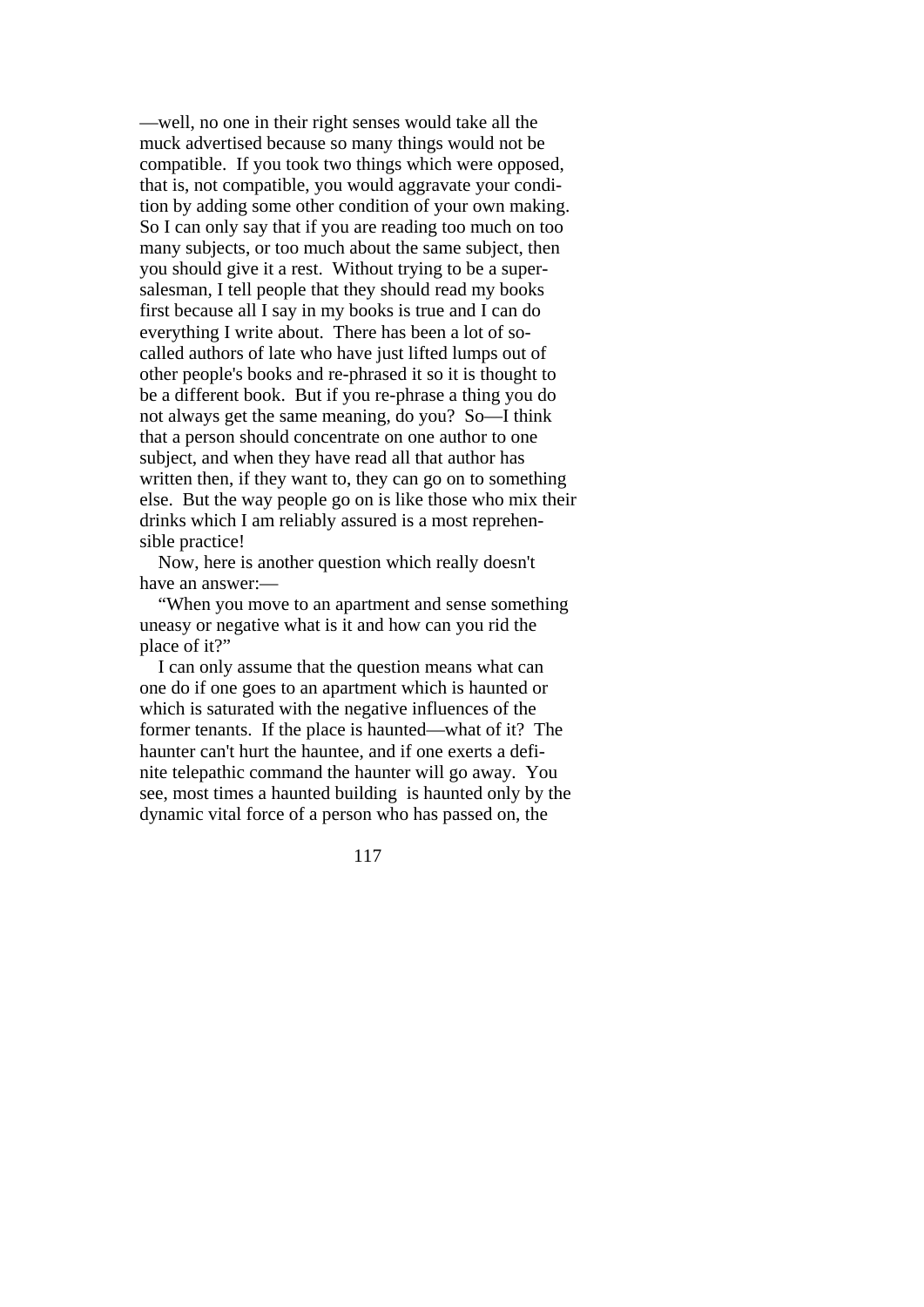—well, no one in their right senses would take all the muck advertised because so many things would not be compatible. If you took two things which were opposed, that is, not compatible, you would aggravate your condition by adding some other condition of your own making. So I can only say that if you are reading too much on too many subjects, or too much about the same subject, then you should give it a rest. Without trying to be a supersalesman, I tell people that they should read my books first because all I say in my books is true and I can do everything I write about. There has been a lot of so-called authors of late who have just lifted lumps out of other people's books and re-phrased it so it is thought to be a different book. But if you re-phrase a thing you do not always get the same meaning, do you? So—I think that a person should concentrate on one author to one subject, and when they have read all that author has written then, if they want to, they can go on to something else. But the way people go on is like those who mix their drinks which I am reliably assured is a most reprehensible practice!

Now, here is another question which really doesn't have an answer:—

"When you move to an apartment and sense something uneasy or negative what is it and how can you rid the place of it?"

I can only assume that the question means what can one do if one goes to an apartment which is haunted or which is saturated with the negative influences of the former tenants. If the place is haunted—what of it? The haunter can't hurt the hauntee, and if one exerts a definite telepathic command the haunter will go away. You see, most times a haunted building is haunted only by the dynamic vital force of a person who has passed on, the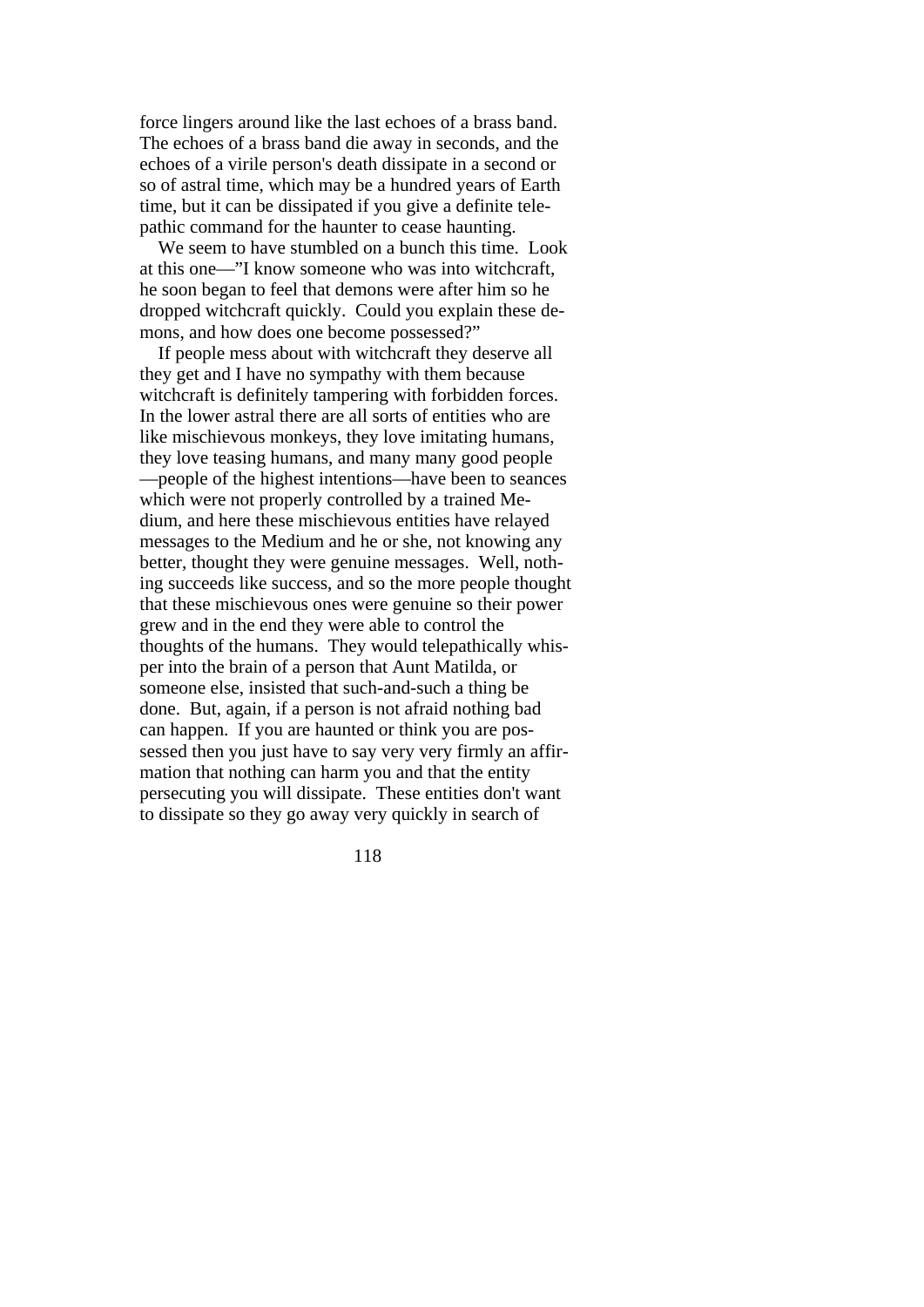force lingers around like the last echoes of a brass band. The echoes of a brass band die away in seconds, and the echoes of a virile person's death dissipate in a second or so of astral time, which may be a hundred years of Earth time, but it can be dissipated if you give a definite telepathic command for the haunter to cease haunting.

We seem to have stumbled on a bunch this time. Look at this one—"I know someone who was into witchcraft, he soon began to feel that demons were after him so he dropped witchcraft quickly. Could you explain these demons, and how does one become possessed?"

If people mess about with witchcraft they deserve all they get and I have no sympathy with them because witchcraft is definitely tampering with forbidden forces. In the lower astral there are all sorts of entities who are like mischievous monkeys, they love imitating humans, they love teasing humans, and many many good people —people of the highest intentions—have been to seances which were not properly controlled by a trained Medium, and here these mischievous entities have relayed messages to the Medium and he or she, not knowing any better, thought they were genuine messages. Well, nothing succeeds like success, and so the more people thought that these mischievous ones were genuine so their power grew and in the end they were able to control the thoughts of the humans. They would telepathically whisper into the brain of a person that Aunt Matilda, or someone else, insisted that such-and-such a thing be done. But, again, if a person is not afraid nothing bad can happen. If you are haunted or think you are possessed then you just have to say very very firmly an affirmation that nothing can harm you and that the entity persecuting you will dissipate. These entities don't want to dissipate so they go away very quickly in search of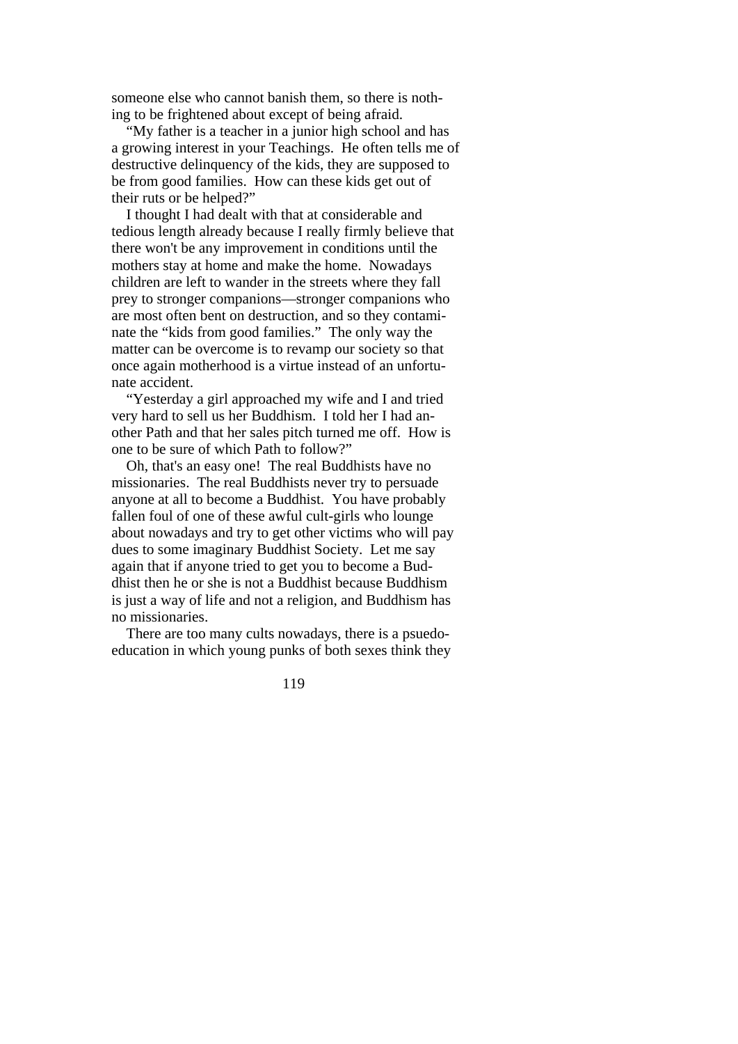someone else who cannot banish them, so there is nothing to be frightened about except of being afraid.

"My father is a teacher in a junior high school and has a growing interest in your Teachings. He often tells me of destructive delinquency of the kids, they are supposed to be from good families. How can these kids get out of their ruts or be helped?"

I thought I had dealt with that at considerable and tedious length already because I really firmly believe that there won't be any improvement in conditions until the mothers stay at home and make the home. Nowadays children are left to wander in the streets where they fall prey to stronger companions—stronger companions who are most often bent on destruction, and so they contaminate the "kids from good families." The only way the matter can be overcome is to revamp our society so that once again motherhood is a virtue instead of an unfortunate accident.

"Yesterday a girl approached my wife and I and tried very hard to sell us her Buddhism. I told her I had another Path and that her sales pitch turned me off. How is one to be sure of which Path to follow?"

Oh, that's an easy one! The real Buddhists have no missionaries. The real Buddhists never try to persuade anyone at all to become a Buddhist. You have probably fallen foul of one of these awful cult-girls who lounge about nowadays and try to get other victims who will pay dues to some imaginary Buddhist Society. Let me say again that if anyone tried to get you to become a Buddhist then he or she is not a Buddhist because Buddhism is just a way of life and not a religion, and Buddhism has no missionaries.

There are too many cults nowadays, there is a psuedo-education in which young punks of both sexes think they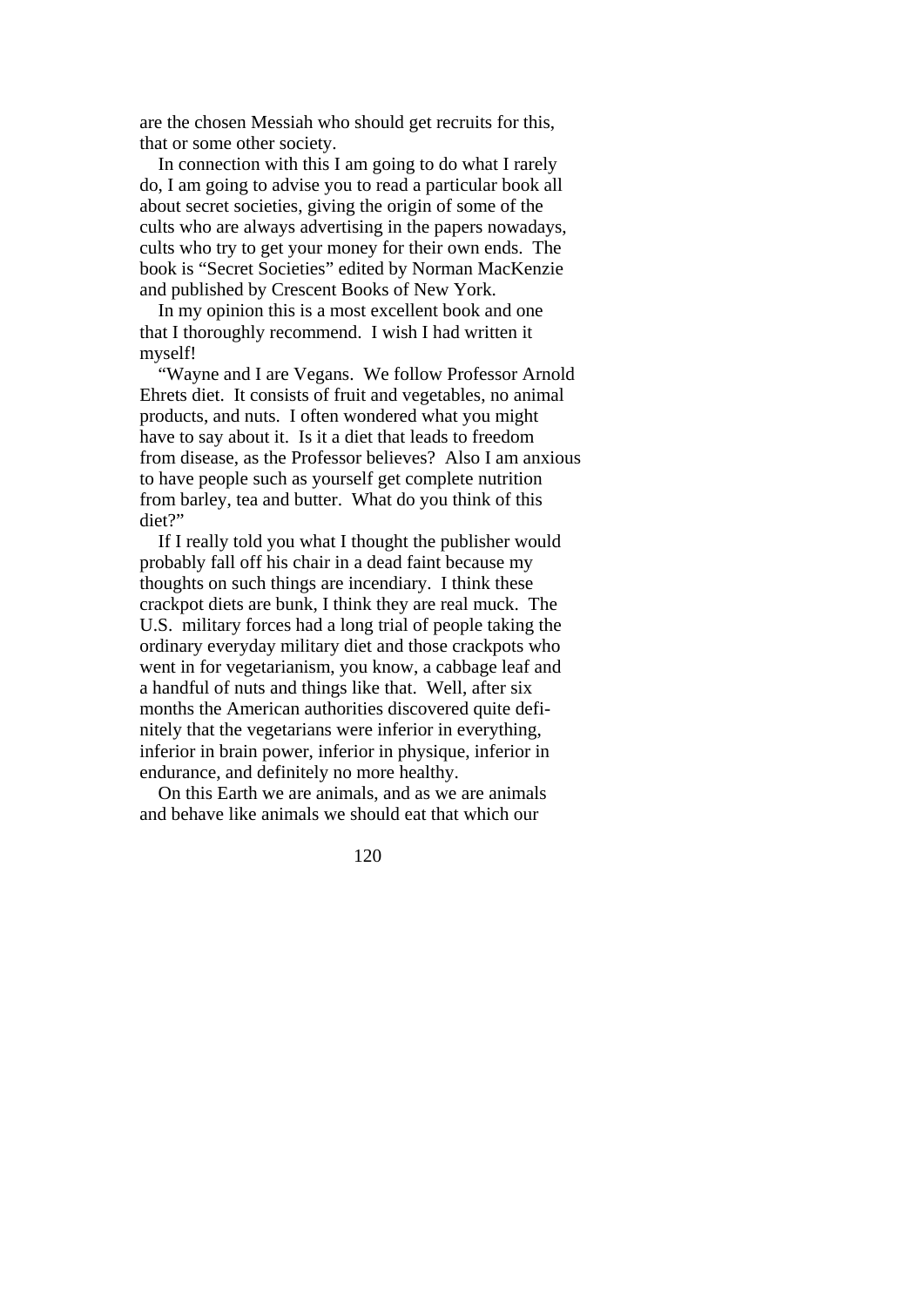are the chosen Messiah who should get recruits for this, that or some other society.

In connection with this I am going to do what I rarely do, I am going to advise you to read a particular book all about secret societies, giving the origin of some of the cults who are always advertising in the papers nowadays, cults who try to get your money for their own ends. The book is "Secret Societies" edited by Norman MacKenzie and published by Crescent Books of New York.

In my opinion this is a most excellent book and one that I thoroughly recommend. I wish I had written it myself!

"Wayne and I are Vegans. We follow Professor Arnold Ehrets diet. It consists of fruit and vegetables, no animal products, and nuts. I often wondered what you might have to say about it. Is it a diet that leads to freedom from disease, as the Professor believes? Also I am anxious to have people such as yourself get complete nutrition from barley, tea and butter. What do you think of this diet?"

If I really told you what I thought the publisher would probably fall off his chair in a dead faint because my thoughts on such things are incendiary. I think these crackpot diets are bunk, I think they are real muck. The U.S. military forces had a long trial of people taking the ordinary everyday military diet and those crackpots who went in for vegetarianism, you know, a cabbage leaf and a handful of nuts and things like that. Well, after six months the American authorities discovered quite definitely that the vegetarians were inferior in everything, inferior in brain power, inferior in physique, inferior in endurance, and definitely no more healthy.

On this Earth we are animals, and as we are animals and behave like animals we should eat that which our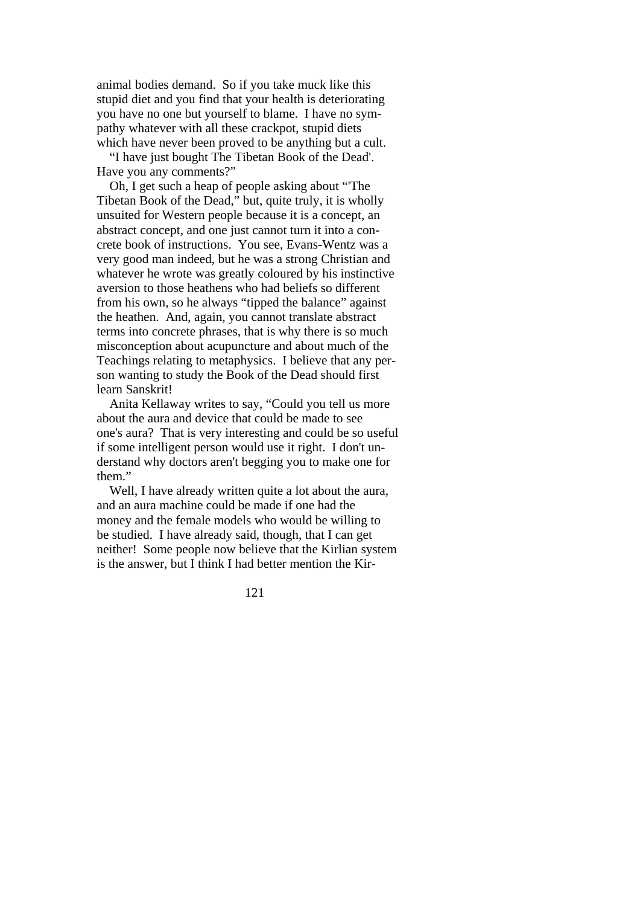animal bodies demand. So if you take muck like this stupid diet and you find that your health is deteriorating you have no one but yourself to blame. I have no sympathy whatever with all these crackpot, stupid diets which have never been proved to be anything but a cult.

"I have just bought The Tibetan Book of the Dead'. Have you any comments?"

Oh, I get such a heap of people asking about "'The Tibetan Book of the Dead," but, quite truly, it is wholly unsuited for Western people because it is a concept, an abstract concept, and one just cannot turn it into a concrete book of instructions. You see, Evans-Wentz was a very good man indeed, but he was a strong Christian and whatever he wrote was greatly coloured by his instinctive aversion to those heathens who had beliefs so different from his own, so he always "tipped the balance" against the heathen. And, again, you cannot translate abstract terms into concrete phrases, that is why there is so much misconception about acupuncture and about much of the Teachings relating to metaphysics. I believe that any person wanting to study the Book of the Dead should first learn Sanskrit!

Anita Kellaway writes to say, "Could you tell us more about the aura and device that could be made to see one's aura? That is very interesting and could be so useful if some intelligent person would use it right. I don't understand why doctors aren't begging you to make one for them."

Well, I have already written quite a lot about the aura, and an aura machine could be made if one had the money and the female models who would be willing to be studied. I have already said, though, that I can get neither! Some people now believe that the Kirlian system is the answer, but I think I had better mention the Kir-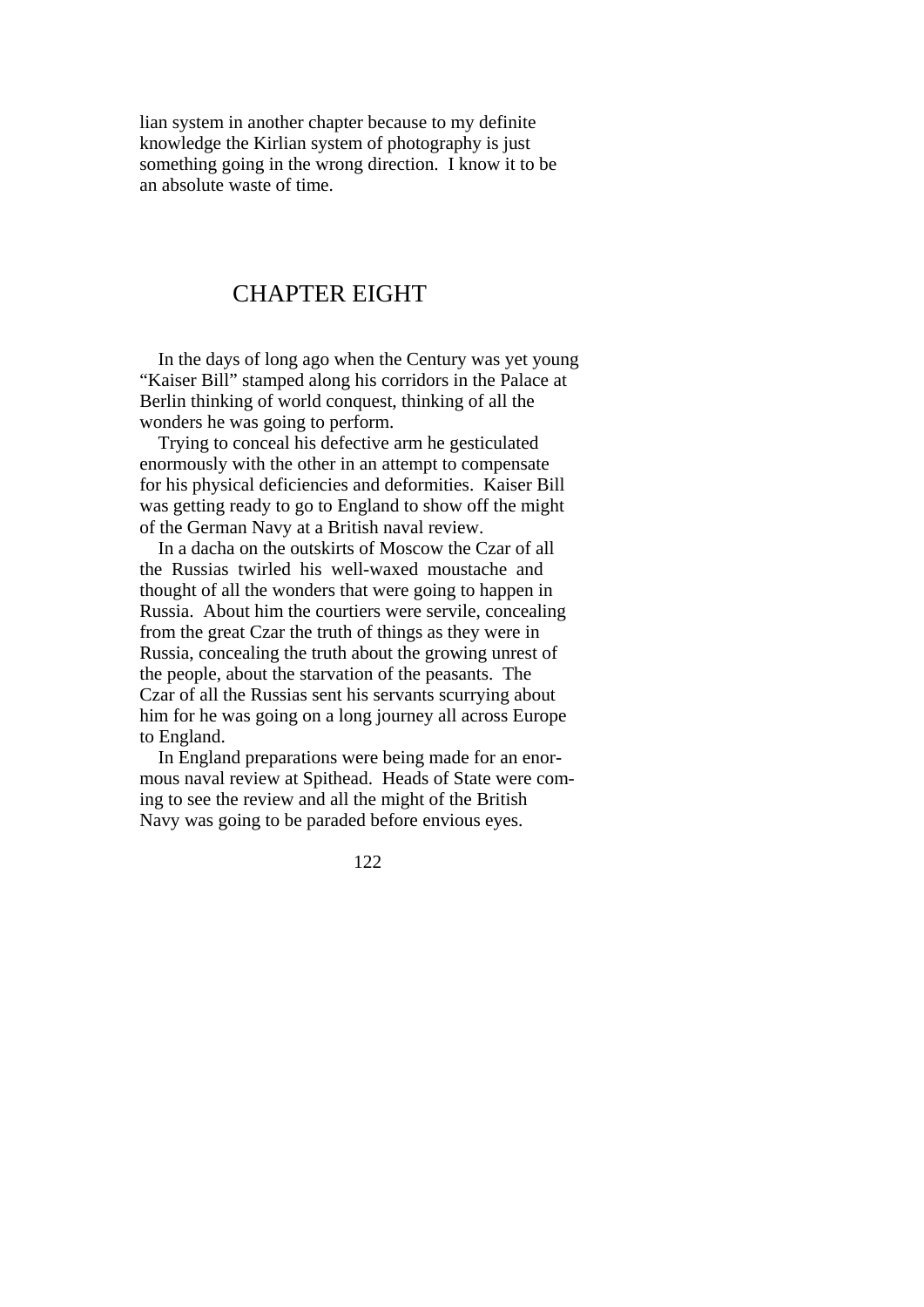lian system in another chapter because to my definite knowledge the Kirlian system of photography is just something going in the wrong direction. I know it to be an absolute waste of time.

# CHAPTER EIGHT

In the days of long ago when the Century was yet young "Kaiser Bill" stamped along his corridors in the Palace at Berlin thinking of world conquest, thinking of all the wonders he was going to perform.

Trying to conceal his defective arm he gesticulated enormously with the other in an attempt to compensate for his physical deficiencies and deformities. Kaiser Bill was getting ready to go to England to show off the might of the German Navy at a British naval review.

In a dacha on the outskirts of Moscow the Czar of all the Russias twirled his well-waxed moustache and thought of all the wonders that were going to happen in Russia. About him the courtiers were servile, concealing from the great Czar the truth of things as they were in Russia, concealing the truth about the growing unrest of the people, about the starvation of the peasants. The Czar of all the Russias sent his servants scurrying about him for he was going on a long journey all across Europe to England.

In England preparations were being made for an enormous naval review at Spithead. Heads of State were coming to see the review and all the might of the British Navy was going to be paraded before envious eyes.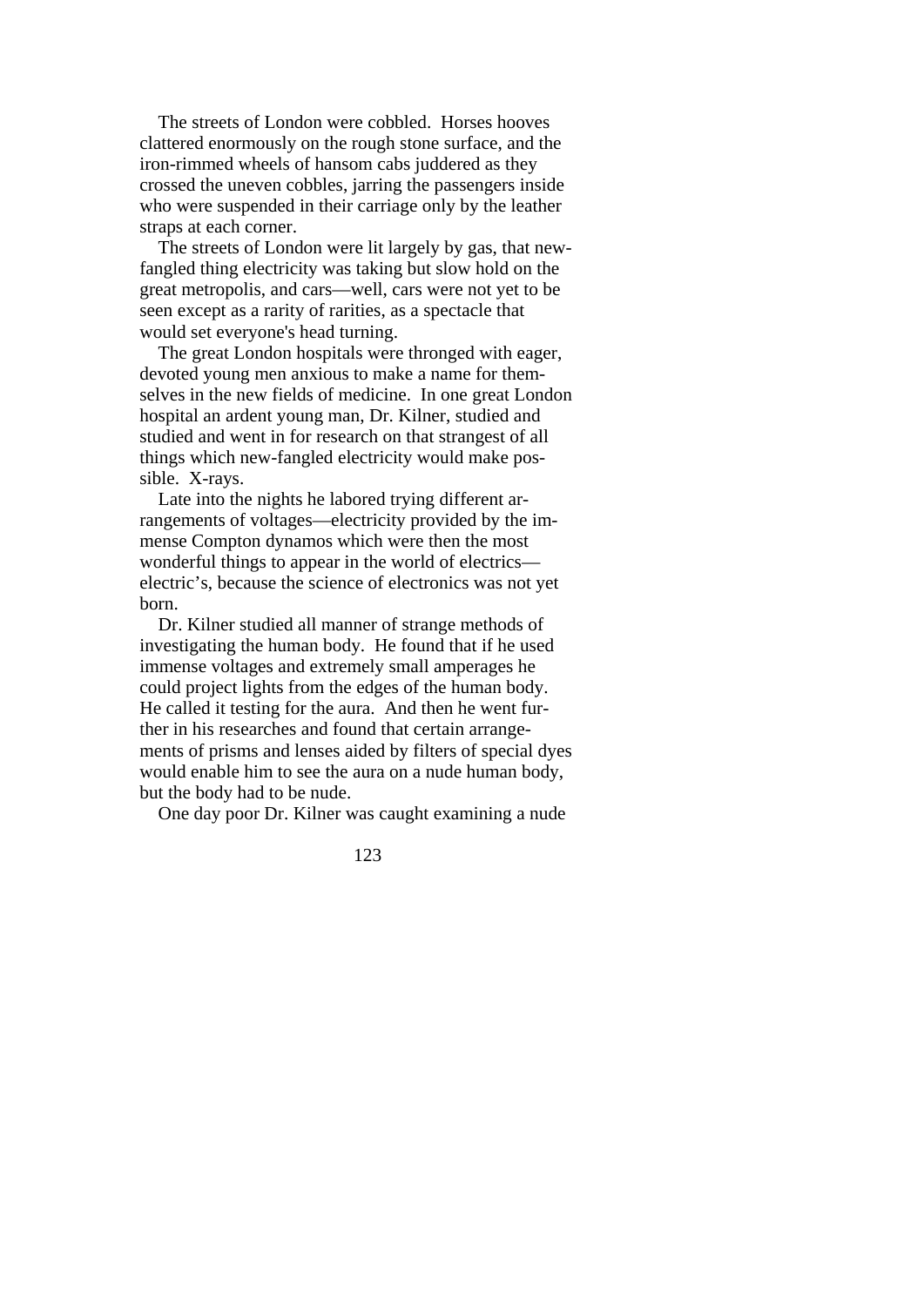The streets of London were cobbled. Horses hooves clattered enormously on the rough stone surface, and the iron-rimmed wheels of hansom cabs juddered as they crossed the uneven cobbles, jarring the passengers inside who were suspended in their carriage only by the leather straps at each corner.

The streets of London were lit largely by gas, that new-fangled thing electricity was taking but slow hold on the great metropolis, and cars—well, cars were not yet to be seen except as a rarity of rarities, as a spectacle that would set everyone's head turning.

The great London hospitals were thronged with eager, devoted young men anxious to make a name for themselves in the new fields of medicine. In one great London hospital an ardent young man, Dr. Kilner, studied and studied and went in for research on that strangest of all things which new-fangled electricity would make possible. X-rays.

Late into the nights he labored trying different arrangements of voltages—electricity provided by the immense Compton dynamos which were then the most wonderful things to appear in the world of electrics—electric's, because the science of electronics was not yet born.

Dr. Kilner studied all manner of strange methods of investigating the human body. He found that if he used immense voltages and extremely small amperages he could project lights from the edges of the human body. He called it testing for the aura. And then he went further in his researches and found that certain arrangements of prisms and lenses aided by filters of special dyes would enable him to see the aura on a nude human body, but the body had to be nude.

One day poor Dr. Kilner was caught examining a nude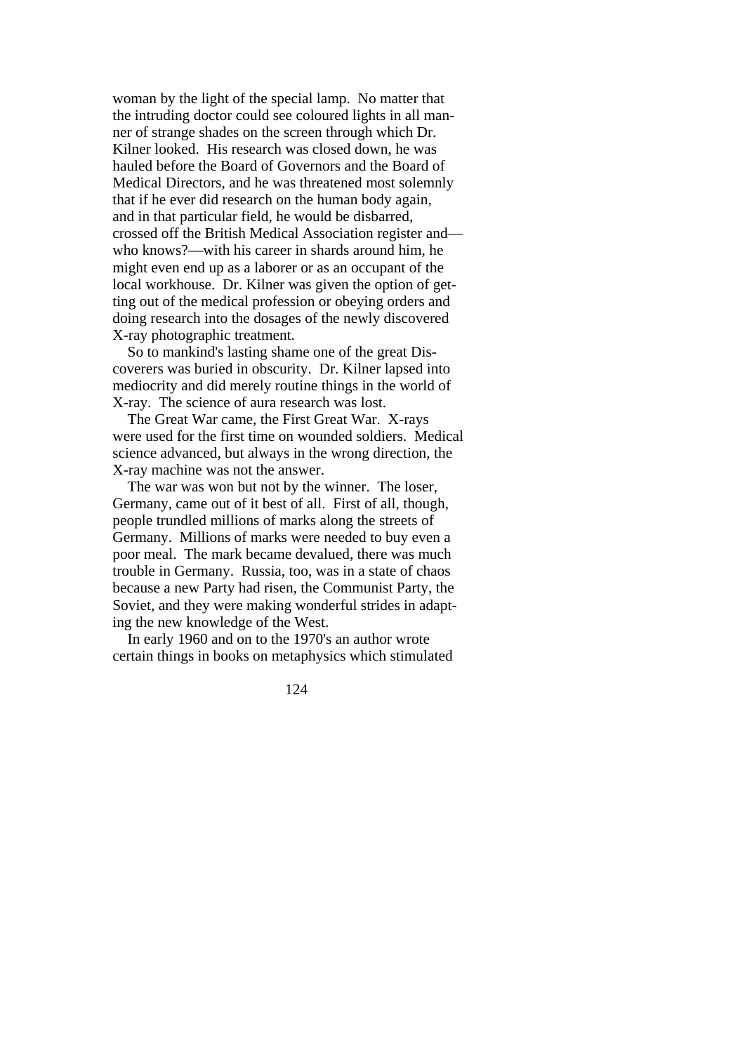woman by the light of the special lamp. No matter that the intruding doctor could see coloured lights in all manner of strange shades on the screen through which Dr. Kilner looked. His research was closed down, he was hauled before the Board of Governors and the Board of Medical Directors, and he was threatened most solemnly that if he ever did research on the human body again, and in that particular field, he would be disbarred, crossed off the British Medical Association register and—who knows?—with his career in shards around him, he might even end up as a laborer or as an occupant of the local workhouse. Dr. Kilner was given the option of getting out of the medical profession or obeying orders and doing research into the dosages of the newly discovered X-ray photographic treatment.

So to mankind's lasting shame one of the great Discoverers was buried in obscurity. Dr. Kilner lapsed into mediocrity and did merely routine things in the world of X-ray. The science of aura research was lost.

The Great War came, the First Great War. X-rays were used for the first time on wounded soldiers. Medical science advanced, but always in the wrong direction, the X-ray machine was not the answer.

The war was won but not by the winner. The loser, Germany, came out of it best of all. First of all, though, people trundled millions of marks along the streets of Germany. Millions of marks were needed to buy even a poor meal. The mark became devalued, there was much trouble in Germany. Russia, too, was in a state of chaos because a new Party had risen, the Communist Party, the Soviet, and they were making wonderful strides in adapting the new knowledge of the West.

In early 1960 and on to the 1970's an author wrote certain things in books on metaphysics which stimulated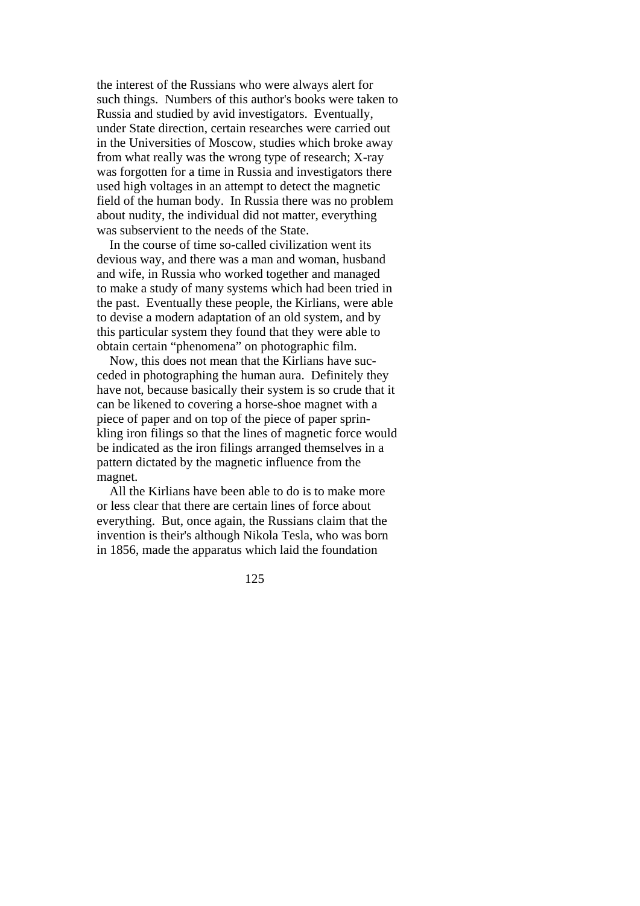the interest of the Russians who were always alert for such things. Numbers of this author's books were taken to Russia and studied by avid investigators. Eventually, under State direction, certain researches were carried out in the Universities of Moscow, studies which broke away from what really was the wrong type of research; X-ray was forgotten for a time in Russia and investigators there used high voltages in an attempt to detect the magnetic field of the human body. In Russia there was no problem about nudity, the individual did not matter, everything was subservient to the needs of the State.

In the course of time so-called civilization went its devious way, and there was a man and woman, husband and wife, in Russia who worked together and managed to make a study of many systems which had been tried in the past. Eventually these people, the Kirlians, were able to devise a modern adaptation of an old system, and by this particular system they found that they were able to obtain certain "phenomena" on photographic film.

Now, this does not mean that the Kirlians have succeeded in photographing the human aura. Definitely they have not, because basically their system is so crude that it can be likened to covering a horse-shoe magnet with a piece of paper and on top of the piece of paper sprinkling iron filings so that the lines of magnetic force would be indicated as the iron filings arranged themselves in a pattern dictated by the magnetic influence from the magnet.

All the Kirlians have been able to do is to make more or less clear that there are certain lines of force about everything. But, once again, the Russians claim that the invention is their's although Nikola Tesla, who was born in 1856, made the apparatus which laid the foundation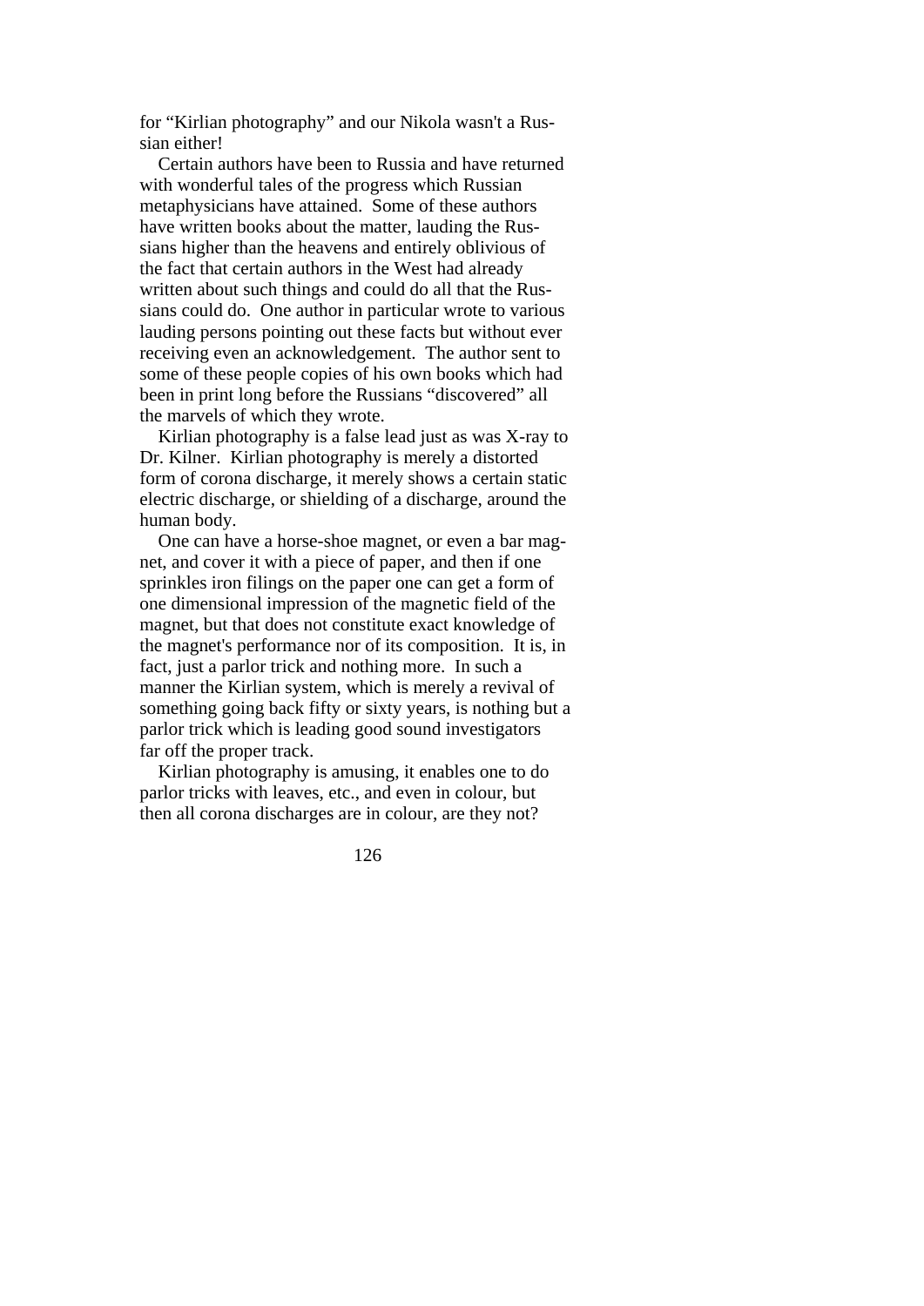for "Kirlian photography" and our Nikola wasn't a Russian either!

Certain authors have been to Russia and have returned with wonderful tales of the progress which Russian metaphysicians have attained. Some of these authors have written books about the matter, lauding the Russians higher than the heavens and entirely oblivious of the fact that certain authors in the West had already written about such things and could do all that the Russians could do. One author in particular wrote to various lauding persons pointing out these facts but without ever receiving even an acknowledgement. The author sent to some of these people copies of his own books which had been in print long before the Russians "discovered" all the marvels of which they wrote.

Kirlian photography is a false lead just as was X-ray to Dr. Kilner. Kirlian photography is merely a distorted form of corona discharge, it merely shows a certain static electric discharge, or shielding of a discharge, around the human body.

One can have a horse-shoe magnet, or even a bar magnet, and cover it with a piece of paper, and then if one sprinkles iron filings on the paper one can get a form of one dimensional impression of the magnetic field of the magnet, but that does not constitute exact knowledge of the magnet's performance nor of its composition. It is, in fact, just a parlor trick and nothing more. In such a manner the Kirlian system, which is merely a revival of something going back fifty or sixty years, is nothing but a parlor trick which is leading good sound investigators far off the proper track.

Kirlian photography is amusing, it enables one to do parlor tricks with leaves, etc., and even in colour, but then all corona discharges are in colour, are they not?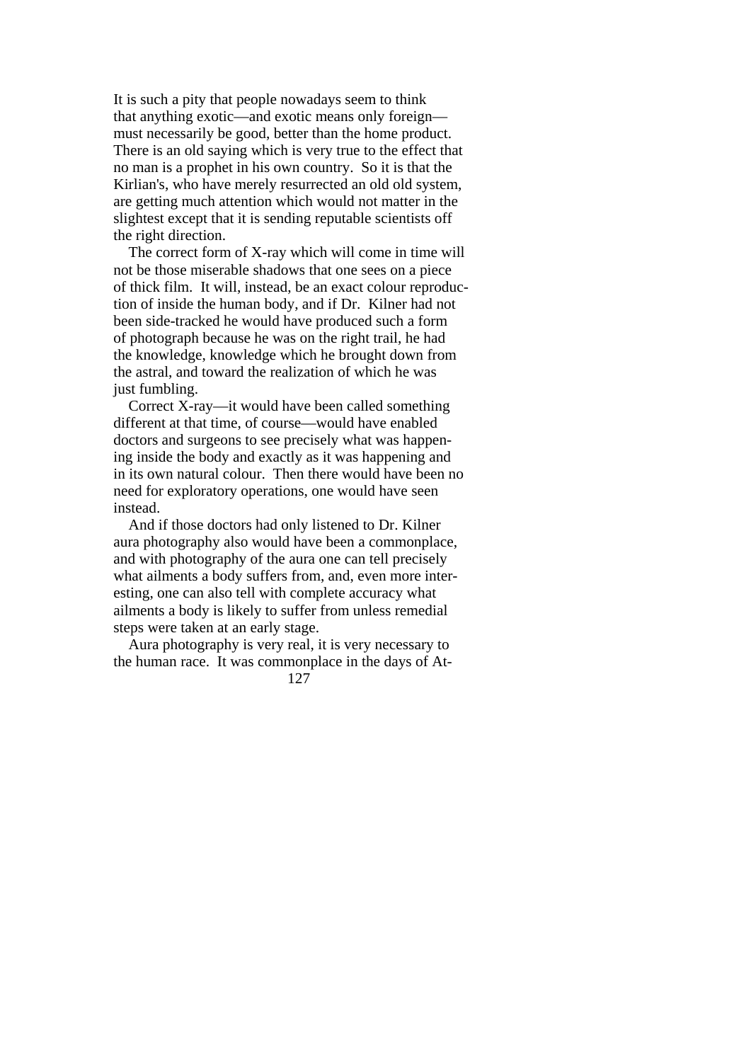It is such a pity that people nowadays seem to think that anything exotic—and exotic means only foreign—must necessarily be good, better than the home product. There is an old saying which is very true to the effect that no man is a prophet in his own country. So it is that the Kirlian's, who have merely resurrected an old old system, are getting much attention which would not matter in the slightest except that it is sending reputable scientists off the right direction.

The correct form of X-ray which will come in time will not be those miserable shadows that one sees on a piece of thick film. It will, instead, be an exact colour reproduction of inside the human body, and if Dr. Kilner had not been side-tracked he would have produced such a form of photograph because he was on the right trail, he had the knowledge, knowledge which he brought down from the astral, and toward the realization of which he was just fumbling.

Correct X-ray—it would have been called something different at that time, of course—would have enabled doctors and surgeons to see precisely what was happening inside the body and exactly as it was happening and in its own natural colour. Then there would have been no need for exploratory operations, one would have seen instead.

And if those doctors had only listened to Dr. Kilner aura photography also would have been a commonplace, and with photography of the aura one can tell precisely what ailments a body suffers from, and, even more interesting, one can also tell with complete accuracy what ailments a body is likely to suffer from unless remedial steps were taken at an early stage.

Aura photography is very real, it is very necessary to the human race. It was commonplace in the days of At-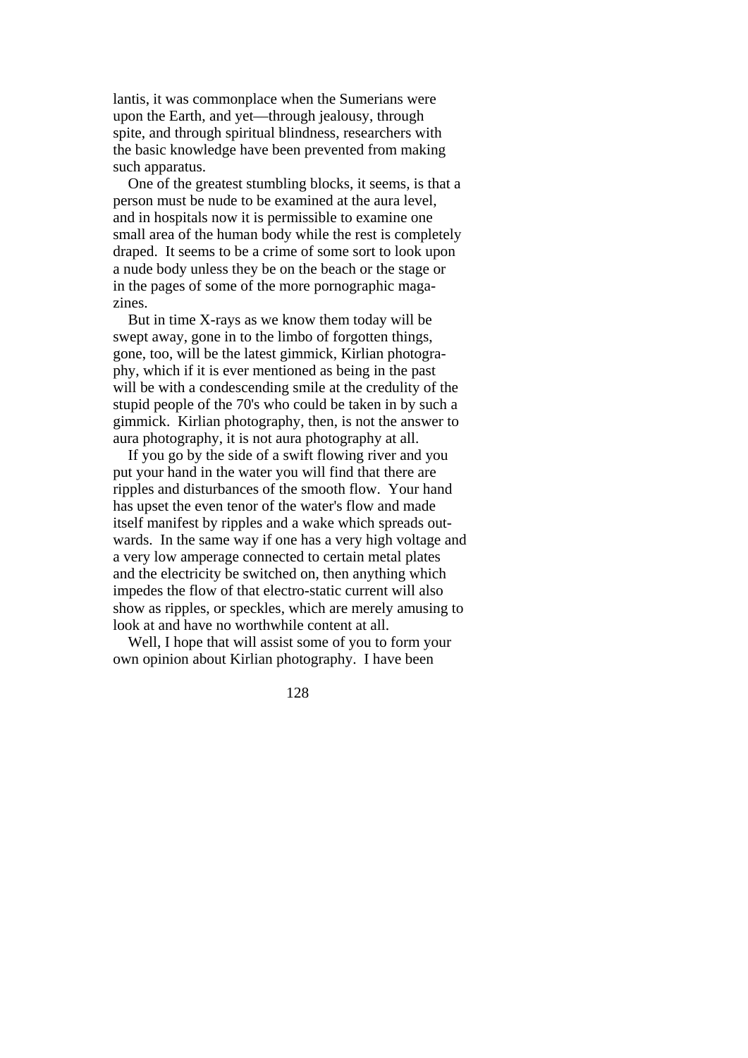lantis, it was commonplace when the Sumerians were upon the Earth, and yet—through jealousy, through spite, and through spiritual blindness, researchers with the basic knowledge have been prevented from making such apparatus.

One of the greatest stumbling blocks, it seems, is that a person must be nude to be examined at the aura level, and in hospitals now it is permissible to examine one small area of the human body while the rest is completely draped. It seems to be a crime of some sort to look upon a nude body unless they be on the beach or the stage or in the pages of some of the more pornographic magazines.

But in time X-rays as we know them today will be swept away, gone in to the limbo of forgotten things, gone, too, will be the latest gimmick, Kirlian photography, which if it is ever mentioned as being in the past will be with a condescending smile at the credulity of the stupid people of the 70's who could be taken in by such a gimmick. Kirlian photography, then, is not the answer to aura photography, it is not aura photography at all.

If you go by the side of a swift flowing river and you put your hand in the water you will find that there are ripples and disturbances of the smooth flow. Your hand has upset the even tenor of the water's flow and made itself manifest by ripples and a wake which spreads outwards. In the same way if one has a very high voltage and a very low amperage connected to certain metal plates and the electricity be switched on, then anything which impedes the flow of that electro-static current will also show as ripples, or speckles, which are merely amusing to look at and have no worthwhile content at all.

Well, I hope that will assist some of you to form your own opinion about Kirlian photography. I have been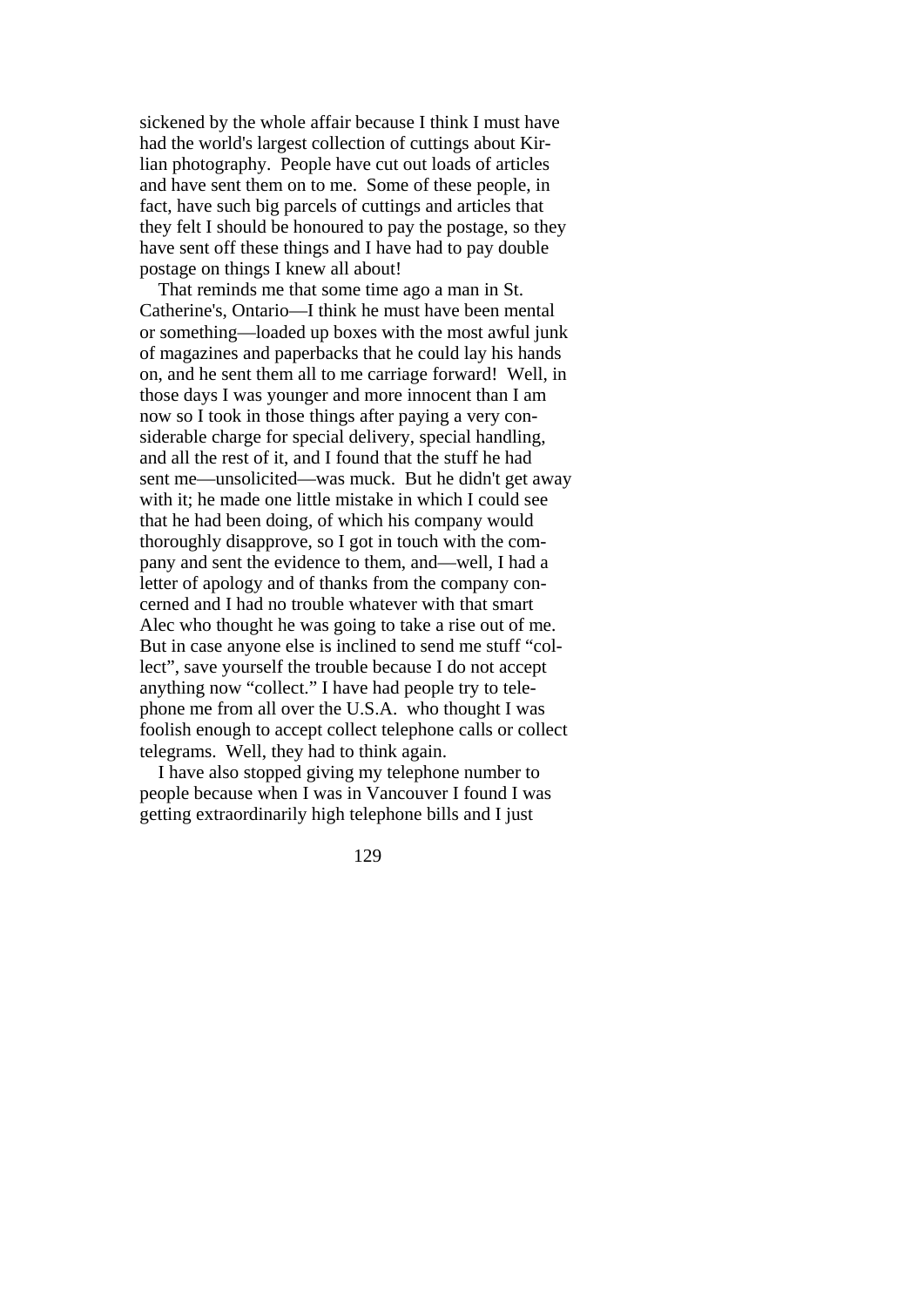sickened by the whole affair because I think I must have had the world's largest collection of cuttings about Kirlian photography. People have cut out loads of articles and have sent them on to me. Some of these people, in fact, have such big parcels of cuttings and articles that they felt I should be honoured to pay the postage, so they have sent off these things and I have had to pay double postage on things I knew all about!

That reminds me that some time ago a man in St. Catherine's, Ontario—I think he must have been mental or something—loaded up boxes with the most awful junk of magazines and paperbacks that he could lay his hands on, and he sent them all to me carriage forward! Well, in those days I was younger and more innocent than I am now so I took in those things after paying a very considerable charge for special delivery, special handling, and all the rest of it, and I found that the stuff he had sent me—unsolicited—was muck. But he didn't get away with it; he made one little mistake in which I could see that he had been doing, of which his company would thoroughly disapprove, so I got in touch with the company and sent the evidence to them, and—well, I had a letter of apology and of thanks from the company concerned and I had no trouble whatever with that smart Alec who thought he was going to take a rise out of me. But in case anyone else is inclined to send me stuff "collect", save yourself the trouble because I do not accept anything now "collect." I have had people try to telephone me from all over the U.S.A. who thought I was foolish enough to accept collect telephone calls or collect telegrams. Well, they had to think again.

I have also stopped giving my telephone number to people because when I was in Vancouver I found I was getting extraordinarily high telephone bills and I just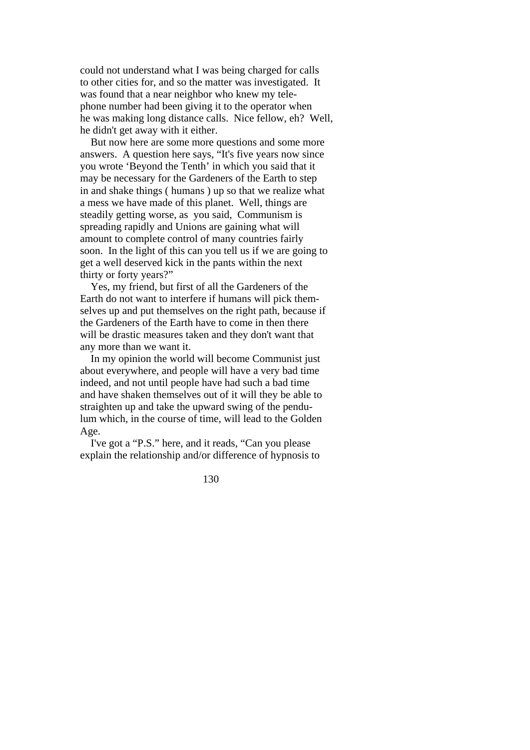could not understand what I was being charged for calls to other cities for, and so the matter was investigated. It was found that a near neighbor who knew my telephone number had been giving it to the operator when he was making long distance calls. Nice fellow, eh? Well, he didn't get away with it either.

But now here are some more questions and some more answers. A question here says, "It's five years now since you wrote 'Beyond the Tenth' in which you said that it may be necessary for the Gardeners of the Earth to step in and shake things ( humans ) up so that we realize what a mess we have made of this planet. Well, things are steadily getting worse, as you said, Communism is spreading rapidly and Unions are gaining what will amount to complete control of many countries fairly soon. In the light of this can you tell us if we are going to get a well deserved kick in the pants within the next thirty or forty years?"

Yes, my friend, but first of all the Gardeners of the Earth do not want to interfere if humans will pick themselves up and put themselves on the right path, because if the Gardeners of the Earth have to come in then there will be drastic measures taken and they don't want that any more than we want it.

In my opinion the world will become Communist just about everywhere, and people will have a very bad time indeed, and not until people have had such a bad time and have shaken themselves out of it will they be able to straighten up and take the upward swing of the pendulum which, in the course of time, will lead to the Golden Age.

I've got a "P.S." here, and it reads, "Can you please explain the relationship and/or difference of hypnosis to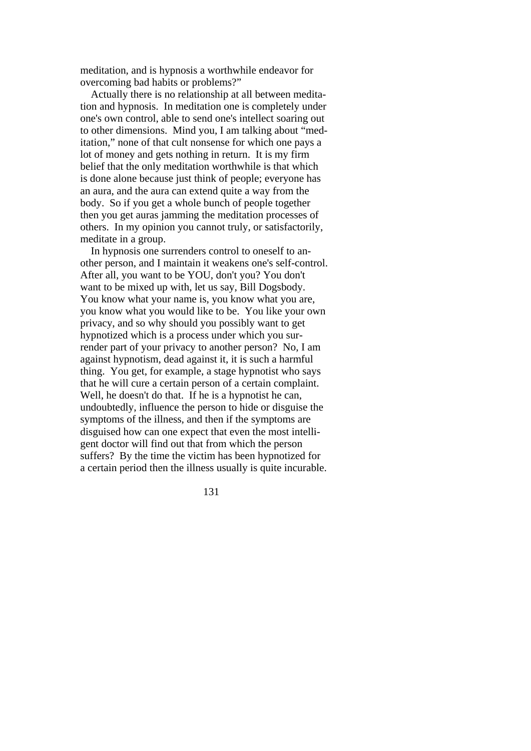meditation, and is hypnosis a worthwhile endeavor for overcoming bad habits or problems?"

Actually there is no relationship at all between meditation and hypnosis. In meditation one is completely under one's own control, able to send one's intellect soaring out to other dimensions. Mind you, I am talking about "meditation," none of that cult nonsense for which one pays a lot of money and gets nothing in return. It is my firm belief that the only meditation worthwhile is that which is done alone because just think of people; everyone has an aura, and the aura can extend quite a way from the body. So if you get a whole bunch of people together then you get auras jamming the meditation processes of others. In my opinion you cannot truly, or satisfactorily, meditate in a group.

In hypnosis one surrenders control to oneself to another person, and I maintain it weakens one's self-control. After all, you want to be YOU, don't you? You don't want to be mixed up with, let us say, Bill Dogsbody. You know what your name is, you know what you are, you know what you would like to be. You like your own privacy, and so why should you possibly want to get hypnotized which is a process under which you surrender part of your privacy to another person? No, I am against hypnotism, dead against it, it is such a harmful thing. You get, for example, a stage hypnotist who says that he will cure a certain person of a certain complaint. Well, he doesn't do that. If he is a hypnotist he can, undoubtedly, influence the person to hide or disguise the symptoms of the illness, and then if the symptoms are disguised how can one expect that even the most intelligent doctor will find out that from which the person suffers? By the time the victim has been hypnotized for a certain period then the illness usually is quite incurable.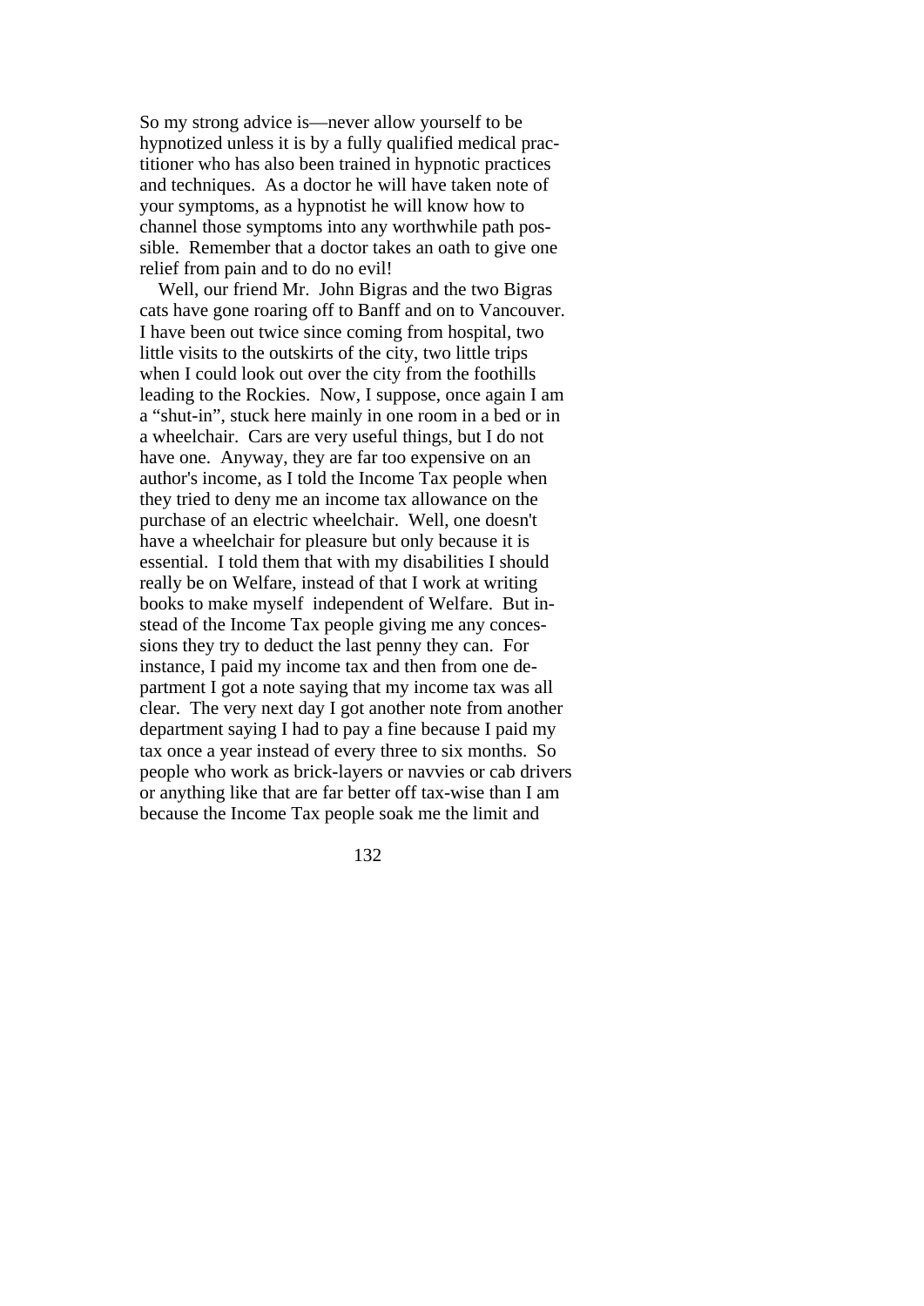So my strong advice is—never allow yourself to be hypnotized unless it is by a fully qualified medical practitioner who has also been trained in hypnotic practices and techniques. As a doctor he will have taken note of your symptoms, as a hypnotist he will know how to channel those symptoms into any worthwhile path possible. Remember that a doctor takes an oath to give one relief from pain and to do no evil!

Well, our friend Mr. John Bigras and the two Bigras cats have gone roaring off to Banff and on to Vancouver. I have been out twice since coming from hospital, two little visits to the outskirts of the city, two little trips when I could look out over the city from the foothills leading to the Rockies. Now, I suppose, once again I am a "shut-in", stuck here mainly in one room in a bed or in a wheelchair. Cars are very useful things, but I do not have one. Anyway, they are far too expensive on an author's income, as I told the Income Tax people when they tried to deny me an income tax allowance on the purchase of an electric wheelchair. Well, one doesn't have a wheelchair for pleasure but only because it is essential. I told them that with my disabilities I should really be on Welfare, instead of that I work at writing books to make myself independent of Welfare. But instead of the Income Tax people giving me any concessions they try to deduct the last penny they can. For instance, I paid my income tax and then from one department I got a note saying that my income tax was all clear. The very next day I got another note from another department saying I had to pay a fine because I paid my tax once a year instead of every three to six months. So people who work as brick-layers or navvies or cab drivers or anything like that are far better off tax-wise than I am because the Income Tax people soak me the limit and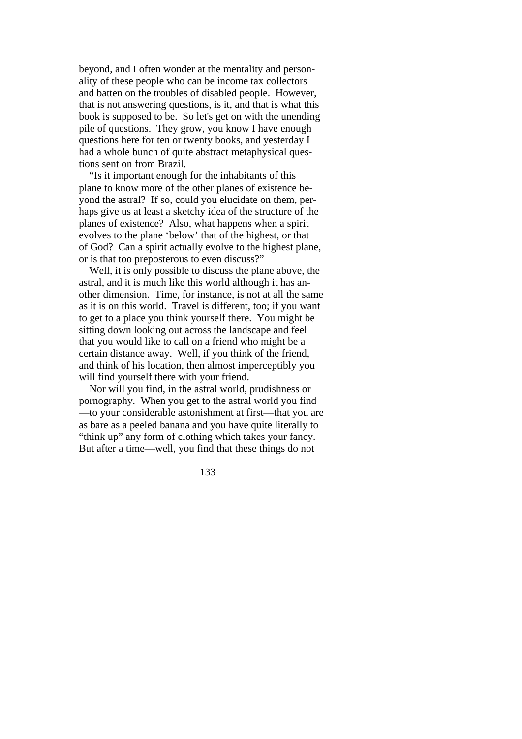beyond, and I often wonder at the mentality and personality of these people who can be income tax collectors and batten on the troubles of disabled people. However, that is not answering questions, is it, and that is what this book is supposed to be. So let's get on with the unending pile of questions. They grow, you know I have enough questions here for ten or twenty books, and yesterday I had a whole bunch of quite abstract metaphysical questions sent on from Brazil.

"Is it important enough for the inhabitants of this plane to know more of the other planes of existence beyond the astral? If so, could you elucidate on them, perhaps give us at least a sketchy idea of the structure of the planes of existence? Also, what happens when a spirit evolves to the plane 'below' that of the highest, or that of God? Can a spirit actually evolve to the highest plane, or is that too preposterous to even discuss?"

Well, it is only possible to discuss the plane above, the astral, and it is much like this world although it has another dimension. Time, for instance, is not at all the same as it is on this world. Travel is different, too; if you want to get to a place you think yourself there. You might be sitting down looking out across the landscape and feel that you would like to call on a friend who might be a certain distance away. Well, if you think of the friend, and think of his location, then almost imperceptibly you will find yourself there with your friend.

Nor will you find, in the astral world, prudishness or pornography. When you get to the astral world you find —to your considerable astonishment at first—that you are as bare as a peeled banana and you have quite literally to "think up" any form of clothing which takes your fancy. But after a time—well, you find that these things do not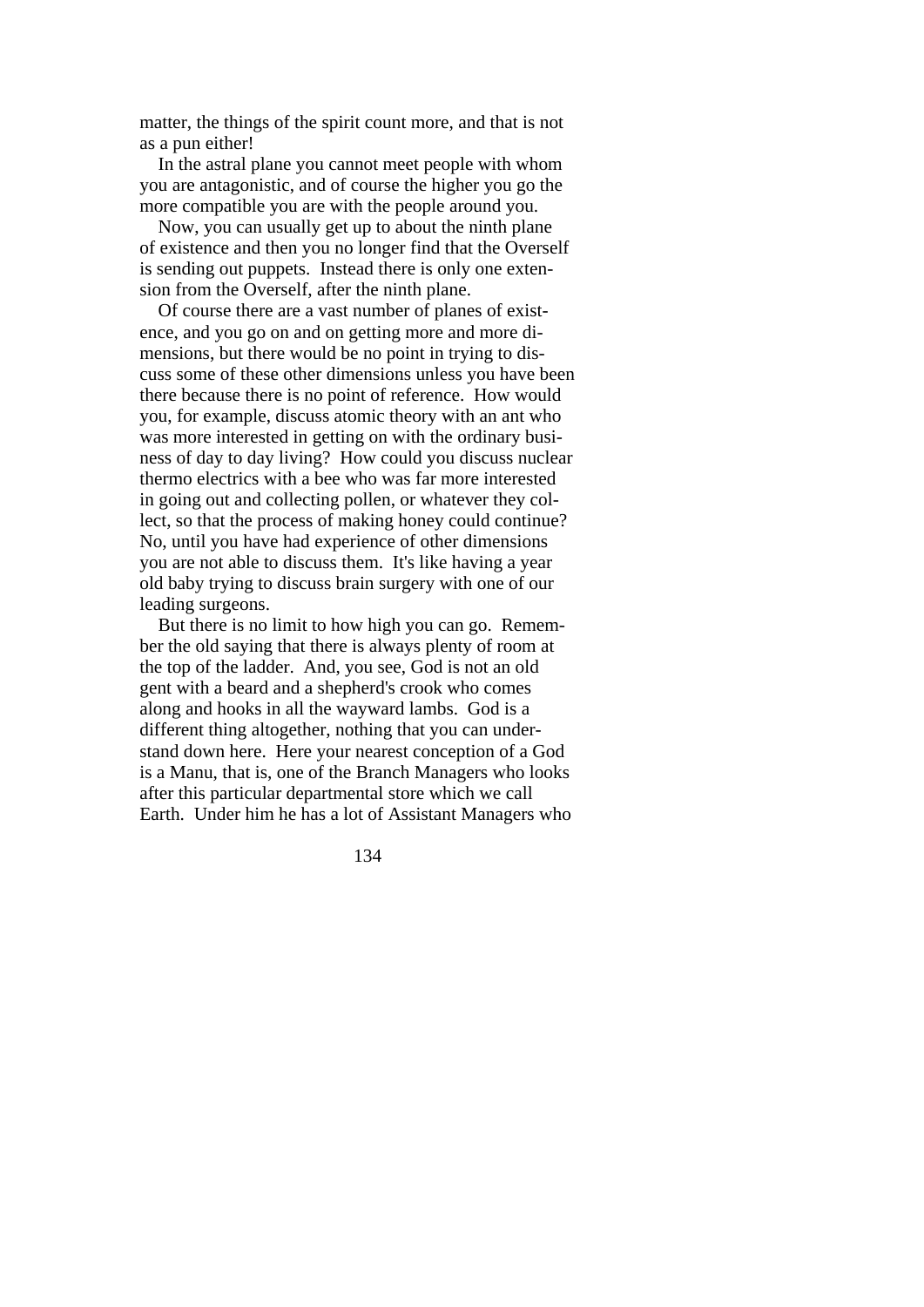matter, the things of the spirit count more, and that is not as a pun either!

In the astral plane you cannot meet people with whom you are antagonistic, and of course the higher you go the more compatible you are with the people around you.

Now, you can usually get up to about the ninth plane of existence and then you no longer find that the Overself is sending out puppets. Instead there is only one extension from the Overself, after the ninth plane.

Of course there are a vast number of planes of existence, and you go on and on getting more and more dimensions, but there would be no point in trying to discuss some of these other dimensions unless you have been there because there is no point of reference. How would you, for example, discuss atomic theory with an ant who was more interested in getting on with the ordinary business of day to day living? How could you discuss nuclear thermo electrics with a bee who was far more interested in going out and collecting pollen, or whatever they collect, so that the process of making honey could continue? No, until you have had experience of other dimensions you are not able to discuss them. It's like having a year old baby trying to discuss brain surgery with one of our leading surgeons.

But there is no limit to how high you can go. Remember the old saying that there is always plenty of room at the top of the ladder. And, you see, God is not an old gent with a beard and a shepherd's crook who comes along and hooks in all the wayward lambs. God is a different thing altogether, nothing that you can understand down here. Here your nearest conception of a God is a Manu, that is, one of the Branch Managers who looks after this particular departmental store which we call Earth. Under him he has a lot of Assistant Managers who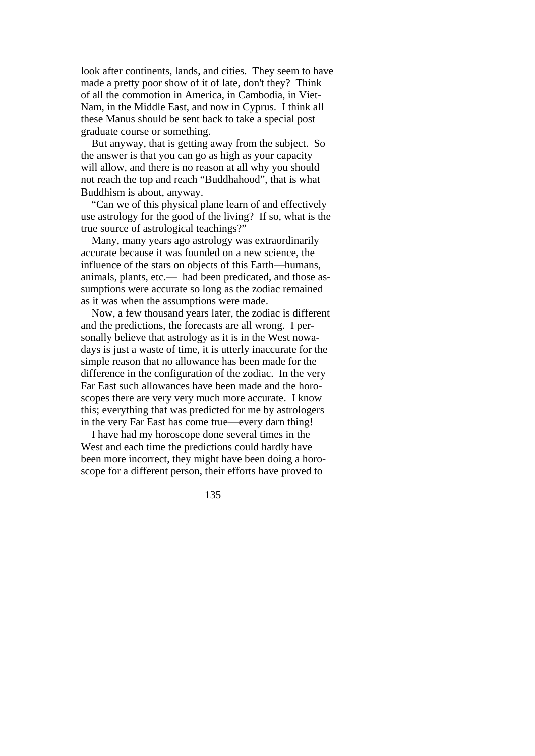look after continents, lands, and cities. They seem to have made a pretty poor show of it of late, don't they? Think of all the commotion in America, in Cambodia, in Viet-Nam, in the Middle East, and now in Cyprus. I think all these Manus should be sent back to take a special post graduate course or something.

But anyway, that is getting away from the subject. So the answer is that you can go as high as your capacity will allow, and there is no reason at all why you should not reach the top and reach "Buddhahood", that is what Buddhism is about, anyway.

"Can we of this physical plane learn of and effectively use astrology for the good of the living? If so, what is the true source of astrological teachings?"

Many, many years ago astrology was extraordinarily accurate because it was founded on a new science, the influence of the stars on objects of this Earth—humans, animals, plants, etc.— had been predicated, and those assumptions were accurate so long as the zodiac remained as it was when the assumptions were made.

Now, a few thousand years later, the zodiac is different and the predictions, the forecasts are all wrong. I personally believe that astrology as it is in the West nowadays is just a waste of time, it is utterly inaccurate for the simple reason that no allowance has been made for the difference in the configuration of the zodiac. In the very Far East such allowances have been made and the horoscopes there are very very much more accurate. I know this; everything that was predicted for me by astrologers in the very Far East has come true—every darn thing!

I have had my horoscope done several times in the West and each time the predictions could hardly have been more incorrect, they might have been doing a horoscope for a different person, their efforts have proved to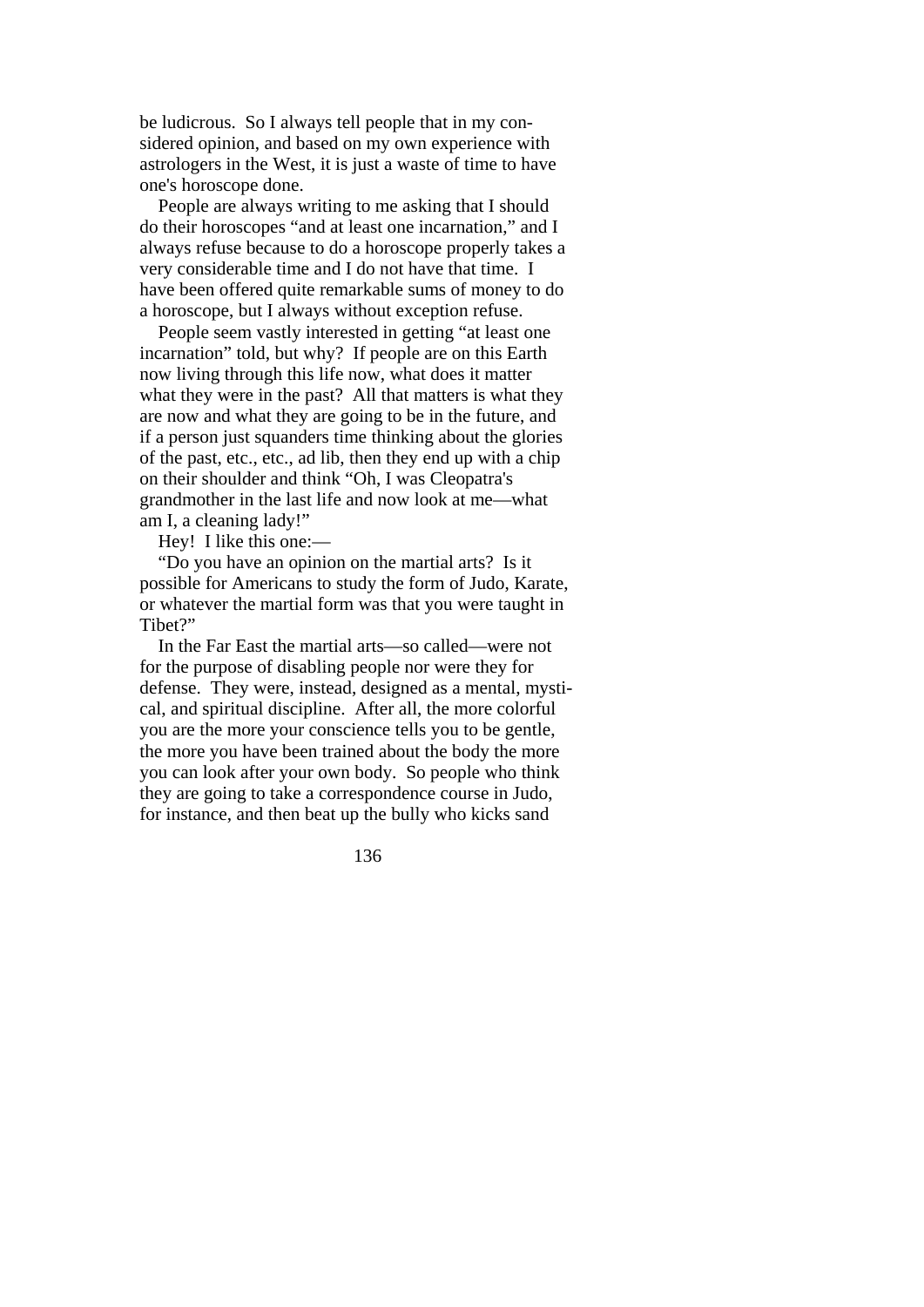be ludicrous. So I always tell people that in my considered opinion, and based on my own experience with astrologers in the West, it is just a waste of time to have one's horoscope done.

People are always writing to me asking that I should do their horoscopes "and at least one incarnation," and I always refuse because to do a horoscope properly takes a very considerable time and I do not have that time. I have been offered quite remarkable sums of money to do a horoscope, but I always without exception refuse.

People seem vastly interested in getting "at least one incarnation" told, but why? If people are on this Earth now living through this life now, what does it matter what they were in the past? All that matters is what they are now and what they are going to be in the future, and if a person just squanders time thinking about the glories of the past, etc., etc., ad lib, then they end up with a chip on their shoulder and think "Oh, I was Cleopatra's grandmother in the last life and now look at me—what am I, a cleaning lady!"

Hey! I like this one:—

"Do you have an opinion on the martial arts? Is it possible for Americans to study the form of Judo, Karate, or whatever the martial form was that you were taught in Tibet?"

In the Far East the martial arts—so called—were not for the purpose of disabling people nor were they for defense. They were, instead, designed as a mental, mystical, and spiritual discipline. After all, the more colorful you are the more your conscience tells you to be gentle, the more you have been trained about the body the more you can look after your own body. So people who think they are going to take a correspondence course in Judo, for instance, and then beat up the bully who kicks sand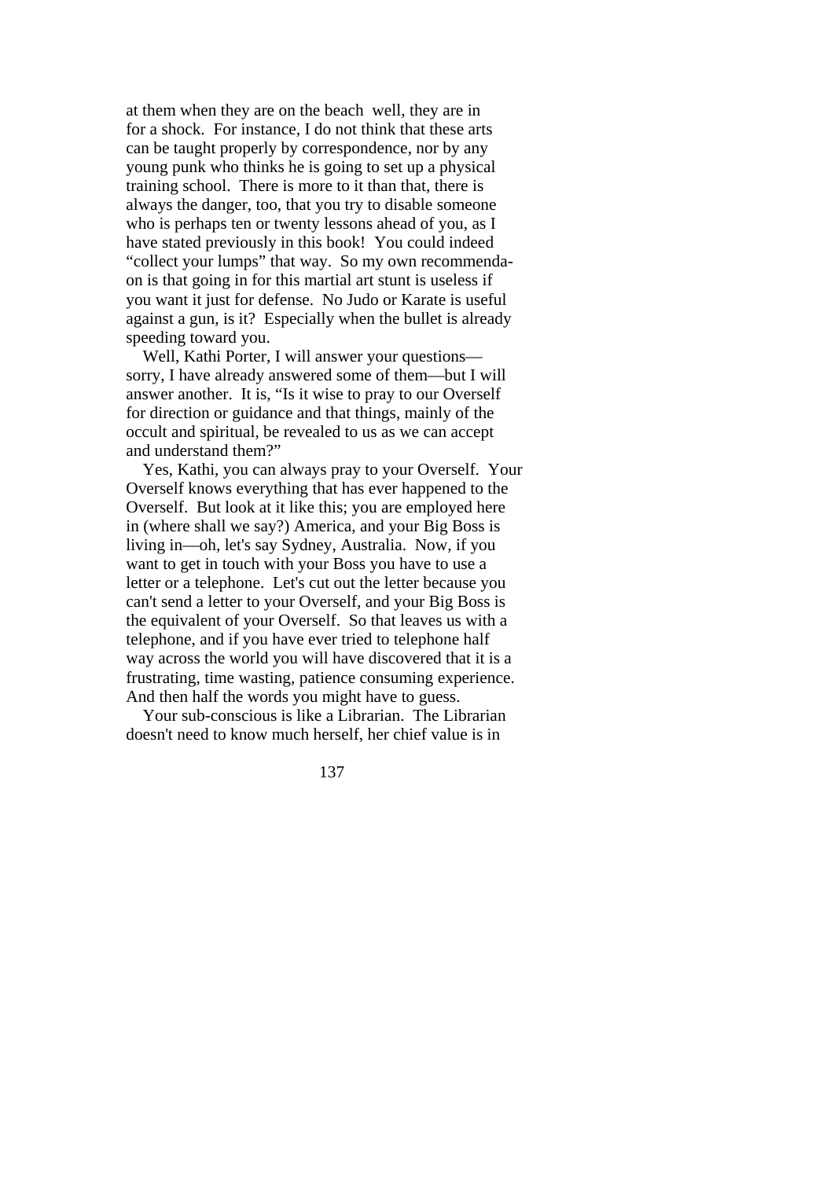at them when they are on the beach  well, they are in for a shock.  For instance, I do not think that these arts can be taught properly by correspondence, nor by any young punk who thinks he is going to set up a physical training school.  There is more to it than that, there is always the danger, too, that you try to disable someone who is perhaps ten or twenty lessons ahead of you, as I have stated previously in this book!  You could indeed "collect your lumps" that way.  So my own recommendation is that going in for this martial art stunt is useless if you want it just for defense.  No Judo or Karate is useful against a gun, is it?  Especially when the bullet is already speeding toward you.

Well, Kathi Porter, I will answer your questions—sorry, I have already answered some of them—but I will answer another.  It is, "Is it wise to pray to our Overself for direction or guidance and that things, mainly of the occult and spiritual, be revealed to us as we can accept and understand them?"

Yes, Kathi, you can always pray to your Overself.  Your Overself knows everything that has ever happened to the Overself.  But look at it like this; you are employed here in (where shall we say?) America, and your Big Boss is living in—oh, let's say Sydney, Australia.  Now, if you want to get in touch with your Boss you have to use a letter or a telephone.  Let's cut out the letter because you can't send a letter to your Overself, and your Big Boss is the equivalent of your Overself.  So that leaves us with a telephone, and if you have ever tried to telephone half way across the world you will have discovered that it is a frustrating, time wasting, patience consuming experience.  And then half the words you might have to guess.

Your sub-conscious is like a Librarian.  The Librarian doesn't need to know much herself, her chief value is in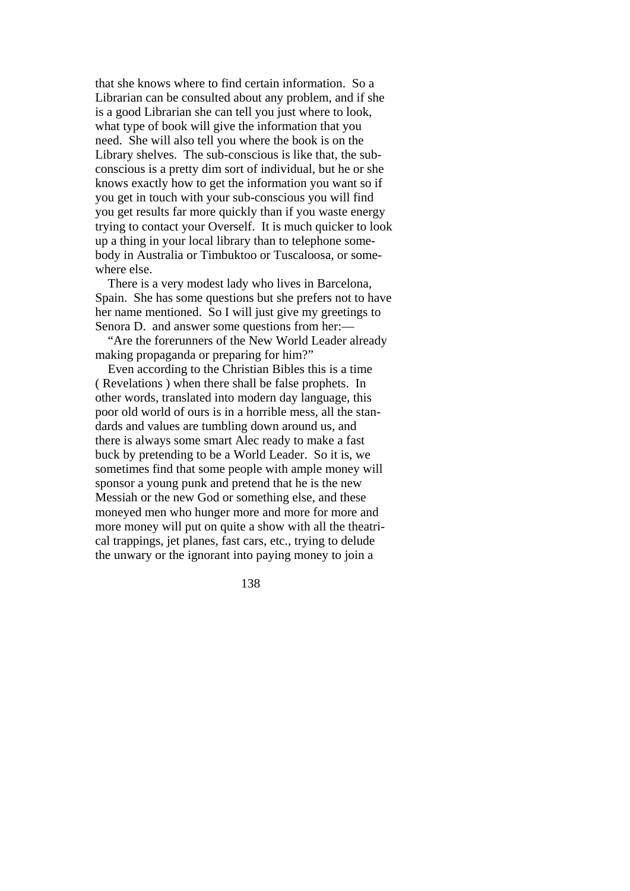that she knows where to find certain information. So a Librarian can be consulted about any problem, and if she is a good Librarian she can tell you just where to look, what type of book will give the information that you need. She will also tell you where the book is on the Library shelves. The sub-conscious is like that, the sub-conscious is a pretty dim sort of individual, but he or she knows exactly how to get the information you want so if you get in touch with your sub-conscious you will find you get results far more quickly than if you waste energy trying to contact your Overself. It is much quicker to look up a thing in your local library than to telephone somebody in Australia or Timbuktoo or Tuscaloosa, or somewhere else.

There is a very modest lady who lives in Barcelona, Spain. She has some questions but she prefers not to have her name mentioned. So I will just give my greetings to Senora D. and answer some questions from her:—

"Are the forerunners of the New World Leader already making propaganda or preparing for him?"

Even according to the Christian Bibles this is a time ( Revelations ) when there shall be false prophets. In other words, translated into modern day language, this poor old world of ours is in a horrible mess, all the standards and values are tumbling down around us, and there is always some smart Alec ready to make a fast buck by pretending to be a World Leader. So it is, we sometimes find that some people with ample money will sponsor a young punk and pretend that he is the new Messiah or the new God or something else, and these moneyed men who hunger more and more for more and more money will put on quite a show with all the theatrical trappings, jet planes, fast cars, etc., trying to delude the unwary or the ignorant into paying money to join a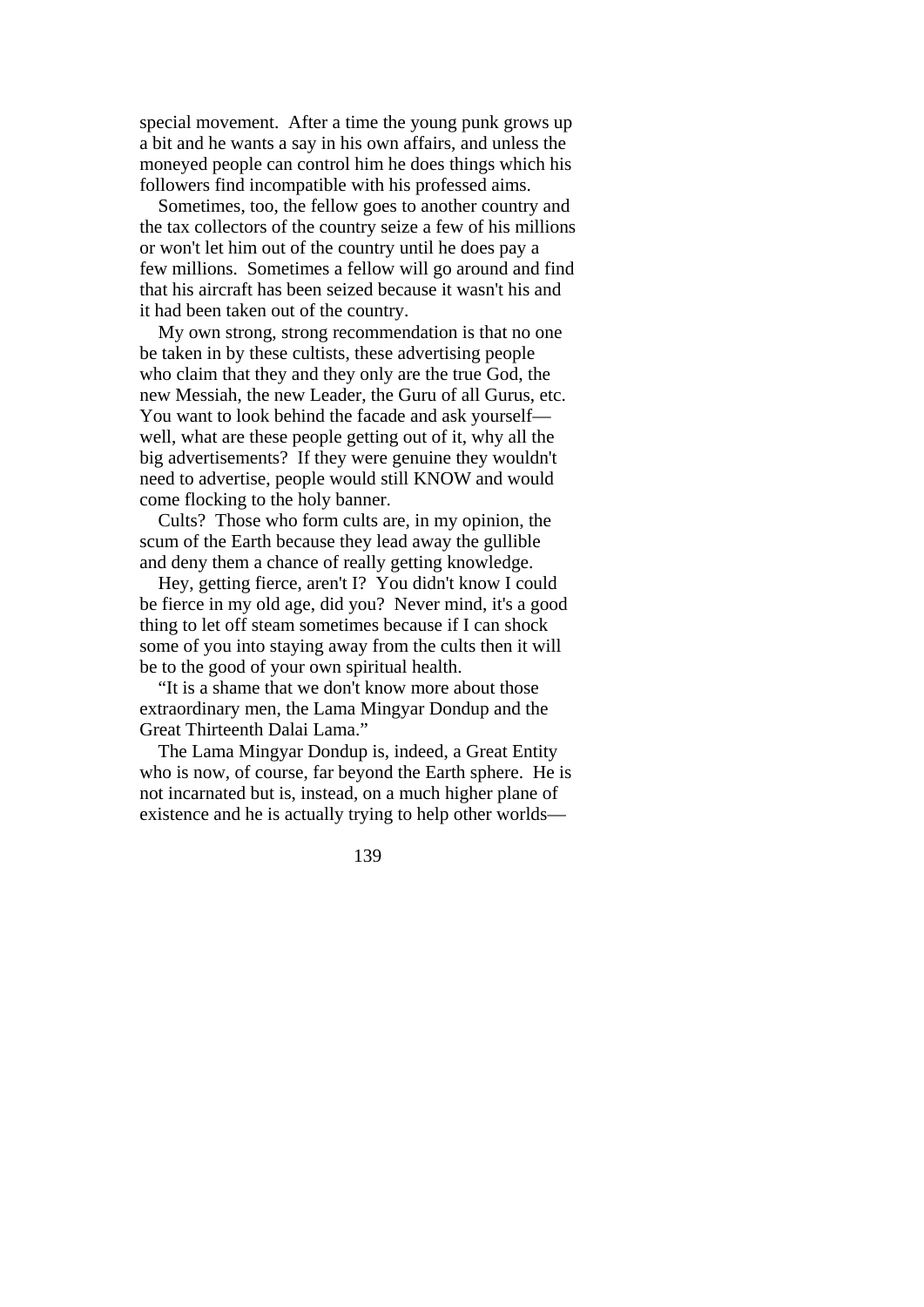special movement. After a time the young punk grows up a bit and he wants a say in his own affairs, and unless the moneyed people can control him he does things which his followers find incompatible with his professed aims.

Sometimes, too, the fellow goes to another country and the tax collectors of the country seize a few of his millions or won't let him out of the country until he does pay a few millions. Sometimes a fellow will go around and find that his aircraft has been seized because it wasn't his and it had been taken out of the country.

My own strong, strong recommendation is that no one be taken in by these cultists, these advertising people who claim that they and they only are the true God, the new Messiah, the new Leader, the Guru of all Gurus, etc. You want to look behind the facade and ask yourself—well, what are these people getting out of it, why all the big advertisements? If they were genuine they wouldn't need to advertise, people would still KNOW and would come flocking to the holy banner.

Cults? Those who form cults are, in my opinion, the scum of the Earth because they lead away the gullible and deny them a chance of really getting knowledge.

Hey, getting fierce, aren't I? You didn't know I could be fierce in my old age, did you? Never mind, it's a good thing to let off steam sometimes because if I can shock some of you into staying away from the cults then it will be to the good of your own spiritual health.

"It is a shame that we don't know more about those extraordinary men, the Lama Mingyar Dondup and the Great Thirteenth Dalai Lama."

The Lama Mingyar Dondup is, indeed, a Great Entity who is now, of course, far beyond the Earth sphere. He is not incarnated but is, instead, on a much higher plane of existence and he is actually trying to help other worlds—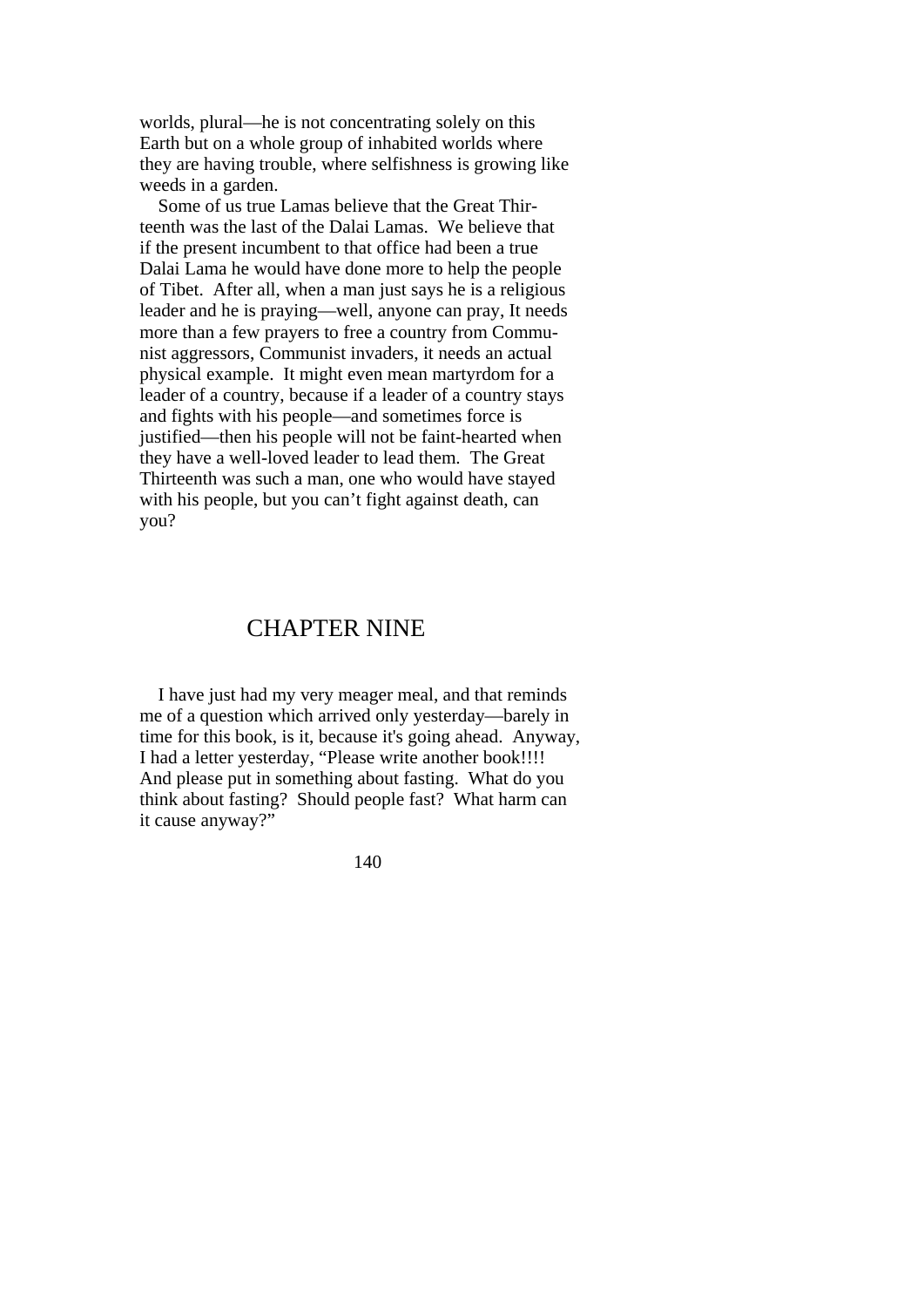worlds, plural—he is not concentrating solely on this Earth but on a whole group of inhabited worlds where they are having trouble, where selfishness is growing like weeds in a garden.

Some of us true Lamas believe that the Great Thirteenth was the last of the Dalai Lamas. We believe that if the present incumbent to that office had been a true Dalai Lama he would have done more to help the people of Tibet. After all, when a man just says he is a religious leader and he is praying—well, anyone can pray, It needs more than a few prayers to free a country from Communist aggressors, Communist invaders, it needs an actual physical example. It might even mean martyrdom for a leader of a country, because if a leader of a country stays and fights with his people—and sometimes force is justified—then his people will not be faint-hearted when they have a well-loved leader to lead them. The Great Thirteenth was such a man, one who would have stayed with his people, but you can't fight against death, can you?

# CHAPTER NINE

I have just had my very meager meal, and that reminds me of a question which arrived only yesterday—barely in time for this book, is it, because it's going ahead. Anyway, I had a letter yesterday, "Please write another book!!!! And please put in something about fasting. What do you think about fasting? Should people fast? What harm can it cause anyway?"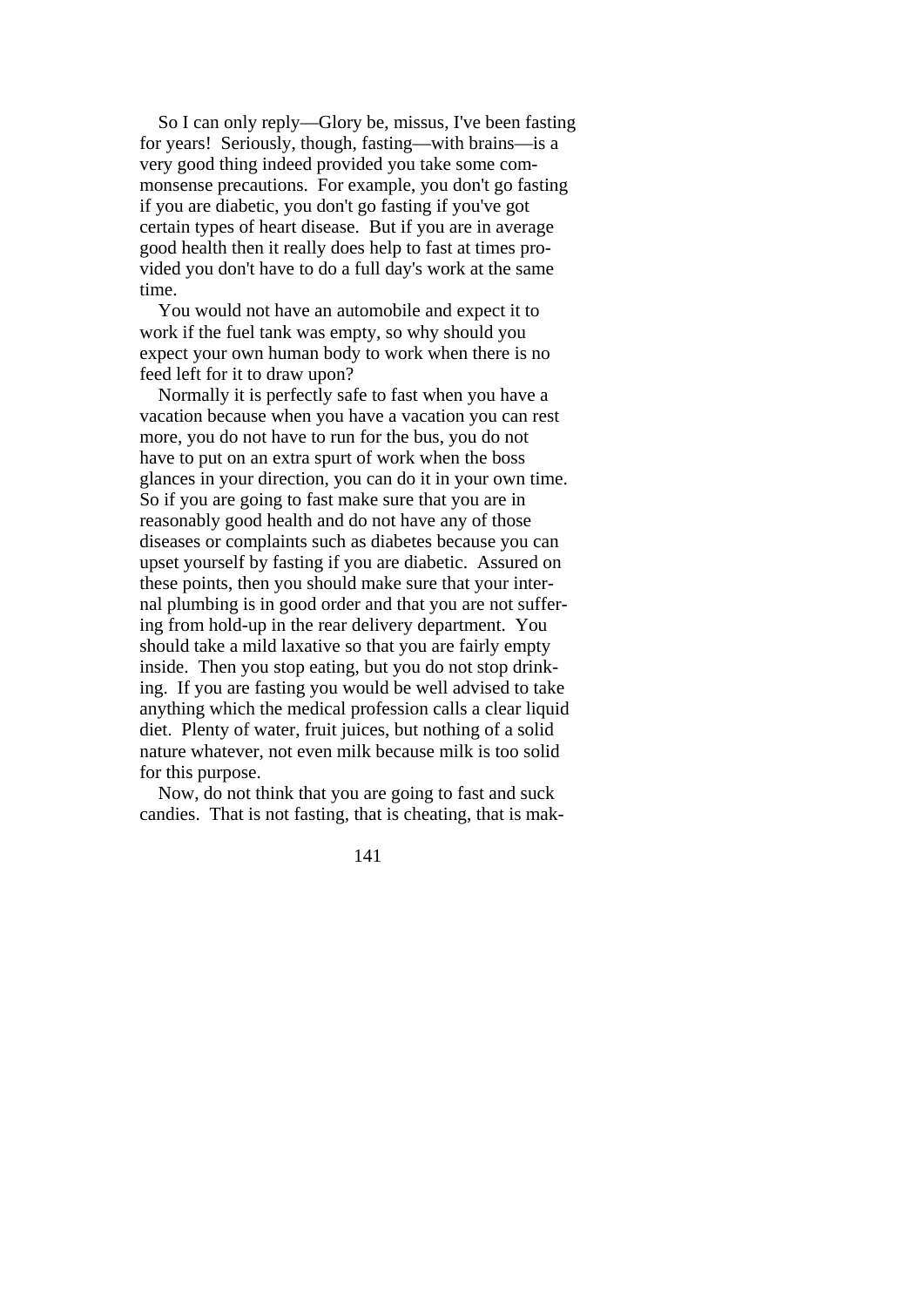So I can only reply—Glory be, missus, I've been fasting for years! Seriously, though, fasting—with brains—is a very good thing indeed provided you take some commonsense precautions. For example, you don't go fasting if you are diabetic, you don't go fasting if you've got certain types of heart disease. But if you are in average good health then it really does help to fast at times provided you don't have to do a full day's work at the same time.

You would not have an automobile and expect it to work if the fuel tank was empty, so why should you expect your own human body to work when there is no feed left for it to draw upon?

Normally it is perfectly safe to fast when you have a vacation because when you have a vacation you can rest more, you do not have to run for the bus, you do not have to put on an extra spurt of work when the boss glances in your direction, you can do it in your own time. So if you are going to fast make sure that you are in reasonably good health and do not have any of those diseases or complaints such as diabetes because you can upset yourself by fasting if you are diabetic. Assured on these points, then you should make sure that your internal plumbing is in good order and that you are not suffering from hold-up in the rear delivery department. You should take a mild laxative so that you are fairly empty inside. Then you stop eating, but you do not stop drinking. If you are fasting you would be well advised to take anything which the medical profession calls a clear liquid diet. Plenty of water, fruit juices, but nothing of a solid nature whatever, not even milk because milk is too solid for this purpose.

Now, do not think that you are going to fast and suck candies. That is not fasting, that is cheating, that is mak-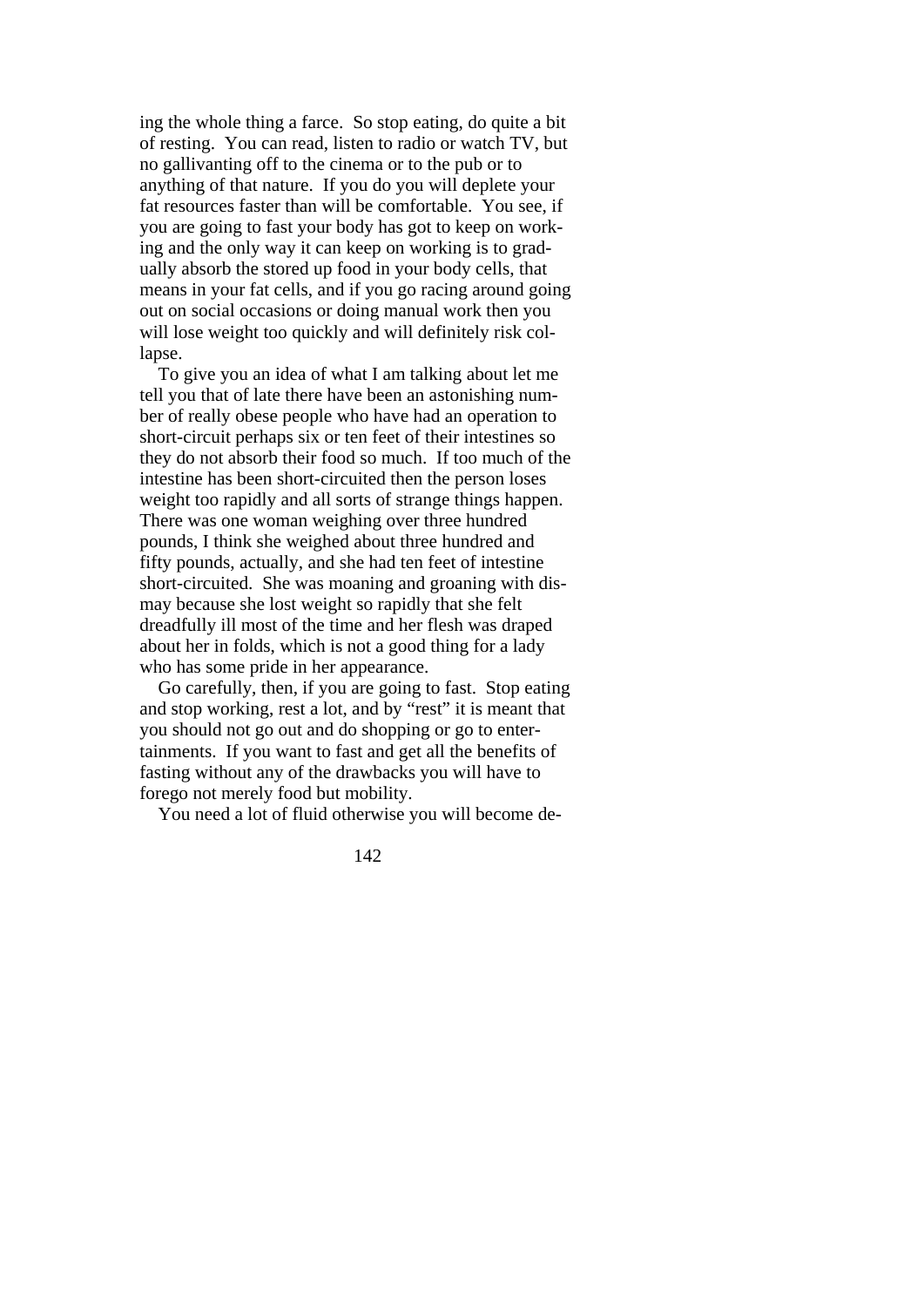ing the whole thing a farce. So stop eating, do quite a bit of resting. You can read, listen to radio or watch TV, but no gallivanting off to the cinema or to the pub or to anything of that nature. If you do you will deplete your fat resources faster than will be comfortable. You see, if you are going to fast your body has got to keep on working and the only way it can keep on working is to gradually absorb the stored up food in your body cells, that means in your fat cells, and if you go racing around going out on social occasions or doing manual work then you will lose weight too quickly and will definitely risk collapse.

To give you an idea of what I am talking about let me tell you that of late there have been an astonishing number of really obese people who have had an operation to short-circuit perhaps six or ten feet of their intestines so they do not absorb their food so much. If too much of the intestine has been short-circuited then the person loses weight too rapidly and all sorts of strange things happen. There was one woman weighing over three hundred pounds, I think she weighed about three hundred and fifty pounds, actually, and she had ten feet of intestine short-circuited. She was moaning and groaning with dismay because she lost weight so rapidly that she felt dreadfully ill most of the time and her flesh was draped about her in folds, which is not a good thing for a lady who has some pride in her appearance.

Go carefully, then, if you are going to fast. Stop eating and stop working, rest a lot, and by "rest" it is meant that you should not go out and do shopping or go to entertainments. If you want to fast and get all the benefits of fasting without any of the drawbacks you will have to forego not merely food but mobility.

You need a lot of fluid otherwise you will become de-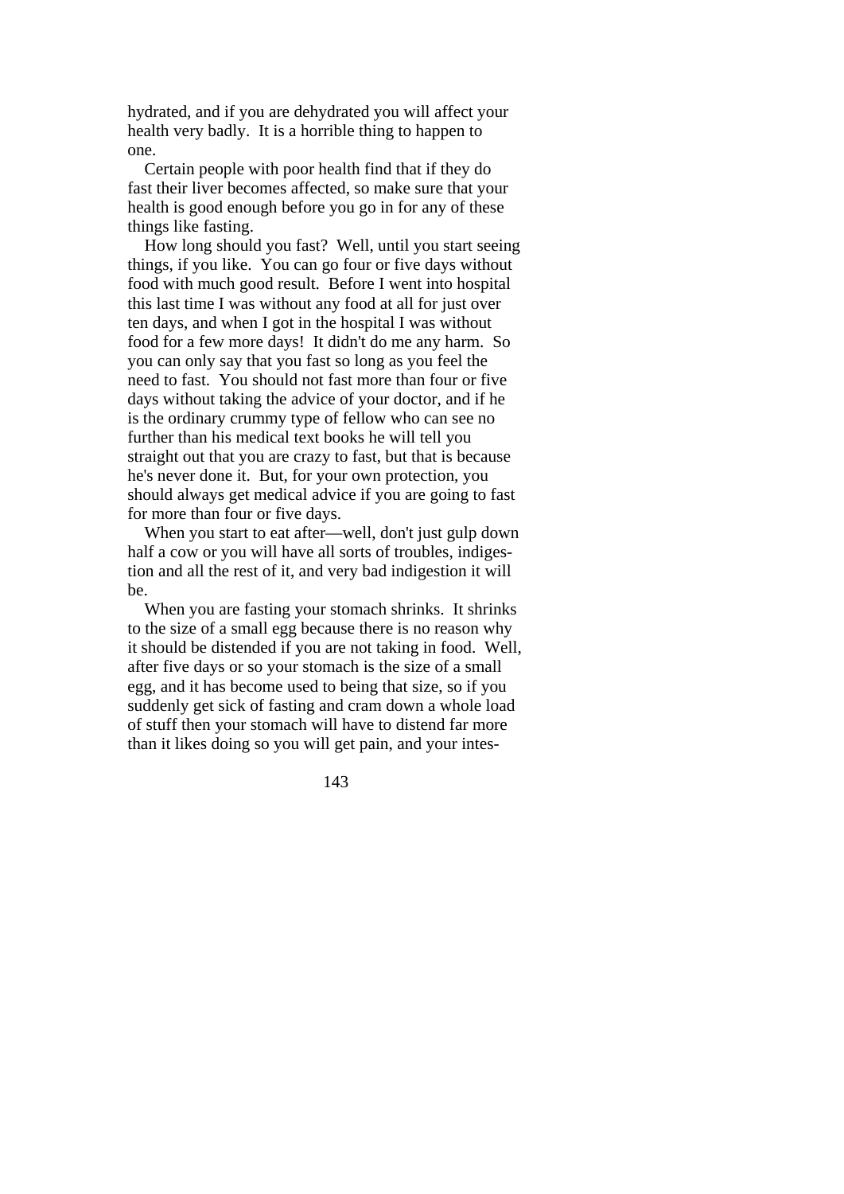hydrated, and if you are dehydrated you will affect your health very badly. It is a horrible thing to happen to one.

Certain people with poor health find that if they do fast their liver becomes affected, so make sure that your health is good enough before you go in for any of these things like fasting.

How long should you fast? Well, until you start seeing things, if you like. You can go four or five days without food with much good result. Before I went into hospital this last time I was without any food at all for just over ten days, and when I got in the hospital I was without food for a few more days! It didn't do me any harm. So you can only say that you fast so long as you feel the need to fast. You should not fast more than four or five days without taking the advice of your doctor, and if he is the ordinary crummy type of fellow who can see no further than his medical text books he will tell you straight out that you are crazy to fast, but that is because he's never done it. But, for your own protection, you should always get medical advice if you are going to fast for more than four or five days.

When you start to eat after—well, don't just gulp down half a cow or you will have all sorts of troubles, indigestion and all the rest of it, and very bad indigestion it will be.

When you are fasting your stomach shrinks. It shrinks to the size of a small egg because there is no reason why it should be distended if you are not taking in food. Well, after five days or so your stomach is the size of a small egg, and it has become used to being that size, so if you suddenly get sick of fasting and cram down a whole load of stuff then your stomach will have to distend far more than it likes doing so you will get pain, and your intes-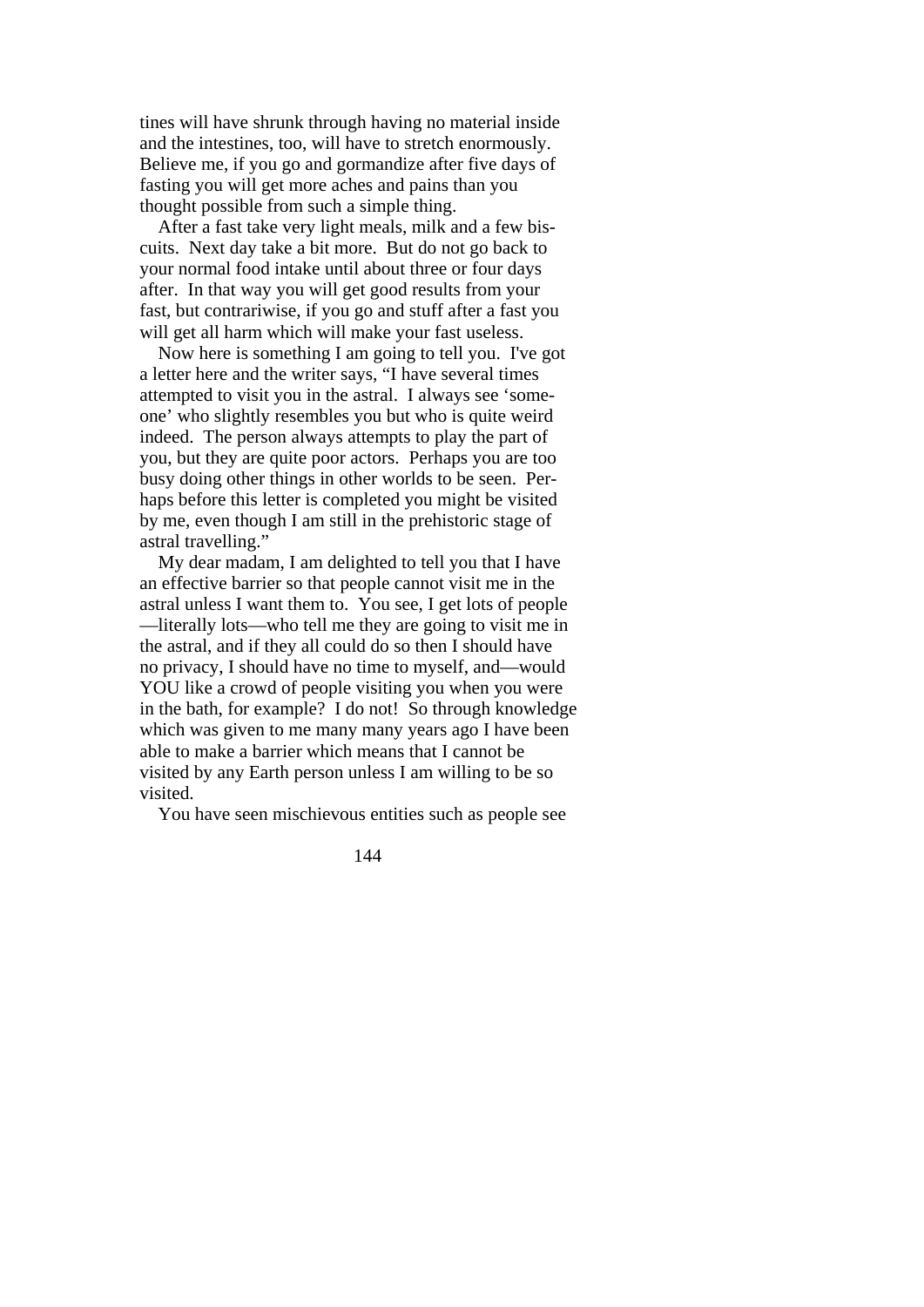tines will have shrunk through having no material inside and the intestines, too, will have to stretch enormously. Believe me, if you go and gormandize after five days of fasting you will get more aches and pains than you thought possible from such a simple thing.

After a fast take very light meals, milk and a few biscuits. Next day take a bit more. But do not go back to your normal food intake until about three or four days after. In that way you will get good results from your fast, but contrariwise, if you go and stuff after a fast you will get all harm which will make your fast useless.

Now here is something I am going to tell you. I've got a letter here and the writer says, "I have several times attempted to visit you in the astral. I always see 'someone' who slightly resembles you but who is quite weird indeed. The person always attempts to play the part of you, but they are quite poor actors. Perhaps you are too busy doing other things in other worlds to be seen. Perhaps before this letter is completed you might be visited by me, even though I am still in the prehistoric stage of astral travelling."

My dear madam, I am delighted to tell you that I have an effective barrier so that people cannot visit me in the astral unless I want them to. You see, I get lots of people—literally lots—who tell me they are going to visit me in the astral, and if they all could do so then I should have no privacy, I should have no time to myself, and—would YOU like a crowd of people visiting you when you were in the bath, for example? I do not! So through knowledge which was given to me many many years ago I have been able to make a barrier which means that I cannot be visited by any Earth person unless I am willing to be so visited.

You have seen mischievous entities such as people see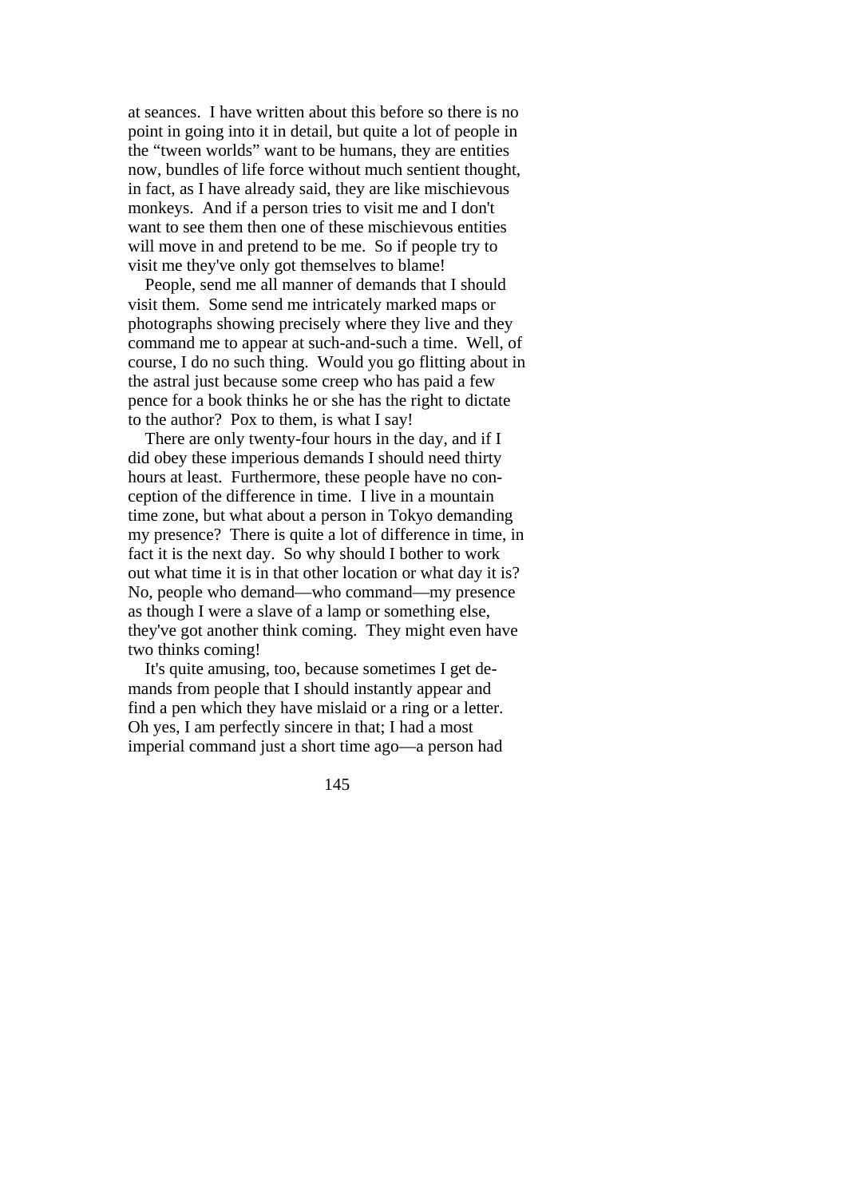at seances. I have written about this before so there is no point in going into it in detail, but quite a lot of people in the "tween worlds" want to be humans, they are entities now, bundles of life force without much sentient thought, in fact, as I have already said, they are like mischievous monkeys. And if a person tries to visit me and I don't want to see them then one of these mischievous entities will move in and pretend to be me. So if people try to visit me they've only got themselves to blame!

People, send me all manner of demands that I should visit them. Some send me intricately marked maps or photographs showing precisely where they live and they command me to appear at such-and-such a time. Well, of course, I do no such thing. Would you go flitting about in the astral just because some creep who has paid a few pence for a book thinks he or she has the right to dictate to the author? Pox to them, is what I say!

There are only twenty-four hours in the day, and if I did obey these imperious demands I should need thirty hours at least. Furthermore, these people have no conception of the difference in time. I live in a mountain time zone, but what about a person in Tokyo demanding my presence? There is quite a lot of difference in time, in fact it is the next day. So why should I bother to work out what time it is in that other location or what day it is? No, people who demand—who command—my presence as though I were a slave of a lamp or something else, they've got another think coming. They might even have two thinks coming!

It's quite amusing, too, because sometimes I get demands from people that I should instantly appear and find a pen which they have mislaid or a ring or a letter. Oh yes, I am perfectly sincere in that; I had a most imperial command just a short time ago—a person had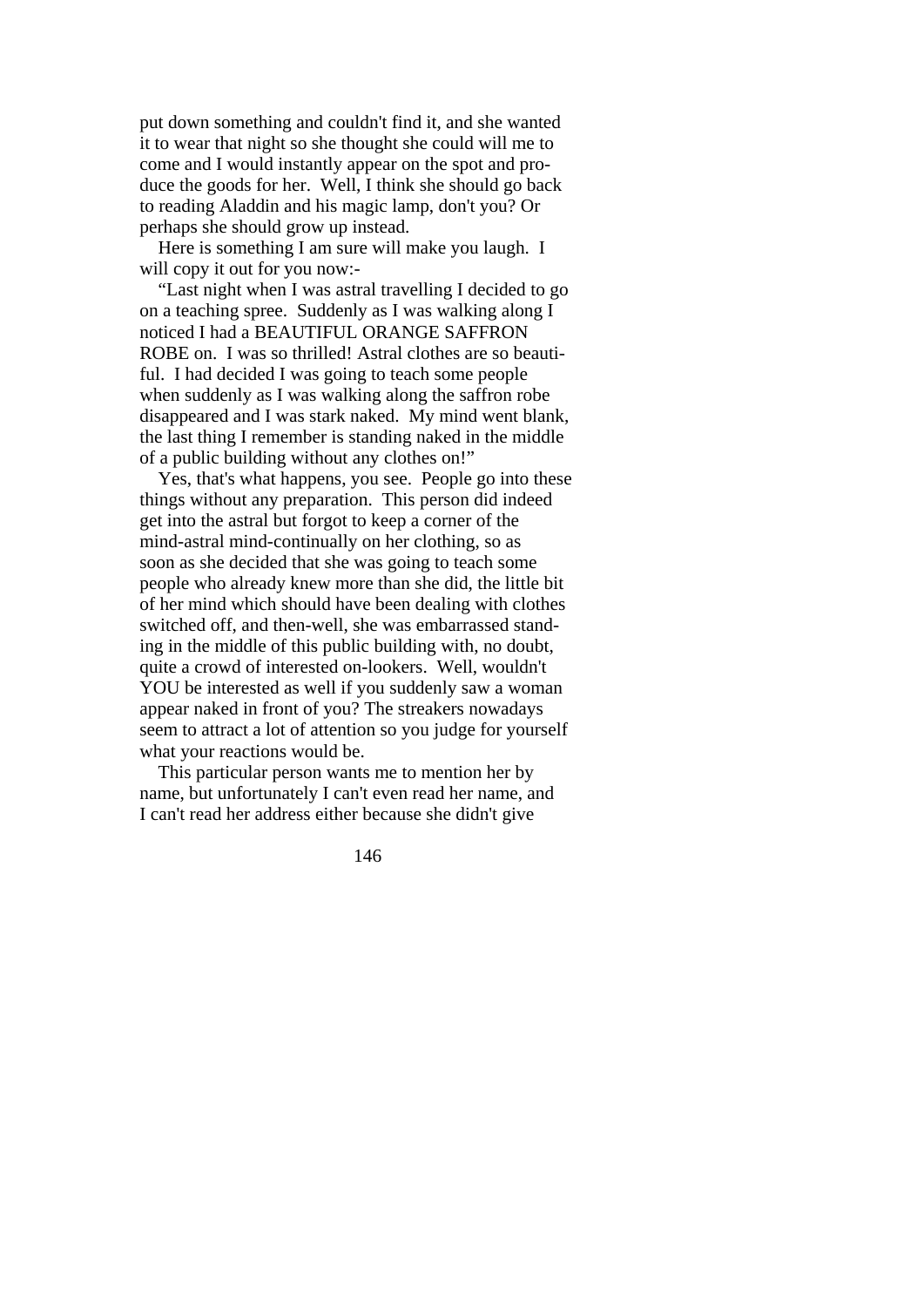put down something and couldn't find it, and she wanted it to wear that night so she thought she could will me to come and I would instantly appear on the spot and produce the goods for her. Well, I think she should go back to reading Aladdin and his magic lamp, don't you? Or perhaps she should grow up instead.

Here is something I am sure will make you laugh. I will copy it out for you now:-

"Last night when I was astral travelling I decided to go on a teaching spree. Suddenly as I was walking along I noticed I had a BEAUTIFUL ORANGE SAFFRON ROBE on. I was so thrilled! Astral clothes are so beautiful. I had decided I was going to teach some people when suddenly as I was walking along the saffron robe disappeared and I was stark naked. My mind went blank, the last thing I remember is standing naked in the middle of a public building without any clothes on!"

Yes, that's what happens, you see. People go into these things without any preparation. This person did indeed get into the astral but forgot to keep a corner of the mind-astral mind-continually on her clothing, so as soon as she decided that she was going to teach some people who already knew more than she did, the little bit of her mind which should have been dealing with clothes switched off, and then-well, she was embarrassed standing in the middle of this public building with, no doubt, quite a crowd of interested on-lookers. Well, wouldn't YOU be interested as well if you suddenly saw a woman appear naked in front of you? The streakers nowadays seem to attract a lot of attention so you judge for yourself what your reactions would be.

This particular person wants me to mention her by name, but unfortunately I can't even read her name, and I can't read her address either because she didn't give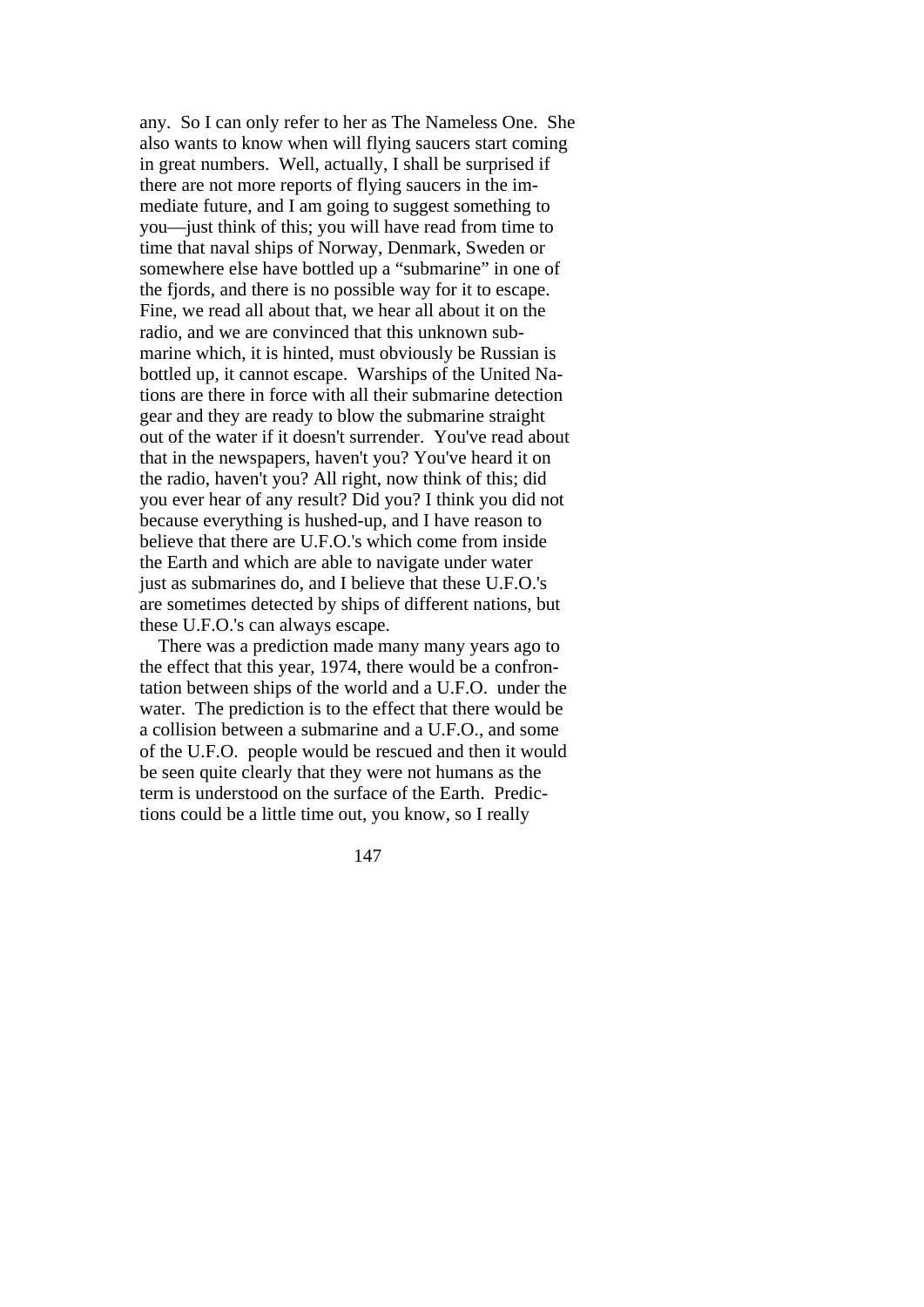any. So I can only refer to her as The Nameless One. She also wants to know when will flying saucers start coming in great numbers. Well, actually, I shall be surprised if there are not more reports of flying saucers in the immediate future, and I am going to suggest something to you—just think of this; you will have read from time to time that naval ships of Norway, Denmark, Sweden or somewhere else have bottled up a "submarine" in one of the fjords, and there is no possible way for it to escape. Fine, we read all about that, we hear all about it on the radio, and we are convinced that this unknown submarine which, it is hinted, must obviously be Russian is bottled up, it cannot escape. Warships of the United Nations are there in force with all their submarine detection gear and they are ready to blow the submarine straight out of the water if it doesn't surrender. You've read about that in the newspapers, haven't you? You've heard it on the radio, haven't you? All right, now think of this; did you ever hear of any result? Did you? I think you did not because everything is hushed-up, and I have reason to believe that there are U.F.O.'s which come from inside the Earth and which are able to navigate under water just as submarines do, and I believe that these U.F.O.'s are sometimes detected by ships of different nations, but these U.F.O.'s can always escape.

There was a prediction made many many years ago to the effect that this year, 1974, there would be a confrontation between ships of the world and a U.F.O. under the water. The prediction is to the effect that there would be a collision between a submarine and a U.F.O., and some of the U.F.O. people would be rescued and then it would be seen quite clearly that they were not humans as the term is understood on the surface of the Earth. Predictions could be a little time out, you know, so I really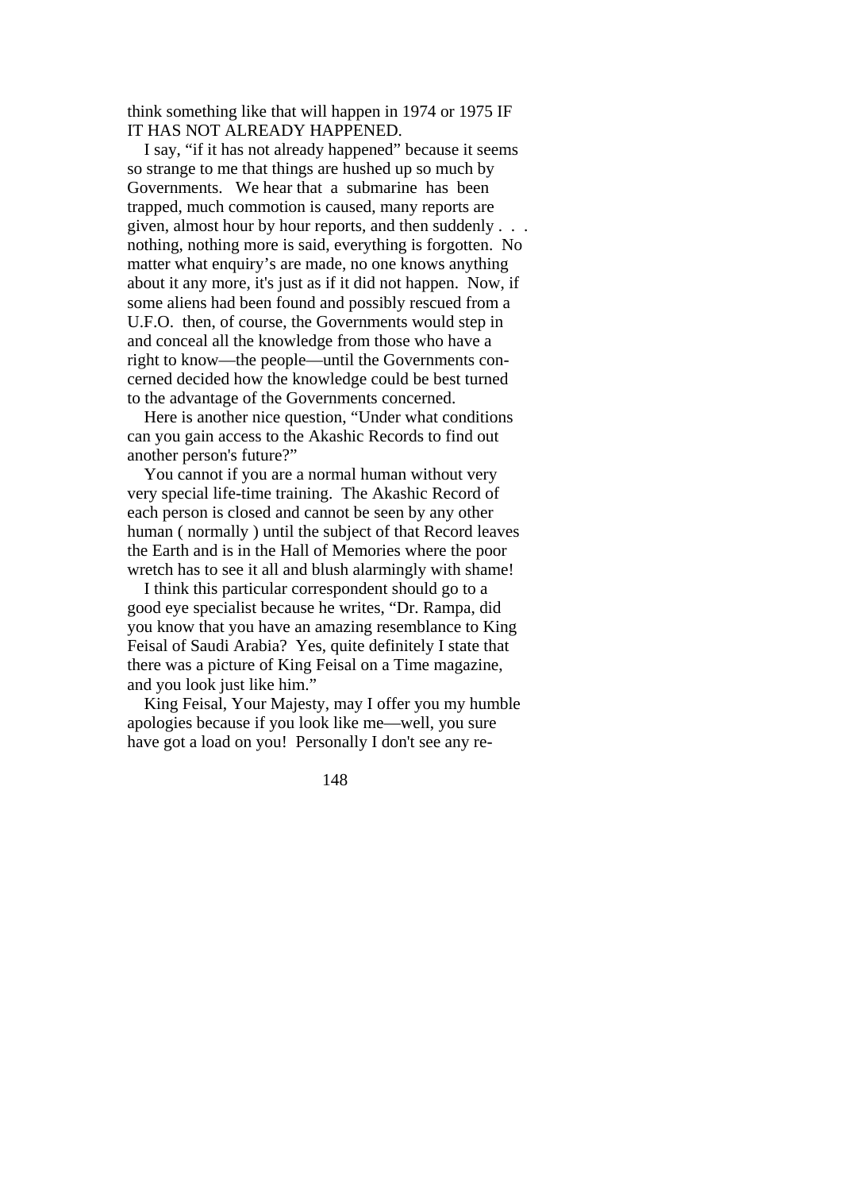think something like that will happen in 1974 or 1975 IF IT HAS NOT ALREADY HAPPENED.

I say, "if it has not already happened" because it seems so strange to me that things are hushed up so much by Governments. We hear that a submarine has been trapped, much commotion is caused, many reports are given, almost hour by hour reports, and then suddenly . . . nothing, nothing more is said, everything is forgotten. No matter what enquiry's are made, no one knows anything about it any more, it's just as if it did not happen. Now, if some aliens had been found and possibly rescued from a U.F.O. then, of course, the Governments would step in and conceal all the knowledge from those who have a right to know—the people—until the Governments concerned decided how the knowledge could be best turned to the advantage of the Governments concerned.

Here is another nice question, "Under what conditions can you gain access to the Akashic Records to find out another person's future?"

You cannot if you are a normal human without very very special life-time training. The Akashic Record of each person is closed and cannot be seen by any other human ( normally ) until the subject of that Record leaves the Earth and is in the Hall of Memories where the poor wretch has to see it all and blush alarmingly with shame!

I think this particular correspondent should go to a good eye specialist because he writes, "Dr. Rampa, did you know that you have an amazing resemblance to King Feisal of Saudi Arabia? Yes, quite definitely I state that there was a picture of King Feisal on a Time magazine, and you look just like him."

King Feisal, Your Majesty, may I offer you my humble apologies because if you look like me—well, you sure have got a load on you! Personally I don't see any re-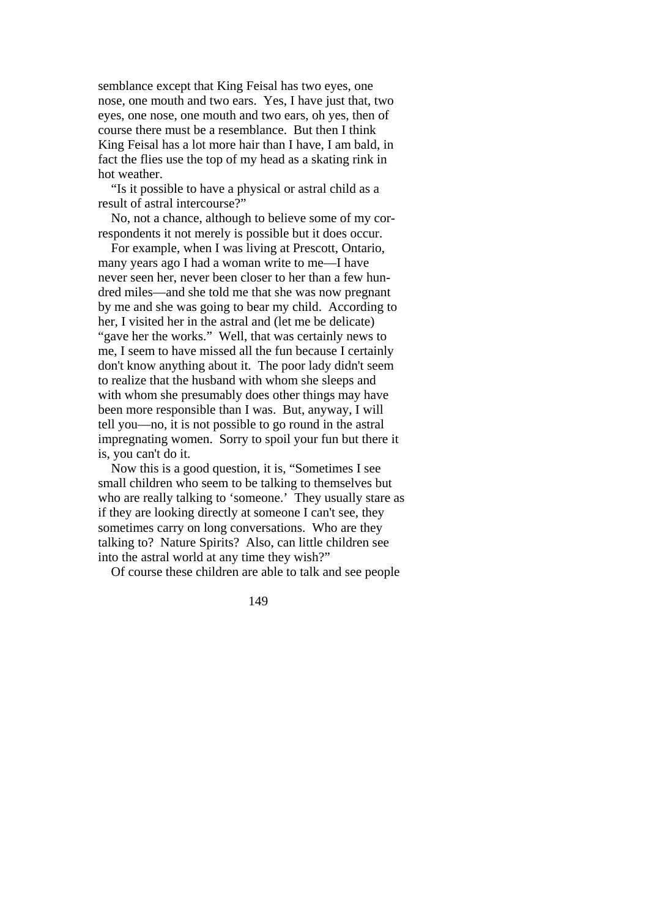semblance except that King Feisal has two eyes, one nose, one mouth and two ears. Yes, I have just that, two eyes, one nose, one mouth and two ears, oh yes, then of course there must be a resemblance. But then I think King Feisal has a lot more hair than I have, I am bald, in fact the flies use the top of my head as a skating rink in hot weather.

"Is it possible to have a physical or astral child as a result of astral intercourse?"

No, not a chance, although to believe some of my correspondents it not merely is possible but it does occur.

For example, when I was living at Prescott, Ontario, many years ago I had a woman write to me—I have never seen her, never been closer to her than a few hundred miles—and she told me that she was now pregnant by me and she was going to bear my child. According to her, I visited her in the astral and (let me be delicate) "gave her the works." Well, that was certainly news to me, I seem to have missed all the fun because I certainly don't know anything about it. The poor lady didn't seem to realize that the husband with whom she sleeps and with whom she presumably does other things may have been more responsible than I was. But, anyway, I will tell you—no, it is not possible to go round in the astral impregnating women. Sorry to spoil your fun but there it is, you can't do it.

Now this is a good question, it is, "Sometimes I see small children who seem to be talking to themselves but who are really talking to 'someone.' They usually stare as if they are looking directly at someone I can't see, they sometimes carry on long conversations. Who are they talking to? Nature Spirits? Also, can little children see into the astral world at any time they wish?"

Of course these children are able to talk and see people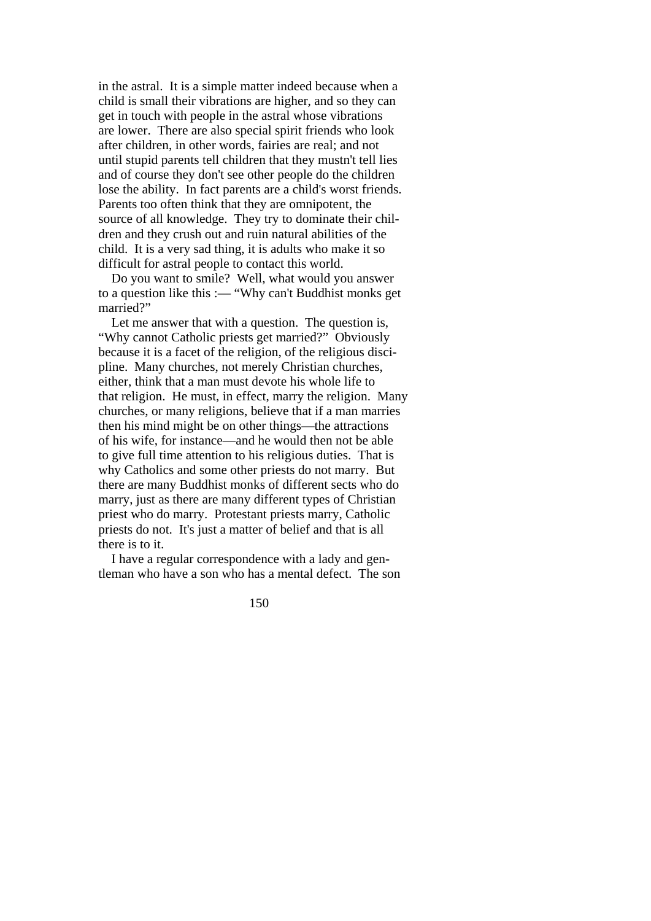in the astral. It is a simple matter indeed because when a child is small their vibrations are higher, and so they can get in touch with people in the astral whose vibrations are lower. There are also special spirit friends who look after children, in other words, fairies are real; and not until stupid parents tell children that they mustn't tell lies and of course they don't see other people do the children lose the ability. In fact parents are a child's worst friends. Parents too often think that they are omnipotent, the source of all knowledge. They try to dominate their children and they crush out and ruin natural abilities of the child. It is a very sad thing, it is adults who make it so difficult for astral people to contact this world.

Do you want to smile? Well, what would you answer to a question like this :— "Why can't Buddhist monks get married?"

Let me answer that with a question. The question is, "Why cannot Catholic priests get married?" Obviously because it is a facet of the religion, of the religious discipline. Many churches, not merely Christian churches, either, think that a man must devote his whole life to that religion. He must, in effect, marry the religion. Many churches, or many religions, believe that if a man marries then his mind might be on other things—the attractions of his wife, for instance—and he would then not be able to give full time attention to his religious duties. That is why Catholics and some other priests do not marry. But there are many Buddhist monks of different sects who do marry, just as there are many different types of Christian priest who do marry. Protestant priests marry, Catholic priests do not. It's just a matter of belief and that is all there is to it.

I have a regular correspondence with a lady and gentleman who have a son who has a mental defect. The son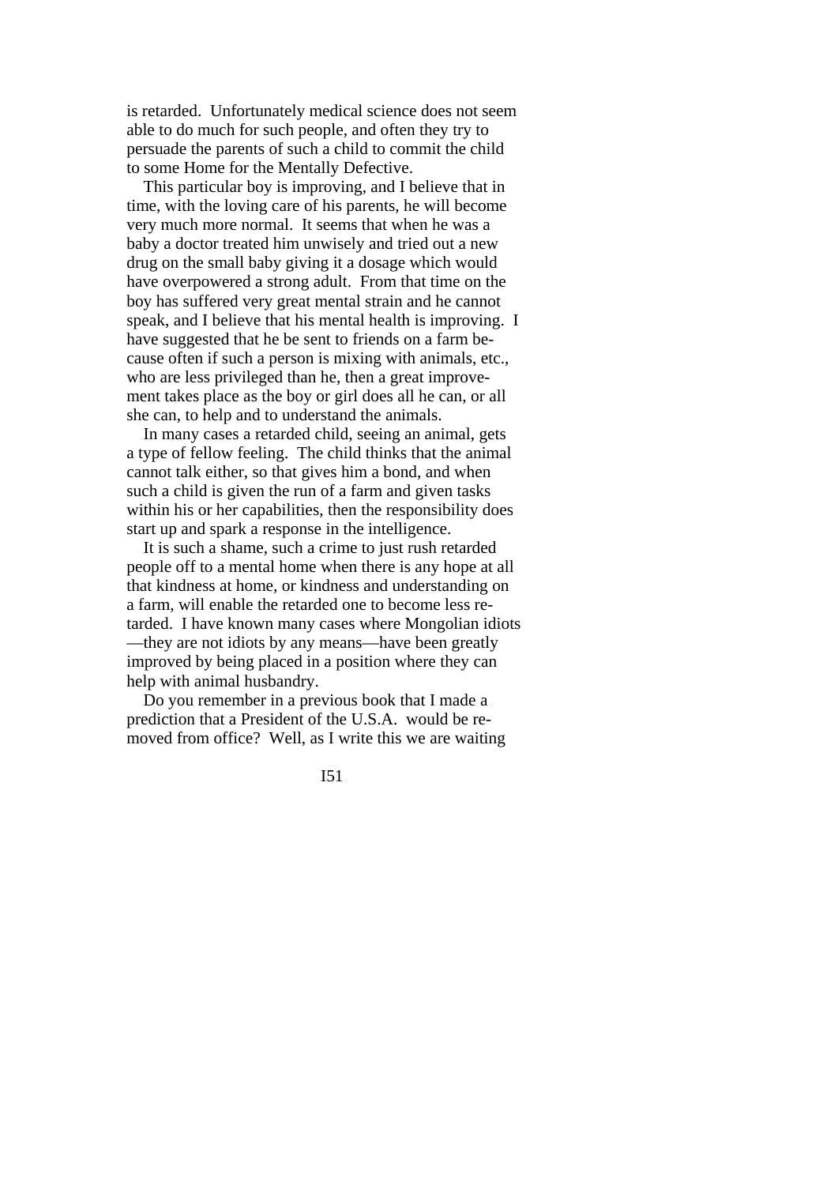is retarded. Unfortunately medical science does not seem able to do much for such people, and often they try to persuade the parents of such a child to commit the child to some Home for the Mentally Defective.

This particular boy is improving, and I believe that in time, with the loving care of his parents, he will become very much more normal. It seems that when he was a baby a doctor treated him unwisely and tried out a new drug on the small baby giving it a dosage which would have overpowered a strong adult. From that time on the boy has suffered very great mental strain and he cannot speak, and I believe that his mental health is improving. I have suggested that he be sent to friends on a farm because often if such a person is mixing with animals, etc., who are less privileged than he, then a great improvement takes place as the boy or girl does all he can, or all she can, to help and to understand the animals.

In many cases a retarded child, seeing an animal, gets a type of fellow feeling. The child thinks that the animal cannot talk either, so that gives him a bond, and when such a child is given the run of a farm and given tasks within his or her capabilities, then the responsibility does start up and spark a response in the intelligence.

It is such a shame, such a crime to just rush retarded people off to a mental home when there is any hope at all that kindness at home, or kindness and understanding on a farm, will enable the retarded one to become less retarded. I have known many cases where Mongolian idiots—they are not idiots by any means—have been greatly improved by being placed in a position where they can help with animal husbandry.

Do you remember in a previous book that I made a prediction that a President of the U.S.A. would be removed from office? Well, as I write this we are waiting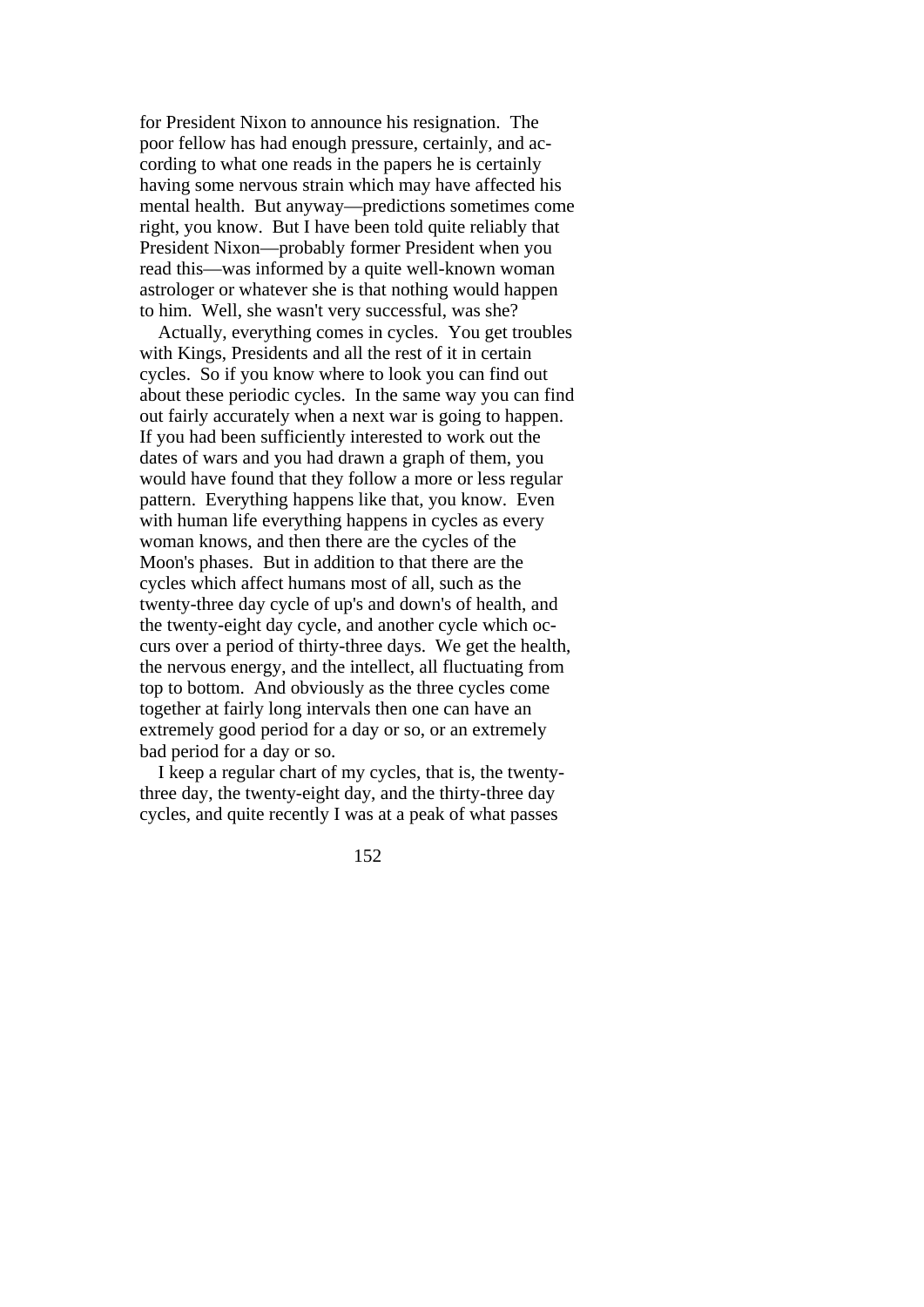for President Nixon to announce his resignation. The poor fellow has had enough pressure, certainly, and according to what one reads in the papers he is certainly having some nervous strain which may have affected his mental health. But anyway—predictions sometimes come right, you know. But I have been told quite reliably that President Nixon—probably former President when you read this—was informed by a quite well-known woman astrologer or whatever she is that nothing would happen to him. Well, she wasn't very successful, was she?

Actually, everything comes in cycles. You get troubles with Kings, Presidents and all the rest of it in certain cycles. So if you know where to look you can find out about these periodic cycles. In the same way you can find out fairly accurately when a next war is going to happen. If you had been sufficiently interested to work out the dates of wars and you had drawn a graph of them, you would have found that they follow a more or less regular pattern. Everything happens like that, you know. Even with human life everything happens in cycles as every woman knows, and then there are the cycles of the Moon's phases. But in addition to that there are the cycles which affect humans most of all, such as the twenty-three day cycle of up's and down's of health, and the twenty-eight day cycle, and another cycle which occurs over a period of thirty-three days. We get the health, the nervous energy, and the intellect, all fluctuating from top to bottom. And obviously as the three cycles come together at fairly long intervals then one can have an extremely good period for a day or so, or an extremely bad period for a day or so.

I keep a regular chart of my cycles, that is, the twenty-three day, the twenty-eight day, and the thirty-three day cycles, and quite recently I was at a peak of what passes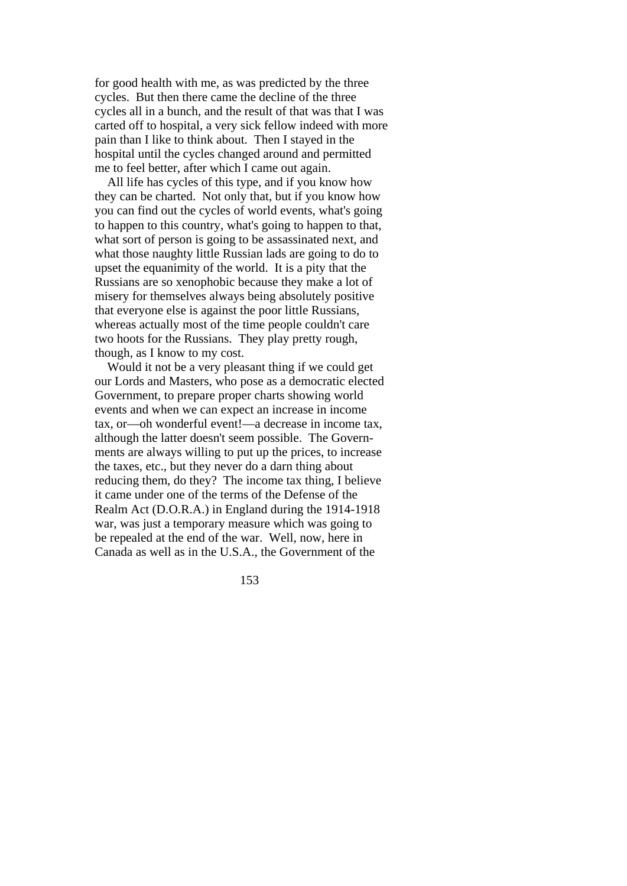for good health with me, as was predicted by the three cycles. But then there came the decline of the three cycles all in a bunch, and the result of that was that I was carted off to hospital, a very sick fellow indeed with more pain than I like to think about. Then I stayed in the hospital until the cycles changed around and permitted me to feel better, after which I came out again.

All life has cycles of this type, and if you know how they can be charted. Not only that, but if you know how you can find out the cycles of world events, what's going to happen to this country, what's going to happen to that, what sort of person is going to be assassinated next, and what those naughty little Russian lads are going to do to upset the equanimity of the world. It is a pity that the Russians are so xenophobic because they make a lot of misery for themselves always being absolutely positive that everyone else is against the poor little Russians, whereas actually most of the time people couldn't care two hoots for the Russians. They play pretty rough, though, as I know to my cost.

Would it not be a very pleasant thing if we could get our Lords and Masters, who pose as a democratic elected Government, to prepare proper charts showing world events and when we can expect an increase in income tax, or—oh wonderful event!—a decrease in income tax, although the latter doesn't seem possible. The Governments are always willing to put up the prices, to increase the taxes, etc., but they never do a darn thing about reducing them, do they? The income tax thing, I believe it came under one of the terms of the Defense of the Realm Act (D.O.R.A.) in England during the 1914-1918 war, was just a temporary measure which was going to be repealed at the end of the war. Well, now, here in Canada as well as in the U.S.A., the Government of the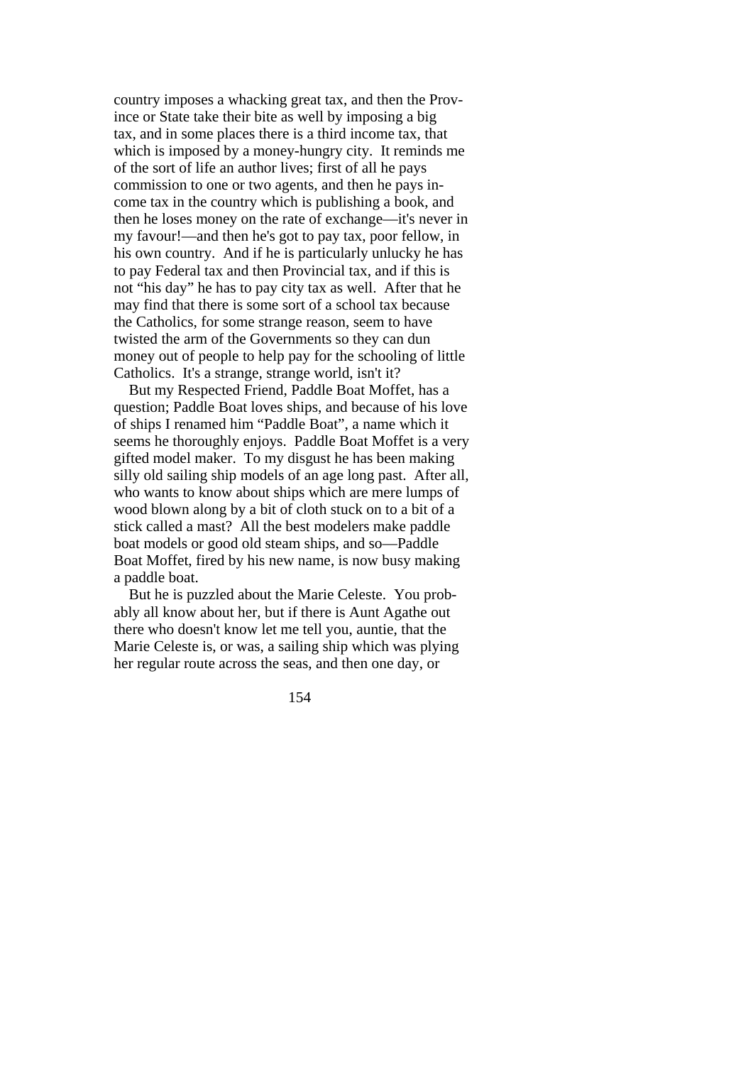country imposes a whacking great tax, and then the Province or State take their bite as well by imposing a big tax, and in some places there is a third income tax, that which is imposed by a money-hungry city. It reminds me of the sort of life an author lives; first of all he pays commission to one or two agents, and then he pays income tax in the country which is publishing a book, and then he loses money on the rate of exchange—it's never in my favour!—and then he's got to pay tax, poor fellow, in his own country. And if he is particularly unlucky he has to pay Federal tax and then Provincial tax, and if this is not "his day" he has to pay city tax as well. After that he may find that there is some sort of a school tax because the Catholics, for some strange reason, seem to have twisted the arm of the Governments so they can dun money out of people to help pay for the schooling of little Catholics. It's a strange, strange world, isn't it?

But my Respected Friend, Paddle Boat Moffet, has a question; Paddle Boat loves ships, and because of his love of ships I renamed him "Paddle Boat", a name which it seems he thoroughly enjoys. Paddle Boat Moffet is a very gifted model maker. To my disgust he has been making silly old sailing ship models of an age long past. After all, who wants to know about ships which are mere lumps of wood blown along by a bit of cloth stuck on to a bit of a stick called a mast? All the best modelers make paddle boat models or good old steam ships, and so—Paddle Boat Moffet, fired by his new name, is now busy making a paddle boat.

But he is puzzled about the Marie Celeste. You probably all know about her, but if there is Aunt Agathe out there who doesn't know let me tell you, auntie, that the Marie Celeste is, or was, a sailing ship which was plying her regular route across the seas, and then one day, or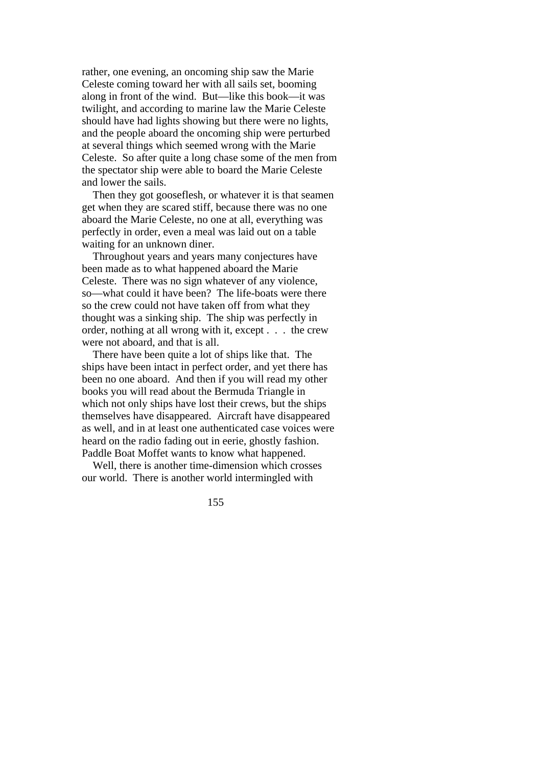rather, one evening, an oncoming ship saw the Marie Celeste coming toward her with all sails set, booming along in front of the wind. But—like this book—it was twilight, and according to marine law the Marie Celeste should have had lights showing but there were no lights, and the people aboard the oncoming ship were perturbed at several things which seemed wrong with the Marie Celeste. So after quite a long chase some of the men from the spectator ship were able to board the Marie Celeste and lower the sails.

Then they got gooseflesh, or whatever it is that seamen get when they are scared stiff, because there was no one aboard the Marie Celeste, no one at all, everything was perfectly in order, even a meal was laid out on a table waiting for an unknown diner.

Throughout years and years many conjectures have been made as to what happened aboard the Marie Celeste. There was no sign whatever of any violence, so—what could it have been? The life-boats were there so the crew could not have taken off from what they thought was a sinking ship. The ship was perfectly in order, nothing at all wrong with it, except . . . the crew were not aboard, and that is all.

There have been quite a lot of ships like that. The ships have been intact in perfect order, and yet there has been no one aboard. And then if you will read my other books you will read about the Bermuda Triangle in which not only ships have lost their crews, but the ships themselves have disappeared. Aircraft have disappeared as well, and in at least one authenticated case voices were heard on the radio fading out in eerie, ghostly fashion. Paddle Boat Moffet wants to know what happened.

Well, there is another time-dimension which crosses our world. There is another world intermingled with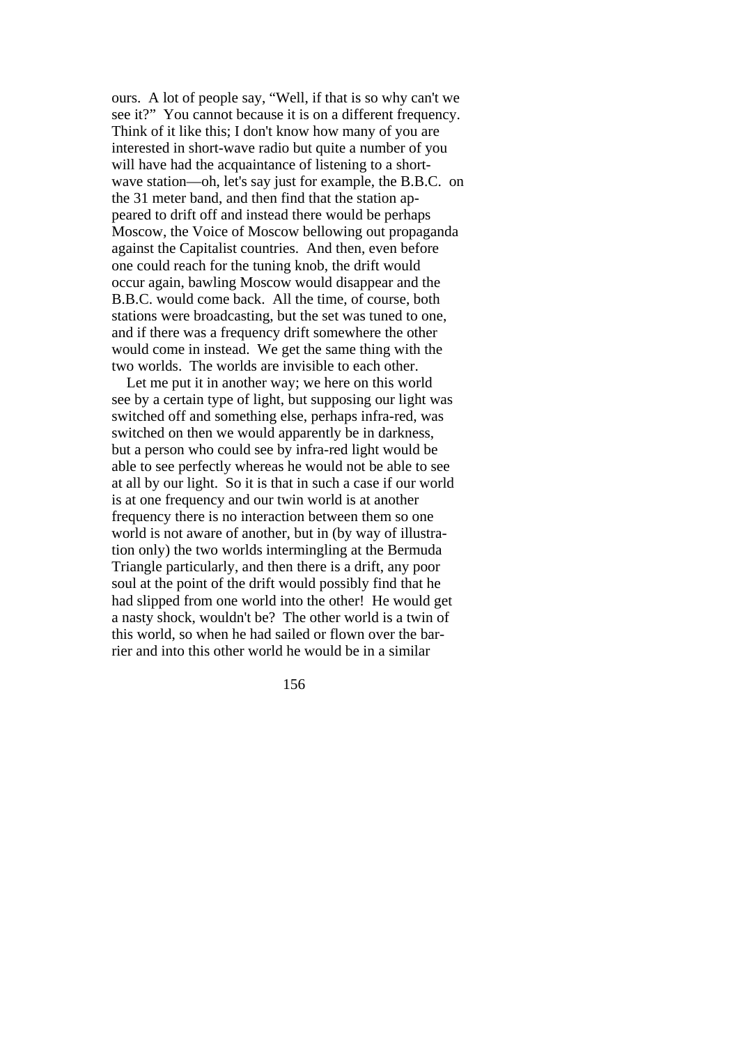ours. A lot of people say, "Well, if that is so why can't we see it?" You cannot because it is on a different frequency. Think of it like this; I don't know how many of you are interested in short-wave radio but quite a number of you will have had the acquaintance of listening to a short-wave station—oh, let's say just for example, the B.B.C. on the 31 meter band, and then find that the station appeared to drift off and instead there would be perhaps Moscow, the Voice of Moscow bellowing out propaganda against the Capitalist countries. And then, even before one could reach for the tuning knob, the drift would occur again, bawling Moscow would disappear and the B.B.C. would come back. All the time, of course, both stations were broadcasting, but the set was tuned to one, and if there was a frequency drift somewhere the other would come in instead. We get the same thing with the two worlds. The worlds are invisible to each other.

Let me put it in another way; we here on this world see by a certain type of light, but supposing our light was switched off and something else, perhaps infra-red, was switched on then we would apparently be in darkness, but a person who could see by infra-red light would be able to see perfectly whereas he would not be able to see at all by our light. So it is that in such a case if our world is at one frequency and our twin world is at another frequency there is no interaction between them so one world is not aware of another, but in (by way of illustration only) the two worlds intermingling at the Bermuda Triangle particularly, and then there is a drift, any poor soul at the point of the drift would possibly find that he had slipped from one world into the other! He would get a nasty shock, wouldn't be? The other world is a twin of this world, so when he had sailed or flown over the barrier and into this other world he would be in a similar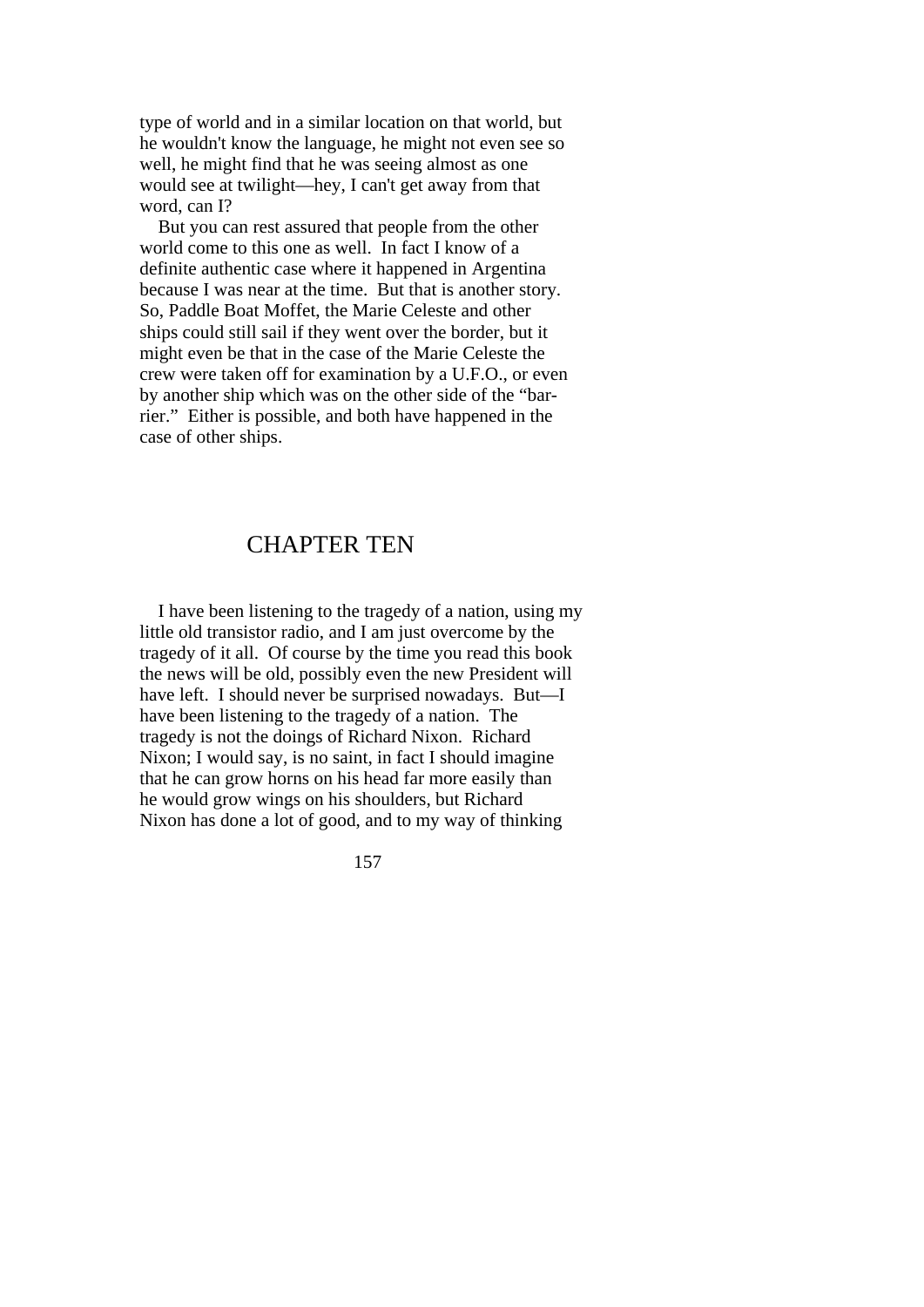type of world and in a similar location on that world, but he wouldn't know the language, he might not even see so well, he might find that he was seeing almost as one would see at twilight—hey, I can't get away from that word, can I?

But you can rest assured that people from the other world come to this one as well. In fact I know of a definite authentic case where it happened in Argentina because I was near at the time. But that is another story. So, Paddle Boat Moffet, the Marie Celeste and other ships could still sail if they went over the border, but it might even be that in the case of the Marie Celeste the crew were taken off for examination by a U.F.O., or even by another ship which was on the other side of the "barrier." Either is possible, and both have happened in the case of other ships.

## CHAPTER TEN

I have been listening to the tragedy of a nation, using my little old transistor radio, and I am just overcome by the tragedy of it all. Of course by the time you read this book the news will be old, possibly even the new President will have left. I should never be surprised nowadays. But—I have been listening to the tragedy of a nation. The tragedy is not the doings of Richard Nixon. Richard Nixon; I would say, is no saint, in fact I should imagine that he can grow horns on his head far more easily than he would grow wings on his shoulders, but Richard Nixon has done a lot of good, and to my way of thinking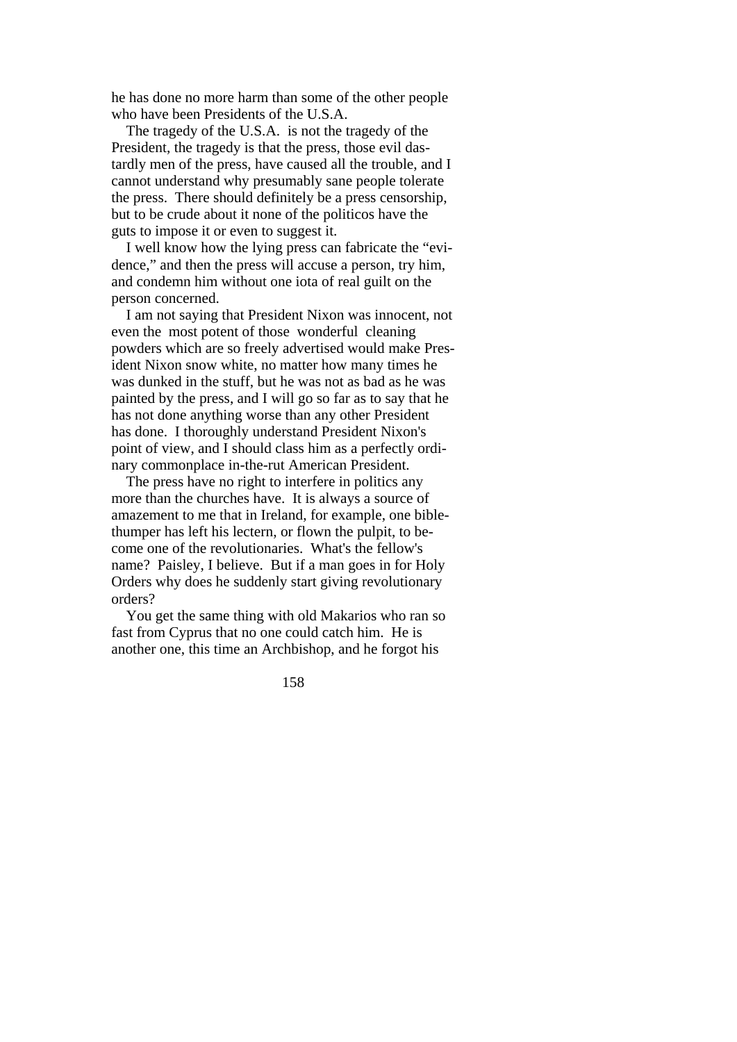he has done no more harm than some of the other people who have been Presidents of the U.S.A.

The tragedy of the U.S.A. is not the tragedy of the President, the tragedy is that the press, those evil dastardly men of the press, have caused all the trouble, and I cannot understand why presumably sane people tolerate the press. There should definitely be a press censorship, but to be crude about it none of the politicos have the guts to impose it or even to suggest it.

I well know how the lying press can fabricate the "evidence," and then the press will accuse a person, try him, and condemn him without one iota of real guilt on the person concerned.

I am not saying that President Nixon was innocent, not even the most potent of those wonderful cleaning powders which are so freely advertised would make President Nixon snow white, no matter how many times he was dunked in the stuff, but he was not as bad as he was painted by the press, and I will go so far as to say that he has not done anything worse than any other President has done. I thoroughly understand President Nixon's point of view, and I should class him as a perfectly ordinary commonplace in-the-rut American President.

The press have no right to interfere in politics any more than the churches have. It is always a source of amazement to me that in Ireland, for example, one bible-thumper has left his lectern, or flown the pulpit, to become one of the revolutionaries. What's the fellow's name? Paisley, I believe. But if a man goes in for Holy Orders why does he suddenly start giving revolutionary orders?

You get the same thing with old Makarios who ran so fast from Cyprus that no one could catch him. He is another one, this time an Archbishop, and he forgot his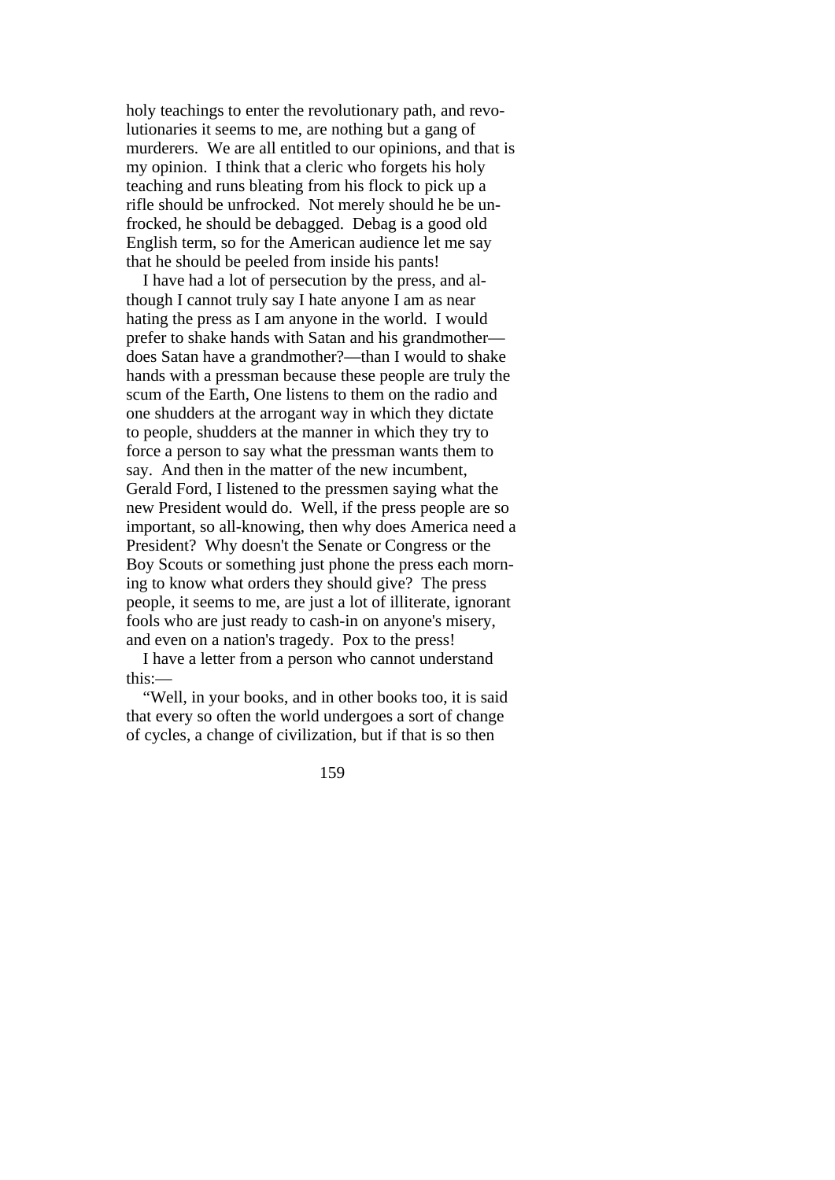holy teachings to enter the revolutionary path, and revolutionaries it seems to me, are nothing but a gang of murderers. We are all entitled to our opinions, and that is my opinion. I think that a cleric who forgets his holy teaching and runs bleating from his flock to pick up a rifle should be unfrocked. Not merely should he be unfrocked, he should be debagged. Debag is a good old English term, so for the American audience let me say that he should be peeled from inside his pants!

I have had a lot of persecution by the press, and although I cannot truly say I hate anyone I am as near hating the press as I am anyone in the world. I would prefer to shake hands with Satan and his grandmother—does Satan have a grandmother?—than I would to shake hands with a pressman because these people are truly the scum of the Earth, One listens to them on the radio and one shudders at the arrogant way in which they dictate to people, shudders at the manner in which they try to force a person to say what the pressman wants them to say. And then in the matter of the new incumbent, Gerald Ford, I listened to the pressmen saying what the new President would do. Well, if the press people are so important, so all-knowing, then why does America need a President? Why doesn't the Senate or Congress or the Boy Scouts or something just phone the press each morning to know what orders they should give? The press people, it seems to me, are just a lot of illiterate, ignorant fools who are just ready to cash-in on anyone's misery, and even on a nation's tragedy. Pox to the press!

I have a letter from a person who cannot understand this:—

"Well, in your books, and in other books too, it is said that every so often the world undergoes a sort of change of cycles, a change of civilization, but if that is so then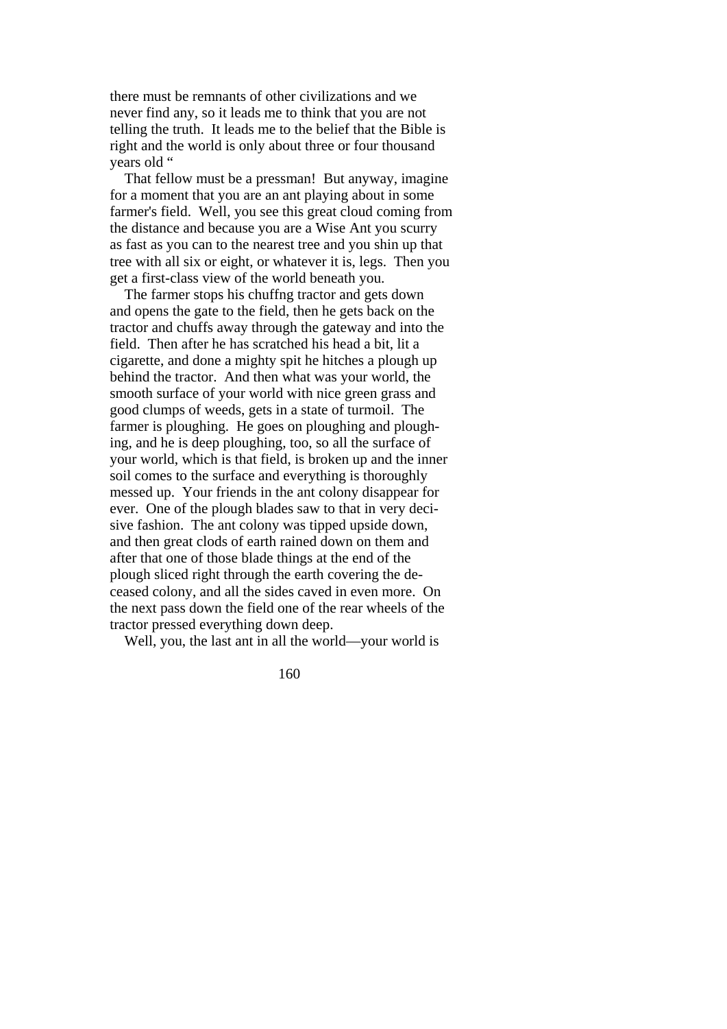there must be remnants of other civilizations and we never find any, so it leads me to think that you are not telling the truth. It leads me to the belief that the Bible is right and the world is only about three or four thousand years old "

That fellow must be a pressman! But anyway, imagine for a moment that you are an ant playing about in some farmer's field. Well, you see this great cloud coming from the distance and because you are a Wise Ant you scurry as fast as you can to the nearest tree and you shin up that tree with all six or eight, or whatever it is, legs. Then you get a first-class view of the world beneath you.

The farmer stops his chuffng tractor and gets down and opens the gate to the field, then he gets back on the tractor and chuffs away through the gateway and into the field. Then after he has scratched his head a bit, lit a cigarette, and done a mighty spit he hitches a plough up behind the tractor. And then what was your world, the smooth surface of your world with nice green grass and good clumps of weeds, gets in a state of turmoil. The farmer is ploughing. He goes on ploughing and ploughing, and he is deep ploughing, too, so all the surface of your world, which is that field, is broken up and the inner soil comes to the surface and everything is thoroughly messed up. Your friends in the ant colony disappear for ever. One of the plough blades saw to that in very decisive fashion. The ant colony was tipped upside down, and then great clods of earth rained down on them and after that one of those blade things at the end of the plough sliced right through the earth covering the deceased colony, and all the sides caved in even more. On the next pass down the field one of the rear wheels of the tractor pressed everything down deep.

Well, you, the last ant in all the world—your world is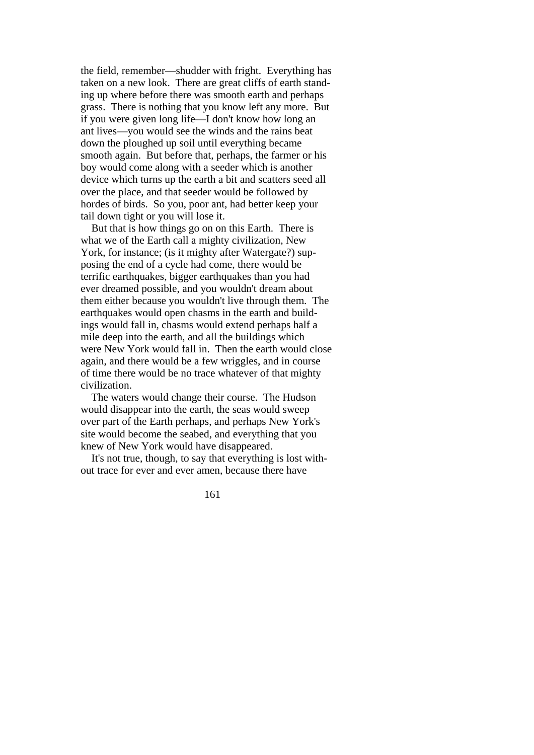the field, remember—shudder with fright. Everything has taken on a new look. There are great cliffs of earth standing up where before there was smooth earth and perhaps grass. There is nothing that you know left any more. But if you were given long life—I don't know how long an ant lives—you would see the winds and the rains beat down the ploughed up soil until everything became smooth again. But before that, perhaps, the farmer or his boy would come along with a seeder which is another device which turns up the earth a bit and scatters seed all over the place, and that seeder would be followed by hordes of birds. So you, poor ant, had better keep your tail down tight or you will lose it.

But that is how things go on on this Earth. There is what we of the Earth call a mighty civilization, New York, for instance; (is it mighty after Watergate?) supposing the end of a cycle had come, there would be terrific earthquakes, bigger earthquakes than you had ever dreamed possible, and you wouldn't dream about them either because you wouldn't live through them. The earthquakes would open chasms in the earth and buildings would fall in, chasms would extend perhaps half a mile deep into the earth, and all the buildings which were New York would fall in. Then the earth would close again, and there would be a few wriggles, and in course of time there would be no trace whatever of that mighty civilization.

The waters would change their course. The Hudson would disappear into the earth, the seas would sweep over part of the Earth perhaps, and perhaps New York's site would become the seabed, and everything that you knew of New York would have disappeared.

It's not true, though, to say that everything is lost without trace for ever and ever amen, because there have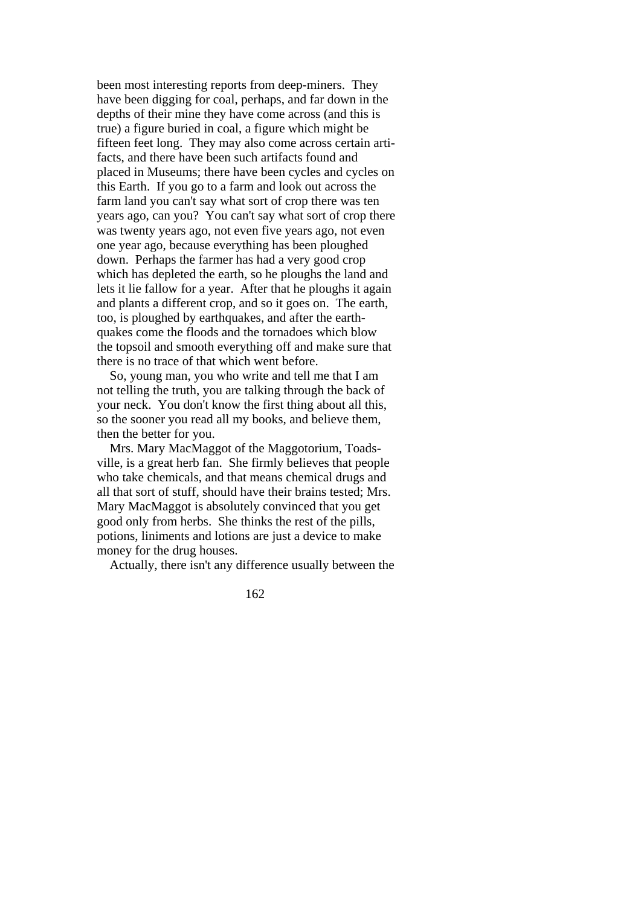been most interesting reports from deep-miners. They have been digging for coal, perhaps, and far down in the depths of their mine they have come across (and this is true) a figure buried in coal, a figure which might be fifteen feet long. They may also come across certain artifacts, and there have been such artifacts found and placed in Museums; there have been cycles and cycles on this Earth. If you go to a farm and look out across the farm land you can't say what sort of crop there was ten years ago, can you? You can't say what sort of crop there was twenty years ago, not even five years ago, not even one year ago, because everything has been ploughed down. Perhaps the farmer has had a very good crop which has depleted the earth, so he ploughs the land and lets it lie fallow for a year. After that he ploughs it again and plants a different crop, and so it goes on. The earth, too, is ploughed by earthquakes, and after the earthquakes come the floods and the tornadoes which blow the topsoil and smooth everything off and make sure that there is no trace of that which went before.

So, young man, you who write and tell me that I am not telling the truth, you are talking through the back of your neck. You don't know the first thing about all this, so the sooner you read all my books, and believe them, then the better for you.

Mrs. Mary MacMaggot of the Maggotorium, Toadsville, is a great herb fan. She firmly believes that people who take chemicals, and that means chemical drugs and all that sort of stuff, should have their brains tested; Mrs. Mary MacMaggot is absolutely convinced that you get good only from herbs. She thinks the rest of the pills, potions, liniments and lotions are just a device to make money for the drug houses.

Actually, there isn't any difference usually between the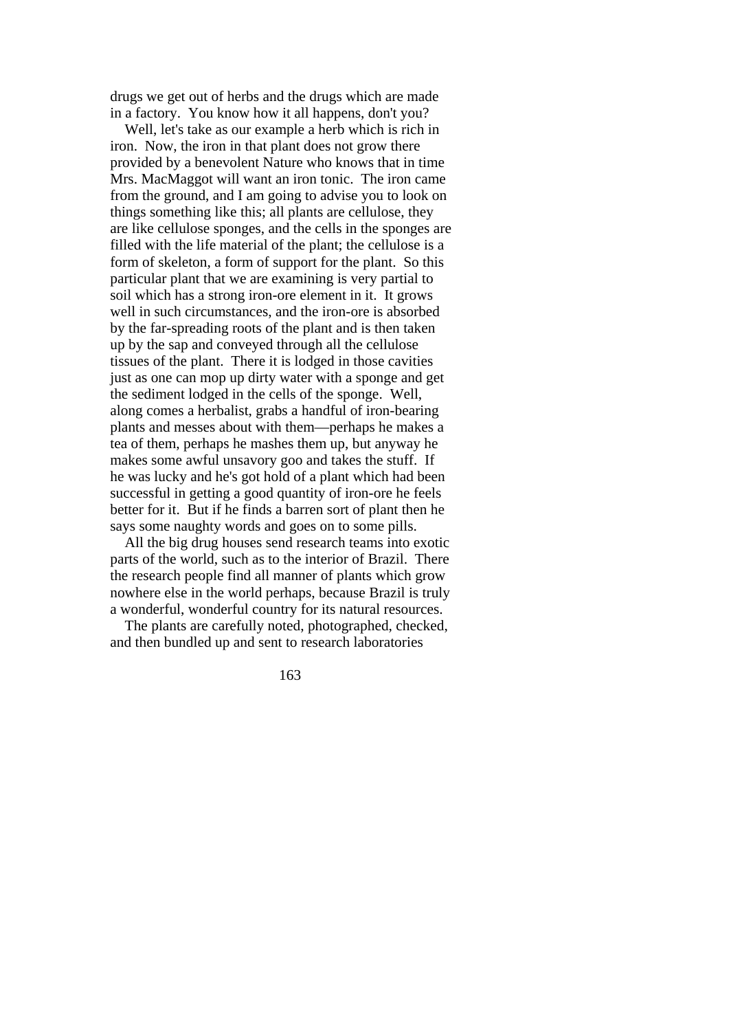drugs we get out of herbs and the drugs which are made in a factory. You know how it all happens, don't you?

Well, let's take as our example a herb which is rich in iron. Now, the iron in that plant does not grow there provided by a benevolent Nature who knows that in time Mrs. MacMaggot will want an iron tonic. The iron came from the ground, and I am going to advise you to look on things something like this; all plants are cellulose, they are like cellulose sponges, and the cells in the sponges are filled with the life material of the plant; the cellulose is a form of skeleton, a form of support for the plant. So this particular plant that we are examining is very partial to soil which has a strong iron-ore element in it. It grows well in such circumstances, and the iron-ore is absorbed by the far-spreading roots of the plant and is then taken up by the sap and conveyed through all the cellulose tissues of the plant. There it is lodged in those cavities just as one can mop up dirty water with a sponge and get the sediment lodged in the cells of the sponge. Well, along comes a herbalist, grabs a handful of iron-bearing plants and messes about with them—perhaps he makes a tea of them, perhaps he mashes them up, but anyway he makes some awful unsavory goo and takes the stuff. If he was lucky and he's got hold of a plant which had been successful in getting a good quantity of iron-ore he feels better for it. But if he finds a barren sort of plant then he says some naughty words and goes on to some pills.

All the big drug houses send research teams into exotic parts of the world, such as to the interior of Brazil. There the research people find all manner of plants which grow nowhere else in the world perhaps, because Brazil is truly a wonderful, wonderful country for its natural resources.

The plants are carefully noted, photographed, checked, and then bundled up and sent to research laboratories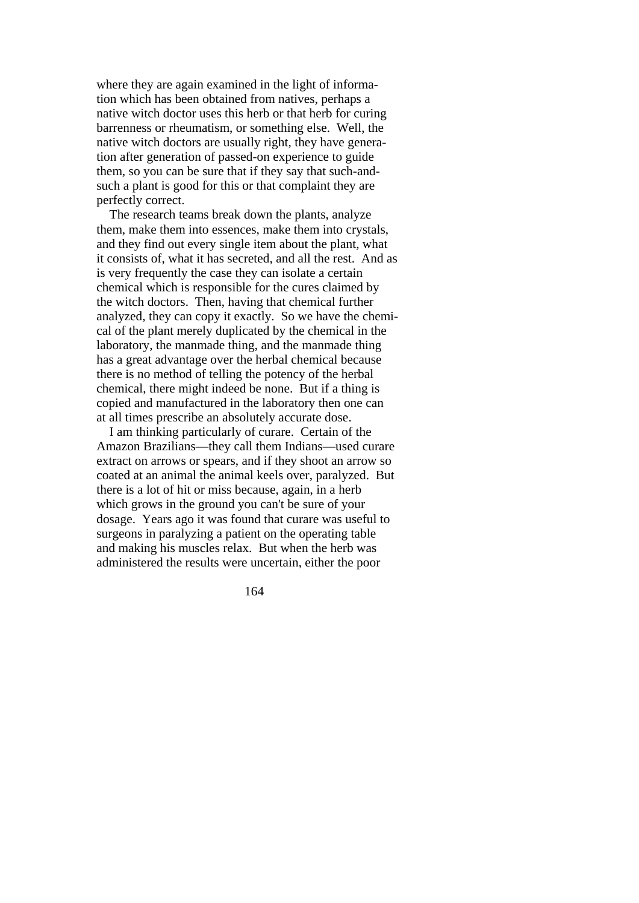where they are again examined in the light of information which has been obtained from natives, perhaps a native witch doctor uses this herb or that herb for curing barrenness or rheumatism, or something else. Well, the native witch doctors are usually right, they have generation after generation of passed-on experience to guide them, so you can be sure that if they say that such-and-such a plant is good for this or that complaint they are perfectly correct.

The research teams break down the plants, analyze them, make them into essences, make them into crystals, and they find out every single item about the plant, what it consists of, what it has secreted, and all the rest. And as is very frequently the case they can isolate a certain chemical which is responsible for the cures claimed by the witch doctors. Then, having that chemical further analyzed, they can copy it exactly. So we have the chemical of the plant merely duplicated by the chemical in the laboratory, the manmade thing, and the manmade thing has a great advantage over the herbal chemical because there is no method of telling the potency of the herbal chemical, there might indeed be none. But if a thing is copied and manufactured in the laboratory then one can at all times prescribe an absolutely accurate dose.

I am thinking particularly of curare. Certain of the Amazon Brazilians—they call them Indians—used curare extract on arrows or spears, and if they shoot an arrow so coated at an animal the animal keels over, paralyzed. But there is a lot of hit or miss because, again, in a herb which grows in the ground you can't be sure of your dosage. Years ago it was found that curare was useful to surgeons in paralyzing a patient on the operating table and making his muscles relax. But when the herb was administered the results were uncertain, either the poor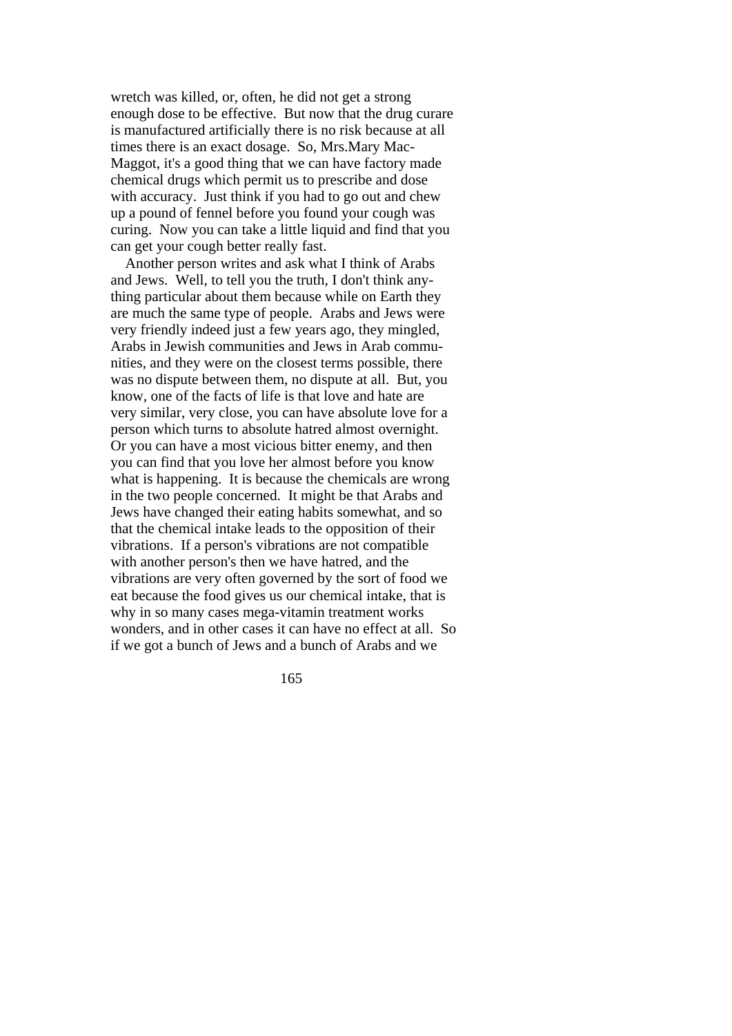wretch was killed, or, often, he did not get a strong enough dose to be effective. But now that the drug curare is manufactured artificially there is no risk because at all times there is an exact dosage. So, Mrs.Mary MacMaggot, it's a good thing that we can have factory made chemical drugs which permit us to prescribe and dose with accuracy. Just think if you had to go out and chew up a pound of fennel before you found your cough was curing. Now you can take a little liquid and find that you can get your cough better really fast.

Another person writes and ask what I think of Arabs and Jews. Well, to tell you the truth, I don't think anything particular about them because while on Earth they are much the same type of people. Arabs and Jews were very friendly indeed just a few years ago, they mingled, Arabs in Jewish communities and Jews in Arab communities, and they were on the closest terms possible, there was no dispute between them, no dispute at all. But, you know, one of the facts of life is that love and hate are very similar, very close, you can have absolute love for a person which turns to absolute hatred almost overnight. Or you can have a most vicious bitter enemy, and then you can find that you love her almost before you know what is happening. It is because the chemicals are wrong in the two people concerned. It might be that Arabs and Jews have changed their eating habits somewhat, and so that the chemical intake leads to the opposition of their vibrations. If a person's vibrations are not compatible with another person's then we have hatred, and the vibrations are very often governed by the sort of food we eat because the food gives us our chemical intake, that is why in so many cases mega-vitamin treatment works wonders, and in other cases it can have no effect at all. So if we got a bunch of Jews and a bunch of Arabs and we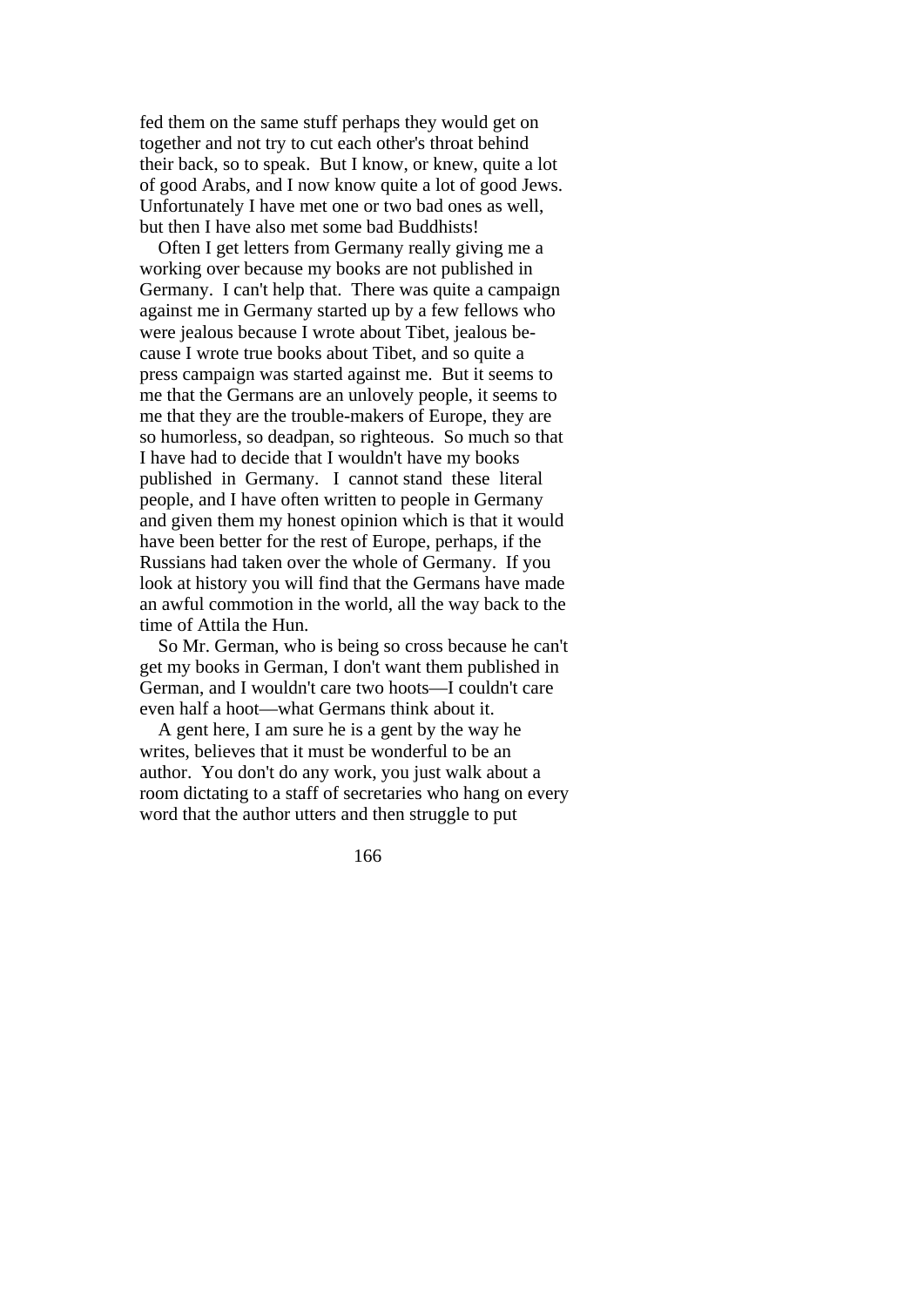fed them on the same stuff perhaps they would get on together and not try to cut each other's throat behind their back, so to speak. But I know, or knew, quite a lot of good Arabs, and I now know quite a lot of good Jews. Unfortunately I have met one or two bad ones as well, but then I have also met some bad Buddhists!

Often I get letters from Germany really giving me a working over because my books are not published in Germany. I can't help that. There was quite a campaign against me in Germany started up by a few fellows who were jealous because I wrote about Tibet, jealous because I wrote true books about Tibet, and so quite a press campaign was started against me. But it seems to me that the Germans are an unlovely people, it seems to me that they are the trouble-makers of Europe, they are so humorless, so deadpan, so righteous. So much so that I have had to decide that I wouldn't have my books published in Germany. I cannot stand these literal people, and I have often written to people in Germany and given them my honest opinion which is that it would have been better for the rest of Europe, perhaps, if the Russians had taken over the whole of Germany. If you look at history you will find that the Germans have made an awful commotion in the world, all the way back to the time of Attila the Hun.

So Mr. German, who is being so cross because he can't get my books in German, I don't want them published in German, and I wouldn't care two hoots—I couldn't care even half a hoot—what Germans think about it.

A gent here, I am sure he is a gent by the way he writes, believes that it must be wonderful to be an author. You don't do any work, you just walk about a room dictating to a staff of secretaries who hang on every word that the author utters and then struggle to put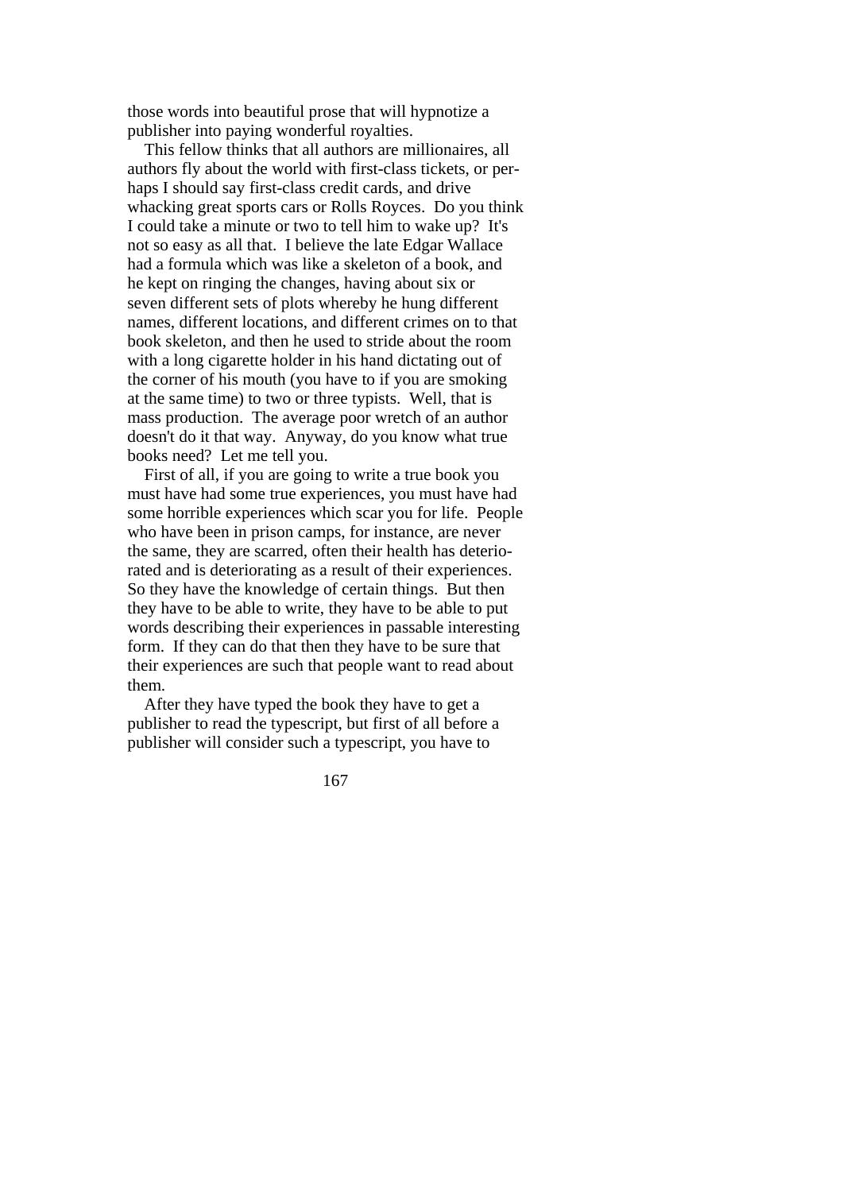those words into beautiful prose that will hypnotize a publisher into paying wonderful royalties.

This fellow thinks that all authors are millionaires, all authors fly about the world with first-class tickets, or perhaps I should say first-class credit cards, and drive whacking great sports cars or Rolls Royces. Do you think I could take a minute or two to tell him to wake up? It's not so easy as all that. I believe the late Edgar Wallace had a formula which was like a skeleton of a book, and he kept on ringing the changes, having about six or seven different sets of plots whereby he hung different names, different locations, and different crimes on to that book skeleton, and then he used to stride about the room with a long cigarette holder in his hand dictating out of the corner of his mouth (you have to if you are smoking at the same time) to two or three typists. Well, that is mass production. The average poor wretch of an author doesn't do it that way. Anyway, do you know what true books need? Let me tell you.

First of all, if you are going to write a true book you must have had some true experiences, you must have had some horrible experiences which scar you for life. People who have been in prison camps, for instance, are never the same, they are scarred, often their health has deteriorated and is deteriorating as a result of their experiences. So they have the knowledge of certain things. But then they have to be able to write, they have to be able to put words describing their experiences in passable interesting form. If they can do that then they have to be sure that their experiences are such that people want to read about them.

After they have typed the book they have to get a publisher to read the typescript, but first of all before a publisher will consider such a typescript, you have to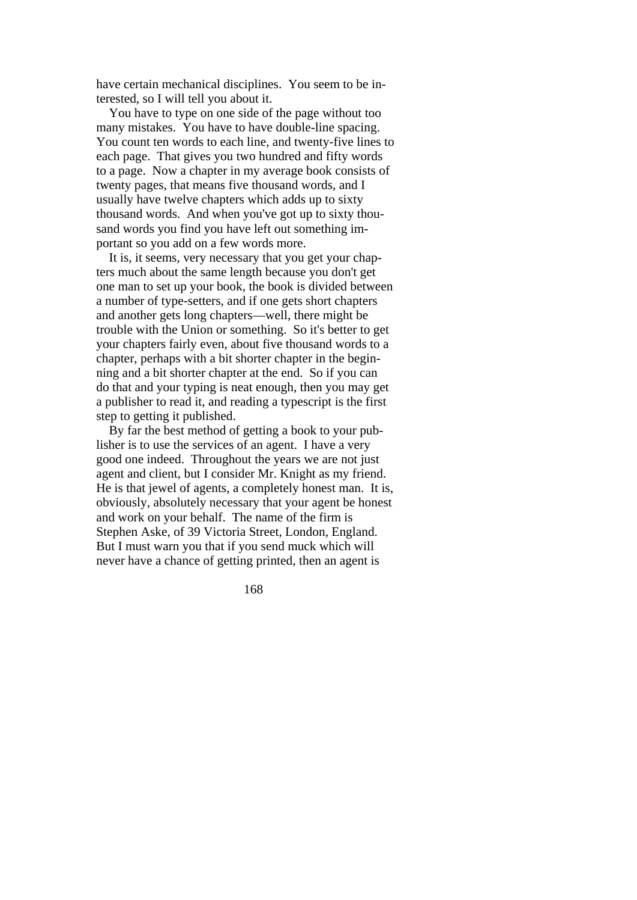have certain mechanical disciplines. You seem to be interested, so I will tell you about it.

You have to type on one side of the page without too many mistakes. You have to have double-line spacing. You count ten words to each line, and twenty-five lines to each page. That gives you two hundred and fifty words to a page. Now a chapter in my average book consists of twenty pages, that means five thousand words, and I usually have twelve chapters which adds up to sixty thousand words. And when you've got up to sixty thousand words you find you have left out something important so you add on a few words more.

It is, it seems, very necessary that you get your chapters much about the same length because you don't get one man to set up your book, the book is divided between a number of type-setters, and if one gets short chapters and another gets long chapters—well, there might be trouble with the Union or something. So it's better to get your chapters fairly even, about five thousand words to a chapter, perhaps with a bit shorter chapter in the beginning and a bit shorter chapter at the end. So if you can do that and your typing is neat enough, then you may get a publisher to read it, and reading a typescript is the first step to getting it published.

By far the best method of getting a book to your publisher is to use the services of an agent. I have a very good one indeed. Throughout the years we are not just agent and client, but I consider Mr. Knight as my friend. He is that jewel of agents, a completely honest man. It is, obviously, absolutely necessary that your agent be honest and work on your behalf. The name of the firm is Stephen Aske, of 39 Victoria Street, London, England. But I must warn you that if you send muck which will never have a chance of getting printed, then an agent is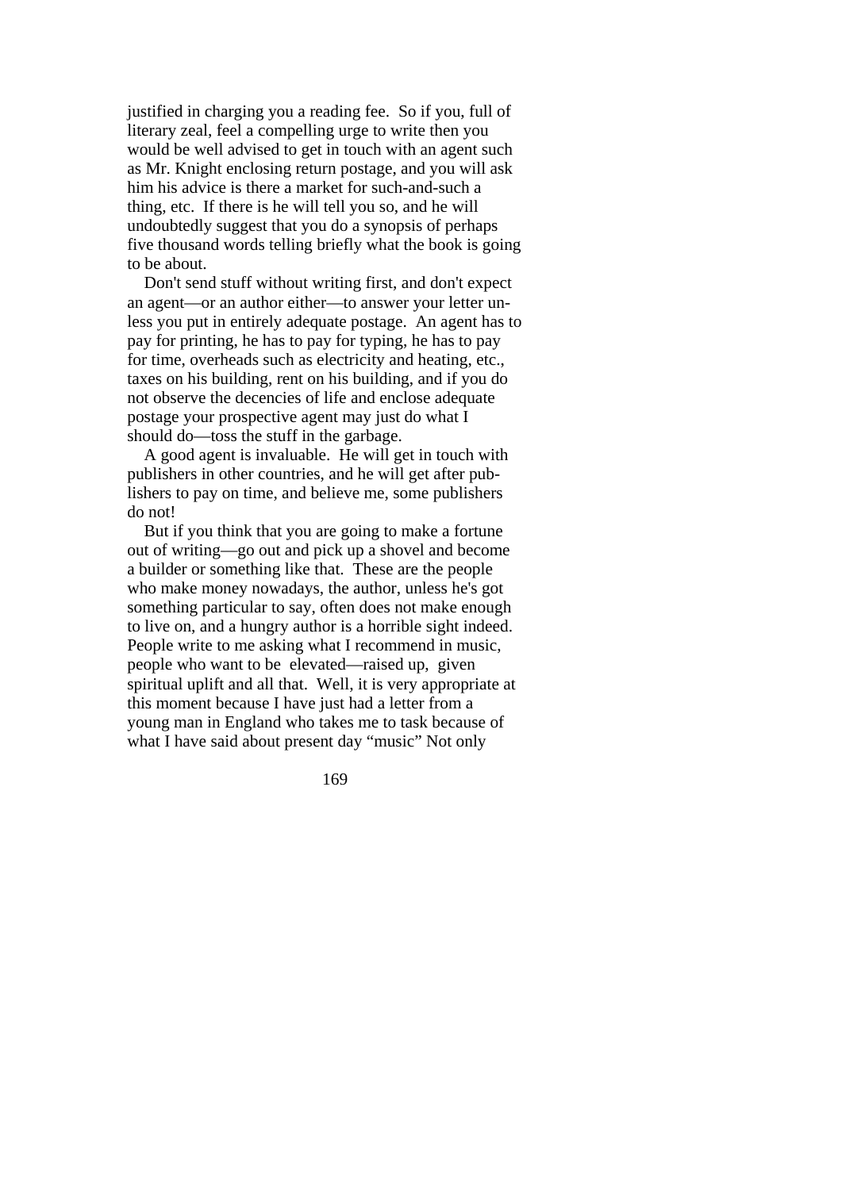justified in charging you a reading fee. So if you, full of literary zeal, feel a compelling urge to write then you would be well advised to get in touch with an agent such as Mr. Knight enclosing return postage, and you will ask him his advice is there a market for such-and-such a thing, etc. If there is he will tell you so, and he will undoubtedly suggest that you do a synopsis of perhaps five thousand words telling briefly what the book is going to be about.

Don't send stuff without writing first, and don't expect an agent—or an author either—to answer your letter unless you put in entirely adequate postage. An agent has to pay for printing, he has to pay for typing, he has to pay for time, overheads such as electricity and heating, etc., taxes on his building, rent on his building, and if you do not observe the decencies of life and enclose adequate postage your prospective agent may just do what I should do—toss the stuff in the garbage.

A good agent is invaluable. He will get in touch with publishers in other countries, and he will get after publishers to pay on time, and believe me, some publishers do not!

But if you think that you are going to make a fortune out of writing—go out and pick up a shovel and become a builder or something like that. These are the people who make money nowadays, the author, unless he's got something particular to say, often does not make enough to live on, and a hungry author is a horrible sight indeed. People write to me asking what I recommend in music, people who want to be elevated—raised up, given spiritual uplift and all that. Well, it is very appropriate at this moment because I have just had a letter from a young man in England who takes me to task because of what I have said about present day "music" Not only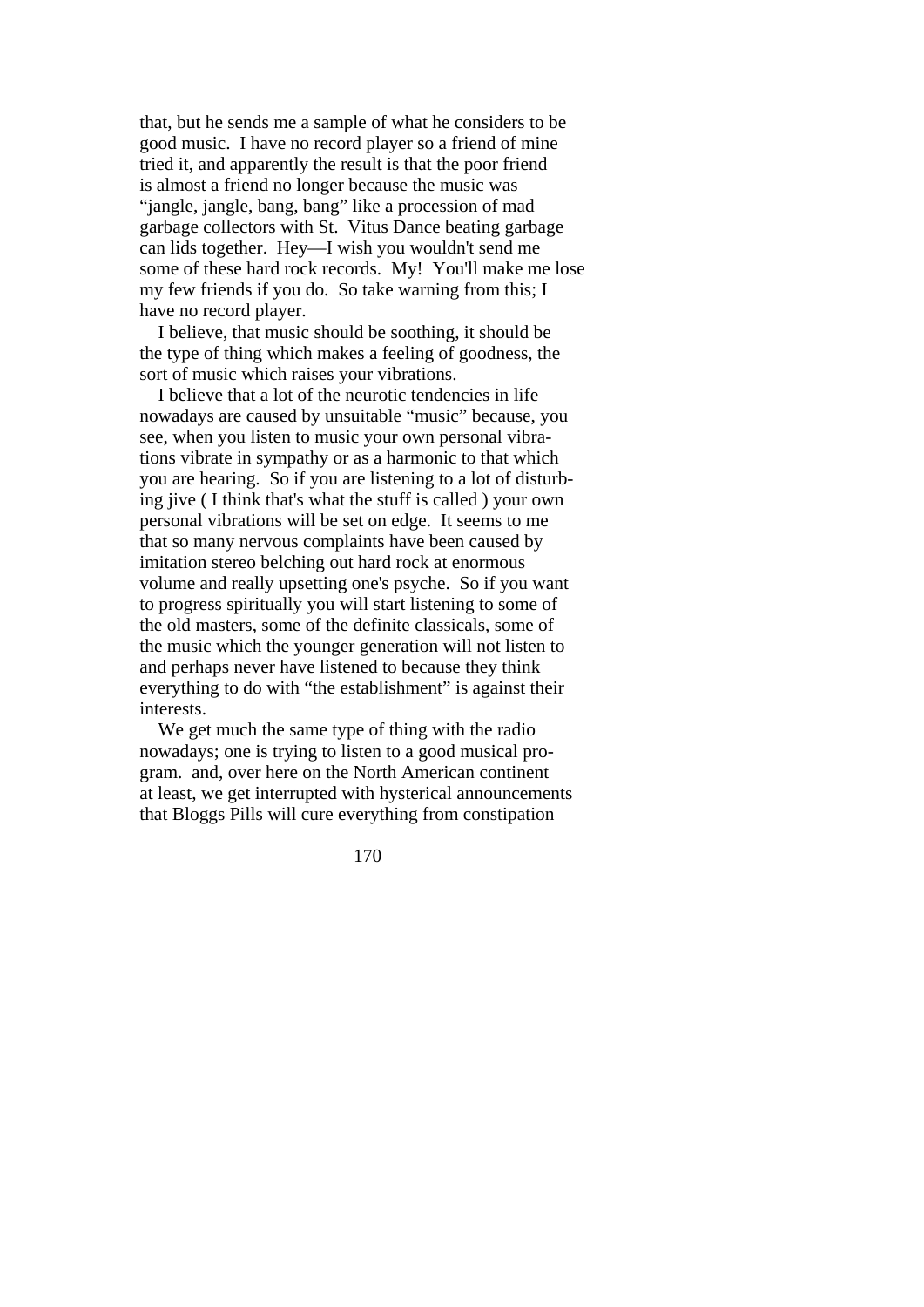that, but he sends me a sample of what he considers to be good music. I have no record player so a friend of mine tried it, and apparently the result is that the poor friend is almost a friend no longer because the music was "jangle, jangle, bang, bang" like a procession of mad garbage collectors with St. Vitus Dance beating garbage can lids together. Hey—I wish you wouldn't send me some of these hard rock records. My! You'll make me lose my few friends if you do. So take warning from this; I have no record player.

I believe, that music should be soothing, it should be the type of thing which makes a feeling of goodness, the sort of music which raises your vibrations.

I believe that a lot of the neurotic tendencies in life nowadays are caused by unsuitable "music" because, you see, when you listen to music your own personal vibrations vibrate in sympathy or as a harmonic to that which you are hearing. So if you are listening to a lot of disturbing jive ( I think that's what the stuff is called ) your own personal vibrations will be set on edge. It seems to me that so many nervous complaints have been caused by imitation stereo belching out hard rock at enormous volume and really upsetting one's psyche. So if you want to progress spiritually you will start listening to some of the old masters, some of the definite classicals, some of the music which the younger generation will not listen to and perhaps never have listened to because they think everything to do with "the establishment" is against their interests.

We get much the same type of thing with the radio nowadays; one is trying to listen to a good musical program. and, over here on the North American continent at least, we get interrupted with hysterical announcements that Bloggs Pills will cure everything from constipation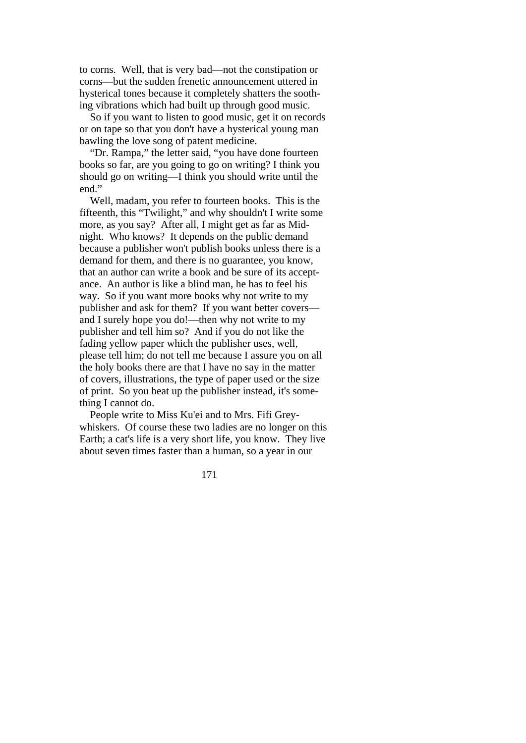to corns. Well, that is very bad—not the constipation or corns—but the sudden frenetic announcement uttered in hysterical tones because it completely shatters the soothing vibrations which had built up through good music.

So if you want to listen to good music, get it on records or on tape so that you don't have a hysterical young man bawling the love song of patent medicine.

"Dr. Rampa," the letter said, "you have done fourteen books so far, are you going to go on writing? I think you should go on writing—I think you should write until the end."

Well, madam, you refer to fourteen books. This is the fifteenth, this "Twilight," and why shouldn't I write some more, as you say? After all, I might get as far as Midnight. Who knows? It depends on the public demand because a publisher won't publish books unless there is a demand for them, and there is no guarantee, you know, that an author can write a book and be sure of its acceptance. An author is like a blind man, he has to feel his way. So if you want more books why not write to my publisher and ask for them? If you want better covers—and I surely hope you do!—then why not write to my publisher and tell him so? And if you do not like the fading yellow paper which the publisher uses, well, please tell him; do not tell me because I assure you on all the holy books there are that I have no say in the matter of covers, illustrations, the type of paper used or the size of print. So you beat up the publisher instead, it's something I cannot do.

People write to Miss Ku'ei and to Mrs. Fifi Greywhiskers. Of course these two ladies are no longer on this Earth; a cat's life is a very short life, you know. They live about seven times faster than a human, so a year in our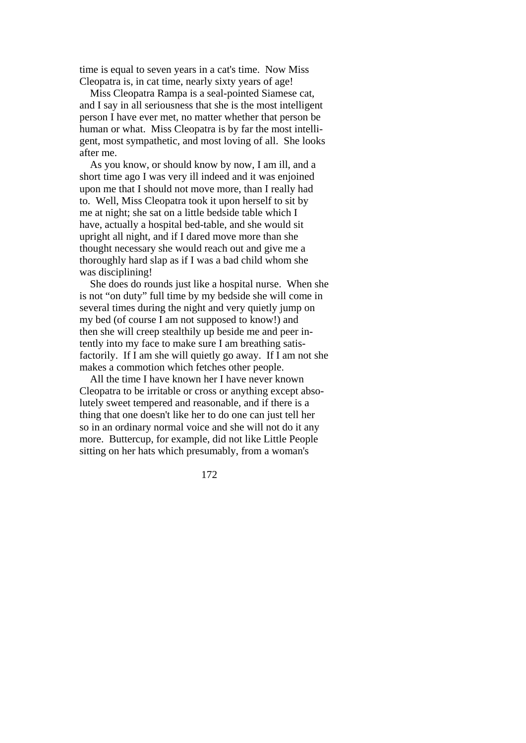time is equal to seven years in a cat's time. Now Miss Cleopatra is, in cat time, nearly sixty years of age!

Miss Cleopatra Rampa is a seal-pointed Siamese cat, and I say in all seriousness that she is the most intelligent person I have ever met, no matter whether that person be human or what. Miss Cleopatra is by far the most intelligent, most sympathetic, and most loving of all. She looks after me.

As you know, or should know by now, I am ill, and a short time ago I was very ill indeed and it was enjoined upon me that I should not move more, than I really had to. Well, Miss Cleopatra took it upon herself to sit by me at night; she sat on a little bedside table which I have, actually a hospital bed-table, and she would sit upright all night, and if I dared move more than she thought necessary she would reach out and give me a thoroughly hard slap as if I was a bad child whom she was disciplining!

She does do rounds just like a hospital nurse. When she is not "on duty" full time by my bedside she will come in several times during the night and very quietly jump on my bed (of course I am not supposed to know!) and then she will creep stealthily up beside me and peer intently into my face to make sure I am breathing satisfactorily. If I am she will quietly go away. If I am not she makes a commotion which fetches other people.

All the time I have known her I have never known Cleopatra to be irritable or cross or anything except absolutely sweet tempered and reasonable, and if there is a thing that one doesn't like her to do one can just tell her so in an ordinary normal voice and she will not do it any more. Buttercup, for example, did not like Little People sitting on her hats which presumably, from a woman's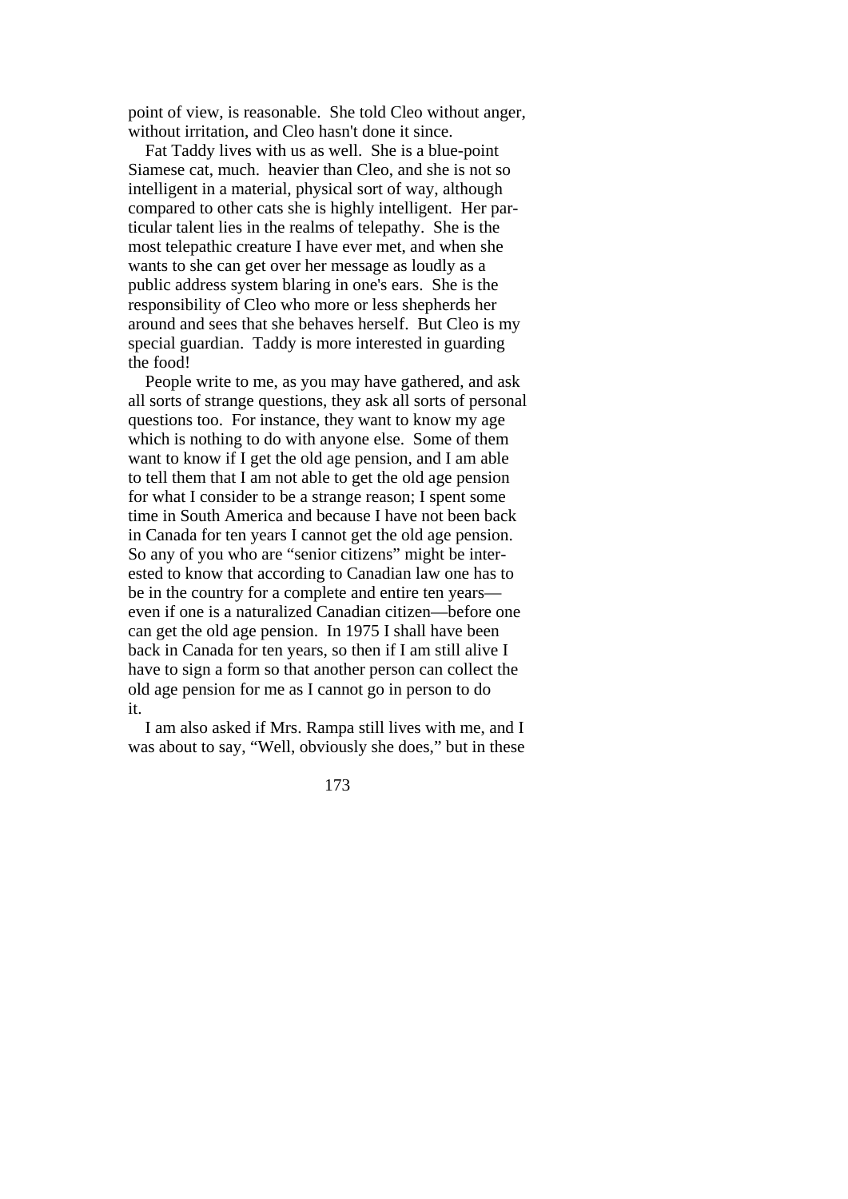point of view, is reasonable. She told Cleo without anger, without irritation, and Cleo hasn't done it since.

Fat Taddy lives with us as well. She is a blue-point Siamese cat, much. heavier than Cleo, and she is not so intelligent in a material, physical sort of way, although compared to other cats she is highly intelligent. Her particular talent lies in the realms of telepathy. She is the most telepathic creature I have ever met, and when she wants to she can get over her message as loudly as a public address system blaring in one's ears. She is the responsibility of Cleo who more or less shepherds her around and sees that she behaves herself. But Cleo is my special guardian. Taddy is more interested in guarding the food!

People write to me, as you may have gathered, and ask all sorts of strange questions, they ask all sorts of personal questions too. For instance, they want to know my age which is nothing to do with anyone else. Some of them want to know if I get the old age pension, and I am able to tell them that I am not able to get the old age pension for what I consider to be a strange reason; I spent some time in South America and because I have not been back in Canada for ten years I cannot get the old age pension. So any of you who are "senior citizens" might be interested to know that according to Canadian law one has to be in the country for a complete and entire ten years—even if one is a naturalized Canadian citizen—before one can get the old age pension. In 1975 I shall have been back in Canada for ten years, so then if I am still alive I have to sign a form so that another person can collect the old age pension for me as I cannot go in person to do it.

I am also asked if Mrs. Rampa still lives with me, and I was about to say, "Well, obviously she does," but in these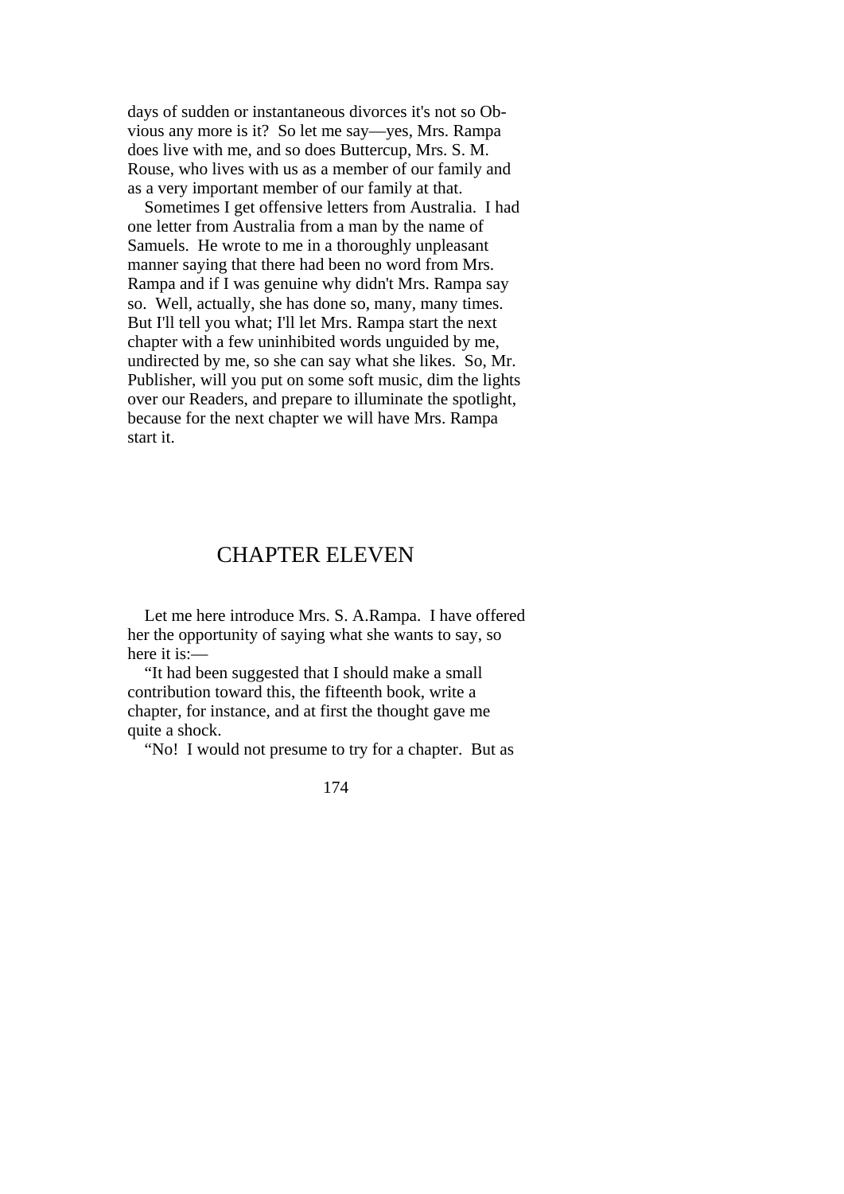days of sudden or instantaneous divorces it's not so Obvious any more is it? So let me say—yes, Mrs. Rampa does live with me, and so does Buttercup, Mrs. S. M. Rouse, who lives with us as a member of our family and as a very important member of our family at that.

Sometimes I get offensive letters from Australia. I had one letter from Australia from a man by the name of Samuels. He wrote to me in a thoroughly unpleasant manner saying that there had been no word from Mrs. Rampa and if I was genuine why didn't Mrs. Rampa say so. Well, actually, she has done so, many, many times. But I'll tell you what; I'll let Mrs. Rampa start the next chapter with a few uninhibited words unguided by me, undirected by me, so she can say what she likes. So, Mr. Publisher, will you put on some soft music, dim the lights over our Readers, and prepare to illuminate the spotlight, because for the next chapter we will have Mrs. Rampa start it.

# CHAPTER ELEVEN

Let me here introduce Mrs. S. A.Rampa. I have offered her the opportunity of saying what she wants to say, so here it is:—

"It had been suggested that I should make a small contribution toward this, the fifteenth book, write a chapter, for instance, and at first the thought gave me quite a shock.

"No! I would not presume to try for a chapter. But as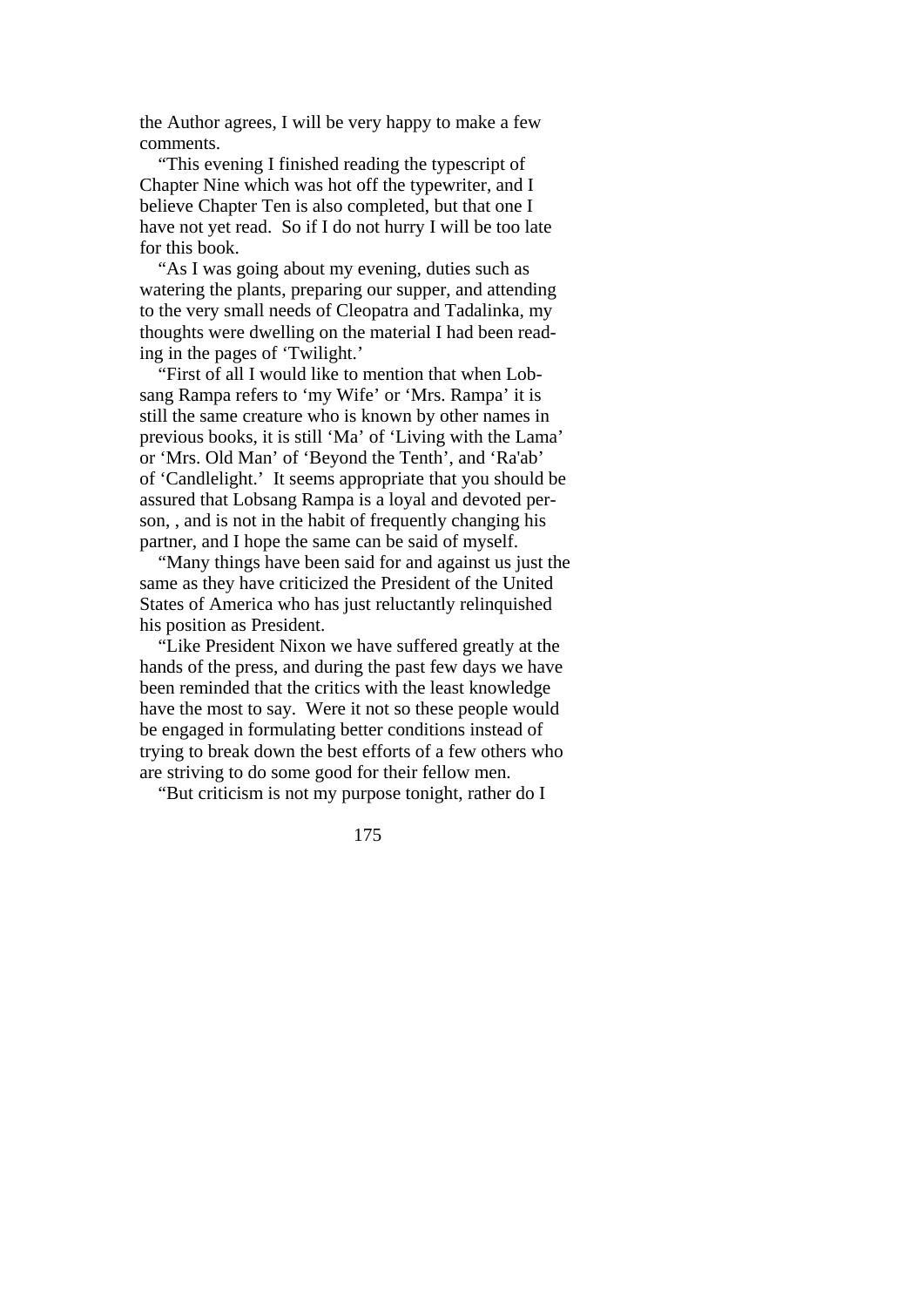the Author agrees, I will be very happy to make a few comments.

"This evening I finished reading the typescript of Chapter Nine which was hot off the typewriter, and I believe Chapter Ten is also completed, but that one I have not yet read. So if I do not hurry I will be too late for this book.

"As I was going about my evening, duties such as watering the plants, preparing our supper, and attending to the very small needs of Cleopatra and Tadalinka, my thoughts were dwelling on the material I had been reading in the pages of 'Twilight.'

"First of all I would like to mention that when Lobsang Rampa refers to 'my Wife' or 'Mrs. Rampa' it is still the same creature who is known by other names in previous books, it is still 'Ma' of 'Living with the Lama' or 'Mrs. Old Man' of 'Beyond the Tenth', and 'Ra'ab' of 'Candlelight.' It seems appropriate that you should be assured that Lobsang Rampa is a loyal and devoted person, , and is not in the habit of frequently changing his partner, and I hope the same can be said of myself.

"Many things have been said for and against us just the same as they have criticized the President of the United States of America who has just reluctantly relinquished his position as President.

"Like President Nixon we have suffered greatly at the hands of the press, and during the past few days we have been reminded that the critics with the least knowledge have the most to say. Were it not so these people would be engaged in formulating better conditions instead of trying to break down the best efforts of a few others who are striving to do some good for their fellow men.

"But criticism is not my purpose tonight, rather do I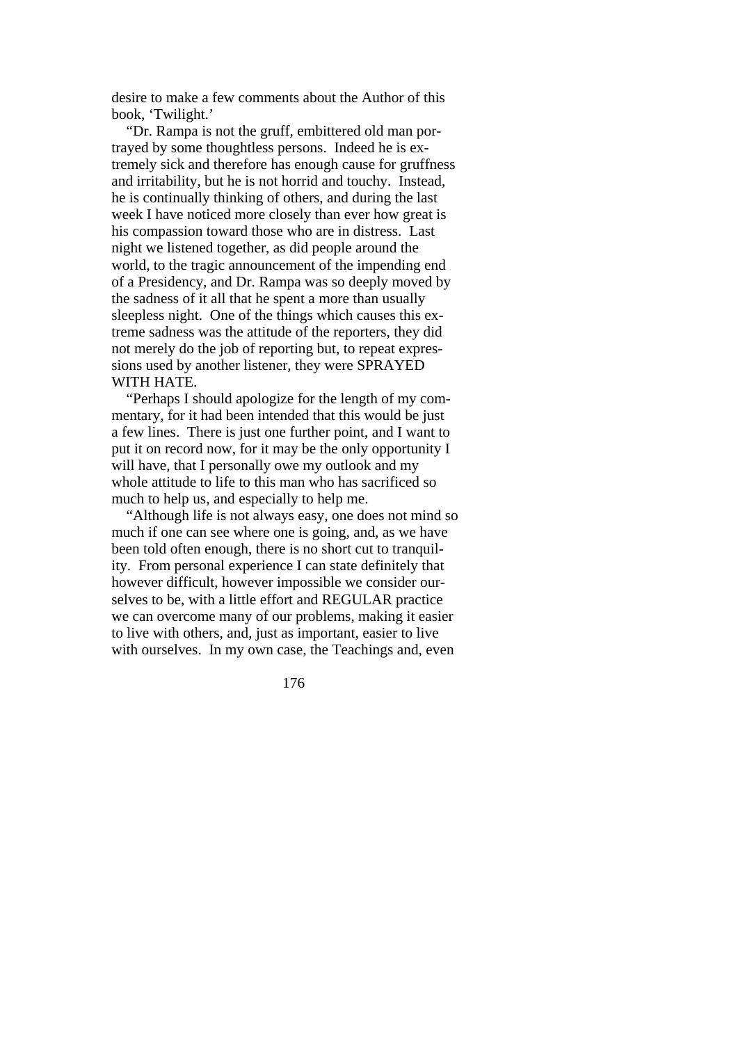desire to make a few comments about the Author of this book, 'Twilight.'

"Dr. Rampa is not the gruff, embittered old man portrayed by some thoughtless persons. Indeed he is extremely sick and therefore has enough cause for gruffness and irritability, but he is not horrid and touchy. Instead, he is continually thinking of others, and during the last week I have noticed more closely than ever how great is his compassion toward those who are in distress. Last night we listened together, as did people around the world, to the tragic announcement of the impending end of a Presidency, and Dr. Rampa was so deeply moved by the sadness of it all that he spent a more than usually sleepless night. One of the things which causes this extreme sadness was the attitude of the reporters, they did not merely do the job of reporting but, to repeat expressions used by another listener, they were SPRAYED WITH HATE.

"Perhaps I should apologize for the length of my commentary, for it had been intended that this would be just a few lines. There is just one further point, and I want to put it on record now, for it may be the only opportunity I will have, that I personally owe my outlook and my whole attitude to life to this man who has sacrificed so much to help us, and especially to help me.

"Although life is not always easy, one does not mind so much if one can see where one is going, and, as we have been told often enough, there is no short cut to tranquility. From personal experience I can state definitely that however difficult, however impossible we consider ourselves to be, with a little effort and REGULAR practice we can overcome many of our problems, making it easier to live with others, and, just as important, easier to live with ourselves. In my own case, the Teachings and, even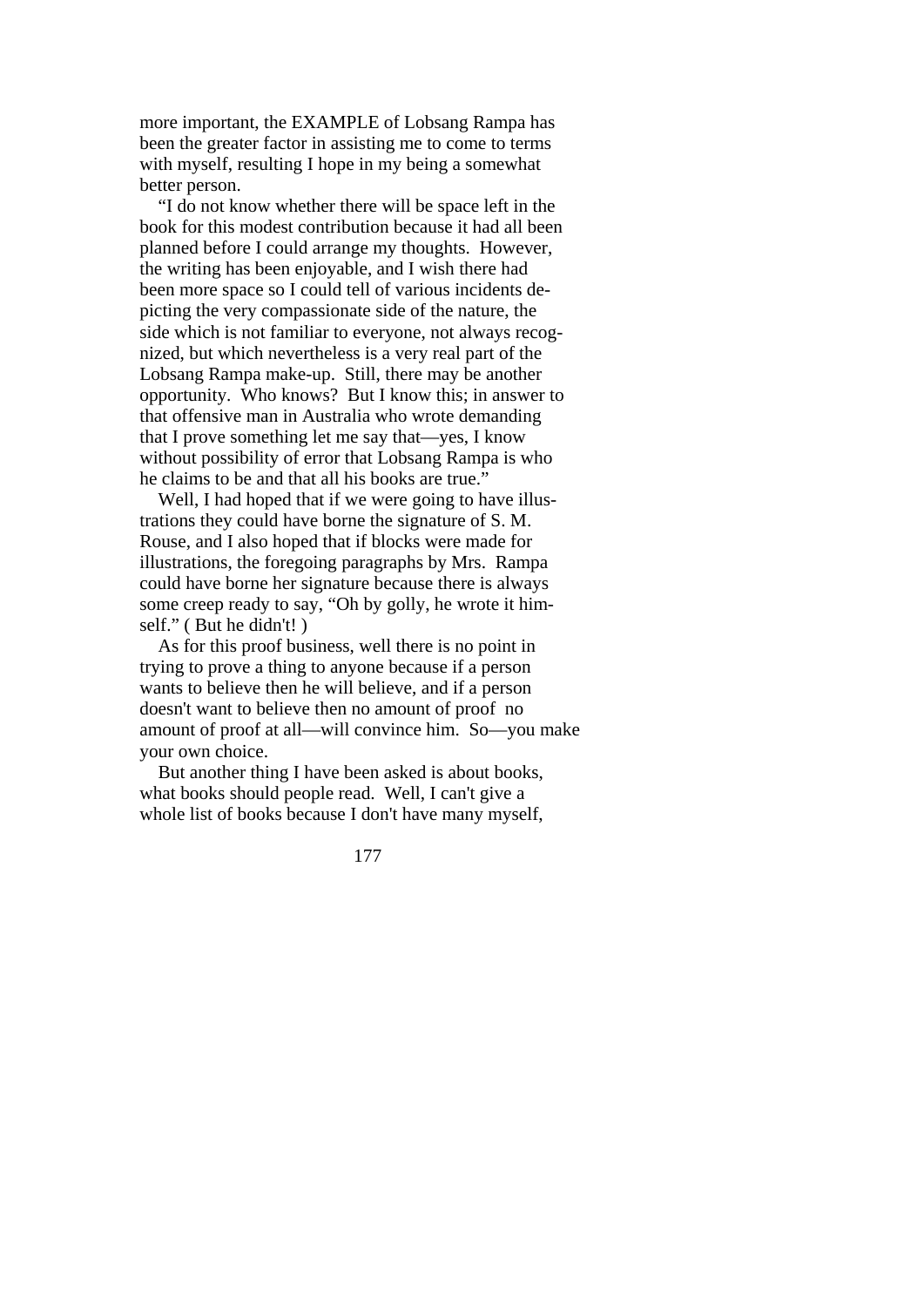more important, the EXAMPLE of Lobsang Rampa has been the greater factor in assisting me to come to terms with myself, resulting I hope in my being a somewhat better person.

"I do not know whether there will be space left in the book for this modest contribution because it had all been planned before I could arrange my thoughts. However, the writing has been enjoyable, and I wish there had been more space so I could tell of various incidents depicting the very compassionate side of the nature, the side which is not familiar to everyone, not always recognized, but which nevertheless is a very real part of the Lobsang Rampa make-up. Still, there may be another opportunity. Who knows? But I know this; in answer to that offensive man in Australia who wrote demanding that I prove something let me say that—yes, I know without possibility of error that Lobsang Rampa is who he claims to be and that all his books are true."

Well, I had hoped that if we were going to have illustrations they could have borne the signature of S. M. Rouse, and I also hoped that if blocks were made for illustrations, the foregoing paragraphs by Mrs. Rampa could have borne her signature because there is always some creep ready to say, "Oh by golly, he wrote it himself." ( But he didn't! )

As for this proof business, well there is no point in trying to prove a thing to anyone because if a person wants to believe then he will believe, and if a person doesn't want to believe then no amount of proof no amount of proof at all—will convince him. So—you make your own choice.

But another thing I have been asked is about books, what books should people read. Well, I can't give a whole list of books because I don't have many myself,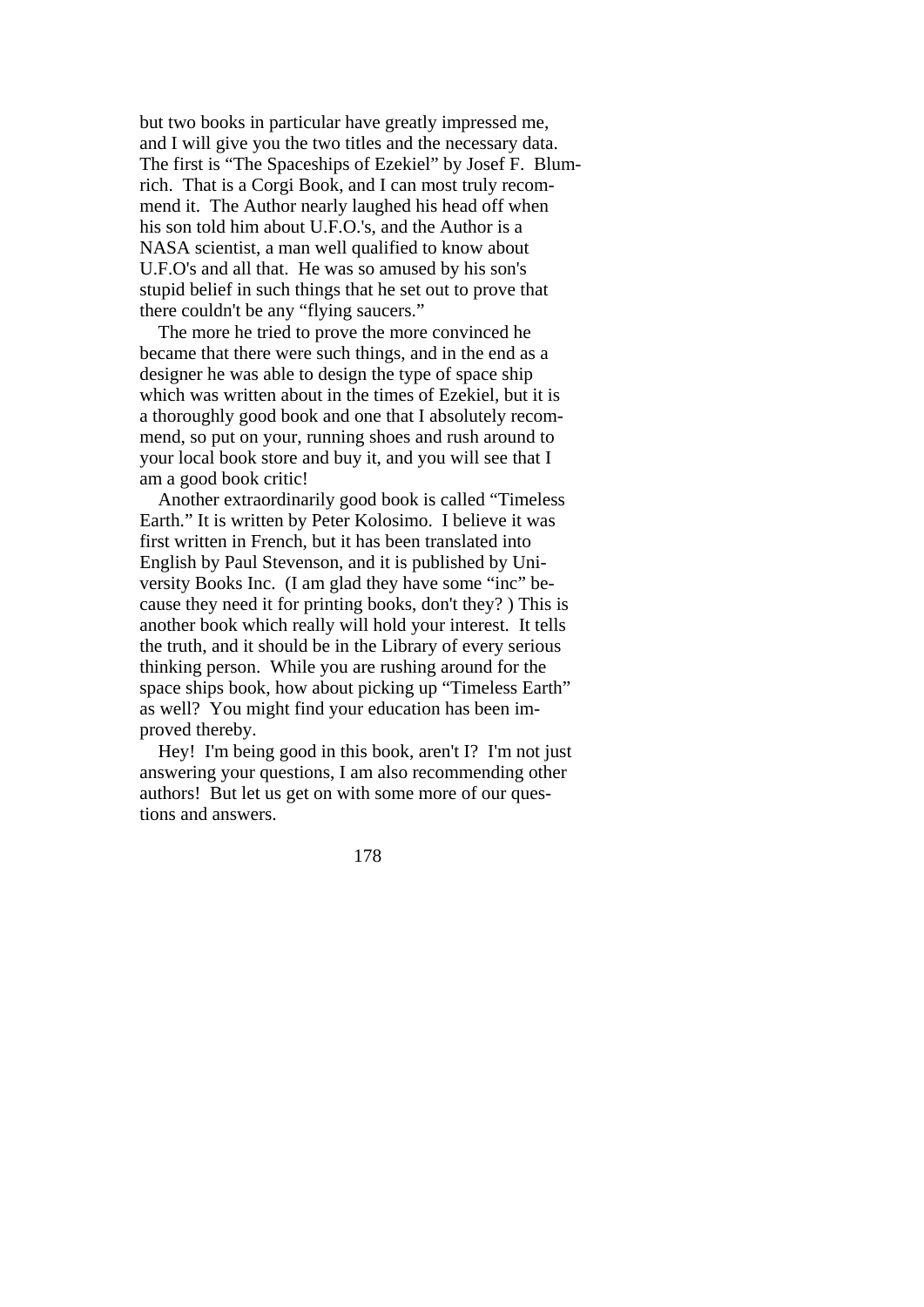but two books in particular have greatly impressed me, and I will give you the two titles and the necessary data. The first is “The Spaceships of Ezekiel” by Josef F. Blumrich. That is a Corgi Book, and I can most truly recommend it. The Author nearly laughed his head off when his son told him about U.F.O.'s, and the Author is a NASA scientist, a man well qualified to know about U.F.O's and all that. He was so amused by his son's stupid belief in such things that he set out to prove that there couldn't be any “flying saucers.”

The more he tried to prove the more convinced he became that there were such things, and in the end as a designer he was able to design the type of space ship which was written about in the times of Ezekiel, but it is a thoroughly good book and one that I absolutely recommend, so put on your, running shoes and rush around to your local book store and buy it, and you will see that I am a good book critic!

Another extraordinarily good book is called “Timeless Earth.” It is written by Peter Kolosimo. I believe it was first written in French, but it has been translated into English by Paul Stevenson, and it is published by University Books Inc. (I am glad they have some “inc” because they need it for printing books, don't they? ) This is another book which really will hold your interest. It tells the truth, and it should be in the Library of every serious thinking person. While you are rushing around for the space ships book, how about picking up “Timeless Earth” as well? You might find your education has been improved thereby.

Hey! I'm being good in this book, aren't I? I'm not just answering your questions, I am also recommending other authors! But let us get on with some more of our questions and answers.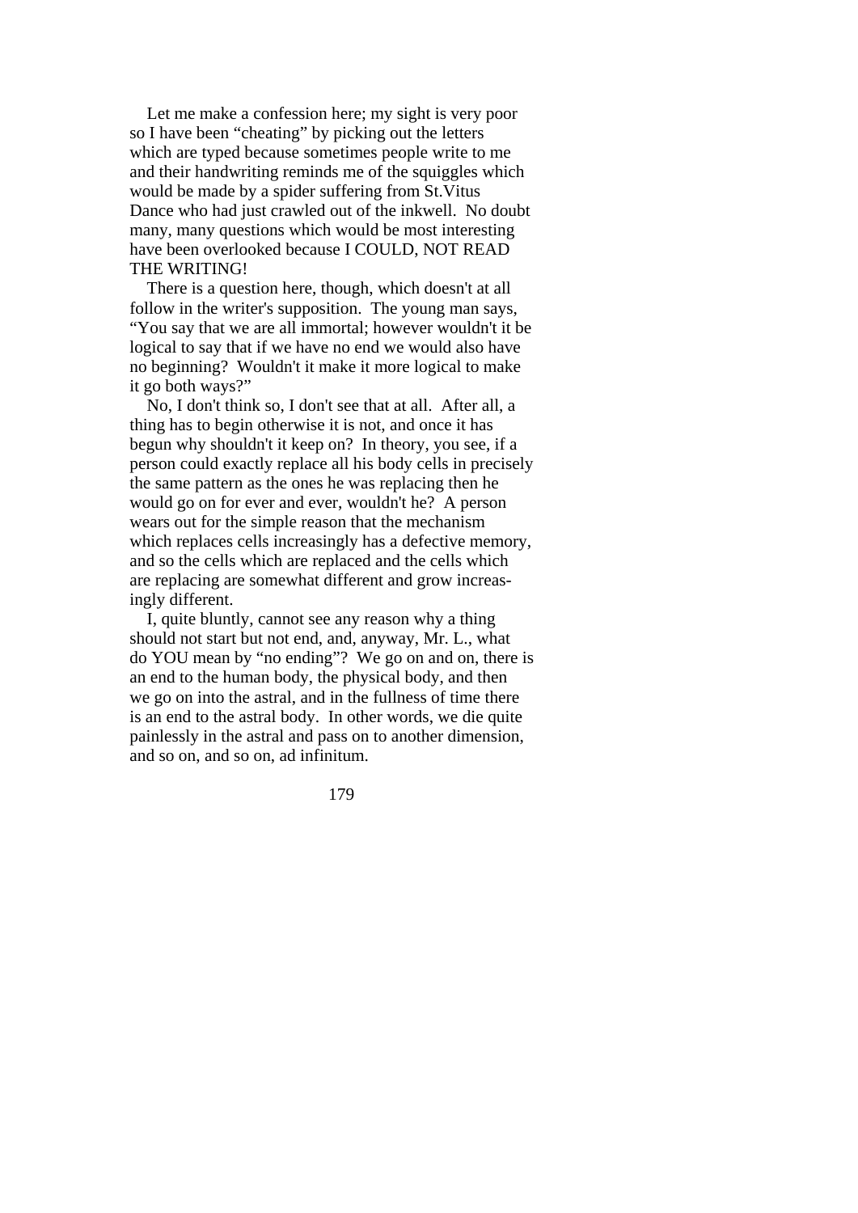Let me make a confession here; my sight is very poor so I have been "cheating" by picking out the letters which are typed because sometimes people write to me and their handwriting reminds me of the squiggles which would be made by a spider suffering from St.Vitus Dance who had just crawled out of the inkwell. No doubt many, many questions which would be most interesting have been overlooked because I COULD, NOT READ THE WRITING!

There is a question here, though, which doesn't at all follow in the writer's supposition. The young man says, "You say that we are all immortal; however wouldn't it be logical to say that if we have no end we would also have no beginning? Wouldn't it make it more logical to make it go both ways?"

No, I don't think so, I don't see that at all. After all, a thing has to begin otherwise it is not, and once it has begun why shouldn't it keep on? In theory, you see, if a person could exactly replace all his body cells in precisely the same pattern as the ones he was replacing then he would go on for ever and ever, wouldn't he? A person wears out for the simple reason that the mechanism which replaces cells increasingly has a defective memory, and so the cells which are replaced and the cells which are replacing are somewhat different and grow increasingly different.

I, quite bluntly, cannot see any reason why a thing should not start but not end, and, anyway, Mr. L., what do YOU mean by "no ending"? We go on and on, there is an end to the human body, the physical body, and then we go on into the astral, and in the fullness of time there is an end to the astral body. In other words, we die quite painlessly in the astral and pass on to another dimension, and so on, and so on, ad infinitum.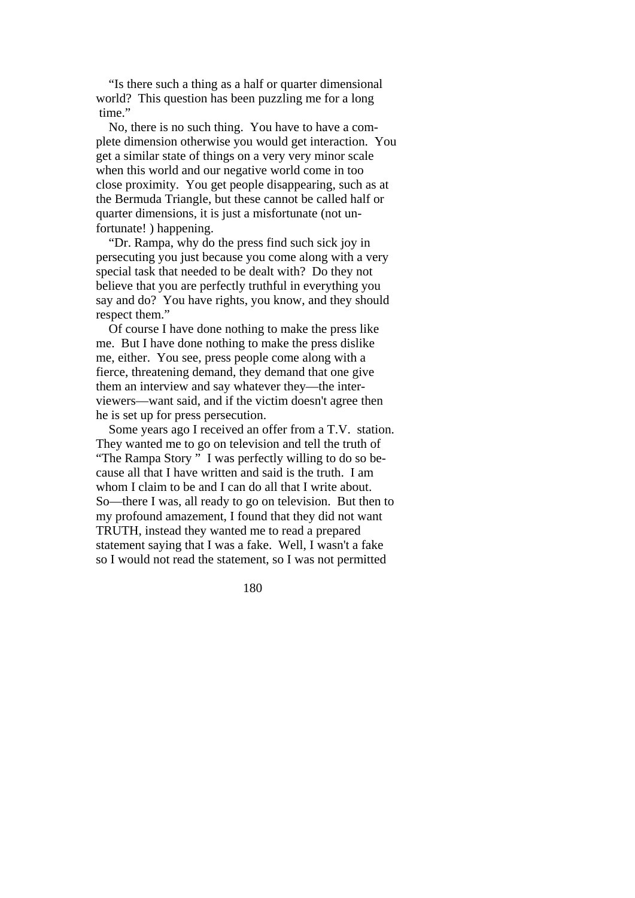"Is there such a thing as a half or quarter dimensional world? This question has been puzzling me for a long time."

No, there is no such thing. You have to have a complete dimension otherwise you would get interaction. You get a similar state of things on a very very minor scale when this world and our negative world come in too close proximity. You get people disappearing, such as at the Bermuda Triangle, but these cannot be called half or quarter dimensions, it is just a misfortunate (not unfortunate! ) happening.

"Dr. Rampa, why do the press find such sick joy in persecuting you just because you come along with a very special task that needed to be dealt with? Do they not believe that you are perfectly truthful in everything you say and do? You have rights, you know, and they should respect them."

Of course I have done nothing to make the press like me. But I have done nothing to make the press dislike me, either. You see, press people come along with a fierce, threatening demand, they demand that one give them an interview and say whatever they—the interviewers—want said, and if the victim doesn't agree then he is set up for press persecution.

Some years ago I received an offer from a T.V. station. They wanted me to go on television and tell the truth of "The Rampa Story " I was perfectly willing to do so because all that I have written and said is the truth. I am whom I claim to be and I can do all that I write about. So—there I was, all ready to go on television. But then to my profound amazement, I found that they did not want TRUTH, instead they wanted me to read a prepared statement saying that I was a fake. Well, I wasn't a fake so I would not read the statement, so I was not permitted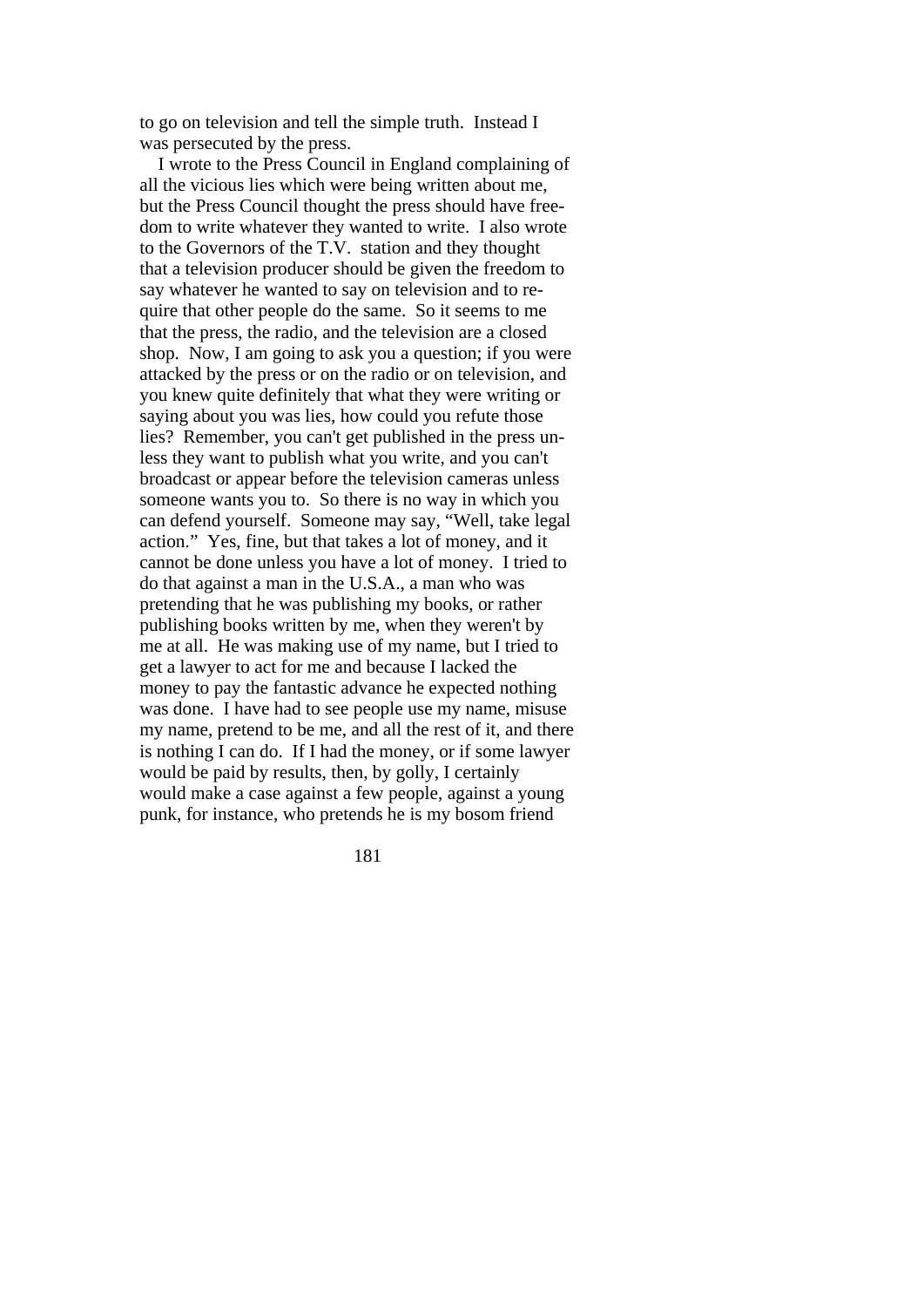to go on television and tell the simple truth. Instead I was persecuted by the press.

I wrote to the Press Council in England complaining of all the vicious lies which were being written about me, but the Press Council thought the press should have freedom to write whatever they wanted to write. I also wrote to the Governors of the T.V. station and they thought that a television producer should be given the freedom to say whatever he wanted to say on television and to require that other people do the same. So it seems to me that the press, the radio, and the television are a closed shop. Now, I am going to ask you a question; if you were attacked by the press or on the radio or on television, and you knew quite definitely that what they were writing or saying about you was lies, how could you refute those lies? Remember, you can't get published in the press unless they want to publish what you write, and you can't broadcast or appear before the television cameras unless someone wants you to. So there is no way in which you can defend yourself. Someone may say, "Well, take legal action." Yes, fine, but that takes a lot of money, and it cannot be done unless you have a lot of money. I tried to do that against a man in the U.S.A., a man who was pretending that he was publishing my books, or rather publishing books written by me, when they weren't by me at all. He was making use of my name, but I tried to get a lawyer to act for me and because I lacked the money to pay the fantastic advance he expected nothing was done. I have had to see people use my name, misuse my name, pretend to be me, and all the rest of it, and there is nothing I can do. If I had the money, or if some lawyer would be paid by results, then, by golly, I certainly would make a case against a few people, against a young punk, for instance, who pretends he is my bosom friend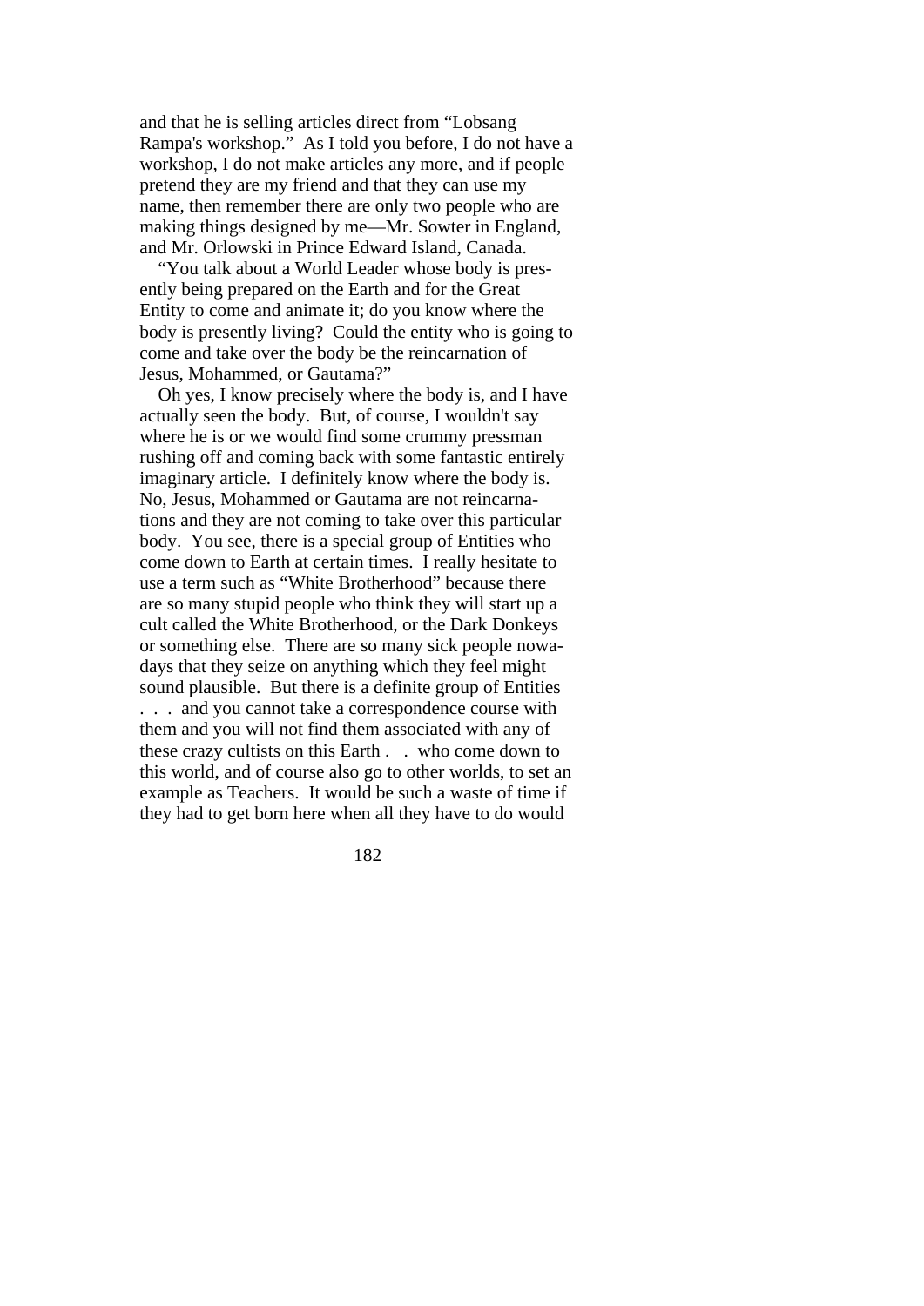and that he is selling articles direct from "Lobsang Rampa's workshop." As I told you before, I do not have a workshop, I do not make articles any more, and if people pretend they are my friend and that they can use my name, then remember there are only two people who are making things designed by me—Mr. Sowter in England, and Mr. Orlowski in Prince Edward Island, Canada.

"You talk about a World Leader whose body is presently being prepared on the Earth and for the Great Entity to come and animate it; do you know where the body is presently living? Could the entity who is going to come and take over the body be the reincarnation of Jesus, Mohammed, or Gautama?"

Oh yes, I know precisely where the body is, and I have actually seen the body. But, of course, I wouldn't say where he is or we would find some crummy pressman rushing off and coming back with some fantastic entirely imaginary article. I definitely know where the body is. No, Jesus, Mohammed or Gautama are not reincarnations and they are not coming to take over this particular body. You see, there is a special group of Entities who come down to Earth at certain times. I really hesitate to use a term such as "White Brotherhood" because there are so many stupid people who think they will start up a cult called the White Brotherhood, or the Dark Donkeys or something else. There are so many sick people nowadays that they seize on anything which they feel might sound plausible. But there is a definite group of Entities . . . and you cannot take a correspondence course with them and you will not find them associated with any of these crazy cultists on this Earth . . who come down to this world, and of course also go to other worlds, to set an example as Teachers. It would be such a waste of time if they had to get born here when all they have to do would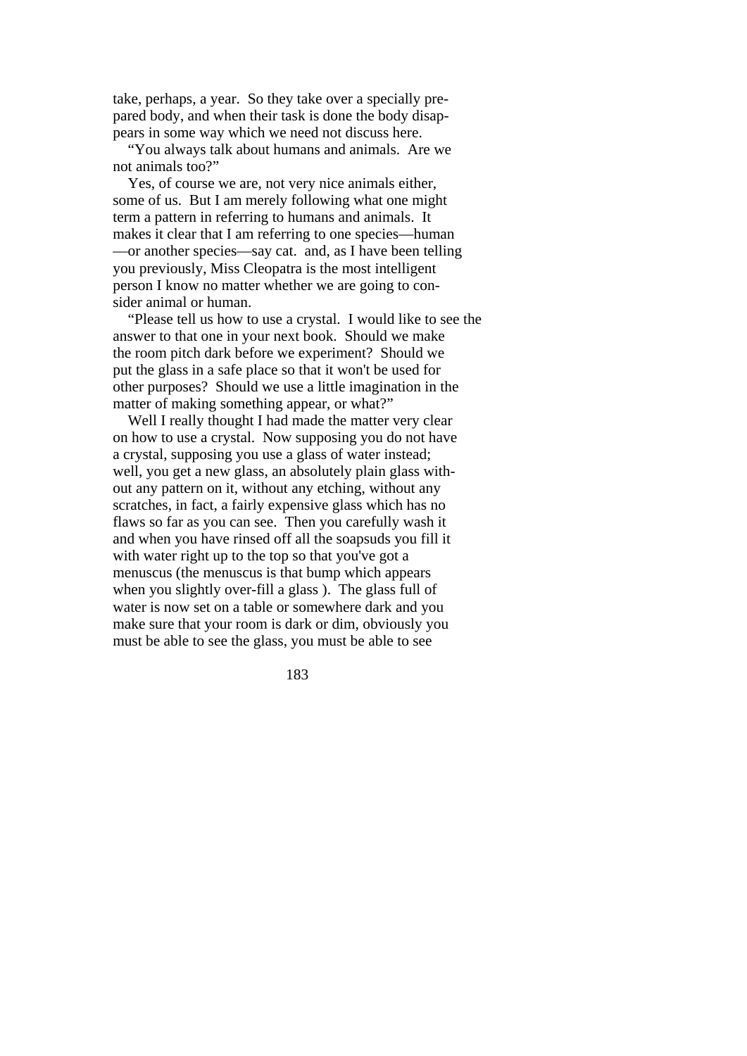take, perhaps, a year. So they take over a specially prepared body, and when their task is done the body disappears in some way which we need not discuss here.

"You always talk about humans and animals. Are we not animals too?"

Yes, of course we are, not very nice animals either, some of us. But I am merely following what one might term a pattern in referring to humans and animals. It makes it clear that I am referring to one species—human—or another species—say cat. and, as I have been telling you previously, Miss Cleopatra is the most intelligent person I know no matter whether we are going to consider animal or human.

"Please tell us how to use a crystal. I would like to see the answer to that one in your next book. Should we make the room pitch dark before we experiment? Should we put the glass in a safe place so that it won't be used for other purposes? Should we use a little imagination in the matter of making something appear, or what?"

Well I really thought I had made the matter very clear on how to use a crystal. Now supposing you do not have a crystal, supposing you use a glass of water instead; well, you get a new glass, an absolutely plain glass without any pattern on it, without any etching, without any scratches, in fact, a fairly expensive glass which has no flaws so far as you can see. Then you carefully wash it and when you have rinsed off all the soapsuds you fill it with water right up to the top so that you've got a menuscus (the menuscus is that bump which appears when you slightly over-fill a glass ). The glass full of water is now set on a table or somewhere dark and you make sure that your room is dark or dim, obviously you must be able to see the glass, you must be able to see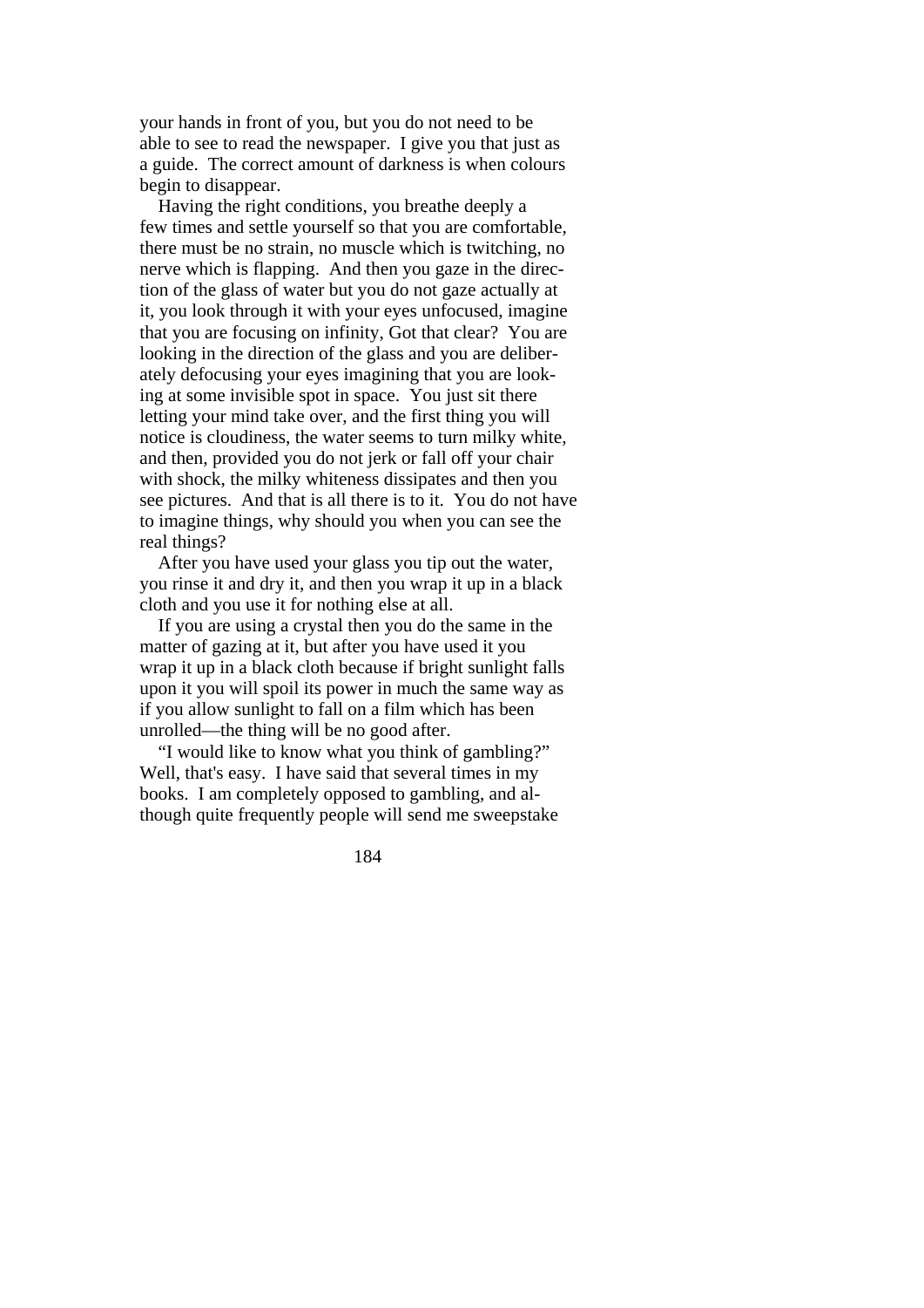your hands in front of you, but you do not need to be able to see to read the newspaper. I give you that just as a guide. The correct amount of darkness is when colours begin to disappear.

Having the right conditions, you breathe deeply a few times and settle yourself so that you are comfortable, there must be no strain, no muscle which is twitching, no nerve which is flapping. And then you gaze in the direction of the glass of water but you do not gaze actually at it, you look through it with your eyes unfocused, imagine that you are focusing on infinity, Got that clear? You are looking in the direction of the glass and you are deliberately defocusing your eyes imagining that you are looking at some invisible spot in space. You just sit there letting your mind take over, and the first thing you will notice is cloudiness, the water seems to turn milky white, and then, provided you do not jerk or fall off your chair with shock, the milky whiteness dissipates and then you see pictures. And that is all there is to it. You do not have to imagine things, why should you when you can see the real things?

After you have used your glass you tip out the water, you rinse it and dry it, and then you wrap it up in a black cloth and you use it for nothing else at all.

If you are using a crystal then you do the same in the matter of gazing at it, but after you have used it you wrap it up in a black cloth because if bright sunlight falls upon it you will spoil its power in much the same way as if you allow sunlight to fall on a film which has been unrolled—the thing will be no good after.

"I would like to know what you think of gambling?" Well, that's easy. I have said that several times in my books. I am completely opposed to gambling, and although quite frequently people will send me sweepstake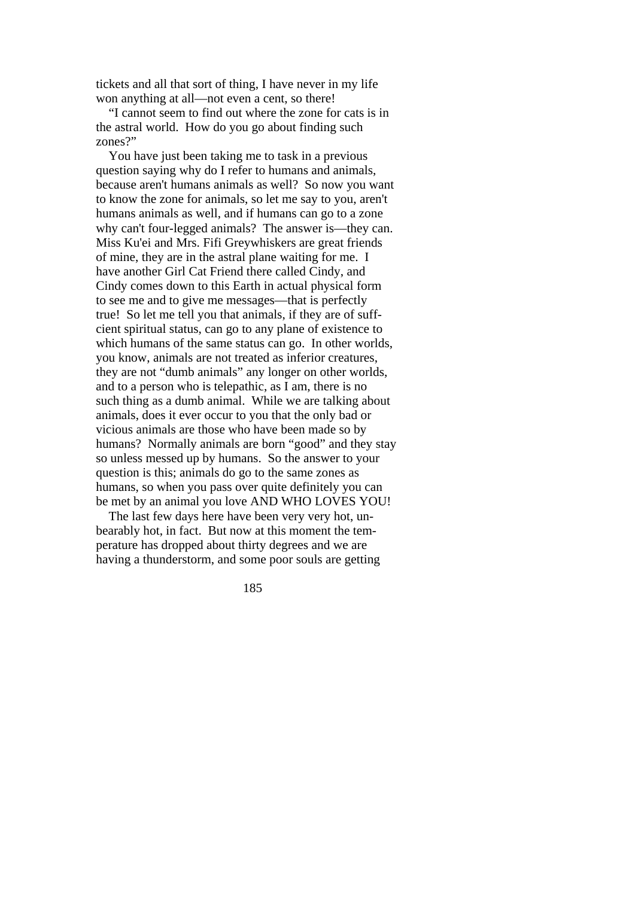tickets and all that sort of thing, I have never in my life won anything at all—not even a cent, so there!

"I cannot seem to find out where the zone for cats is in the astral world. How do you go about finding such zones?"

You have just been taking me to task in a previous question saying why do I refer to humans and animals, because aren't humans animals as well? So now you want to know the zone for animals, so let me say to you, aren't humans animals as well, and if humans can go to a zone why can't four-legged animals? The answer is—they can. Miss Ku'ei and Mrs. Fifi Greywhiskers are great friends of mine, they are in the astral plane waiting for me. I have another Girl Cat Friend there called Cindy, and Cindy comes down to this Earth in actual physical form to see me and to give me messages—that is perfectly true! So let me tell you that animals, if they are of sufficient spiritual status, can go to any plane of existence to which humans of the same status can go. In other worlds, you know, animals are not treated as inferior creatures, they are not "dumb animals" any longer on other worlds, and to a person who is telepathic, as I am, there is no such thing as a dumb animal. While we are talking about animals, does it ever occur to you that the only bad or vicious animals are those who have been made so by humans? Normally animals are born "good" and they stay so unless messed up by humans. So the answer to your question is this; animals do go to the same zones as humans, so when you pass over quite definitely you can be met by an animal you love AND WHO LOVES YOU!

The last few days here have been very very hot, unbearably hot, in fact. But now at this moment the temperature has dropped about thirty degrees and we are having a thunderstorm, and some poor souls are getting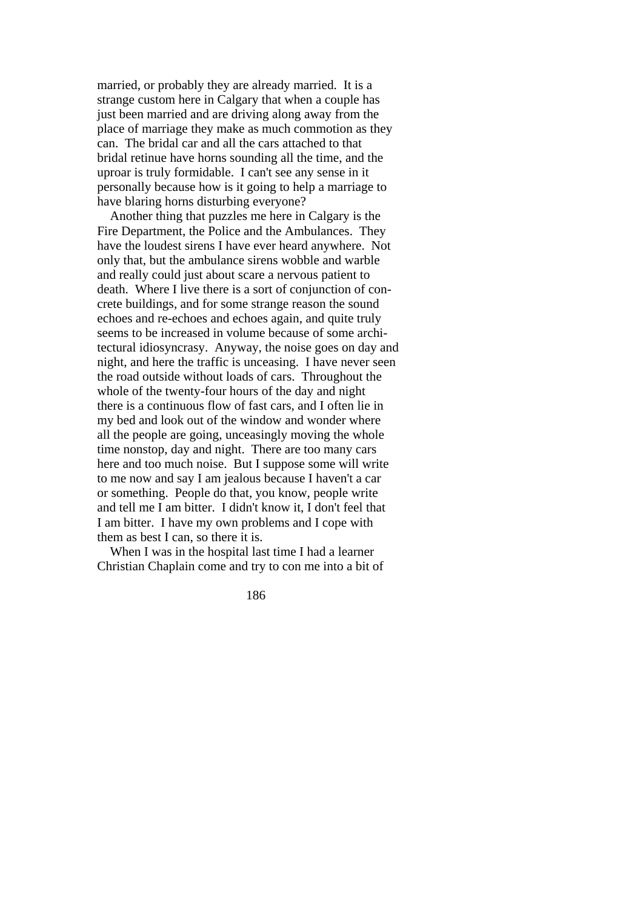married, or probably they are already married. It is a strange custom here in Calgary that when a couple has just been married and are driving along away from the place of marriage they make as much commotion as they can. The bridal car and all the cars attached to that bridal retinue have horns sounding all the time, and the uproar is truly formidable. I can't see any sense in it personally because how is it going to help a marriage to have blaring horns disturbing everyone?

Another thing that puzzles me here in Calgary is the Fire Department, the Police and the Ambulances. They have the loudest sirens I have ever heard anywhere. Not only that, but the ambulance sirens wobble and warble and really could just about scare a nervous patient to death. Where I live there is a sort of conjunction of concrete buildings, and for some strange reason the sound echoes and re-echoes and echoes again, and quite truly seems to be increased in volume because of some architectural idiosyncrasy. Anyway, the noise goes on day and night, and here the traffic is unceasing. I have never seen the road outside without loads of cars. Throughout the whole of the twenty-four hours of the day and night there is a continuous flow of fast cars, and I often lie in my bed and look out of the window and wonder where all the people are going, unceasingly moving the whole time nonstop, day and night. There are too many cars here and too much noise. But I suppose some will write to me now and say I am jealous because I haven't a car or something. People do that, you know, people write and tell me I am bitter. I didn't know it, I don't feel that I am bitter. I have my own problems and I cope with them as best I can, so there it is.

When I was in the hospital last time I had a learner Christian Chaplain come and try to con me into a bit of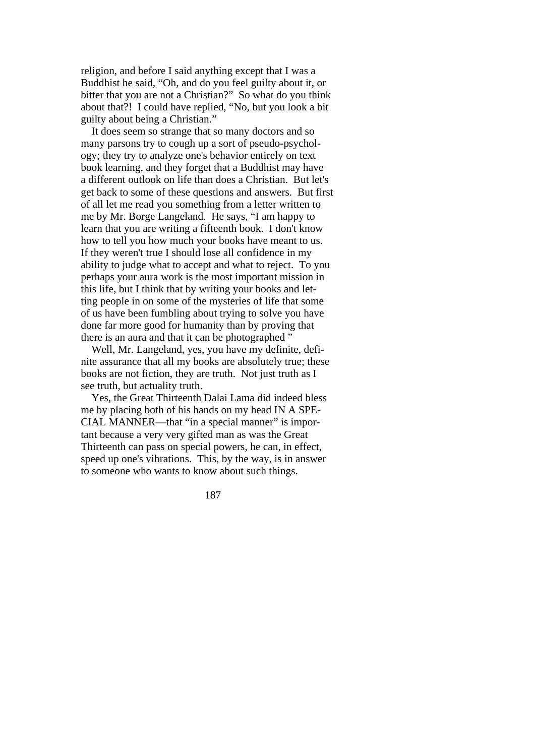religion, and before I said anything except that I was a Buddhist he said, "Oh, and do you feel guilty about it, or bitter that you are not a Christian?" So what do you think about that?! I could have replied, "No, but you look a bit guilty about being a Christian."

It does seem so strange that so many doctors and so many parsons try to cough up a sort of pseudo-psychology; they try to analyze one's behavior entirely on text book learning, and they forget that a Buddhist may have a different outlook on life than does a Christian. But let's get back to some of these questions and answers. But first of all let me read you something from a letter written to me by Mr. Borge Langeland. He says, "I am happy to learn that you are writing a fifteenth book. I don't know how to tell you how much your books have meant to us. If they weren't true I should lose all confidence in my ability to judge what to accept and what to reject. To you perhaps your aura work is the most important mission in this life, but I think that by writing your books and letting people in on some of the mysteries of life that some of us have been fumbling about trying to solve you have done far more good for humanity than by proving that there is an aura and that it can be photographed "

Well, Mr. Langeland, yes, you have my definite, definite assurance that all my books are absolutely true; these books are not fiction, they are truth. Not just truth as I see truth, but actuality truth.

Yes, the Great Thirteenth Dalai Lama did indeed bless me by placing both of his hands on my head IN A SPECIAL MANNER—that "in a special manner" is important because a very very gifted man as was the Great Thirteenth can pass on special powers, he can, in effect, speed up one's vibrations. This, by the way, is in answer to someone who wants to know about such things.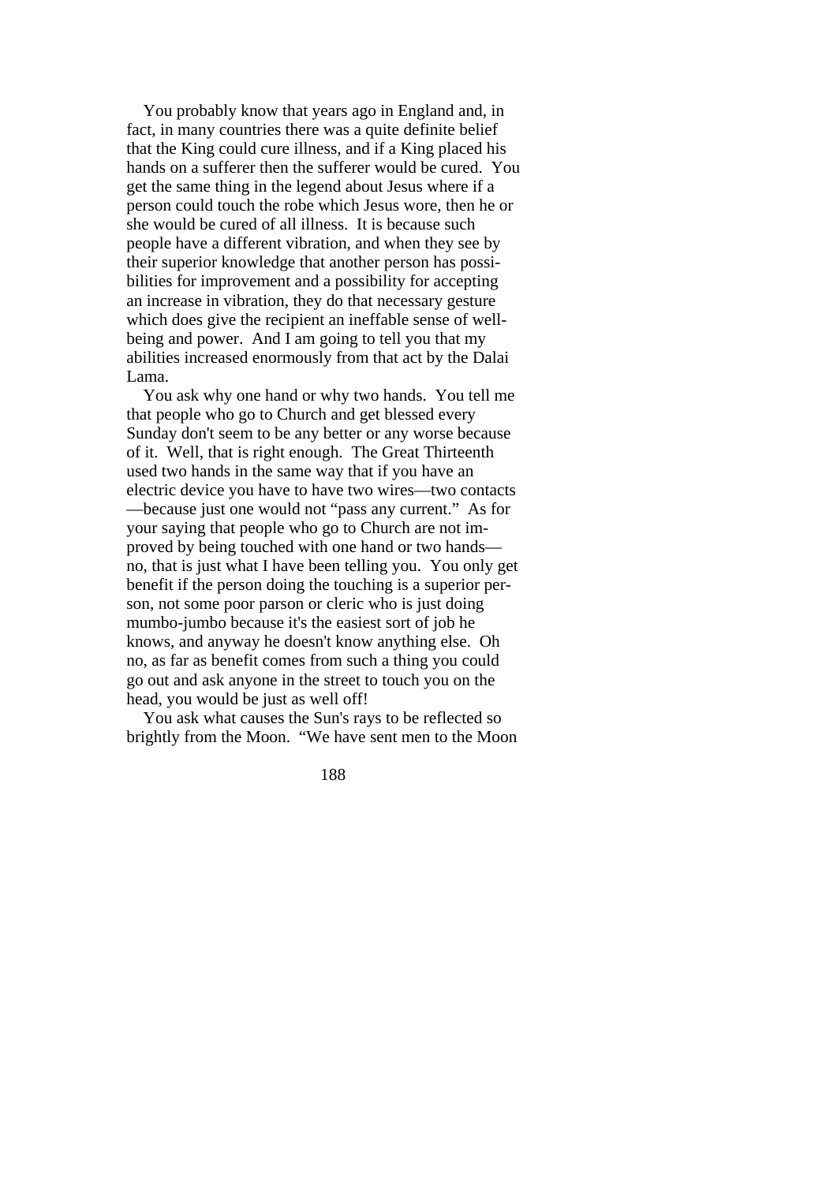You probably know that years ago in England and, in fact, in many countries there was a quite definite belief that the King could cure illness, and if a King placed his hands on a sufferer then the sufferer would be cured. You get the same thing in the legend about Jesus where if a person could touch the robe which Jesus wore, then he or she would be cured of all illness. It is because such people have a different vibration, and when they see by their superior knowledge that another person has possibilities for improvement and a possibility for accepting an increase in vibration, they do that necessary gesture which does give the recipient an ineffable sense of well-being and power. And I am going to tell you that my abilities increased enormously from that act by the Dalai Lama.

You ask why one hand or why two hands. You tell me that people who go to Church and get blessed every Sunday don't seem to be any better or any worse because of it. Well, that is right enough. The Great Thirteenth used two hands in the same way that if you have an electric device you have to have two wires—two contacts—because just one would not "pass any current." As for your saying that people who go to Church are not improved by being touched with one hand or two hands—no, that is just what I have been telling you. You only get benefit if the person doing the touching is a superior person, not some poor parson or cleric who is just doing mumbo-jumbo because it's the easiest sort of job he knows, and anyway he doesn't know anything else. Oh no, as far as benefit comes from such a thing you could go out and ask anyone in the street to touch you on the head, you would be just as well off!

You ask what causes the Sun's rays to be reflected so brightly from the Moon. "We have sent men to the Moon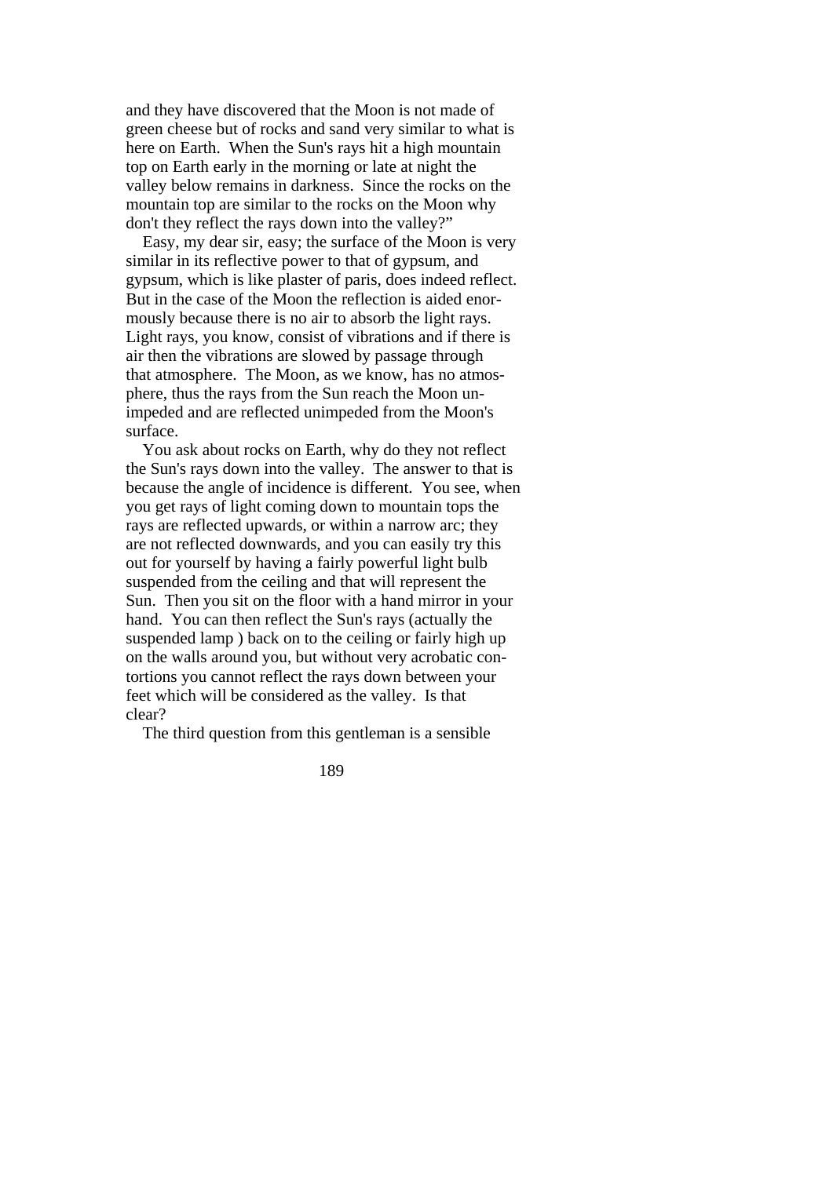and they have discovered that the Moon is not made of green cheese but of rocks and sand very similar to what is here on Earth. When the Sun's rays hit a high mountain top on Earth early in the morning or late at night the valley below remains in darkness. Since the rocks on the mountain top are similar to the rocks on the Moon why don't they reflect the rays down into the valley?"

Easy, my dear sir, easy; the surface of the Moon is very similar in its reflective power to that of gypsum, and gypsum, which is like plaster of paris, does indeed reflect. But in the case of the Moon the reflection is aided enormously because there is no air to absorb the light rays. Light rays, you know, consist of vibrations and if there is air then the vibrations are slowed by passage through that atmosphere. The Moon, as we know, has no atmosphere, thus the rays from the Sun reach the Moon unimpeded and are reflected unimpeded from the Moon's surface.

You ask about rocks on Earth, why do they not reflect the Sun's rays down into the valley. The answer to that is because the angle of incidence is different. You see, when you get rays of light coming down to mountain tops the rays are reflected upwards, or within a narrow arc; they are not reflected downwards, and you can easily try this out for yourself by having a fairly powerful light bulb suspended from the ceiling and that will represent the Sun. Then you sit on the floor with a hand mirror in your hand. You can then reflect the Sun's rays (actually the suspended lamp ) back on to the ceiling or fairly high up on the walls around you, but without very acrobatic contortions you cannot reflect the rays down between your feet which will be considered as the valley. Is that clear?

The third question from this gentleman is a sensible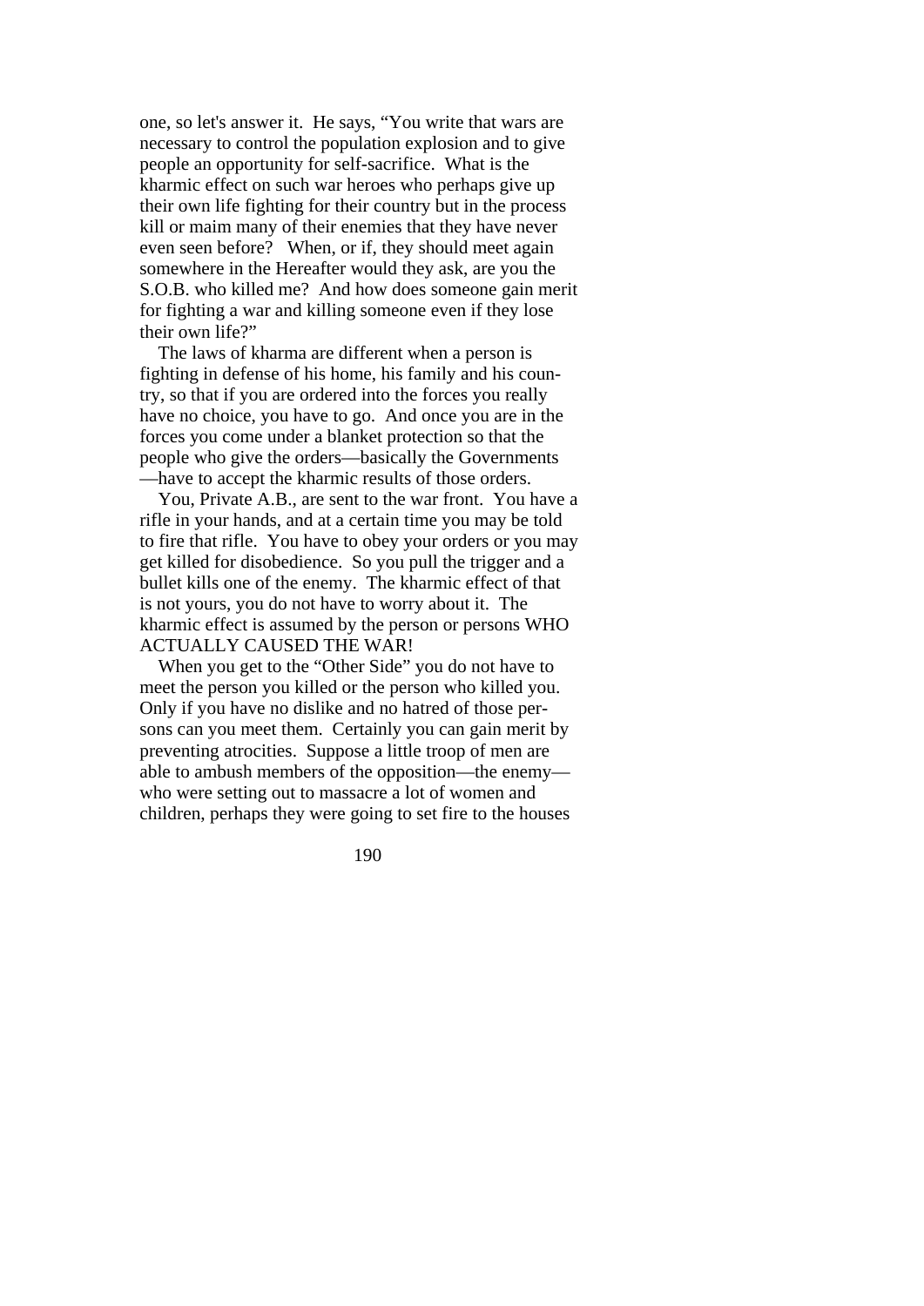one, so let's answer it. He says, “You write that wars are necessary to control the population explosion and to give people an opportunity for self-sacrifice. What is the kharmic effect on such war heroes who perhaps give up their own life fighting for their country but in the process kill or maim many of their enemies that they have never even seen before? When, or if, they should meet again somewhere in the Hereafter would they ask, are you the S.O.B. who killed me? And how does someone gain merit for fighting a war and killing someone even if they lose their own life?”

The laws of kharma are different when a person is fighting in defense of his home, his family and his country, so that if you are ordered into the forces you really have no choice, you have to go. And once you are in the forces you come under a blanket protection so that the people who give the orders—basically the Governments—have to accept the kharmic results of those orders.

You, Private A.B., are sent to the war front. You have a rifle in your hands, and at a certain time you may be told to fire that rifle. You have to obey your orders or you may get killed for disobedience. So you pull the trigger and a bullet kills one of the enemy. The kharmic effect of that is not yours, you do not have to worry about it. The kharmic effect is assumed by the person or persons WHO ACTUALLY CAUSED THE WAR!

When you get to the “Other Side” you do not have to meet the person you killed or the person who killed you. Only if you have no dislike and no hatred of those persons can you meet them. Certainly you can gain merit by preventing atrocities. Suppose a little troop of men are able to ambush members of the opposition—the enemy—who were setting out to massacre a lot of women and children, perhaps they were going to set fire to the houses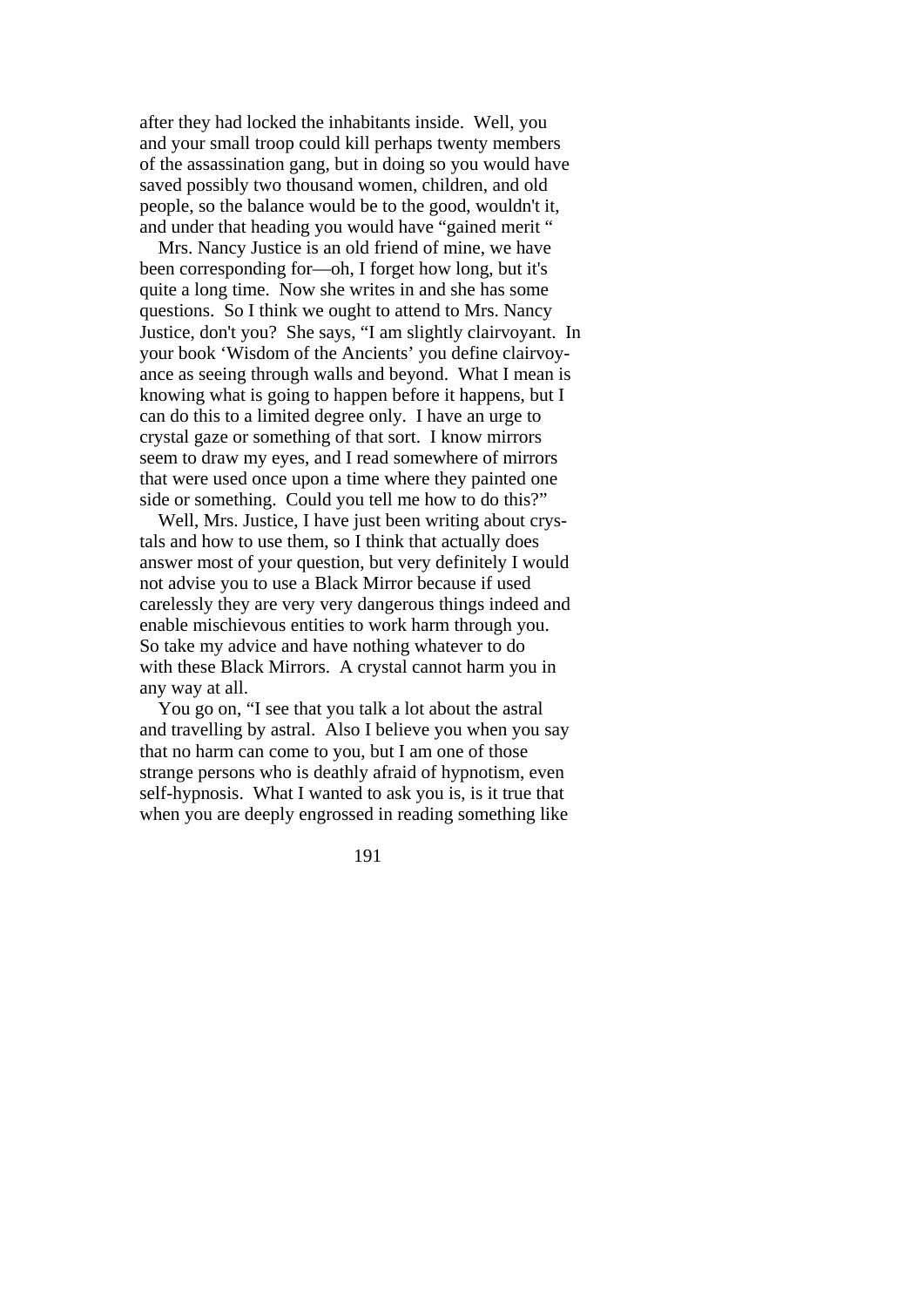after they had locked the inhabitants inside. Well, you and your small troop could kill perhaps twenty members of the assassination gang, but in doing so you would have saved possibly two thousand women, children, and old people, so the balance would be to the good, wouldn't it, and under that heading you would have "gained merit "

Mrs. Nancy Justice is an old friend of mine, we have been corresponding for—oh, I forget how long, but it's quite a long time. Now she writes in and she has some questions. So I think we ought to attend to Mrs. Nancy Justice, don't you? She says, "I am slightly clairvoyant. In your book 'Wisdom of the Ancients' you define clairvoyance as seeing through walls and beyond. What I mean is knowing what is going to happen before it happens, but I can do this to a limited degree only. I have an urge to crystal gaze or something of that sort. I know mirrors seem to draw my eyes, and I read somewhere of mirrors that were used once upon a time where they painted one side or something. Could you tell me how to do this?"

Well, Mrs. Justice, I have just been writing about crystals and how to use them, so I think that actually does answer most of your question, but very definitely I would not advise you to use a Black Mirror because if used carelessly they are very very dangerous things indeed and enable mischievous entities to work harm through you. So take my advice and have nothing whatever to do with these Black Mirrors. A crystal cannot harm you in any way at all.

You go on, "I see that you talk a lot about the astral and travelling by astral. Also I believe you when you say that no harm can come to you, but I am one of those strange persons who is deathly afraid of hypnotism, even self-hypnosis. What I wanted to ask you is, is it true that when you are deeply engrossed in reading something like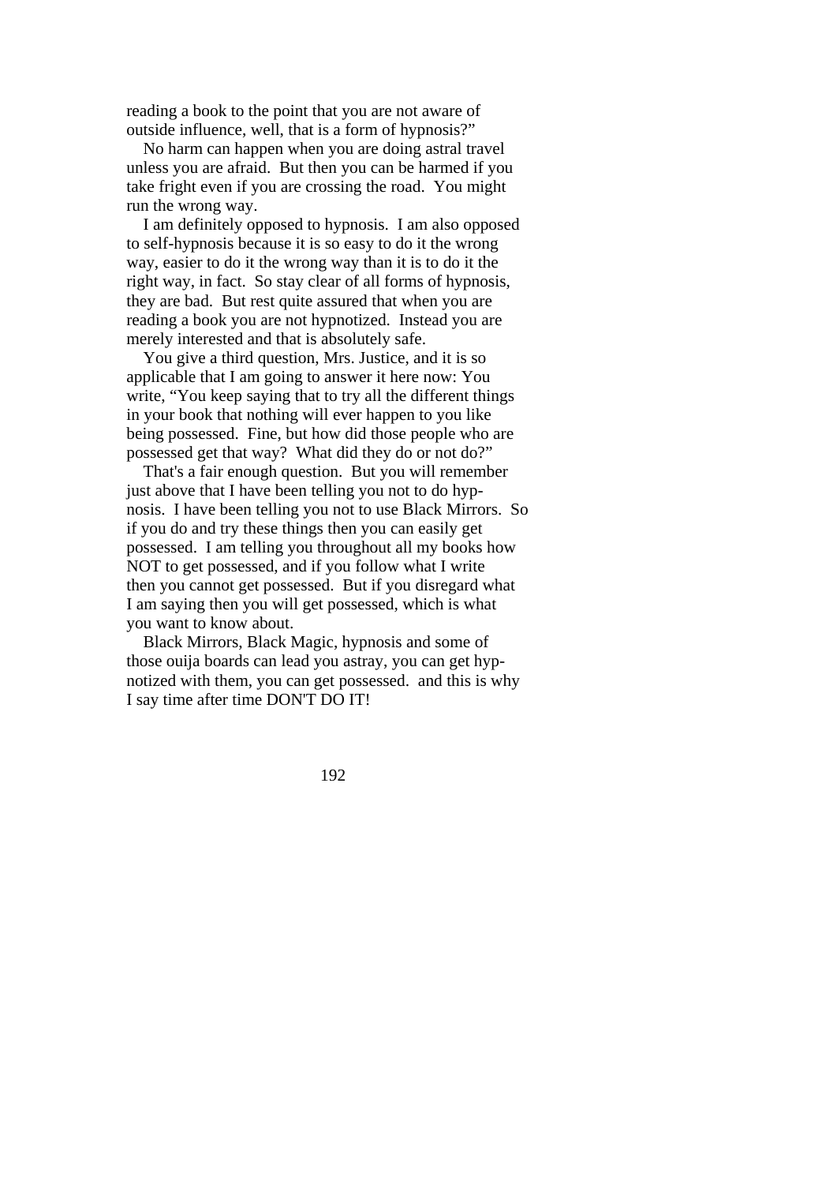reading a book to the point that you are not aware of outside influence, well, that is a form of hypnosis?"

No harm can happen when you are doing astral travel unless you are afraid. But then you can be harmed if you take fright even if you are crossing the road. You might run the wrong way.

I am definitely opposed to hypnosis. I am also opposed to self-hypnosis because it is so easy to do it the wrong way, easier to do it the wrong way than it is to do it the right way, in fact. So stay clear of all forms of hypnosis, they are bad. But rest quite assured that when you are reading a book you are not hypnotized. Instead you are merely interested and that is absolutely safe.

You give a third question, Mrs. Justice, and it is so applicable that I am going to answer it here now: You write, "You keep saying that to try all the different things in your book that nothing will ever happen to you like being possessed. Fine, but how did those people who are possessed get that way? What did they do or not do?"

That's a fair enough question. But you will remember just above that I have been telling you not to do hypnosis. I have been telling you not to use Black Mirrors. So if you do and try these things then you can easily get possessed. I am telling you throughout all my books how NOT to get possessed, and if you follow what I write then you cannot get possessed. But if you disregard what I am saying then you will get possessed, which is what you want to know about.

Black Mirrors, Black Magic, hypnosis and some of those ouija boards can lead you astray, you can get hypnotized with them, you can get possessed. and this is why I say time after time DON'T DO IT!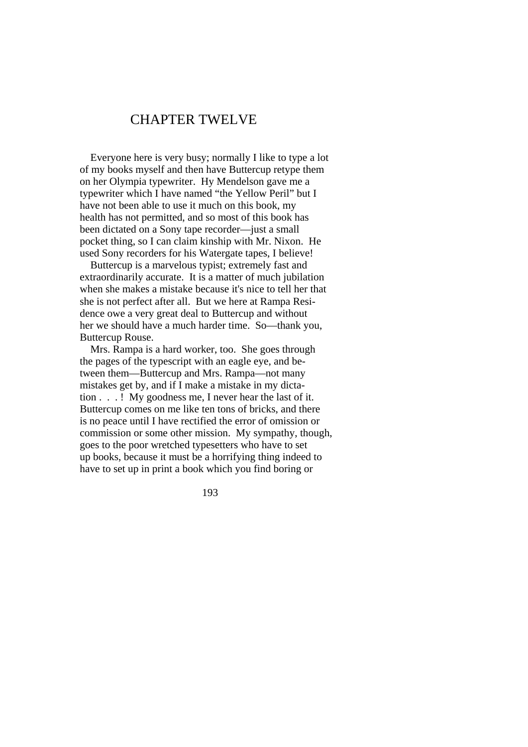# CHAPTER TWELVE

Everyone here is very busy; normally I like to type a lot of my books myself and then have Buttercup retype them on her Olympia typewriter. Hy Mendelson gave me a typewriter which I have named "the Yellow Peril" but I have not been able to use it much on this book, my health has not permitted, and so most of this book has been dictated on a Sony tape recorder—just a small pocket thing, so I can claim kinship with Mr. Nixon. He used Sony recorders for his Watergate tapes, I believe!

Buttercup is a marvelous typist; extremely fast and extraordinarily accurate. It is a matter of much jubilation when she makes a mistake because it's nice to tell her that she is not perfect after all. But we here at Rampa Residence owe a very great deal to Buttercup and without her we should have a much harder time. So—thank you, Buttercup Rouse.

Mrs. Rampa is a hard worker, too. She goes through the pages of the typescript with an eagle eye, and between them—Buttercup and Mrs. Rampa—not many mistakes get by, and if I make a mistake in my dictation . . . ! My goodness me, I never hear the last of it. Buttercup comes on me like ten tons of bricks, and there is no peace until I have rectified the error of omission or commission or some other mission. My sympathy, though, goes to the poor wretched typesetters who have to set up books, because it must be a horrifying thing indeed to have to set up in print a book which you find boring or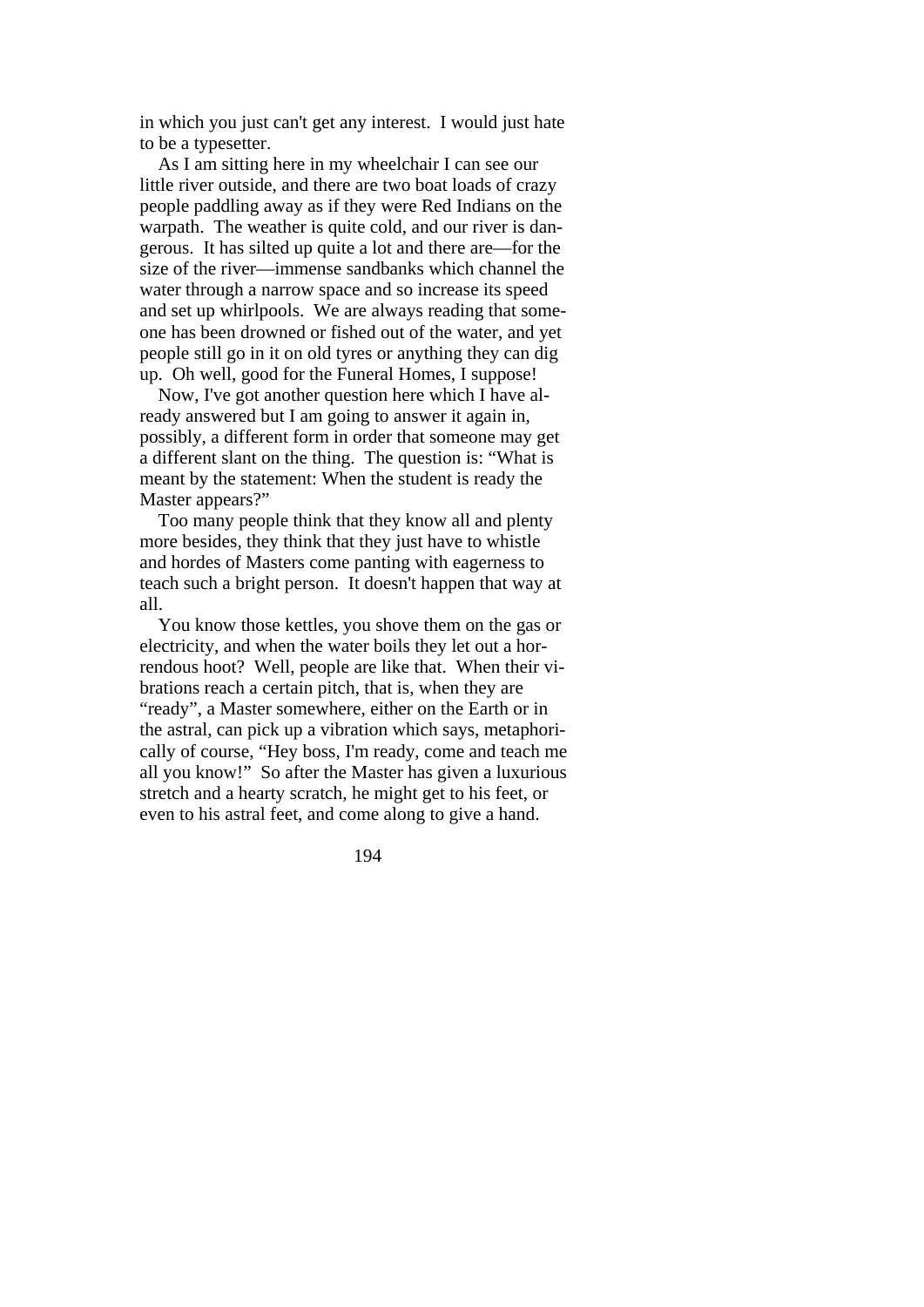in which you just can't get any interest. I would just hate to be a typesetter.

As I am sitting here in my wheelchair I can see our little river outside, and there are two boat loads of crazy people paddling away as if they were Red Indians on the warpath. The weather is quite cold, and our river is dangerous. It has silted up quite a lot and there are—for the size of the river—immense sandbanks which channel the water through a narrow space and so increase its speed and set up whirlpools. We are always reading that someone has been drowned or fished out of the water, and yet people still go in it on old tyres or anything they can dig up. Oh well, good for the Funeral Homes, I suppose!

Now, I've got another question here which I have already answered but I am going to answer it again in, possibly, a different form in order that someone may get a different slant on the thing. The question is: "What is meant by the statement: When the student is ready the Master appears?"

Too many people think that they know all and plenty more besides, they think that they just have to whistle and hordes of Masters come panting with eagerness to teach such a bright person. It doesn't happen that way at all.

You know those kettles, you shove them on the gas or electricity, and when the water boils they let out a horrendous hoot? Well, people are like that. When their vibrations reach a certain pitch, that is, when they are "ready", a Master somewhere, either on the Earth or in the astral, can pick up a vibration which says, metaphorically of course, "Hey boss, I'm ready, come and teach me all you know!" So after the Master has given a luxurious stretch and a hearty scratch, he might get to his feet, or even to his astral feet, and come along to give a hand.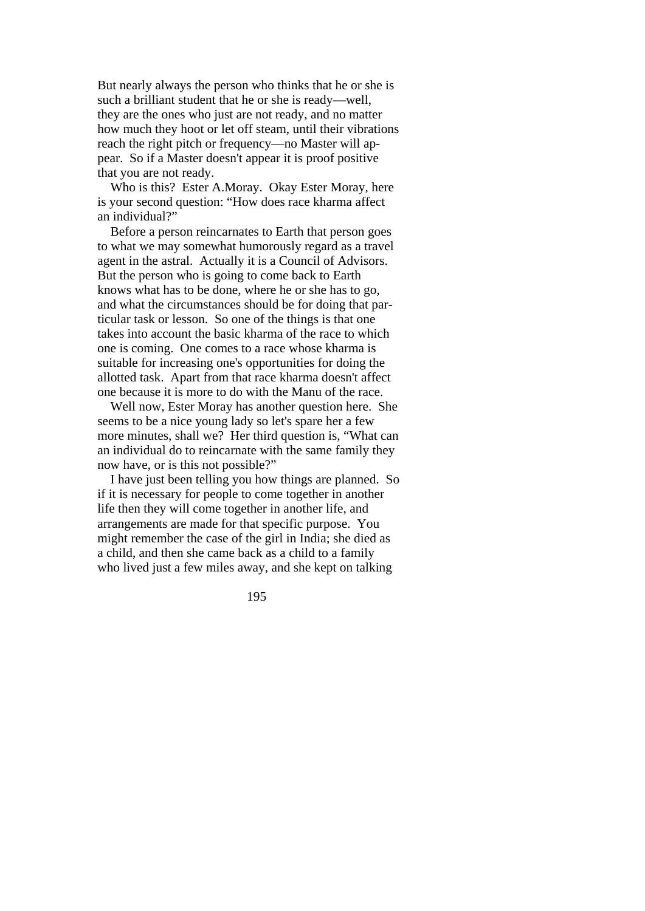But nearly always the person who thinks that he or she is such a brilliant student that he or she is ready—well, they are the ones who just are not ready, and no matter how much they hoot or let off steam, until their vibrations reach the right pitch or frequency—no Master will appear. So if a Master doesn't appear it is proof positive that you are not ready.

Who is this? Ester A.Moray. Okay Ester Moray, here is your second question: "How does race kharma affect an individual?"

Before a person reincarnates to Earth that person goes to what we may somewhat humorously regard as a travel agent in the astral. Actually it is a Council of Advisors. But the person who is going to come back to Earth knows what has to be done, where he or she has to go, and what the circumstances should be for doing that particular task or lesson. So one of the things is that one takes into account the basic kharma of the race to which one is coming. One comes to a race whose kharma is suitable for increasing one's opportunities for doing the allotted task. Apart from that race kharma doesn't affect one because it is more to do with the Manu of the race.

Well now, Ester Moray has another question here. She seems to be a nice young lady so let's spare her a few more minutes, shall we? Her third question is, "What can an individual do to reincarnate with the same family they now have, or is this not possible?"

I have just been telling you how things are planned. So if it is necessary for people to come together in another life then they will come together in another life, and arrangements are made for that specific purpose. You might remember the case of the girl in India; she died as a child, and then she came back as a child to a family who lived just a few miles away, and she kept on talking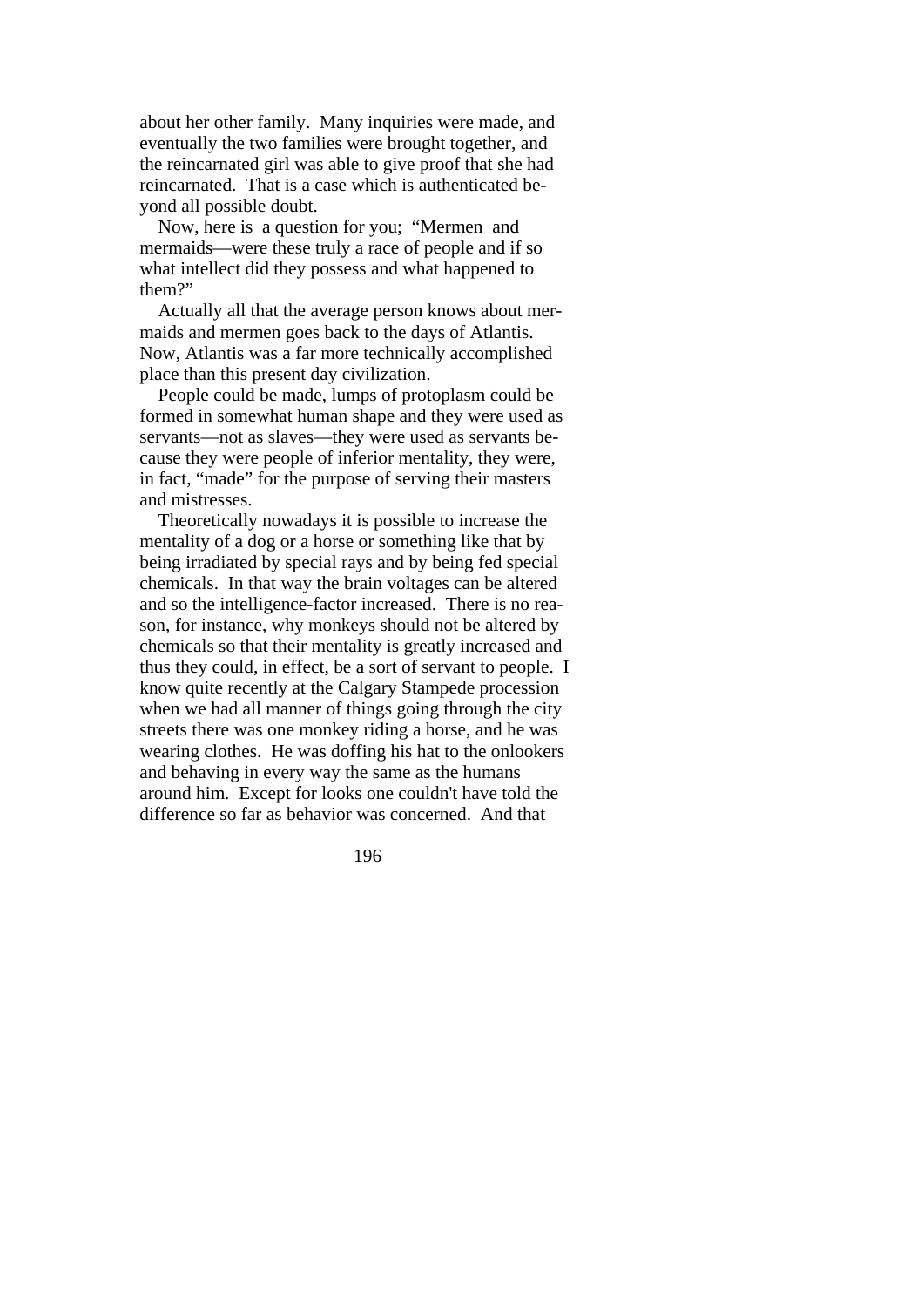about her other family. Many inquiries were made, and eventually the two families were brought together, and the reincarnated girl was able to give proof that she had reincarnated. That is a case which is authenticated beyond all possible doubt.

Now, here is a question for you; "Mermen and mermaids—were these truly a race of people and if so what intellect did they possess and what happened to them?"

Actually all that the average person knows about mermaids and mermen goes back to the days of Atlantis. Now, Atlantis was a far more technically accomplished place than this present day civilization.

People could be made, lumps of protoplasm could be formed in somewhat human shape and they were used as servants—not as slaves—they were used as servants because they were people of inferior mentality, they were, in fact, "made" for the purpose of serving their masters and mistresses.

Theoretically nowadays it is possible to increase the mentality of a dog or a horse or something like that by being irradiated by special rays and by being fed special chemicals. In that way the brain voltages can be altered and so the intelligence-factor increased. There is no reason, for instance, why monkeys should not be altered by chemicals so that their mentality is greatly increased and thus they could, in effect, be a sort of servant to people. I know quite recently at the Calgary Stampede procession when we had all manner of things going through the city streets there was one monkey riding a horse, and he was wearing clothes. He was doffing his hat to the onlookers and behaving in every way the same as the humans around him. Except for looks one couldn't have told the difference so far as behavior was concerned. And that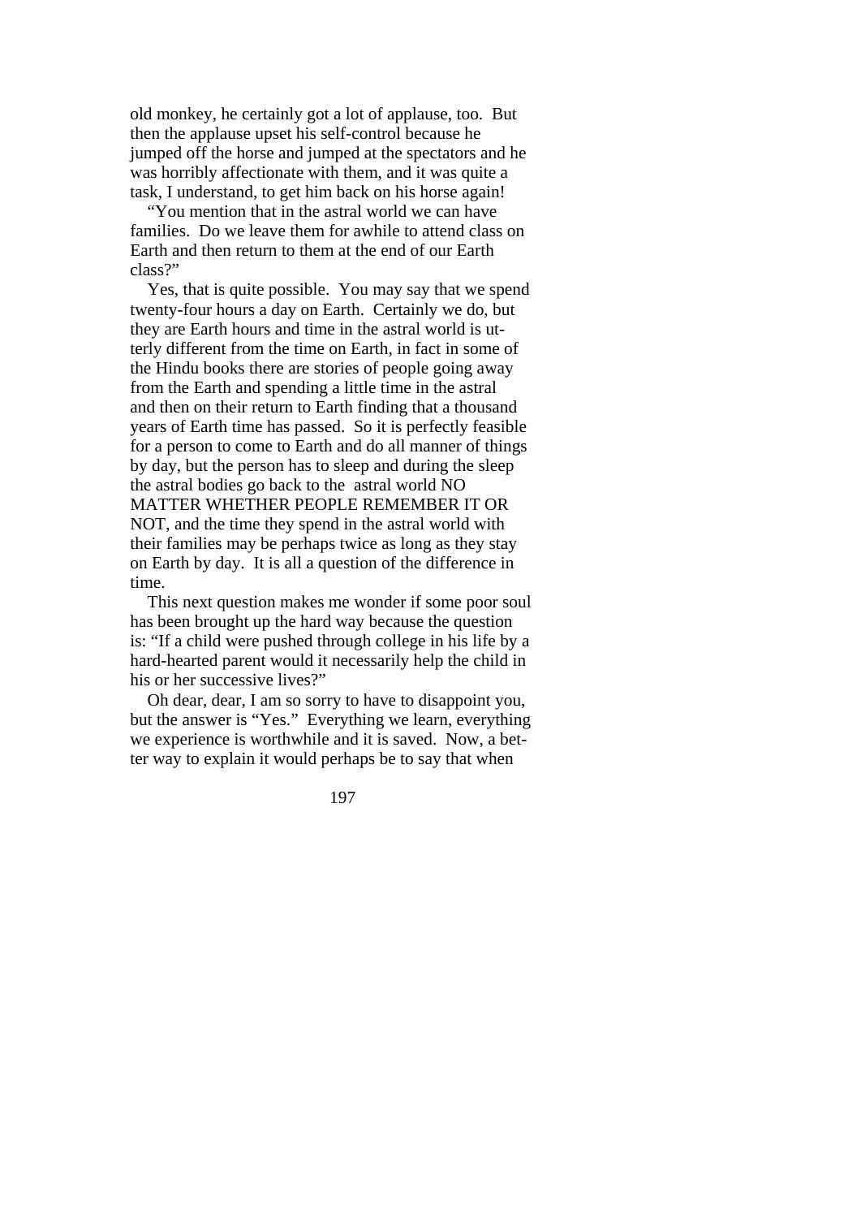old monkey, he certainly got a lot of applause, too. But then the applause upset his self-control because he jumped off the horse and jumped at the spectators and he was horribly affectionate with them, and it was quite a task, I understand, to get him back on his horse again!

"You mention that in the astral world we can have families. Do we leave them for awhile to attend class on Earth and then return to them at the end of our Earth class?"

Yes, that is quite possible. You may say that we spend twenty-four hours a day on Earth. Certainly we do, but they are Earth hours and time in the astral world is utterly different from the time on Earth, in fact in some of the Hindu books there are stories of people going away from the Earth and spending a little time in the astral and then on their return to Earth finding that a thousand years of Earth time has passed. So it is perfectly feasible for a person to come to Earth and do all manner of things by day, but the person has to sleep and during the sleep the astral bodies go back to the astral world NO MATTER WHETHER PEOPLE REMEMBER IT OR NOT, and the time they spend in the astral world with their families may be perhaps twice as long as they stay on Earth by day. It is all a question of the difference in time.

This next question makes me wonder if some poor soul has been brought up the hard way because the question is: "If a child were pushed through college in his life by a hard-hearted parent would it necessarily help the child in his or her successive lives?"

Oh dear, dear, I am so sorry to have to disappoint you, but the answer is "Yes." Everything we learn, everything we experience is worthwhile and it is saved. Now, a better way to explain it would perhaps be to say that when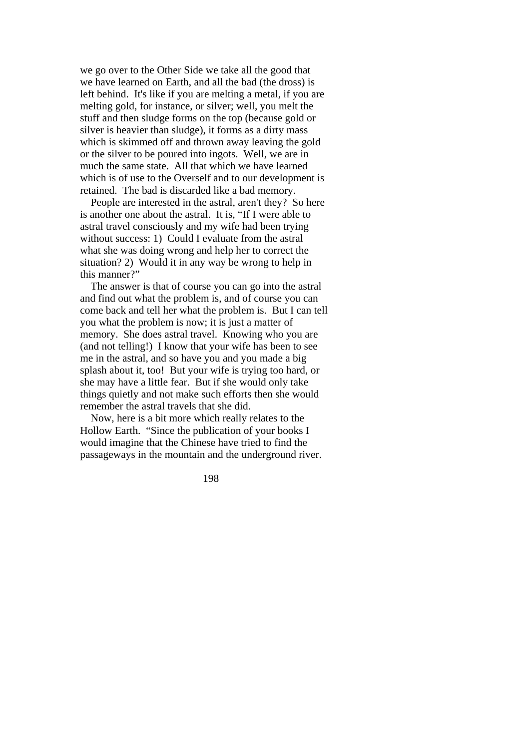we go over to the Other Side we take all the good that we have learned on Earth, and all the bad (the dross) is left behind. It's like if you are melting a metal, if you are melting gold, for instance, or silver; well, you melt the stuff and then sludge forms on the top (because gold or silver is heavier than sludge), it forms as a dirty mass which is skimmed off and thrown away leaving the gold or the silver to be poured into ingots. Well, we are in much the same state. All that which we have learned which is of use to the Overself and to our development is retained. The bad is discarded like a bad memory.

People are interested in the astral, aren't they? So here is another one about the astral. It is, "If I were able to astral travel consciously and my wife had been trying without success: 1) Could I evaluate from the astral what she was doing wrong and help her to correct the situation? 2) Would it in any way be wrong to help in this manner?"

The answer is that of course you can go into the astral and find out what the problem is, and of course you can come back and tell her what the problem is. But I can tell you what the problem is now; it is just a matter of memory. She does astral travel. Knowing who you are (and not telling!) I know that your wife has been to see me in the astral, and so have you and you made a big splash about it, too! But your wife is trying too hard, or she may have a little fear. But if she would only take things quietly and not make such efforts then she would remember the astral travels that she did.

Now, here is a bit more which really relates to the Hollow Earth. "Since the publication of your books I would imagine that the Chinese have tried to find the passageways in the mountain and the underground river.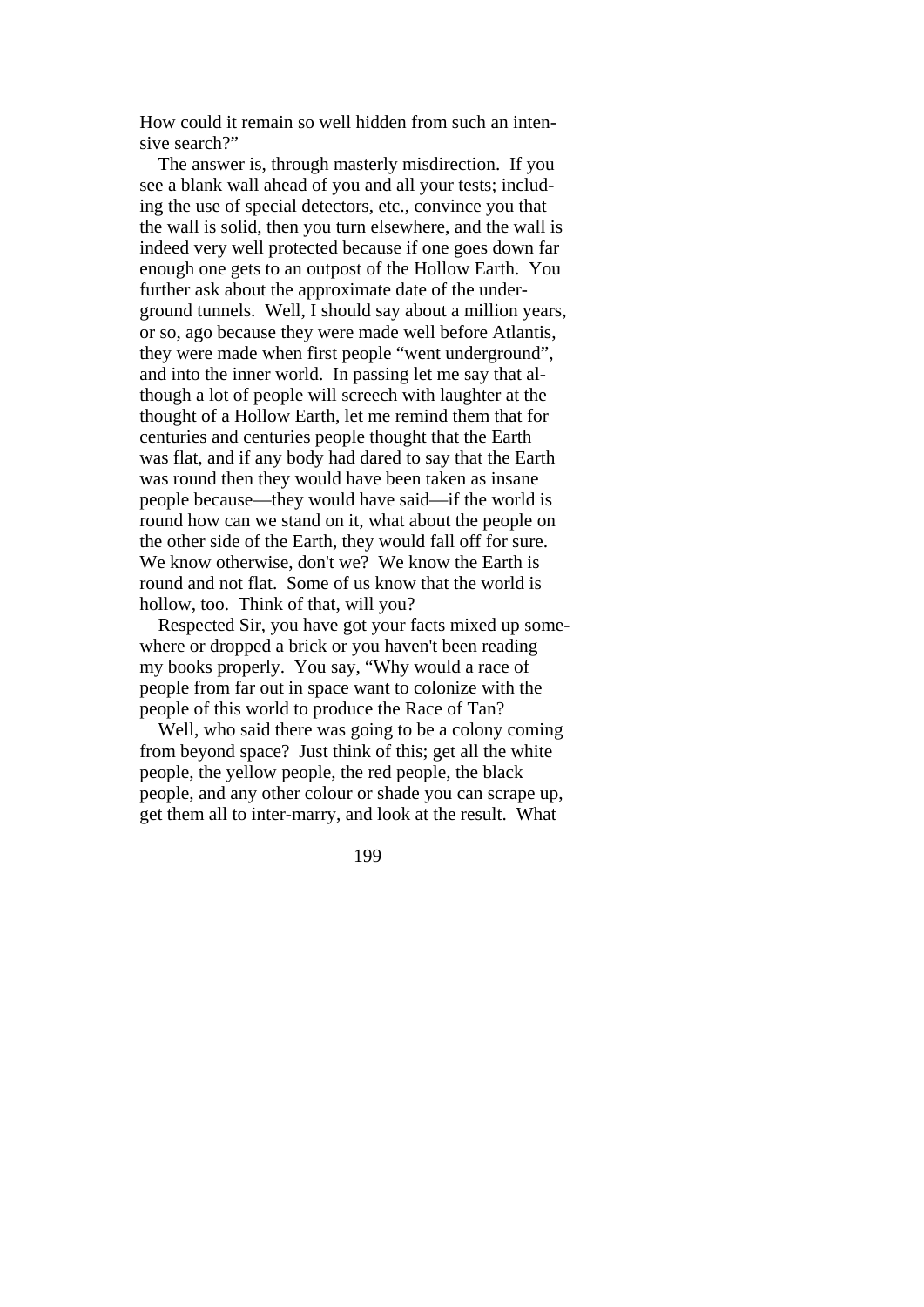How could it remain so well hidden from such an intensive search?"

The answer is, through masterly misdirection. If you see a blank wall ahead of you and all your tests; including the use of special detectors, etc., convince you that the wall is solid, then you turn elsewhere, and the wall is indeed very well protected because if one goes down far enough one gets to an outpost of the Hollow Earth. You further ask about the approximate date of the underground tunnels. Well, I should say about a million years, or so, ago because they were made well before Atlantis, they were made when first people "went underground", and into the inner world. In passing let me say that although a lot of people will screech with laughter at the thought of a Hollow Earth, let me remind them that for centuries and centuries people thought that the Earth was flat, and if any body had dared to say that the Earth was round then they would have been taken as insane people because—they would have said—if the world is round how can we stand on it, what about the people on the other side of the Earth, they would fall off for sure. We know otherwise, don't we? We know the Earth is round and not flat. Some of us know that the world is hollow, too. Think of that, will you?

Respected Sir, you have got your facts mixed up somewhere or dropped a brick or you haven't been reading my books properly. You say, "Why would a race of people from far out in space want to colonize with the people of this world to produce the Race of Tan?

Well, who said there was going to be a colony coming from beyond space? Just think of this; get all the white people, the yellow people, the red people, the black people, and any other colour or shade you can scrape up, get them all to inter-marry, and look at the result. What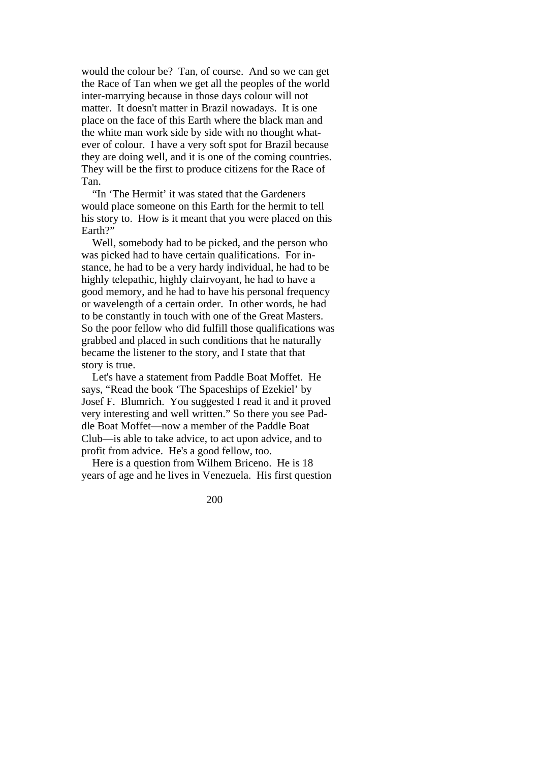would the colour be? Tan, of course. And so we can get the Race of Tan when we get all the peoples of the world inter-marrying because in those days colour will not matter. It doesn't matter in Brazil nowadays. It is one place on the face of this Earth where the black man and the white man work side by side with no thought whatever of colour. I have a very soft spot for Brazil because they are doing well, and it is one of the coming countries. They will be the first to produce citizens for the Race of Tan.

"In 'The Hermit' it was stated that the Gardeners would place someone on this Earth for the hermit to tell his story to. How is it meant that you were placed on this Earth?"

Well, somebody had to be picked, and the person who was picked had to have certain qualifications. For instance, he had to be a very hardy individual, he had to be highly telepathic, highly clairvoyant, he had to have a good memory, and he had to have his personal frequency or wavelength of a certain order. In other words, he had to be constantly in touch with one of the Great Masters. So the poor fellow who did fulfill those qualifications was grabbed and placed in such conditions that he naturally became the listener to the story, and I state that that story is true.

Let's have a statement from Paddle Boat Moffet. He says, "Read the book 'The Spaceships of Ezekiel' by Josef F. Blumrich. You suggested I read it and it proved very interesting and well written." So there you see Paddle Boat Moffet—now a member of the Paddle Boat Club—is able to take advice, to act upon advice, and to profit from advice. He's a good fellow, too.

Here is a question from Wilhem Briceno. He is 18 years of age and he lives in Venezuela. His first question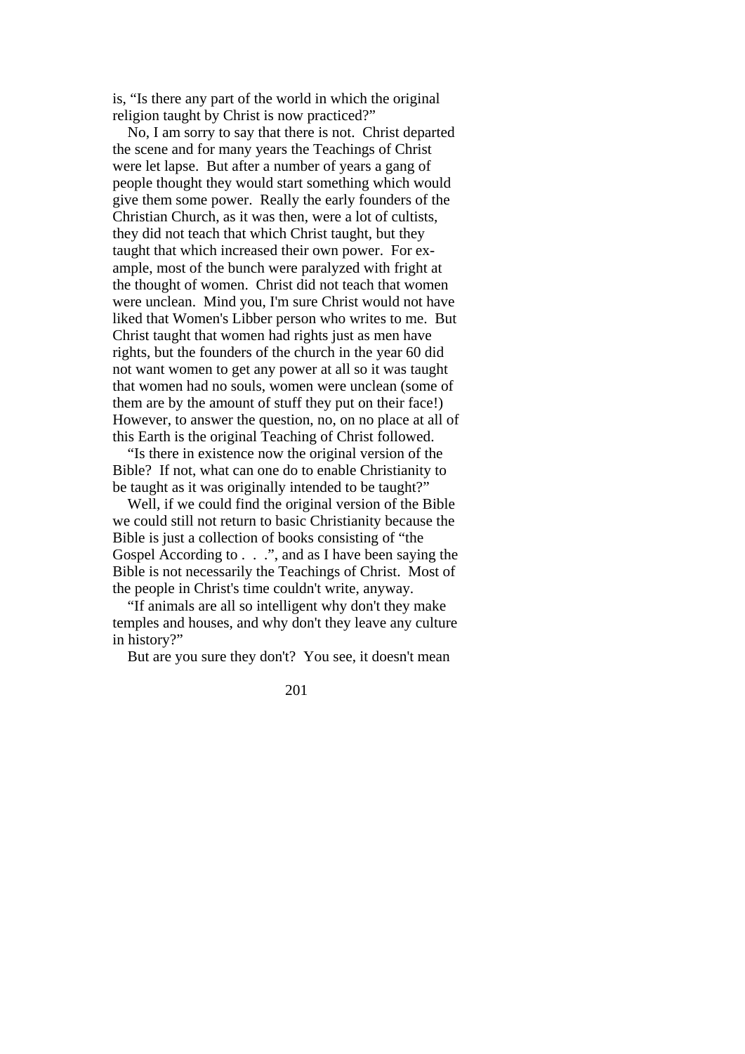is, "Is there any part of the world in which the original religion taught by Christ is now practiced?"

No, I am sorry to say that there is not. Christ departed the scene and for many years the Teachings of Christ were let lapse. But after a number of years a gang of people thought they would start something which would give them some power. Really the early founders of the Christian Church, as it was then, were a lot of cultists, they did not teach that which Christ taught, but they taught that which increased their own power. For example, most of the bunch were paralyzed with fright at the thought of women. Christ did not teach that women were unclean. Mind you, I'm sure Christ would not have liked that Women's Libber person who writes to me. But Christ taught that women had rights just as men have rights, but the founders of the church in the year 60 did not want women to get any power at all so it was taught that women had no souls, women were unclean (some of them are by the amount of stuff they put on their face!) However, to answer the question, no, on no place at all of this Earth is the original Teaching of Christ followed.

"Is there in existence now the original version of the Bible? If not, what can one do to enable Christianity to be taught as it was originally intended to be taught?"

Well, if we could find the original version of the Bible we could still not return to basic Christianity because the Bible is just a collection of books consisting of "the Gospel According to . . .", and as I have been saying the Bible is not necessarily the Teachings of Christ. Most of the people in Christ's time couldn't write, anyway.

"If animals are all so intelligent why don't they make temples and houses, and why don't they leave any culture in history?"

But are you sure they don't? You see, it doesn't mean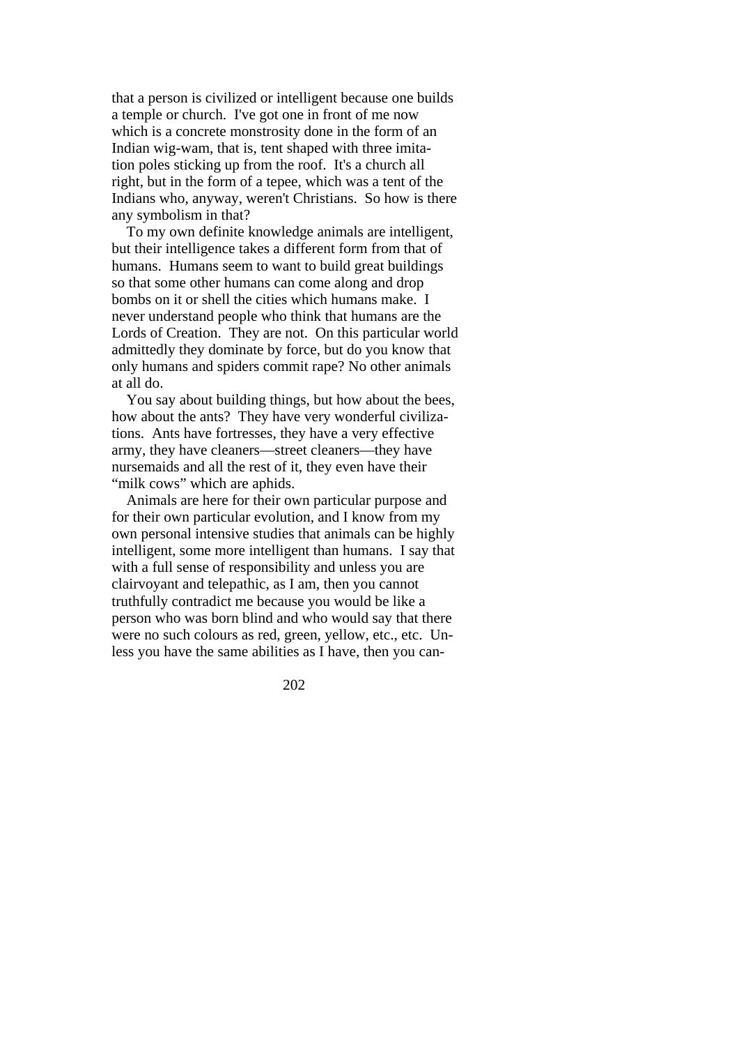that a person is civilized or intelligent because one builds a temple or church. I've got one in front of me now which is a concrete monstrosity done in the form of an Indian wig-wam, that is, tent shaped with three imitation poles sticking up from the roof. It's a church all right, but in the form of a tepee, which was a tent of the Indians who, anyway, weren't Christians. So how is there any symbolism in that?

To my own definite knowledge animals are intelligent, but their intelligence takes a different form from that of humans. Humans seem to want to build great buildings so that some other humans can come along and drop bombs on it or shell the cities which humans make. I never understand people who think that humans are the Lords of Creation. They are not. On this particular world admittedly they dominate by force, but do you know that only humans and spiders commit rape? No other animals at all do.

You say about building things, but how about the bees, how about the ants? They have very wonderful civilizations. Ants have fortresses, they have a very effective army, they have cleaners—street cleaners—they have nursemaids and all the rest of it, they even have their "milk cows" which are aphids.

Animals are here for their own particular purpose and for their own particular evolution, and I know from my own personal intensive studies that animals can be highly intelligent, some more intelligent than humans. I say that with a full sense of responsibility and unless you are clairvoyant and telepathic, as I am, then you cannot truthfully contradict me because you would be like a person who was born blind and who would say that there were no such colours as red, green, yellow, etc., etc. Unless you have the same abilities as I have, then you can-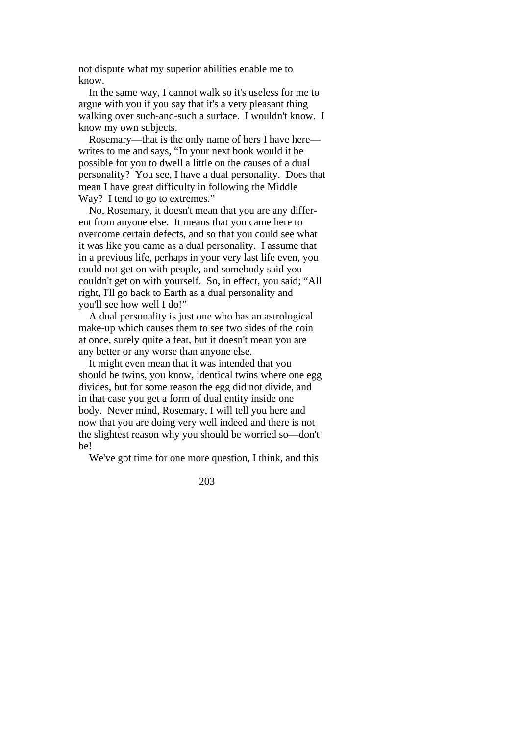not dispute what my superior abilities enable me to know.

In the same way, I cannot walk so it's useless for me to argue with you if you say that it's a very pleasant thing walking over such-and-such a surface. I wouldn't know. I know my own subjects.

Rosemary—that is the only name of hers I have here—writes to me and says, "In your next book would it be possible for you to dwell a little on the causes of a dual personality? You see, I have a dual personality. Does that mean I have great difficulty in following the Middle Way? I tend to go to extremes."

No, Rosemary, it doesn't mean that you are any different from anyone else. It means that you came here to overcome certain defects, and so that you could see what it was like you came as a dual personality. I assume that in a previous life, perhaps in your very last life even, you could not get on with people, and somebody said you couldn't get on with yourself. So, in effect, you said; "All right, I'll go back to Earth as a dual personality and you'll see how well I do!"

A dual personality is just one who has an astrological make-up which causes them to see two sides of the coin at once, surely quite a feat, but it doesn't mean you are any better or any worse than anyone else.

It might even mean that it was intended that you should be twins, you know, identical twins where one egg divides, but for some reason the egg did not divide, and in that case you get a form of dual entity inside one body. Never mind, Rosemary, I will tell you here and now that you are doing very well indeed and there is not the slightest reason why you should be worried so—don't be!

We've got time for one more question, I think, and this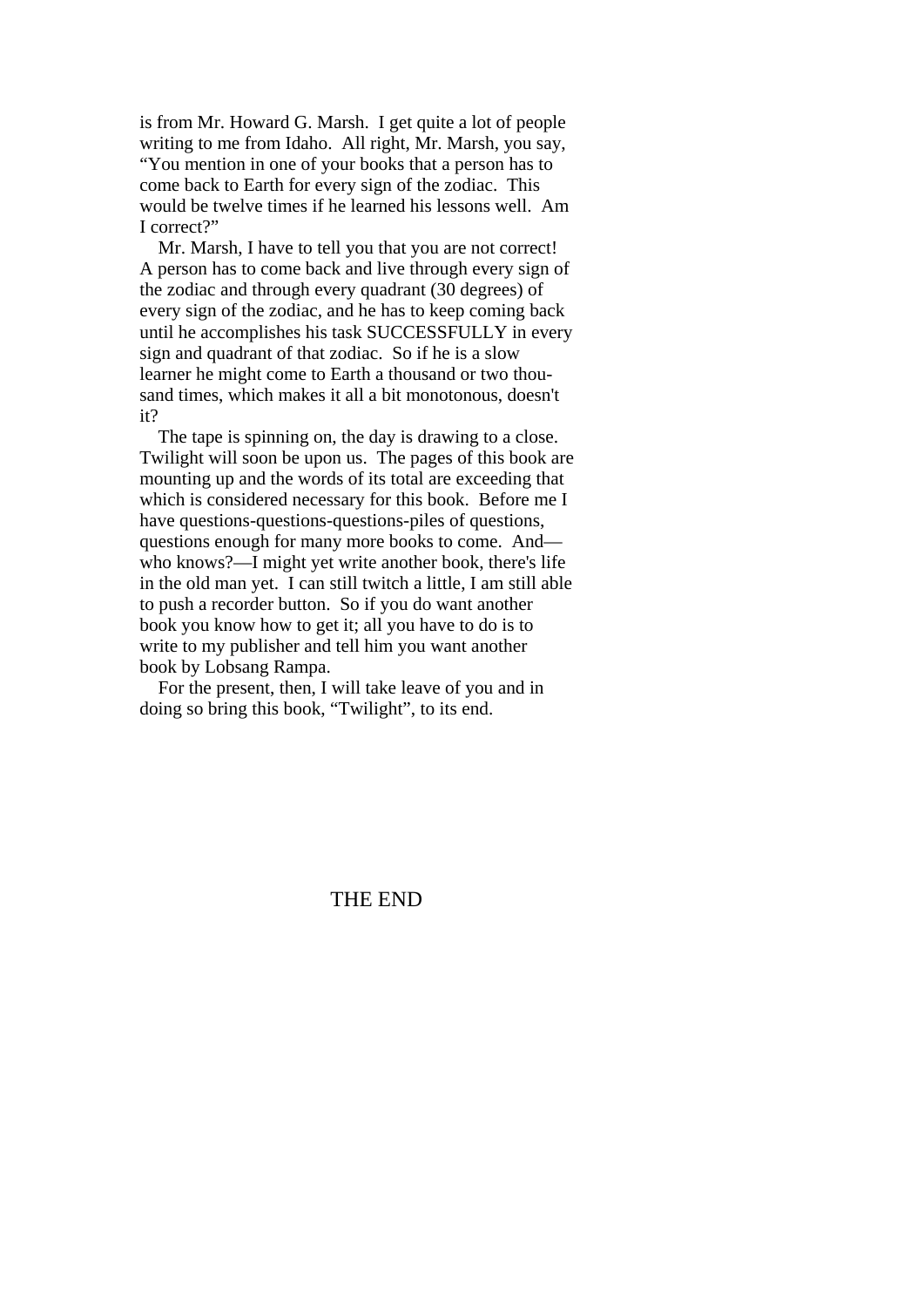is from Mr. Howard G. Marsh. I get quite a lot of people writing to me from Idaho. All right, Mr. Marsh, you say, "You mention in one of your books that a person has to come back to Earth for every sign of the zodiac. This would be twelve times if he learned his lessons well. Am I correct?"

Mr. Marsh, I have to tell you that you are not correct! A person has to come back and live through every sign of the zodiac and through every quadrant (30 degrees) of every sign of the zodiac, and he has to keep coming back until he accomplishes his task SUCCESSFULLY in every sign and quadrant of that zodiac. So if he is a slow learner he might come to Earth a thousand or two thousand times, which makes it all a bit monotonous, doesn't it?

The tape is spinning on, the day is drawing to a close. Twilight will soon be upon us. The pages of this book are mounting up and the words of its total are exceeding that which is considered necessary for this book. Before me I have questions-questions-questions-piles of questions, questions enough for many more books to come. And—who knows?—I might yet write another book, there's life in the old man yet. I can still twitch a little, I am still able to push a recorder button. So if you do want another book you know how to get it; all you have to do is to write to my publisher and tell him you want another book by Lobsang Rampa.

For the present, then, I will take leave of you and in doing so bring this book, "Twilight", to its end.

THE END